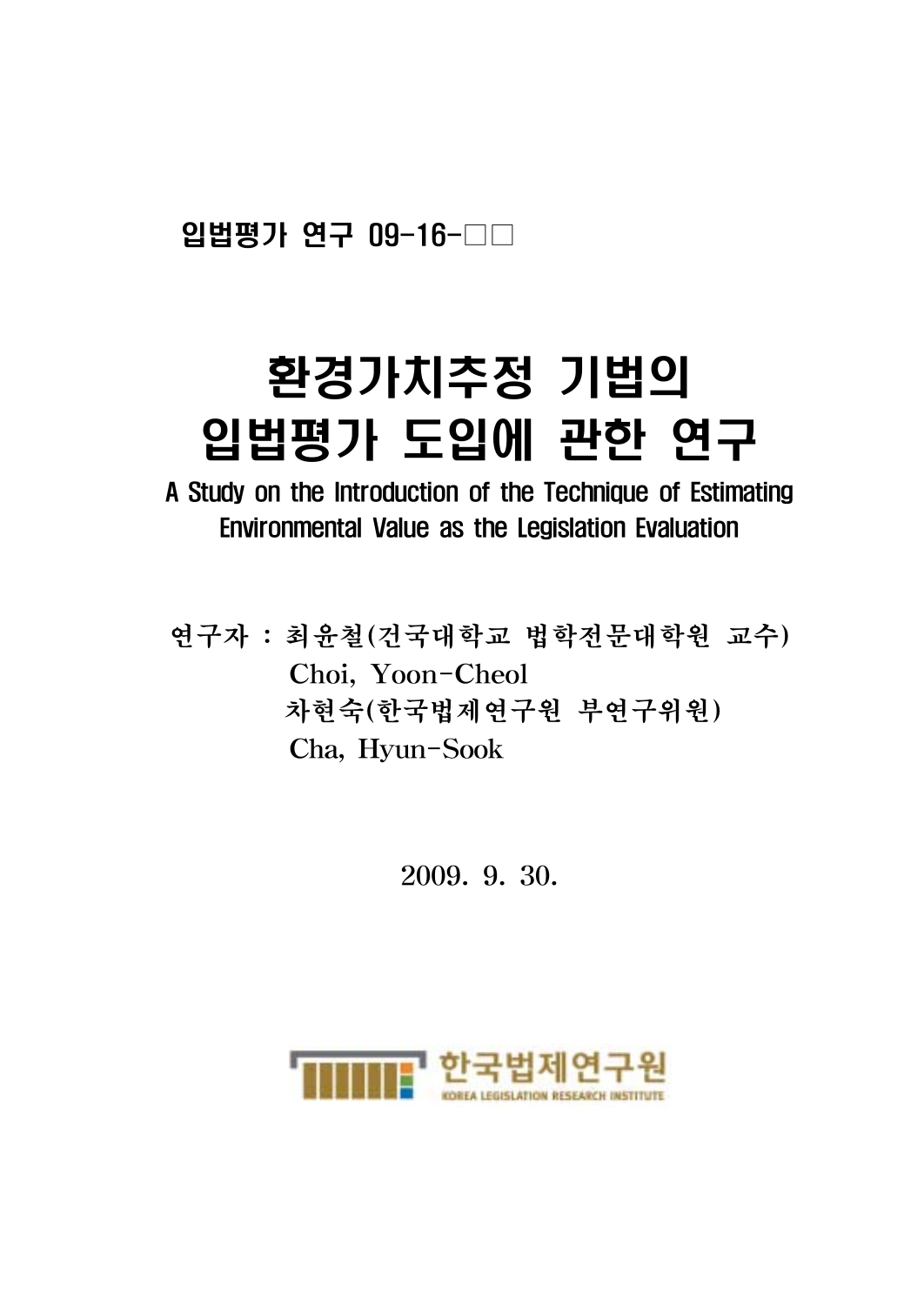입법평가 연구 09-16-□□

# 환경가치추정 기법의 입법평가 도입에 관한 연구

A Study on the Introduction of the Technique of Estimating Environmental Value as the Legislation Evaluation

연구자 : 최윤철(건국대학교 법학전문대학원 교수)
Choi, Yoon-Cheol
차현숙(한국법제연구원 부연구위원)
Cha, Hyun-Sook

2009. 9. 30.

한국법제연구원
KOREA LEGISLATION RESEARCH INSTITUTE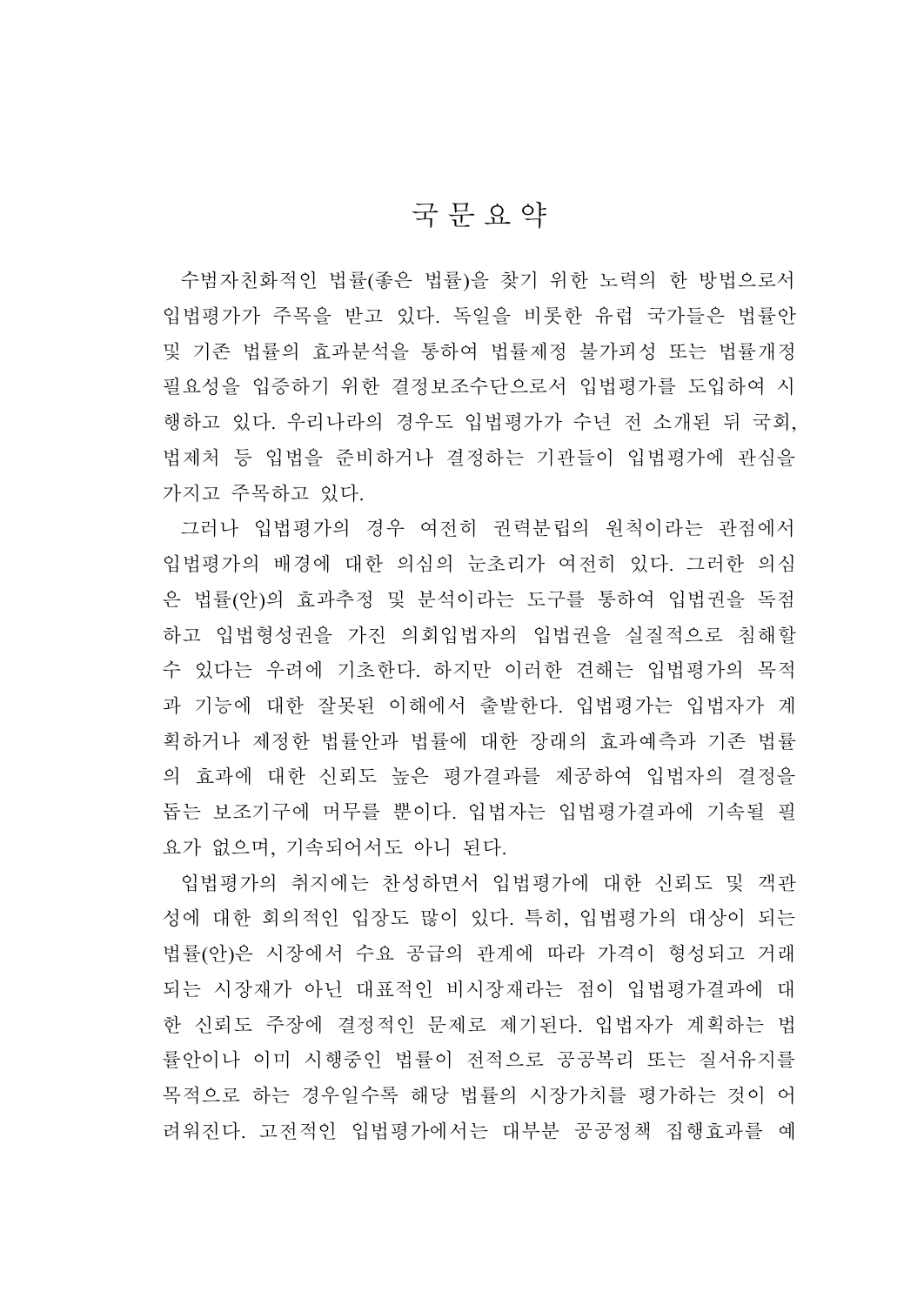# 국 문 요 약

수범자친화적인 법률(좋은 법률)을 찾기 위한 노력의 한 방법으로서 입법평가가 주목을 받고 있다. 독일을 비롯한 유럽 국가들은 법률안 및 기존 법률의 효과분석을 통하여 법률제정 불가피성 또는 법률개정 필요성을 입증하기 위한 결정보조수단으로서 입법평가를 도입하여 시행하고 있다. 우리나라의 경우도 입법평가가 수년 전 소개된 뒤 국회, 법제처 등 입법을 준비하거나 결정하는 기관들이 입법평가에 관심을 가지고 주목하고 있다.

그러나 입법평가의 경우 여전히 권력분립의 원칙이라는 관점에서 입법평가의 배경에 대한 의심의 눈초리가 여전히 있다. 그러한 의심은 법률(안)의 효과추정 및 분석이라는 도구를 통하여 입법권을 독점하고 입법형성권을 가진 의회입법자의 입법권을 실질적으로 침해할 수 있다는 우려에 기초한다. 하지만 이러한 견해는 입법평가의 목적과 기능에 대한 잘못된 이해에서 출발한다. 입법평가는 입법자가 계획하거나 제정한 법률안과 법률에 대한 장래의 효과예측과 기존 법률의 효과에 대한 신뢰도 높은 평가결과를 제공하여 입법자의 결정을 돕는 보조기구에 머무를 뿐이다. 입법자는 입법평가결과에 기속될 필요가 없으며, 기속되어서도 아니 된다.

입법평가의 취지에는 찬성하면서 입법평가에 대한 신뢰도 및 객관성에 대한 회의적인 입장도 많이 있다. 특히, 입법평가의 대상이 되는 법률(안)은 시장에서 수요 공급의 관계에 따라 가격이 형성되고 거래되는 시장재가 아닌 대표적인 비시장재라는 점이 입법평가결과에 대한 신뢰도 주장에 결정적인 문제로 제기된다. 입법자가 계획하는 법률안이나 이미 시행중인 법률이 전적으로 공공복리 또는 질서유지를 목적으로 하는 경우일수록 해당 법률의 시장가치를 평가하는 것이 어려워진다. 고전적인 입법평가에서는 대부분 공공정책 집행효과를 예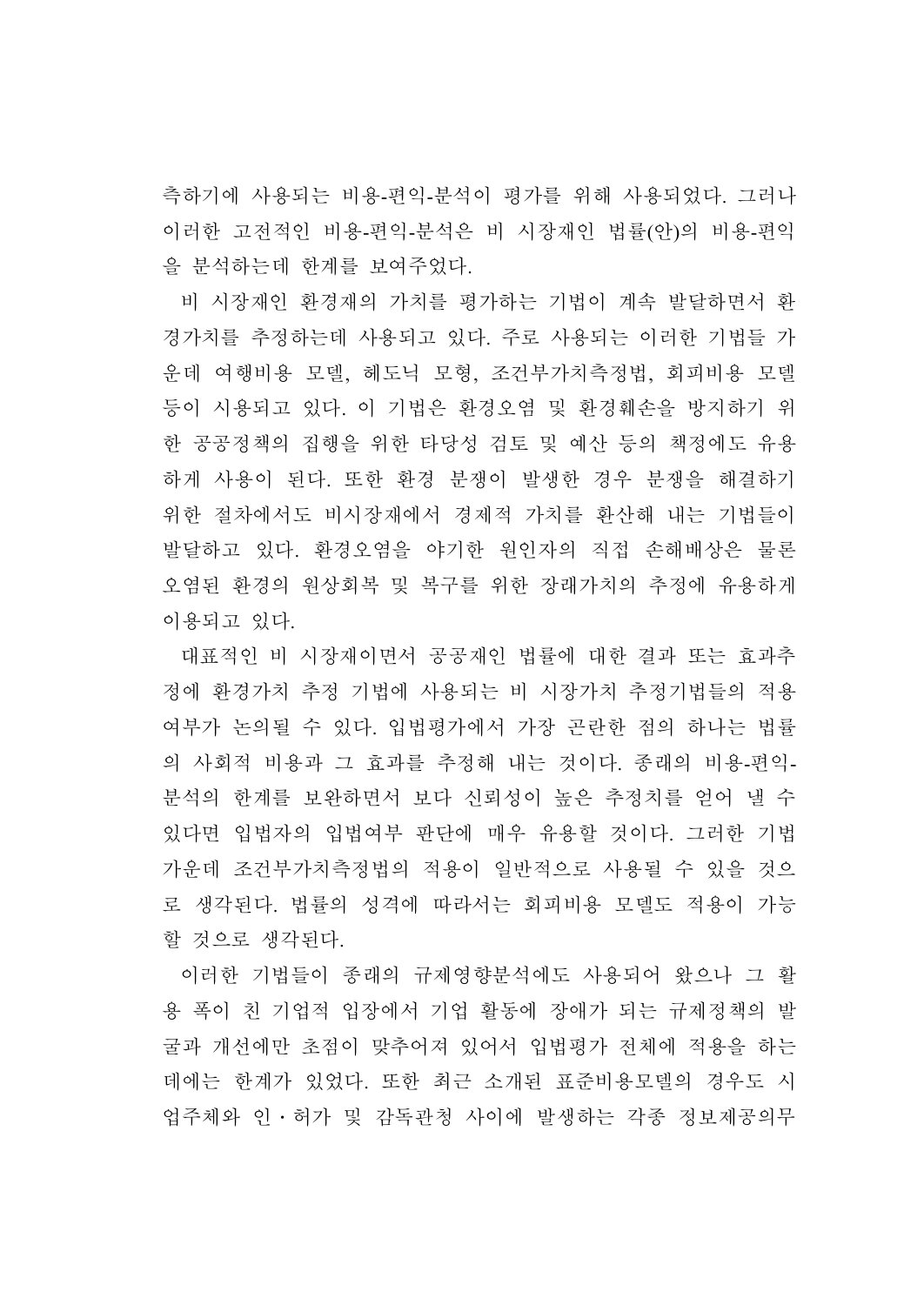측하기에 사용되는 비용-편익-분석이 평가를 위해 사용되었다. 그러나 이러한 고전적인 비용-편익-분석은 비 시장재인 법률(안)의 비용-편익을 분석하는데 한계를 보여주었다.

비 시장재인 환경재의 가치를 평가하는 기법이 계속 발달하면서 환경가치를 추정하는데 사용되고 있다. 주로 사용되는 이러한 기법들 가운데 여행비용 모델, 헤도닉 모형, 조건부가치측정법, 회피비용 모델 등이 시용되고 있다. 이 기법은 환경오염 및 환경훼손을 방지하기 위한 공공정책의 집행을 위한 타당성 검토 및 예산 등의 책정에도 유용하게 사용이 된다. 또한 환경 분쟁이 발생한 경우 분쟁을 해결하기 위한 절차에서도 비시장재에서 경제적 가치를 환산해 내는 기법들이 발달하고 있다. 환경오염을 야기한 원인자의 직접 손해배상은 물론 오염된 환경의 원상회복 및 복구를 위한 장래가치의 추정에 유용하게 이용되고 있다.

대표적인 비 시장재이면서 공공재인 법률에 대한 결과 또는 효과추정에 환경가치 추정 기법에 사용되는 비 시장가치 추정기법들의 적용 여부가 논의될 수 있다. 입법평가에서 가장 곤란한 점의 하나는 법률의 사회적 비용과 그 효과를 추정해 내는 것이다. 종래의 비용-편익-분석의 한계를 보완하면서 보다 신뢰성이 높은 추정치를 얻어 낼 수 있다면 입법자의 입법여부 판단에 매우 유용할 것이다. 그러한 기법 가운데 조건부가치측정법의 적용이 일반적으로 사용될 수 있을 것으로 생각된다. 법률의 성격에 따라서는 회피비용 모델도 적용이 가능할 것으로 생각된다.

이러한 기법들이 종래의 규제영향분석에도 사용되어 왔으나 그 활용 폭이 친 기업적 입장에서 기업 활동에 장애가 되는 규제정책의 발굴과 개선에만 초점이 맞추어져 있어서 입법평가 전체에 적용을 하는 데에는 한계가 있었다. 또한 최근 소개된 표준비용모델의 경우도 시업주체와 인·허가 및 감독관청 사이에 발생하는 각종 정보제공의무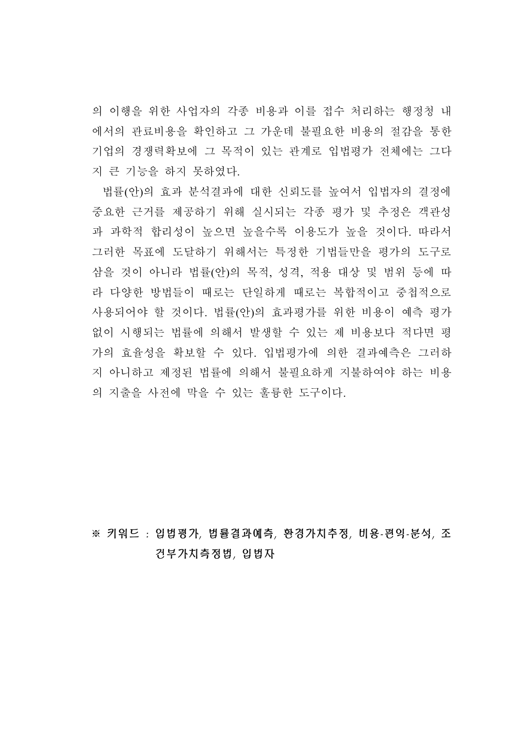의 이행을 위한 사업자의 각종 비용과 이를 접수 처리하는 행정청 내에서의 관료비용을 확인하고 그 가운데 불필요한 비용의 절감을 통한 기업의 경쟁력확보에 그 목적이 있는 관계로 입법평가 전체에는 그다지 큰 기능을 하지 못하였다.

법률(안)의 효과 분석결과에 대한 신뢰도를 높여서 입법자의 결정에 중요한 근거를 제공하기 위해 실시되는 각종 평가 및 추정은 객관성과 과학적 합리성이 높으면 높을수록 이용도가 높을 것이다. 따라서 그러한 목표에 도달하기 위해서는 특정한 기법들만을 평가의 도구로 삼을 것이 아니라 법률(안)의 목적, 성격, 적용 대상 및 범위 등에 따라 다양한 방법들이 때로는 단일하게 때로는 복합적이고 중첩적으로 사용되어야 할 것이다. 법률(안)의 효과평가를 위한 비용이 예측 평가 없이 시행되는 법률에 의해서 발생할 수 있는 제 비용보다 적다면 평가의 효율성을 확보할 수 있다. 입법평가에 의한 결과예측은 그러하지 아니하고 제정된 법률에 의해서 불필요하게 지불하여야 하는 비용의 지출을 사전에 막을 수 있는 훌륭한 도구이다.

**※ 키워드 : 입법평가, 법률결과예측, 환경가치추정, 비용-편익-분석, 조건부가치측정법, 입법자**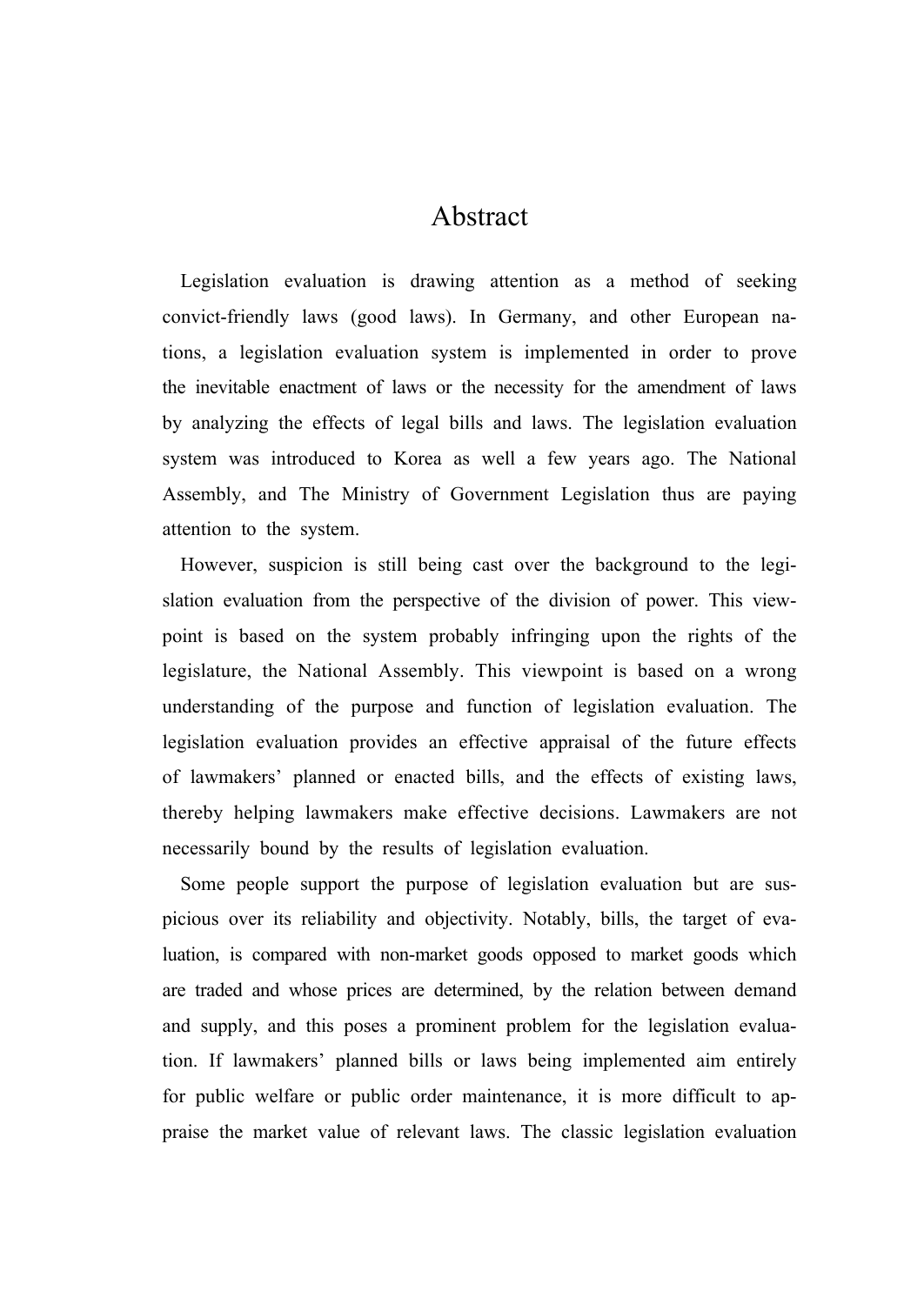# Abstract

Legislation evaluation is drawing attention as a method of seeking convict-friendly laws (good laws). In Germany, and other European nations, a legislation evaluation system is implemented in order to prove the inevitable enactment of laws or the necessity for the amendment of laws by analyzing the effects of legal bills and laws. The legislation evaluation system was introduced to Korea as well a few years ago. The National Assembly, and The Ministry of Government Legislation thus are paying attention to the system.

However, suspicion is still being cast over the background to the legislation evaluation from the perspective of the division of power. This viewpoint is based on the system probably infringing upon the rights of the legislature, the National Assembly. This viewpoint is based on a wrong understanding of the purpose and function of legislation evaluation. The legislation evaluation provides an effective appraisal of the future effects of lawmakers' planned or enacted bills, and the effects of existing laws, thereby helping lawmakers make effective decisions. Lawmakers are not necessarily bound by the results of legislation evaluation.

Some people support the purpose of legislation evaluation but are suspicious over its reliability and objectivity. Notably, bills, the target of evaluation, is compared with non-market goods opposed to market goods which are traded and whose prices are determined, by the relation between demand and supply, and this poses a prominent problem for the legislation evaluation. If lawmakers' planned bills or laws being implemented aim entirely for public welfare or public order maintenance, it is more difficult to appraise the market value of relevant laws. The classic legislation evaluation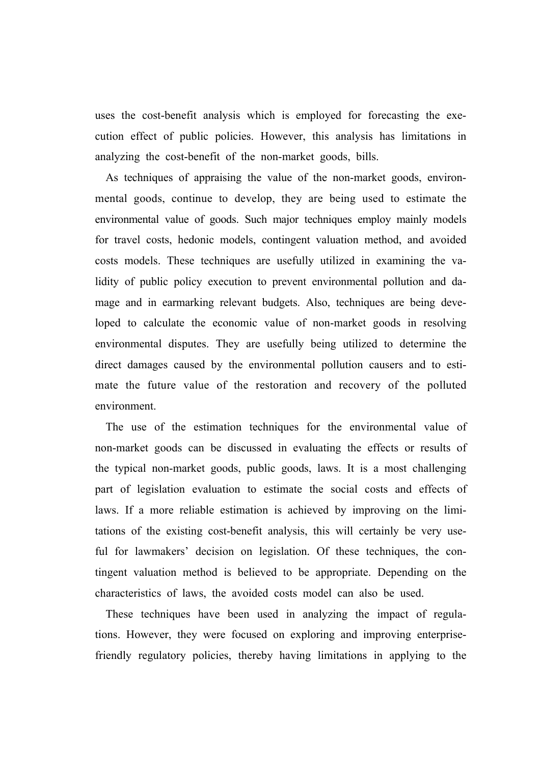uses the cost-benefit analysis which is employed for forecasting the execution effect of public policies. However, this analysis has limitations in analyzing the cost-benefit of the non-market goods, bills.

As techniques of appraising the value of the non-market goods, environmental goods, continue to develop, they are being used to estimate the environmental value of goods. Such major techniques employ mainly models for travel costs, hedonic models, contingent valuation method, and avoided costs models. These techniques are usefully utilized in examining the validity of public policy execution to prevent environmental pollution and damage and in earmarking relevant budgets. Also, techniques are being developed to calculate the economic value of non-market goods in resolving environmental disputes. They are usefully being utilized to determine the direct damages caused by the environmental pollution causers and to estimate the future value of the restoration and recovery of the polluted environment.

The use of the estimation techniques for the environmental value of non-market goods can be discussed in evaluating the effects or results of the typical non-market goods, public goods, laws. It is a most challenging part of legislation evaluation to estimate the social costs and effects of laws. If a more reliable estimation is achieved by improving on the limitations of the existing cost-benefit analysis, this will certainly be very useful for lawmakers' decision on legislation. Of these techniques, the contingent valuation method is believed to be appropriate. Depending on the characteristics of laws, the avoided costs model can also be used.

These techniques have been used in analyzing the impact of regulations. However, they were focused on exploring and improving enterprise-friendly regulatory policies, thereby having limitations in applying to the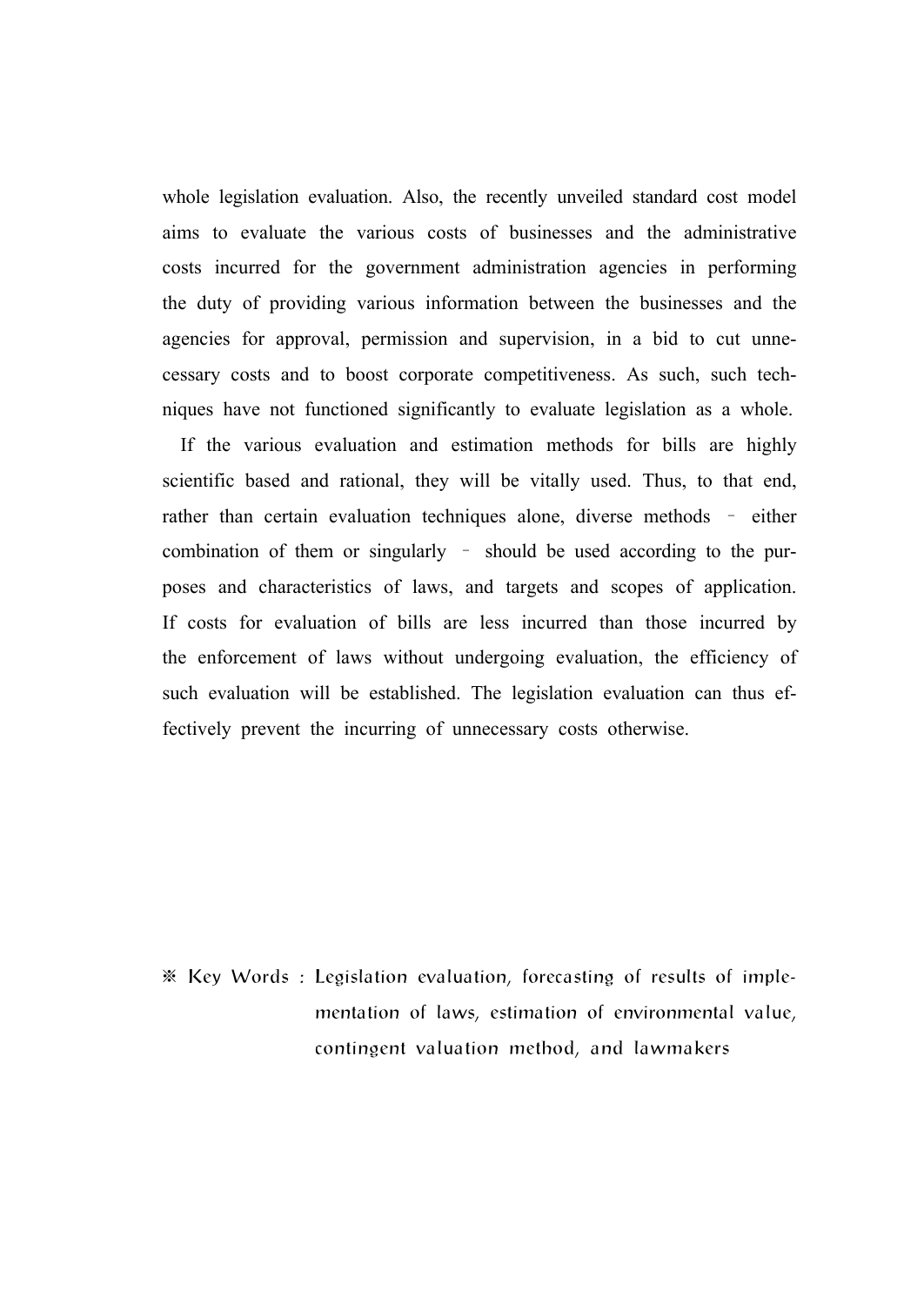whole legislation evaluation. Also, the recently unveiled standard cost model aims to evaluate the various costs of businesses and the administrative costs incurred for the government administration agencies in performing the duty of providing various information between the businesses and the agencies for approval, permission and supervision, in a bid to cut unnecessary costs and to boost corporate competitiveness. As such, such techniques have not functioned significantly to evaluate legislation as a whole.

If the various evaluation and estimation methods for bills are highly scientific based and rational, they will be vitally used. Thus, to that end, rather than certain evaluation techniques alone, diverse methods – either combination of them or singularly – should be used according to the purposes and characteristics of laws, and targets and scopes of application. If costs for evaluation of bills are less incurred than those incurred by the enforcement of laws without undergoing evaluation, the efficiency of such evaluation will be established. The legislation evaluation can thus effectively prevent the incurring of unnecessary costs otherwise.

※ Key Words : Legislation evaluation, forecasting of results of implementation of laws, estimation of environmental value, contingent valuation method, and lawmakers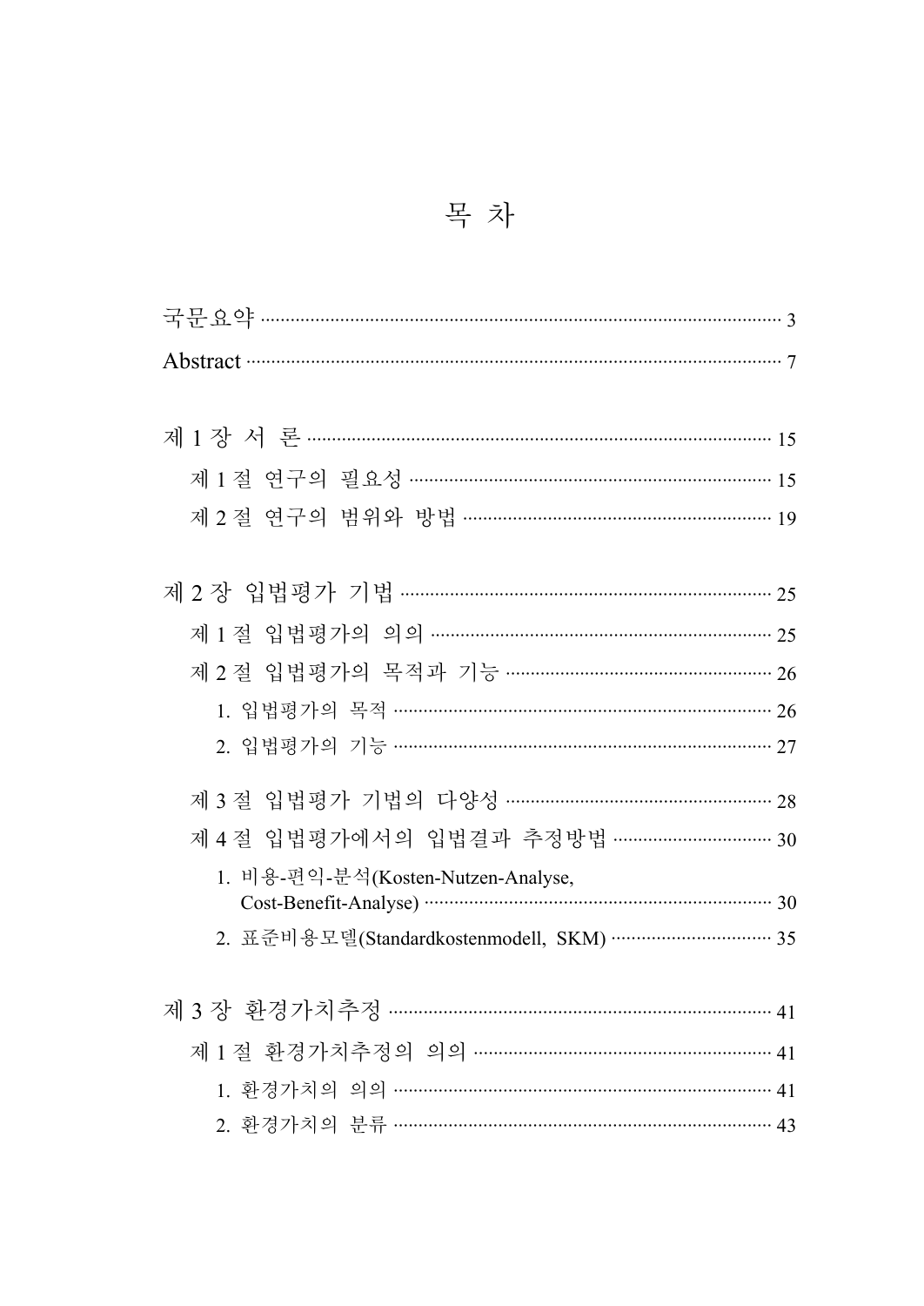# 목 차

국문요약 ········································································································ 3

Abstract ········································································································· 7

제 1 장 서 론 ······························································································ 15

제 1 절 연구의 필요성 ················································································ 15

제 2 절 연구의 범위와 방법 ······································································· 19

제 2 장 입법평가 기법 ················································································ 25

제 1 절 입법평가의 의의 ············································································ 25

제 2 절 입법평가의 목적과 기능 ······························································· 26

1. 입법평가의 목적 ···················································································· 26

2. 입법평가의 기능 ···················································································· 27

제 3 절 입법평가 기법의 다양성 ································································ 28

제 4 절 입법평가에서의 입법결과 추정방법 ·············································· 30

1. 비용-편익-분석(Kosten-Nutzen-Analyse, Cost-Benefit-Analyse) ············································ 30

2. 표준비용모델(Standardkostenmodell, SKM) ············································ 35

제 3 장 환경가치추정 ·················································································· 41

제 1 절 환경가치추정의 의의 ····································································· 41

1. 환경가치의 의의 ···················································································· 41

2. 환경가치의 분류 ···················································································· 43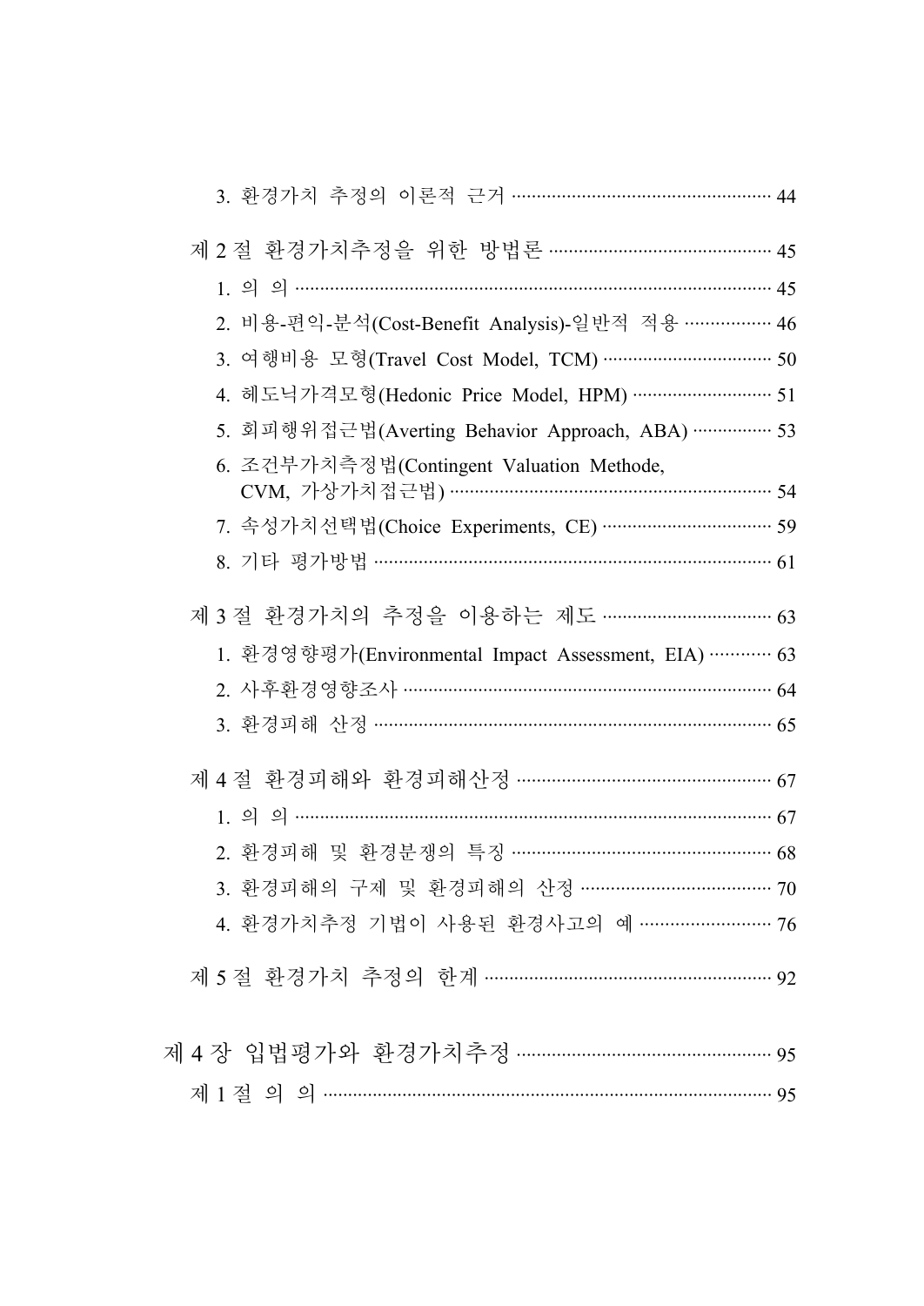3. 환경가치 추정의 이론적 근거 ··················································· 44

제 2 절 환경가치추정을 위한 방법론 ············································ 45

1. 의 의 ·············································································· 45
2. 비용-편익-분석(Cost-Benefit Analysis)-일반적 적용 ················· 46
3. 여행비용 모형(Travel Cost Model, TCM) ································· 50
4. 헤도닉가격모형(Hedonic Price Model, HPM) ··························· 51
5. 회피행위접근법(Averting Behavior Approach, ABA) ················ 53
6. 조건부가치측정법(Contingent Valuation Methode, CVM, 가상가치접근법) ······························································· 54
7. 속성가치선택법(Choice Experiments, CE) ································· 59
8. 기타 평가방법 ································································· 61

제 3 절 환경가치의 추정을 이용하는 제도 ································· 63

1. 환경영향평가(Environmental Impact Assessment, EIA) ············ 63
2. 사후환경영향조사 ···························································· 64
3. 환경피해 산정 ································································ 65

제 4 절 환경피해와 환경피해산정 ················································ 67

1. 의 의 ·············································································· 67
2. 환경피해 및 환경분쟁의 특징 ··············································· 68
3. 환경피해의 구제 및 환경피해의 산정 ····································· 70
4. 환경가치추정 기법이 사용된 환경사고의 예 ··························· 76

제 5 절 환경가치 추정의 한계 ···················································· 92

제 4 장 입법평가와 환경가치추정 ·················································· 95

제 1 절 의 의 ········································································· 95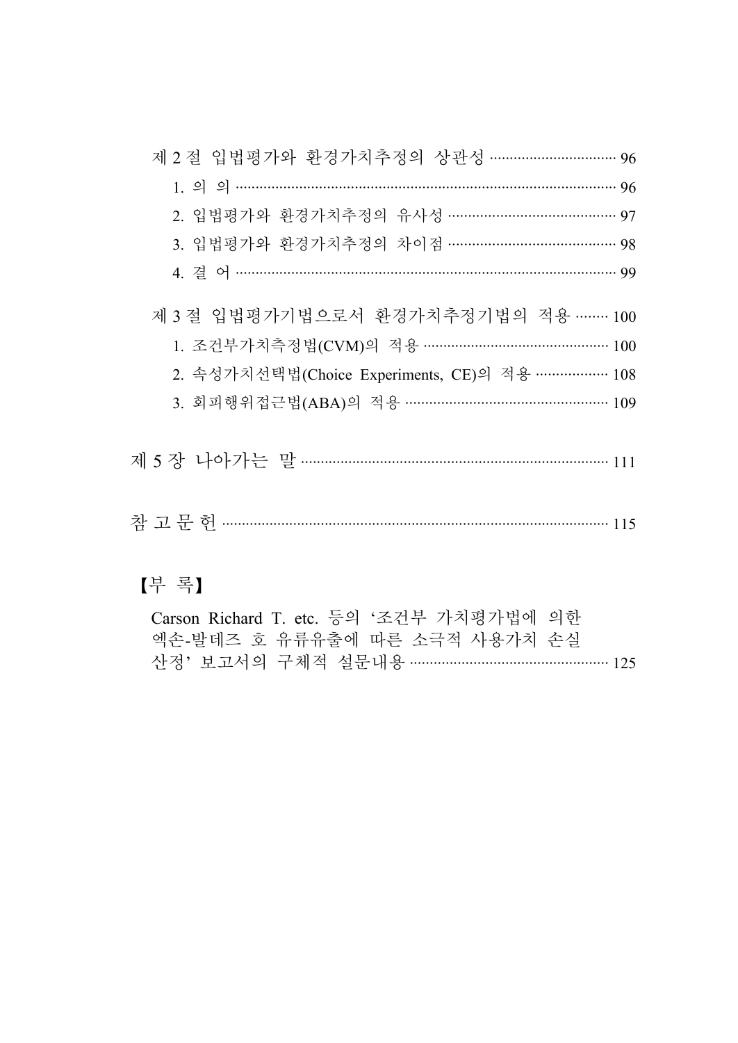제 2 절 입법평가와 환경가치추정의 상관성 ······························· 96

1. 의 의 ············································································· 96
2. 입법평가와 환경가치추정의 유사성 ········································· 97
3. 입법평가와 환경가치추정의 차이점 ········································· 98
4. 결 어 ············································································· 99

제 3 절 입법평가기법으로서 환경가치추정기법의 적용 ········ 100

1. 조건부가치측정법(CVM)의 적용 ············································· 100
2. 속성가치선택법(Choice Experiments, CE)의 적용 ················· 108
3. 회피행위접근법(ABA)의 적용 ················································ 109

제 5 장 나아가는 말 ········································································· 111

참 고 문 헌 ······················································································· 115

【부 록】

Carson Richard T. etc. 등의 ‘조건부 가치평가법에 의한 엑손-발데즈 호 유류유출에 따른 소극적 사용가치 손실 산정’ 보고서의 구체적 설문내용 ················································ 125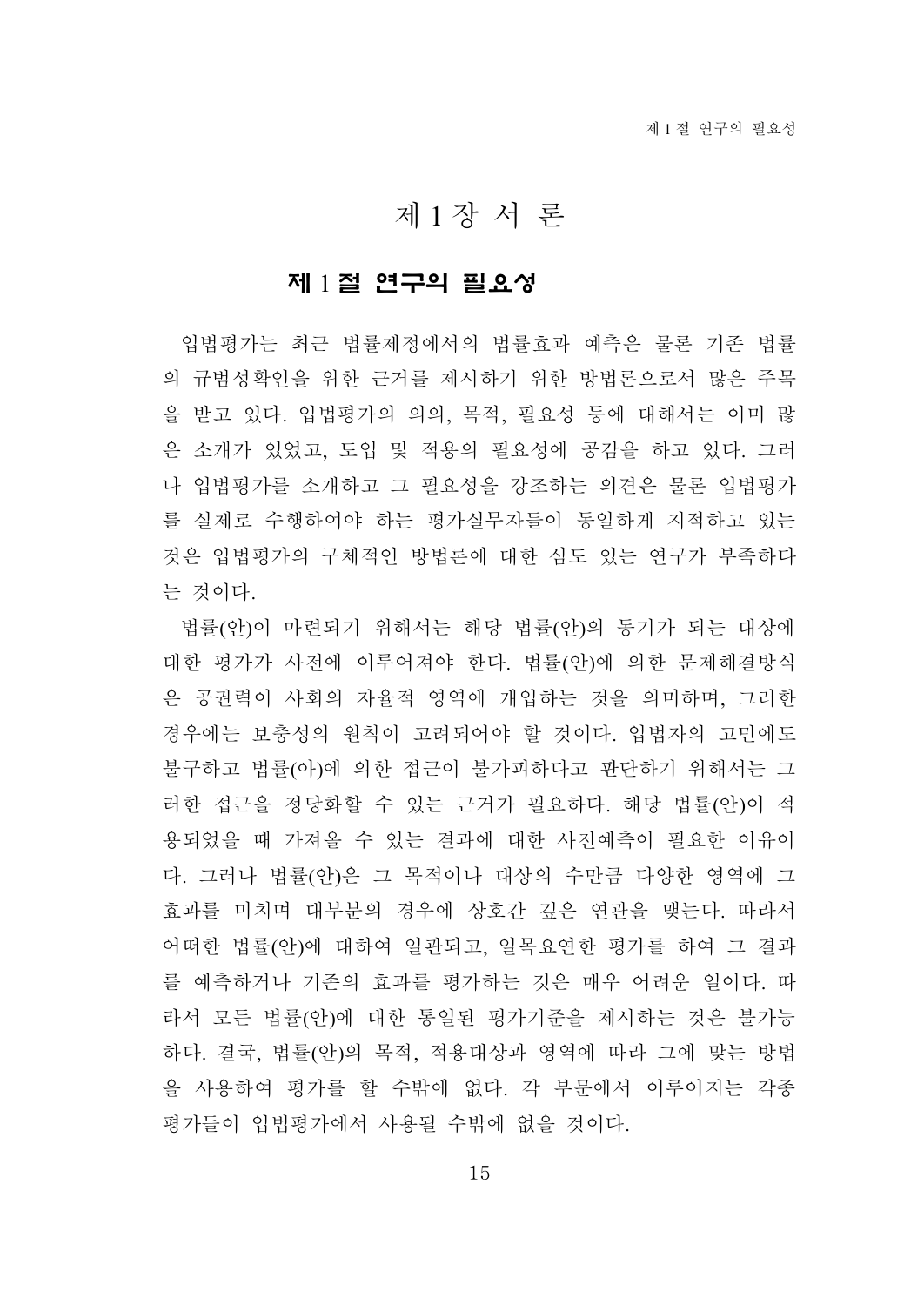# 제 1 장 서 론

## 제 1 절 연구의 필요성

입법평가는 최근 법률제정에서의 법률효과 예측은 물론 기존 법률의 규범성확인을 위한 근거를 제시하기 위한 방법론으로서 많은 주목을 받고 있다. 입법평가의 의의, 목적, 필요성 등에 대해서는 이미 많은 소개가 있었고, 도입 및 적용의 필요성에 공감을 하고 있다. 그러나 입법평가를 소개하고 그 필요성을 강조하는 의견은 물론 입법평가를 실제로 수행하여야 하는 평가실무자들이 동일하게 지적하고 있는 것은 입법평가의 구체적인 방법론에 대한 심도 있는 연구가 부족하다는 것이다.

법률(안)이 마련되기 위해서는 해당 법률(안)의 동기가 되는 대상에 대한 평가가 사전에 이루어져야 한다. 법률(안)에 의한 문제해결방식은 공권력이 사회의 자율적 영역에 개입하는 것을 의미하며, 그러한 경우에는 보충성의 원칙이 고려되어야 할 것이다. 입법자의 고민에도 불구하고 법률(아)에 의한 접근이 불가피하다고 판단하기 위해서는 그러한 접근을 정당화할 수 있는 근거가 필요하다. 해당 법률(안)이 적용되었을 때 가져올 수 있는 결과에 대한 사전예측이 필요한 이유이다. 그러나 법률(안)은 그 목적이나 대상의 수만큼 다양한 영역에 그 효과를 미치며 대부분의 경우에 상호간 깊은 연관을 맺는다. 따라서 어떠한 법률(안)에 대하여 일관되고, 일목요연한 평가를 하여 그 결과를 예측하거나 기존의 효과를 평가하는 것은 매우 어려운 일이다. 따라서 모든 법률(안)에 대한 통일된 평가기준을 제시하는 것은 불가능하다. 결국, 법률(안)의 목적, 적용대상과 영역에 따라 그에 맞는 방법을 사용하여 평가를 할 수밖에 없다. 각 부문에서 이루어지는 각종 평가들이 입법평가에서 사용될 수밖에 없을 것이다.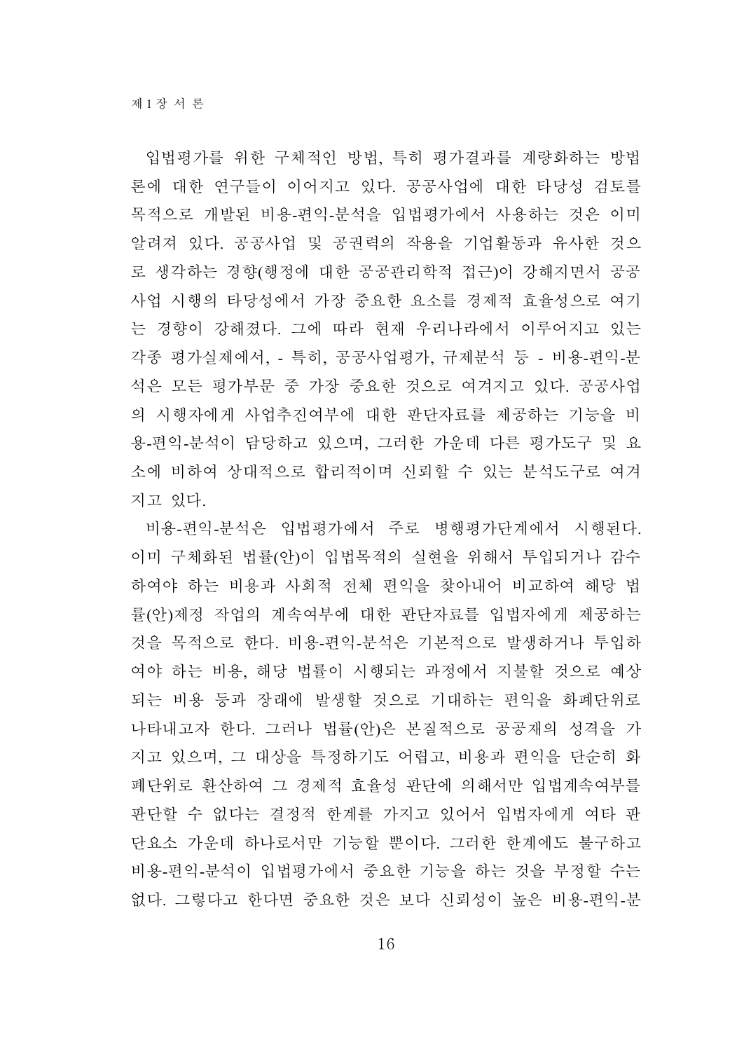입법평가를 위한 구체적인 방법, 특히 평가결과를 계량화하는 방법론에 대한 연구들이 이어지고 있다. 공공사업에 대한 타당성 검토를 목적으로 개발된 비용-편익-분석을 입법평가에서 사용하는 것은 이미 알려져 있다. 공공사업 및 공권력의 작용을 기업활동과 유사한 것으로 생각하는 경향(행정에 대한 공공관리학적 접근)이 강해지면서 공공사업 시행의 타당성에서 가장 중요한 요소를 경제적 효율성으로 여기는 경향이 강해졌다. 그에 따라 현재 우리나라에서 이루어지고 있는 각종 평가실제에서, - 특히, 공공사업평가, 규제분석 등 - 비용-편익-분석은 모든 평가부문 중 가장 중요한 것으로 여겨지고 있다. 공공사업의 시행자에게 사업추진여부에 대한 판단자료를 제공하는 기능을 비용-편익-분석이 담당하고 있으며, 그러한 가운데 다른 평가도구 및 요소에 비하여 상대적으로 합리적이며 신뢰할 수 있는 분석도구로 여겨지고 있다.

비용-편익-분석은 입법평가에서 주로 병행평가단계에서 시행된다. 이미 구체화된 법률(안)이 입법목적의 실현을 위해서 투입되거나 감수하여야 하는 비용과 사회적 전체 편익을 찾아내어 비교하여 해당 법률(안)제정 작업의 계속여부에 대한 판단자료를 입법자에게 제공하는 것을 목적으로 한다. 비용-편익-분석은 기본적으로 발생하거나 투입하여야 하는 비용, 해당 법률이 시행되는 과정에서 지불할 것으로 예상되는 비용 등과 장래에 발생할 것으로 기대하는 편익을 화폐단위로 나타내고자 한다. 그러나 법률(안)은 본질적으로 공공재의 성격을 가지고 있으며, 그 대상을 특정하기도 어렵고, 비용과 편익을 단순히 화폐단위로 환산하여 그 경제적 효율성 판단에 의해서만 입법계속여부를 판단할 수 없다는 결정적 한계를 가지고 있어서 입법자에게 여타 판단요소 가운데 하나로서만 기능할 뿐이다. 그러한 한계에도 불구하고 비용-편익-분석이 입법평가에서 중요한 기능을 하는 것을 부정할 수는 없다. 그렇다고 한다면 중요한 것은 보다 신뢰성이 높은 비용-편익-분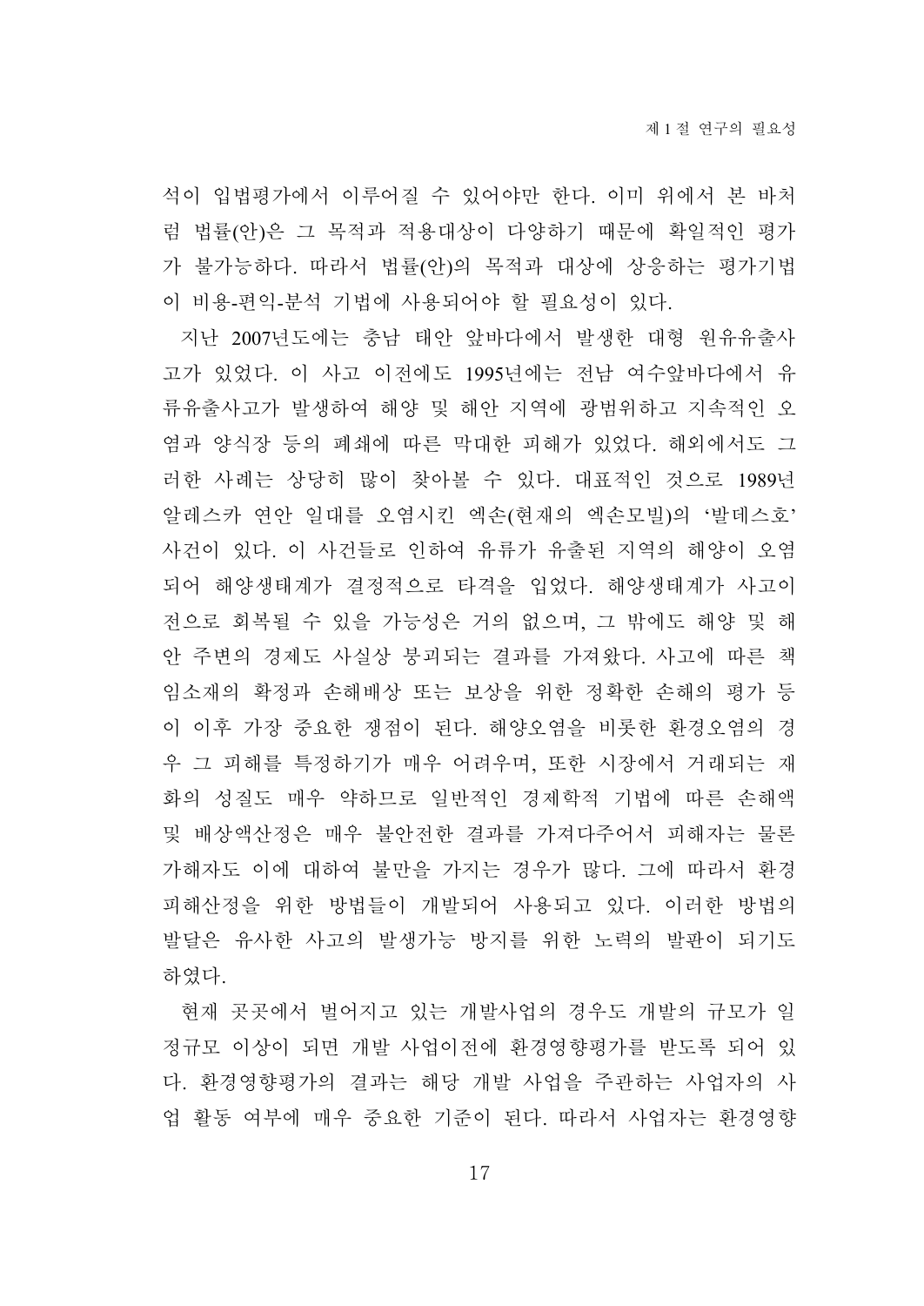석이 입법평가에서 이루어질 수 있어야만 한다. 이미 위에서 본 바처럼 법률(안)은 그 목적과 적용대상이 다양하기 때문에 확일적인 평가가 불가능하다. 따라서 법률(안)의 목적과 대상에 상응하는 평가기법이 비용-편익-분석 기법에 사용되어야 할 필요성이 있다.

지난 2007년도에는 충남 태안 앞바다에서 발생한 대형 원유유출사고가 있었다. 이 사고 이전에도 1995년에는 전남 여수앞바다에서 유류유출사고가 발생하여 해양 및 해안 지역에 광범위하고 지속적인 오염과 양식장 등의 폐쇄에 따른 막대한 피해가 있었다. 해외에서도 그러한 사례는 상당히 많이 찾아볼 수 있다. 대표적인 것으로 1989년 알레스카 연안 일대를 오염시킨 엑손(현재의 엑손모빌)의 '발데스호' 사건이 있다. 이 사건들로 인하여 유류가 유출된 지역의 해양이 오염되어 해양생태계가 결정적으로 타격을 입었다. 해양생태계가 사고이전으로 회복될 수 있을 가능성은 거의 없으며, 그 밖에도 해양 및 해안 주변의 경제도 사실상 붕괴되는 결과를 가져왔다. 사고에 따른 책임소재의 확정과 손해배상 또는 보상을 위한 정확한 손해의 평가 등이 이후 가장 중요한 쟁점이 된다. 해양오염을 비롯한 환경오염의 경우 그 피해를 특정하기가 매우 어려우며, 또한 시장에서 거래되는 재화의 성질도 매우 약하므로 일반적인 경제학적 기법에 따른 손해액 및 배상액산정은 매우 불안전한 결과를 가져다주어서 피해자는 물론 가해자도 이에 대하여 불만을 가지는 경우가 많다. 그에 따라서 환경피해산정을 위한 방법들이 개발되어 사용되고 있다. 이러한 방법의 발달은 유사한 사고의 발생가능 방지를 위한 노력의 발판이 되기도 하였다.

현재 곳곳에서 벌어지고 있는 개발사업의 경우도 개발의 규모가 일정규모 이상이 되면 개발 사업이전에 환경영향평가를 받도록 되어 있다. 환경영향평가의 결과는 해당 개발 사업을 주관하는 사업자의 사업 활동 여부에 매우 중요한 기준이 된다. 따라서 사업자는 환경영향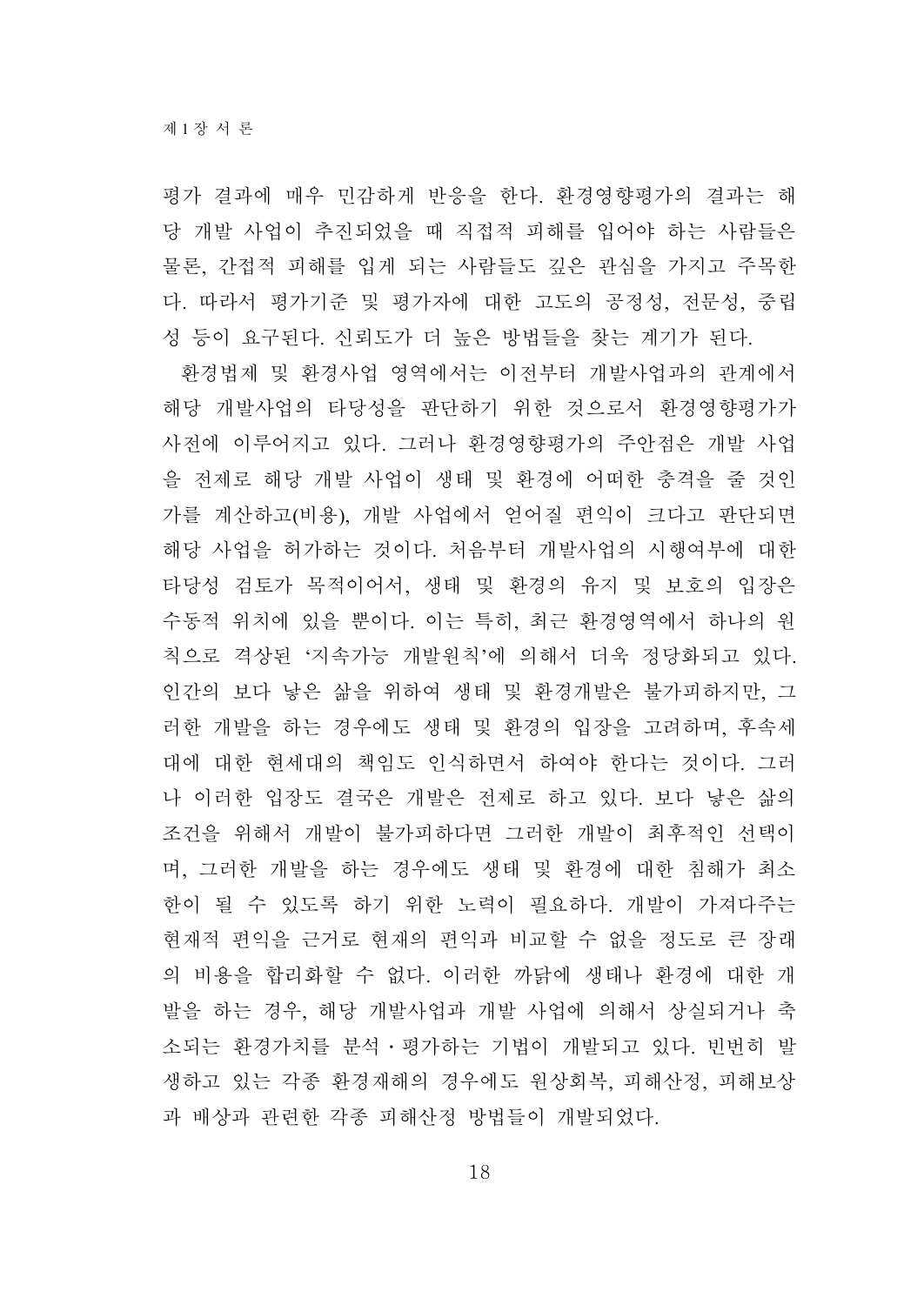평가 결과에 매우 민감하게 반응을 한다. 환경영향평가의 결과는 해당 개발 사업이 추진되었을 때 직접적 피해를 입어야 하는 사람들은 물론, 간접적 피해를 입게 되는 사람들도 깊은 관심을 가지고 주목한다. 따라서 평가기준 및 평가자에 대한 고도의 공정성, 전문성, 중립성 등이 요구된다. 신뢰도가 더 높은 방법들을 찾는 계기가 된다.

환경법제 및 환경사업 영역에서는 이전부터 개발사업과의 관계에서 해당 개발사업의 타당성을 판단하기 위한 것으로서 환경영향평가가 사전에 이루어지고 있다. 그러나 환경영향평가의 주안점은 개발 사업을 전제로 해당 개발 사업이 생태 및 환경에 어떠한 충격을 줄 것인가를 계산하고(비용), 개발 사업에서 얻어질 편익이 크다고 판단되면 해당 사업을 허가하는 것이다. 처음부터 개발사업의 시행여부에 대한 타당성 검토가 목적이어서, 생태 및 환경의 유지 및 보호의 입장은 수동적 위치에 있을 뿐이다. 이는 특히, 최근 환경영역에서 하나의 원칙으로 격상된 '지속가능 개발원칙'에 의해서 더욱 정당화되고 있다. 인간의 보다 낳은 삶을 위하여 생태 및 환경개발은 불가피하지만, 그러한 개발을 하는 경우에도 생태 및 환경의 입장을 고려하며, 후속세대에 대한 현세대의 책임도 인식하면서 하여야 한다는 것이다. 그러나 이러한 입장도 결국은 개발은 전제로 하고 있다. 보다 낳은 삶의 조건을 위해서 개발이 불가피하다면 그러한 개발이 최후적인 선택이며, 그러한 개발을 하는 경우에도 생태 및 환경에 대한 침해가 최소한이 될 수 있도록 하기 위한 노력이 필요하다. 개발이 가져다주는 현재적 편익을 근거로 현재의 편익과 비교할 수 없을 정도로 큰 장래의 비용을 합리화할 수 없다. 이러한 까닭에 생태나 환경에 대한 개발을 하는 경우, 해당 개발사업과 개발 사업에 의해서 상실되거나 축소되는 환경가치를 분석·평가하는 기법이 개발되고 있다. 빈번히 발생하고 있는 각종 환경재해의 경우에도 원상회복, 피해산정, 피해보상과 배상과 관련한 각종 피해산정 방법들이 개발되었다.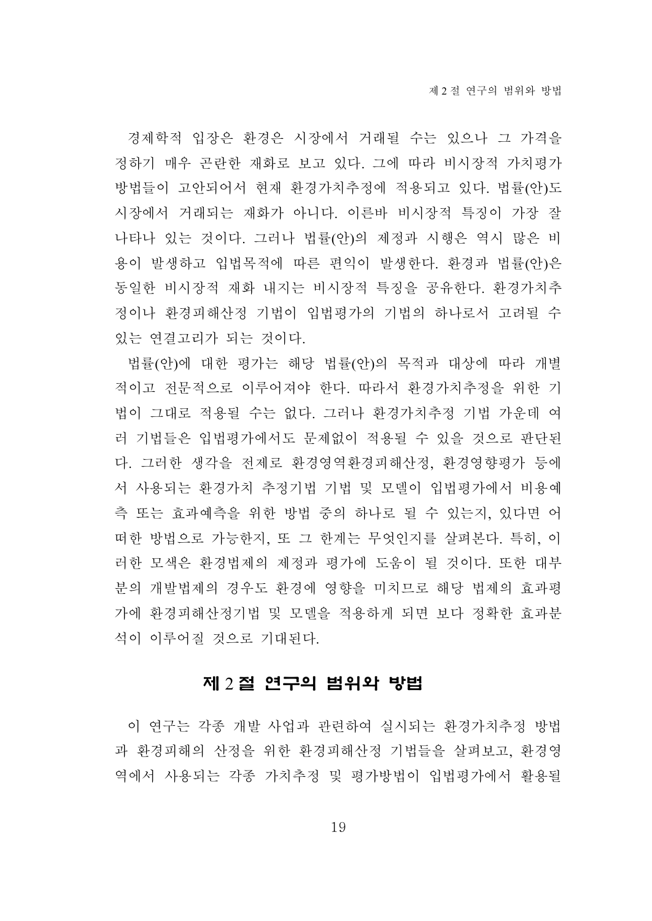경제학적 입장은 환경은 시장에서 거래될 수는 있으나 그 가격을 정하기 매우 곤란한 재화로 보고 있다. 그에 따라 비시장적 가치평가 방법들이 고안되어서 현재 환경가치추정에 적용되고 있다. 법률(안)도 시장에서 거래되는 재화가 아니다. 이른바 비시장적 특징이 가장 잘 나타나 있는 것이다. 그러나 법률(안)의 제정과 시행은 역시 많은 비용이 발생하고 입법목적에 따른 편익이 발생한다. 환경과 법률(안)은 동일한 비시장적 재화 내지는 비시장적 특징을 공유한다. 환경가치추정이나 환경피해산정 기법이 입법평가의 기법의 하나로서 고려될 수 있는 연결고리가 되는 것이다.

법률(안)에 대한 평가는 해당 법률(안)의 목적과 대상에 따라 개별적이고 전문적으로 이루어져야 한다. 따라서 환경가치추정을 위한 기법이 그대로 적용될 수는 없다. 그러나 환경가치추정 기법 가운데 여러 기법들은 입법평가에서도 문제없이 적용될 수 있을 것으로 판단된다. 그러한 생각을 전제로 환경영역환경피해산정, 환경영향평가 등에서 사용되는 환경가치 추정기법 기법 및 모델이 입법평가에서 비용예측 또는 효과예측을 위한 방법 중의 하나로 될 수 있는지, 있다면 어떠한 방법으로 가능한지, 또 그 한계는 무엇인지를 살펴본다. 특히, 이러한 모색은 환경법제의 제정과 평가에 도움이 될 것이다. 또한 대부분의 개발법제의 경우도 환경에 영향을 미치므로 해당 법제의 효과평가에 환경피해산정기법 및 모델을 적용하게 되면 보다 정확한 효과분석이 이루어질 것으로 기대된다.

## 제 2 절 연구의 범위와 방법

이 연구는 각종 개발 사업과 관련하여 실시되는 환경가치추정 방법과 환경피해의 산정을 위한 환경피해산정 기법들을 살펴보고, 환경영역에서 사용되는 각종 가치추정 및 평가방법이 입법평가에서 활용될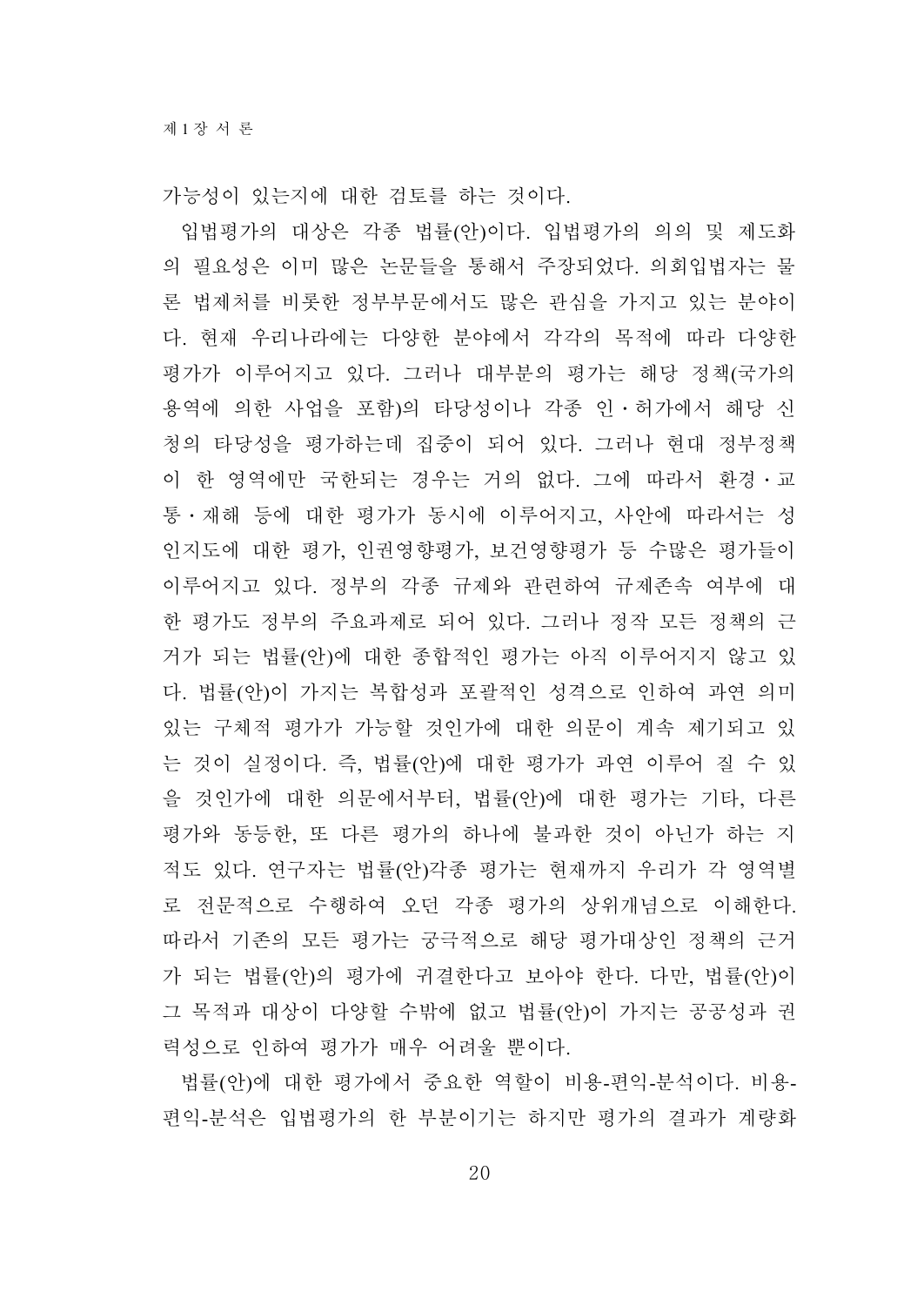가능성이 있는지에 대한 검토를 하는 것이다.

입법평가의 대상은 각종 법률(안)이다. 입법평가의 의의 및 제도화의 필요성은 이미 많은 논문들을 통해서 주장되었다. 의회입법자는 물론 법제처를 비롯한 정부부문에서도 많은 관심을 가지고 있는 분야이다. 현재 우리나라에는 다양한 분야에서 각각의 목적에 따라 다양한 평가가 이루어지고 있다. 그러나 대부분의 평가는 해당 정책(국가의 용역에 의한 사업을 포함)의 타당성이나 각종 인·허가에서 해당 신청의 타당성을 평가하는데 집중이 되어 있다. 그러나 현대 정부정책이 한 영역에만 국한되는 경우는 거의 없다. 그에 따라서 환경·교통·재해 등에 대한 평가가 동시에 이루어지고, 사안에 따라서는 성인지도에 대한 평가, 인권영향평가, 보건영향평가 등 수많은 평가들이 이루어지고 있다. 정부의 각종 규제와 관련하여 규제존속 여부에 대한 평가도 정부의 주요과제로 되어 있다. 그러나 정작 모든 정책의 근거가 되는 법률(안)에 대한 종합적인 평가는 아직 이루어지지 않고 있다. 법률(안)이 가지는 복합성과 포괄적인 성격으로 인하여 과연 의미있는 구체적 평가가 가능할 것인가에 대한 의문이 계속 제기되고 있는 것이 실정이다. 즉, 법률(안)에 대한 평가가 과연 이루어 질 수 있을 것인가에 대한 의문에서부터, 법률(안)에 대한 평가는 기타, 다른 평가와 동등한, 또 다른 평가의 하나에 불과한 것이 아닌가 하는 지적도 있다. 연구자는 법률(안)각종 평가는 현재까지 우리가 각 영역별로 전문적으로 수행하여 오던 각종 평가의 상위개념으로 이해한다. 따라서 기존의 모든 평가는 궁극적으로 해당 평가대상인 정책의 근거가 되는 법률(안)의 평가에 귀결한다고 보아야 한다. 다만, 법률(안)이 그 목적과 대상이 다양할 수밖에 없고 법률(안)이 가지는 공공성과 권력성으로 인하여 평가가 매우 어려울 뿐이다.

법률(안)에 대한 평가에서 중요한 역할이 비용-편익-분석이다. 비용-편익-분석은 입법평가의 한 부분이기는 하지만 평가의 결과가 계량화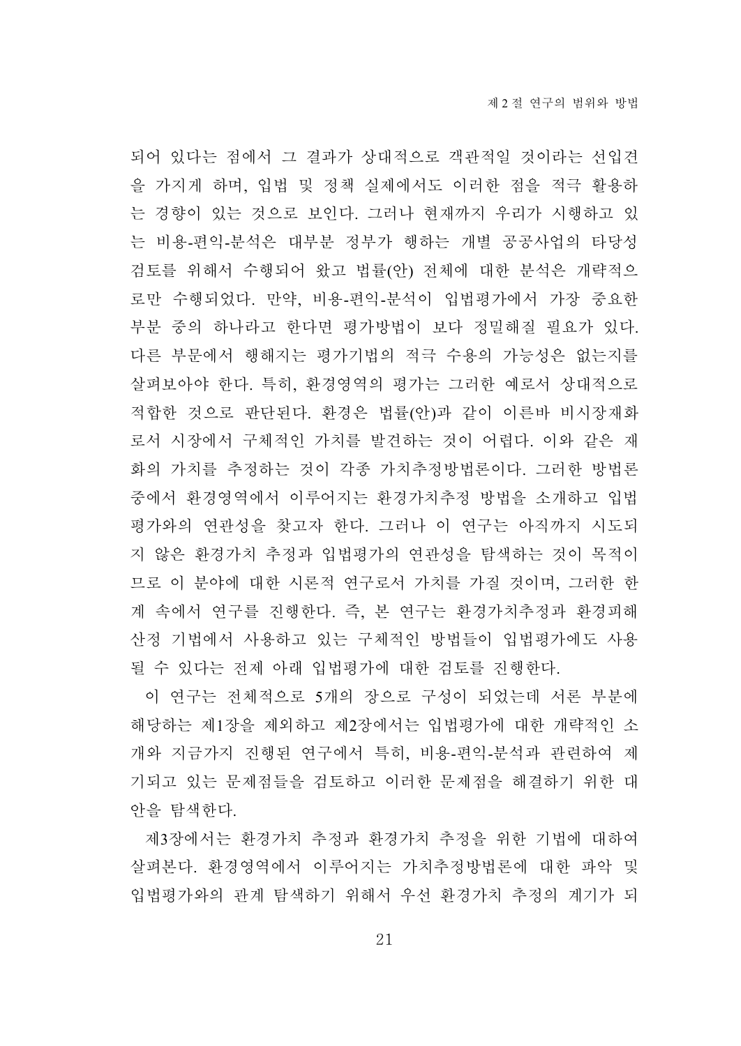되어 있다는 점에서 그 결과가 상대적으로 객관적일 것이라는 선입견을 가지게 하며, 입법 및 정책 실제에서도 이러한 점을 적극 활용하는 경향이 있는 것으로 보인다. 그러나 현재까지 우리가 시행하고 있는 비용-편익-분석은 대부분 정부가 행하는 개별 공공사업의 타당성 검토를 위해서 수행되어 왔고 법률(안) 전체에 대한 분석은 개략적으로만 수행되었다. 만약, 비용-편익-분석이 입법평가에서 가장 중요한 부분 중의 하나라고 한다면 평가방법이 보다 정밀해질 필요가 있다. 다른 부문에서 행해지는 평가기법의 적극 수용의 가능성은 없는지를 살펴보아야 한다. 특히, 환경영역의 평가는 그러한 예로서 상대적으로 적합한 것으로 판단된다. 환경은 법률(안)과 같이 이른바 비시장재화로서 시장에서 구체적인 가치를 발견하는 것이 어렵다. 이와 같은 재화의 가치를 추정하는 것이 각종 가치추정방법론이다. 그러한 방법론 중에서 환경영역에서 이루어지는 환경가치추정 방법을 소개하고 입법평가와의 연관성을 찾고자 한다. 그러나 이 연구는 아직까지 시도되지 않은 환경가치 추정과 입법평가의 연관성을 탐색하는 것이 목적이므로 이 분야에 대한 시론적 연구로서 가치를 가질 것이며, 그러한 한계 속에서 연구를 진행한다. 즉, 본 연구는 환경가치추정과 환경피해 산정 기법에서 사용하고 있는 구체적인 방법들이 입법평가에도 사용될 수 있다는 전제 아래 입법평가에 대한 검토를 진행한다.

이 연구는 전체적으로 5개의 장으로 구성이 되었는데 서론 부분에 해당하는 제1장을 제외하고 제2장에서는 입법평가에 대한 개략적인 소개와 지금가지 진행된 연구에서 특히, 비용-편익-분석과 관련하여 제기되고 있는 문제점들을 검토하고 이러한 문제점을 해결하기 위한 대안을 탐색한다.

제3장에서는 환경가치 추정과 환경가치 추정을 위한 기법에 대하여 살펴본다. 환경영역에서 이루어지는 가치추정방법론에 대한 파악 및 입법평가와의 관계 탐색하기 위해서 우선 환경가치 추정의 계기가 되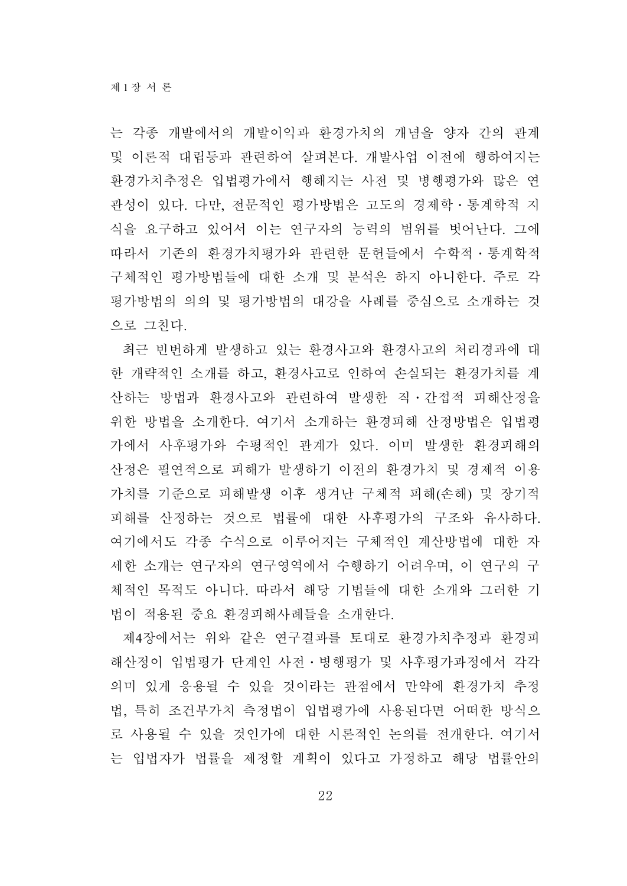는 각종 개발에서의 개발이익과 환경가치의 개념을 양자 간의 관계 및 이론적 대립등과 관련하여 살펴본다. 개발사업 이전에 행하여지는 환경가치추정은 입법평가에서 행해지는 사전 및 병행평가와 많은 연관성이 있다. 다만, 전문적인 평가방법은 고도의 경제학·통계학적 지식을 요구하고 있어서 이는 연구자의 능력의 범위를 벗어난다. 그에 따라서 기존의 환경가치평가와 관련한 문헌들에서 수학적·통계학적 구체적인 평가방법들에 대한 소개 및 분석은 하지 아니한다. 주로 각 평가방법의 의의 및 평가방법의 대강을 사례를 중심으로 소개하는 것으로 그친다.

최근 빈번하게 발생하고 있는 환경사고와 환경사고의 처리경과에 대한 개략적인 소개를 하고, 환경사고로 인하여 손실되는 환경가치를 계산하는 방법과 환경사고와 관련하여 발생한 직·간접적 피해산정을 위한 방법을 소개한다. 여기서 소개하는 환경피해 산정방법은 입법평가에서 사후평가와 수평적인 관계가 있다. 이미 발생한 환경피해의 산정은 필연적으로 피해가 발생하기 이전의 환경가치 및 경제적 이용가치를 기준으로 피해발생 이후 생겨난 구체적 피해(손해) 및 장기적 피해를 산정하는 것으로 법률에 대한 사후평가의 구조와 유사하다. 여기에서도 각종 수식으로 이루어지는 구체적인 계산방법에 대한 자세한 소개는 연구자의 연구영역에서 수행하기 어려우며, 이 연구의 구체적인 목적도 아니다. 따라서 해당 기법들에 대한 소개와 그러한 기법이 적용된 중요 환경피해사례들을 소개한다.

제4장에서는 위와 같은 연구결과를 토대로 환경가치추정과 환경피해산정이 입법평가 단계인 사전·병행평가 및 사후평가과정에서 각각 의미 있게 응용될 수 있을 것이라는 관점에서 만약에 환경가치 추정법, 특히 조건부가치 측정법이 입법평가에 사용된다면 어떠한 방식으로 사용될 수 있을 것인가에 대한 시론적인 논의를 전개한다. 여기서는 입법자가 법률을 제정할 계획이 있다고 가정하고 해당 법률안의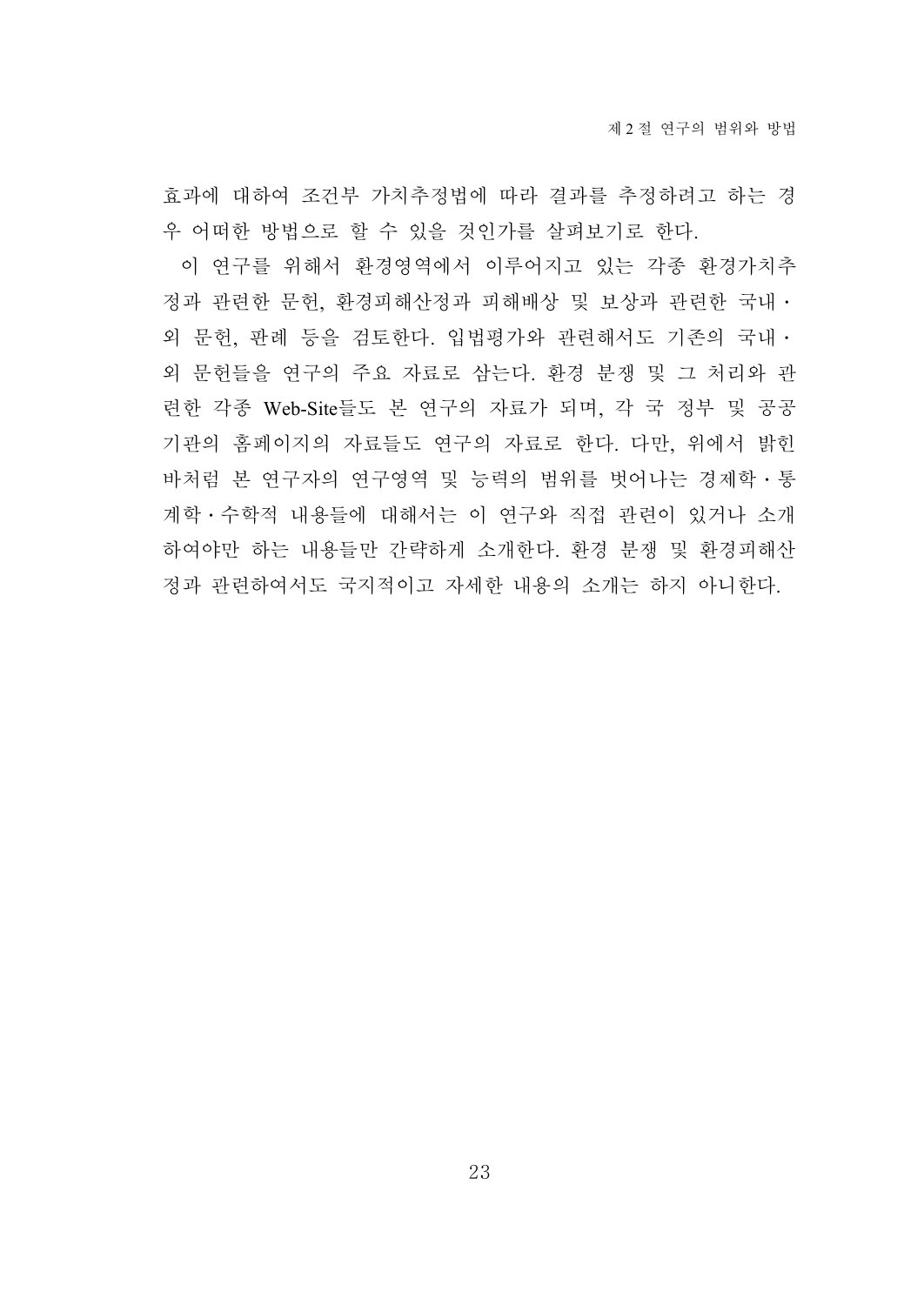효과에 대하여 조건부 가치추정법에 따라 결과를 추정하려고 하는 경우 어떠한 방법으로 할 수 있을 것인가를 살펴보기로 한다.

이 연구를 위해서 환경영역에서 이루어지고 있는 각종 환경가치추정과 관련한 문헌, 환경피해산정과 피해배상 및 보상과 관련한 국내·외 문헌, 판례 등을 검토한다. 입법평가와 관련해서도 기존의 국내·외 문헌들을 연구의 주요 자료로 삼는다. 환경 분쟁 및 그 처리와 관련한 각종 Web-Site들도 본 연구의 자료가 되며, 각 국 정부 및 공공기관의 홈페이지의 자료들도 연구의 자료로 한다. 다만, 위에서 밝힌 바처럼 본 연구자의 연구영역 및 능력의 범위를 벗어나는 경제학·통계학·수학적 내용들에 대해서는 이 연구와 직접 관련이 있거나 소개하여야만 하는 내용들만 간략하게 소개한다. 환경 분쟁 및 환경피해산정과 관련하여서도 국지적이고 자세한 내용의 소개는 하지 아니한다.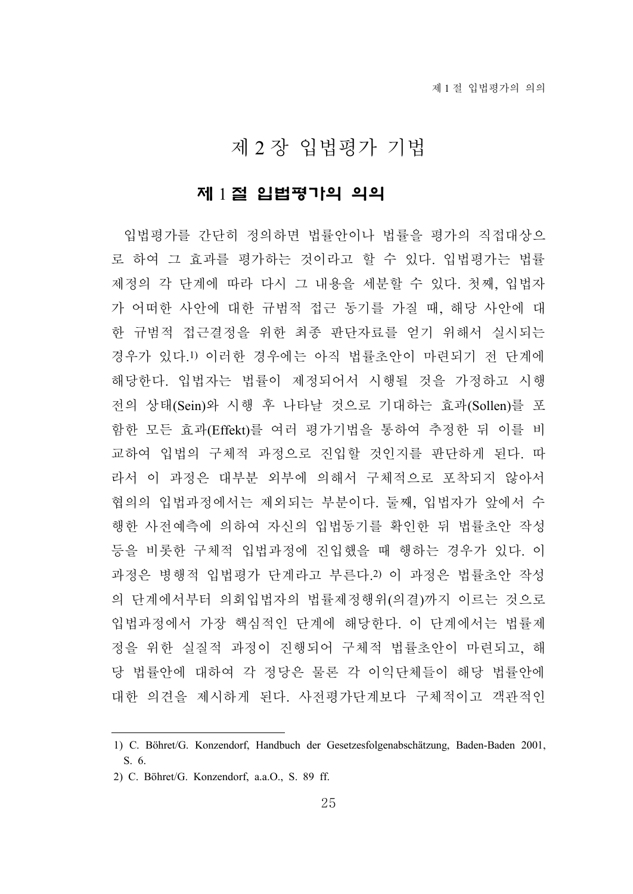# 제 2 장 입법평가 기법

## 제 1 절 입법평가의 의의

입법평가를 간단히 정의하면 법률안이나 법률을 평가의 직접대상으로 하여 그 효과를 평가하는 것이라고 할 수 있다. 입법평가는 법률제정의 각 단계에 따라 다시 그 내용을 세분할 수 있다. 첫째, 입법자가 어떠한 사안에 대한 규범적 접근 동기를 가질 때, 해당 사안에 대한 규범적 접근결정을 위한 최종 판단자료를 얻기 위해서 실시되는 경우가 있다.[1] 이러한 경우에는 아직 법률초안이 마련되기 전 단계에 해당한다. 입법자는 법률이 제정되어서 시행될 것을 가정하고 시행전의 상태(Sein)와 시행 후 나타날 것으로 기대하는 효과(Sollen)를 포함한 모든 효과(Effekt)를 여러 평가기법을 통하여 추정한 뒤 이를 비교하여 입법의 구체적 과정으로 진입할 것인지를 판단하게 된다. 따라서 이 과정은 대부분 외부에 의해서 구체적으로 포착되지 않아서 협의의 입법과정에서는 제외되는 부분이다. 둘째, 입법자가 앞에서 수행한 사전예측에 의하여 자신의 입법동기를 확인한 뒤 법률초안 작성 등을 비롯한 구체적 입법과정에 진입했을 때 행하는 경우가 있다. 이 과정은 병행적 입법평가 단계라고 부른다.[2] 이 과정은 법률초안 작성의 단계에서부터 의회입법자의 법률제정행위(의결)까지 이르는 것으로 입법과정에서 가장 핵심적인 단계에 해당한다. 이 단계에서는 법률제정을 위한 실질적 과정이 진행되어 구체적 법률초안이 마련되고, 해당 법률안에 대하여 각 정당은 물론 각 이익단체들이 해당 법률안에 대한 의견을 제시하게 된다. 사전평가단계보다 구체적이고 객관적인

---

1) C. Böhret/G. Konzendorf, Handbuch der Gesetzesfolgenabschätzung, Baden-Baden 2001, S. 6.

2) C. Böhret/G. Konzendorf, a.a.O., S. 89 ff.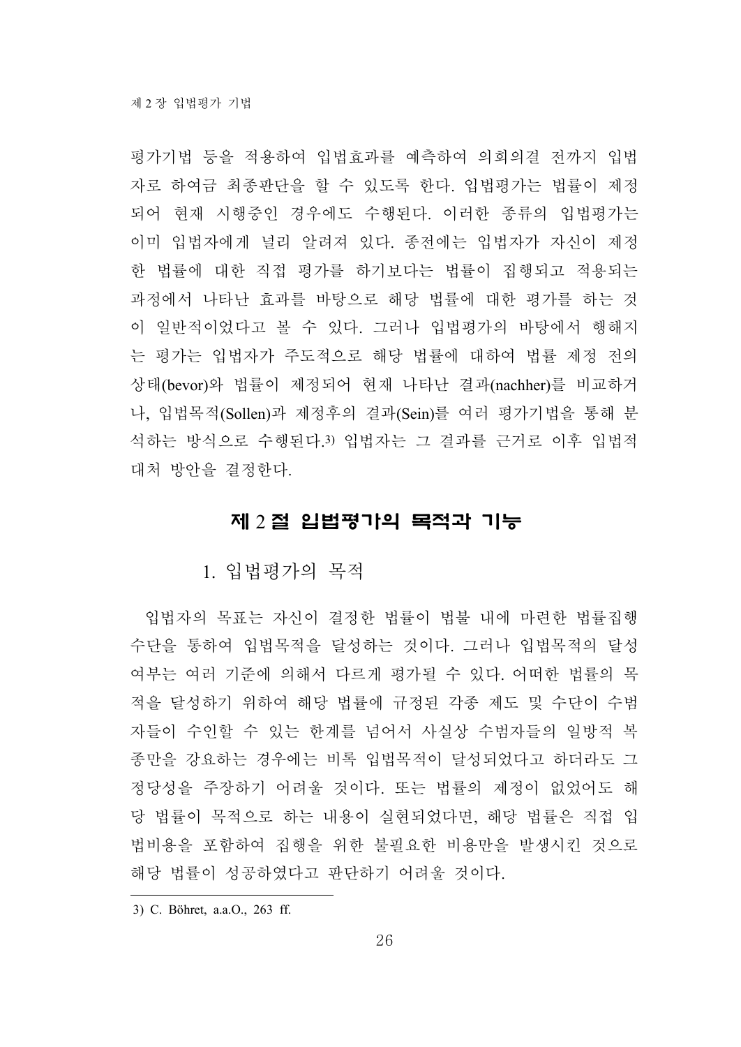평가기법 등을 적용하여 입법효과를 예측하여 의회의결 전까지 입법자로 하여금 최종판단을 할 수 있도록 한다. 입법평가는 법률이 제정되어 현재 시행중인 경우에도 수행된다. 이러한 종류의 입법평가는 이미 입법자에게 널리 알려져 있다. 종전에는 입법자가 자신이 제정한 법률에 대한 직접 평가를 하기보다는 법률이 집행되고 적용되는 과정에서 나타난 효과를 바탕으로 해당 법률에 대한 평가를 하는 것이 일반적이었다고 볼 수 있다. 그러나 입법평가의 바탕에서 행해지는 평가는 입법자가 주도적으로 해당 법률에 대하여 법률 제정 전의 상태(bevor)와 법률이 제정되어 현재 나타난 결과(nachher)를 비교하거나, 입법목적(Sollen)과 제정후의 결과(Sein)를 여러 평가기법을 통해 분석하는 방식으로 수행된다.[3] 입법자는 그 결과를 근거로 이후 입법적 대처 방안을 결정한다.

## 제 2 절 입법평가의 목적과 기능

### 1. 입법평가의 목적

입법자의 목표는 자신이 결정한 법률이 법불 내에 마련한 법률집행수단을 통하여 입법목적을 달성하는 것이다. 그러나 입법목적의 달성여부는 여러 기준에 의해서 다르게 평가될 수 있다. 어떠한 법률의 목적을 달성하기 위하여 해당 법률에 규정된 각종 제도 및 수단이 수범자들이 수인할 수 있는 한계를 넘어서 사실상 수범자들의 일방적 복종만을 강요하는 경우에는 비록 입법목적이 달성되었다고 하더라도 그 정당성을 주장하기 어려울 것이다. 또는 법률의 제정이 없었어도 해당 법률이 목적으로 하는 내용이 실현되었다면, 해당 법률은 직접 입법비용을 포함하여 집행을 위한 불필요한 비용만을 발생시킨 것으로 해당 법률이 성공하였다고 판단하기 어려울 것이다.

---

3) C. Böhret, a.a.O., 263 ff.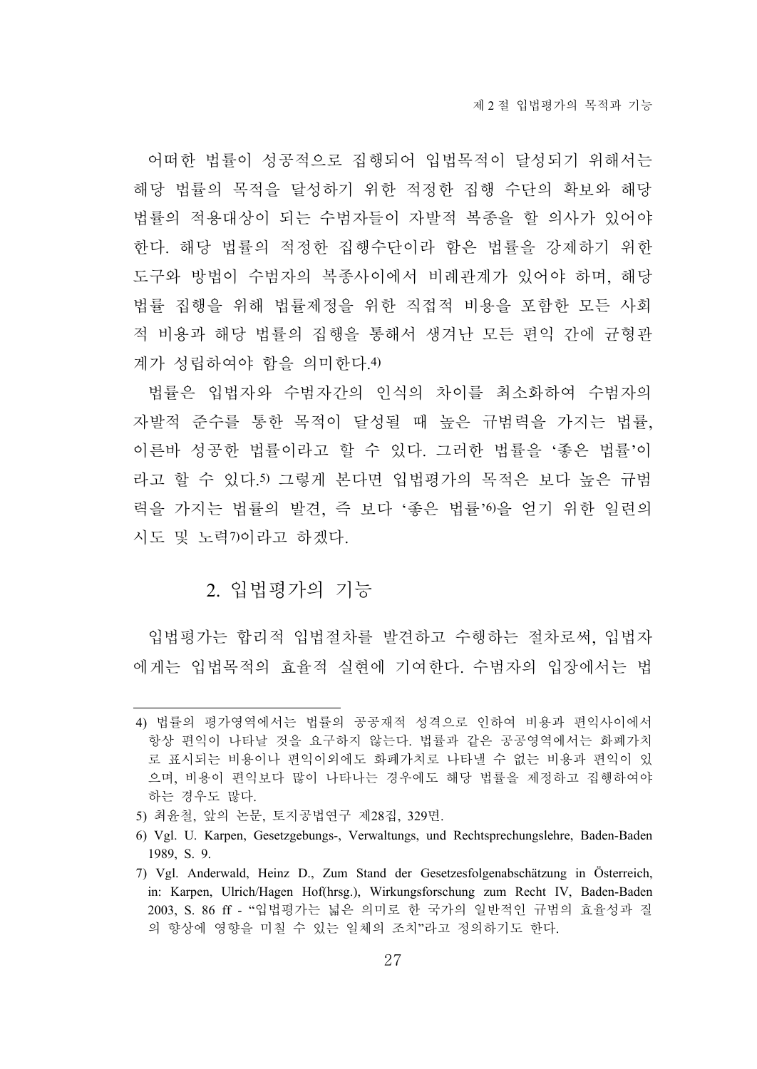어떠한 법률이 성공적으로 집행되어 입법목적이 달성되기 위해서는 해당 법률의 목적을 달성하기 위한 적정한 집행 수단의 확보와 해당 법률의 적용대상이 되는 수범자들이 자발적 복종을 할 의사가 있어야 한다. 해당 법률의 적정한 집행수단이라 함은 법률을 강제하기 위한 도구와 방법이 수범자의 복종사이에서 비례관계가 있어야 하며, 해당 법률 집행을 위해 법률제정을 위한 직접적 비용을 포함한 모든 사회적 비용과 해당 법률의 집행을 통해서 생겨난 모든 편익 간에 균형관계가 성립하여야 함을 의미한다.[4]

법률은 입법자와 수범자간의 인식의 차이를 최소화하여 수범자의 자발적 준수를 통한 목적이 달성될 때 높은 규범력을 가지는 법률, 이른바 성공한 법률이라고 할 수 있다. 그러한 법률을 '좋은 법률'이라고 할 수 있다.[5] 그렇게 본다면 입법평가의 목적은 보다 높은 규범력을 가지는 법률의 발견, 즉 보다 '좋은 법률'[6]을 얻기 위한 일련의 시도 및 노력[7]이라고 하겠다.

## 2. 입법평가의 기능

입법평가는 합리적 입법절차를 발견하고 수행하는 절차로써, 입법자에게는 입법목적의 효율적 실현에 기여한다. 수범자의 입장에서는 법

---

4) 법률의 평가영역에서는 법률의 공공재적 성격으로 인하여 비용과 편익사이에서 항상 편익이 나타날 것을 요구하지 않는다. 법률과 같은 공공영역에서는 화폐가치로 표시되는 비용이나 편익이외에도 화폐가치로 나타낼 수 없는 비용과 편익이 있으며, 비용이 편익보다 많이 나타나는 경우에도 해당 법률을 제정하고 집행하여야 하는 경우도 많다.

5) 최윤철, 앞의 논문, 토지공법연구 제28집, 329면.

6) Vgl. U. Karpen, Gesetzgebungs-, Verwaltungs, und Rechtsprechungslehre, Baden-Baden 1989, S. 9.

7) Vgl. Anderwald, Heinz D., Zum Stand der Gesetzesfolgenabschätzung in Österreich, in: Karpen, Ulrich/Hagen Hof(hrsg.), Wirkungsforschung zum Recht IV, Baden-Baden 2003, S. 86 ff - "입법평가는 넓은 의미로 한 국가의 일반적인 규범의 효율성과 질의 향상에 영향을 미칠 수 있는 일체의 조치"라고 정의하기도 한다.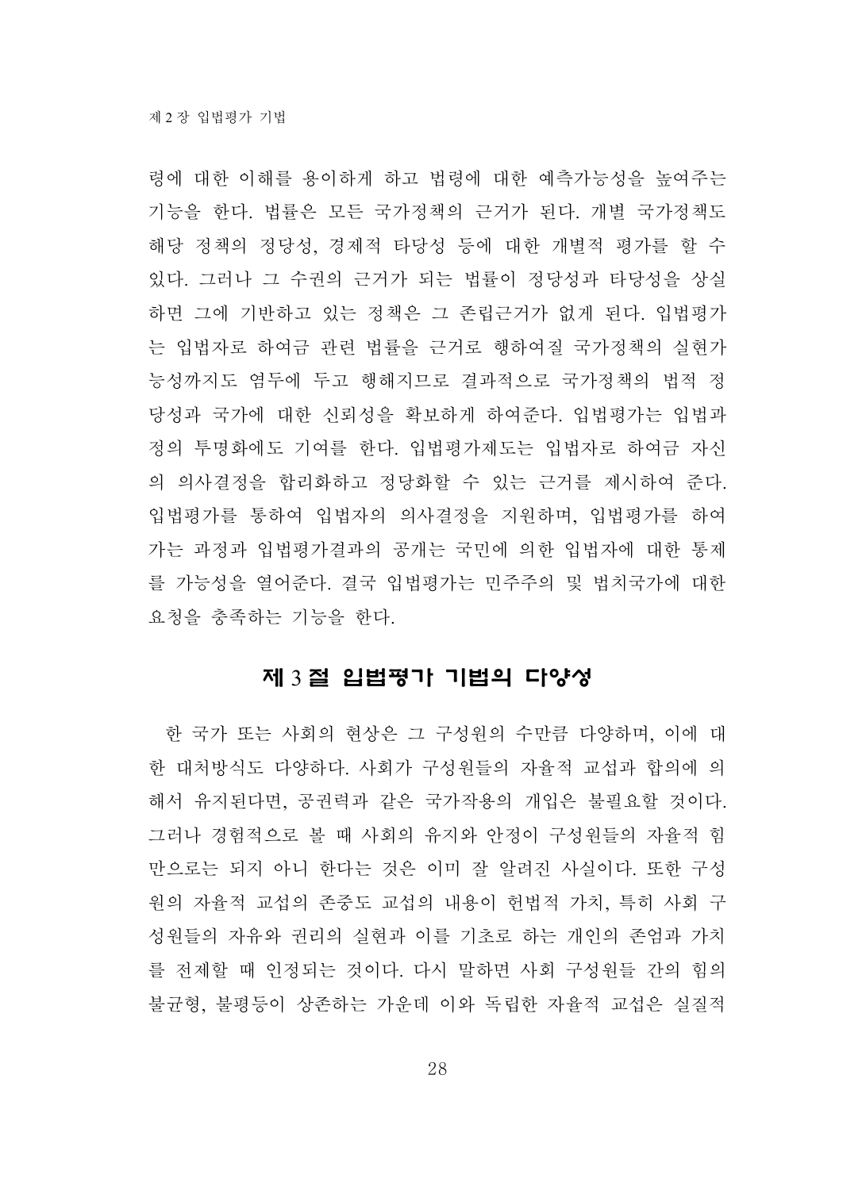령에 대한 이해를 용이하게 하고 법령에 대한 예측가능성을 높여주는 기능을 한다. 법률은 모든 국가정책의 근거가 된다. 개별 국가정책도 해당 정책의 정당성, 경제적 타당성 등에 대한 개별적 평가를 할 수 있다. 그러나 그 수권의 근거가 되는 법률이 정당성과 타당성을 상실하면 그에 기반하고 있는 정책은 그 존립근거가 없게 된다. 입법평가는 입법자로 하여금 관련 법률을 근거로 행하여질 국가정책의 실현가능성까지도 염두에 두고 행해지므로 결과적으로 국가정책의 법적 정당성과 국가에 대한 신뢰성을 확보하게 하여준다. 입법평가는 입법과정의 투명화에도 기여를 한다. 입법평가제도는 입법자로 하여금 자신의 의사결정을 합리화하고 정당화할 수 있는 근거를 제시하여 준다. 입법평가를 통하여 입법자의 의사결정을 지원하며, 입법평가를 하여가는 과정과 입법평가결과의 공개는 국민에 의한 입법자에 대한 통제를 가능성을 열어준다. 결국 입법평가는 민주주의 및 법치국가에 대한 요청을 충족하는 기능을 한다.

## 제 3 절 입법평가 기법의 다양성

한 국가 또는 사회의 현상은 그 구성원의 수만큼 다양하며, 이에 대한 대처방식도 다양하다. 사회가 구성원들의 자율적 교섭과 합의에 의해서 유지된다면, 공권력과 같은 국가작용의 개입은 불필요할 것이다. 그러나 경험적으로 볼 때 사회의 유지와 안정이 구성원들의 자율적 힘만으로는 되지 아니 한다는 것은 이미 잘 알려진 사실이다. 또한 구성원의 자율적 교섭의 존중도 교섭의 내용이 헌법적 가치, 특히 사회 구성원들의 자유와 권리의 실현과 이를 기초로 하는 개인의 존엄과 가치를 전제할 때 인정되는 것이다. 다시 말하면 사회 구성원들 간의 힘의 불균형, 불평등이 상존하는 가운데 이와 독립한 자율적 교섭은 실질적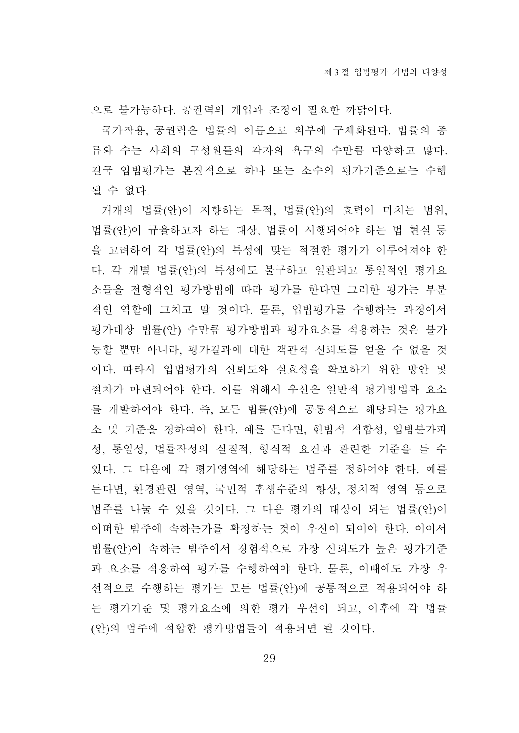으로 불가능하다. 공권력의 개입과 조정이 필요한 까닭이다.

국가작용, 공권력은 법률의 이름으로 외부에 구체화된다. 법률의 종류와 수는 사회의 구성원들의 각자의 욕구의 수만큼 다양하고 많다. 결국 입법평가는 본질적으로 하나 또는 소수의 평가기준으로는 수행될 수 없다.

개개의 법률(안)이 지향하는 목적, 법률(안)의 효력이 미치는 범위, 법률(안)이 규율하고자 하는 대상, 법률이 시행되어야 하는 법 현실 등을 고려하여 각 법률(안)의 특성에 맞는 적절한 평가가 이루어져야 한다. 각 개별 법률(안)의 특성에도 불구하고 일관되고 통일적인 평가요소들을 전형적인 평가방법에 따라 평가를 한다면 그러한 평가는 부분적인 역할에 그치고 말 것이다. 물론, 입법평가를 수행하는 과정에서 평가대상 법률(안) 수만큼 평가방법과 평가요소를 적용하는 것은 불가능할 뿐만 아니라, 평가결과에 대한 객관적 신뢰도를 얻을 수 없을 것이다. 따라서 입법평가의 신뢰도와 실효성을 확보하기 위한 방안 및 절차가 마련되어야 한다. 이를 위해서 우선은 일반적 평가방법과 요소를 개발하여야 한다. 즉, 모든 법률(안)에 공통적으로 해당되는 평가요소 및 기준을 정하여야 한다. 예를 든다면, 헌법적 적합성, 입법불가피성, 통일성, 법률작성의 실질적, 형식적 요건과 관련한 기준을 들 수 있다. 그 다음에 각 평가영역에 해당하는 범주를 정하여야 한다. 예를 든다면, 환경관련 영역, 국민적 후생수준의 향상, 정치적 영역 등으로 범주를 나눌 수 있을 것이다. 그 다음 평가의 대상이 되는 법률(안)이 어떠한 범주에 속하는가를 확정하는 것이 우선이 되어야 한다. 이어서 법률(안)이 속하는 범주에서 경험적으로 가장 신뢰도가 높은 평가기준과 요소를 적용하여 평가를 수행하여야 한다. 물론, 이때에도 가장 우선적으로 수행하는 평가는 모든 법률(안)에 공통적으로 적용되어야 하는 평가기준 및 평가요소에 의한 평가 우선이 되고, 이후에 각 법률(안)의 범주에 적합한 평가방법들이 적용되면 될 것이다.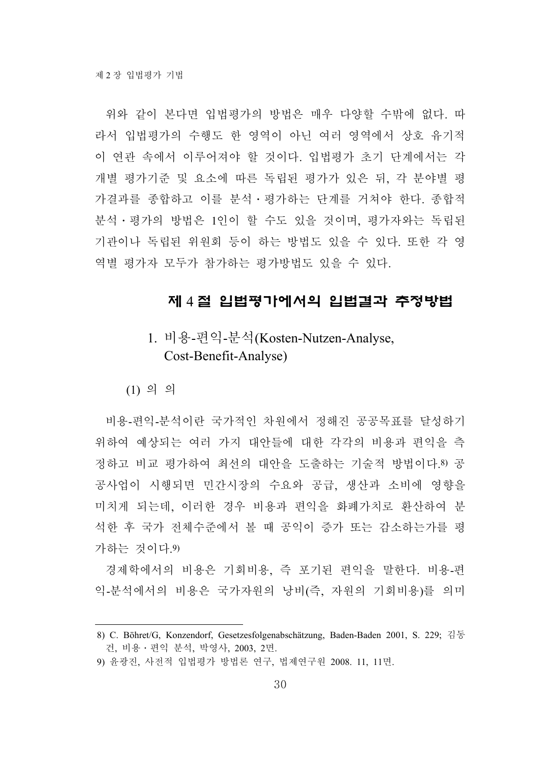위와 같이 본다면 입법평가의 방법은 매우 다양할 수밖에 없다. 따라서 입법평가의 수행도 한 영역이 아닌 여러 영역에서 상호 유기적이 연관 속에서 이루어져야 할 것이다. 입법평가 초기 단계에서는 각 개별 평가기준 및 요소에 따른 독립된 평가가 있은 뒤, 각 분야별 평가결과를 종합하고 이를 분석·평가하는 단계를 거쳐야 한다. 종합적 분석·평가의 방법은 1인이 할 수도 있을 것이며, 평가자와는 독립된 기관이나 독립된 위원회 등이 하는 방법도 있을 수 있다. 또한 각 영역별 평가자 모두가 참가하는 평가방법도 있을 수 있다.

## 제 4 절 입법평가에서의 입법결과 추정방법

### 1. 비용-편익-분석(Kosten-Nutzen-Analyse, Cost-Benefit-Analyse)

#### (1) 의 의

비용-편익-분석이란 국가적인 차원에서 정해진 공공목표를 달성하기 위하여 예상되는 여러 가지 대안들에 대한 각각의 비용과 편익을 측정하고 비교 평가하여 최선의 대안을 도출하는 기술적 방법이다.[8] 공공사업이 시행되면 민간시장의 수요와 공급, 생산과 소비에 영향을 미치게 되는데, 이러한 경우 비용과 편익을 화폐가치로 환산하여 분석한 후 국가 전체수준에서 볼 때 공익이 증가 또는 감소하는가를 평가하는 것이다.[9]

경제학에서의 비용은 기회비용, 즉 포기된 편익을 말한다. 비용-편익-분석에서의 비용은 국가자원의 낭비(즉, 자원의 기회비용)를 의미

---

8) C. Böhret/G, Konzendorf, Gesetzesfolgenabschätzung, Baden-Baden 2001, S. 229; 김동건, 비용·편익 분석, 박영사, 2003, 2면.

9) 윤광진, 사전적 입법평가 방법론 연구, 법제연구원 2008. 11, 11면.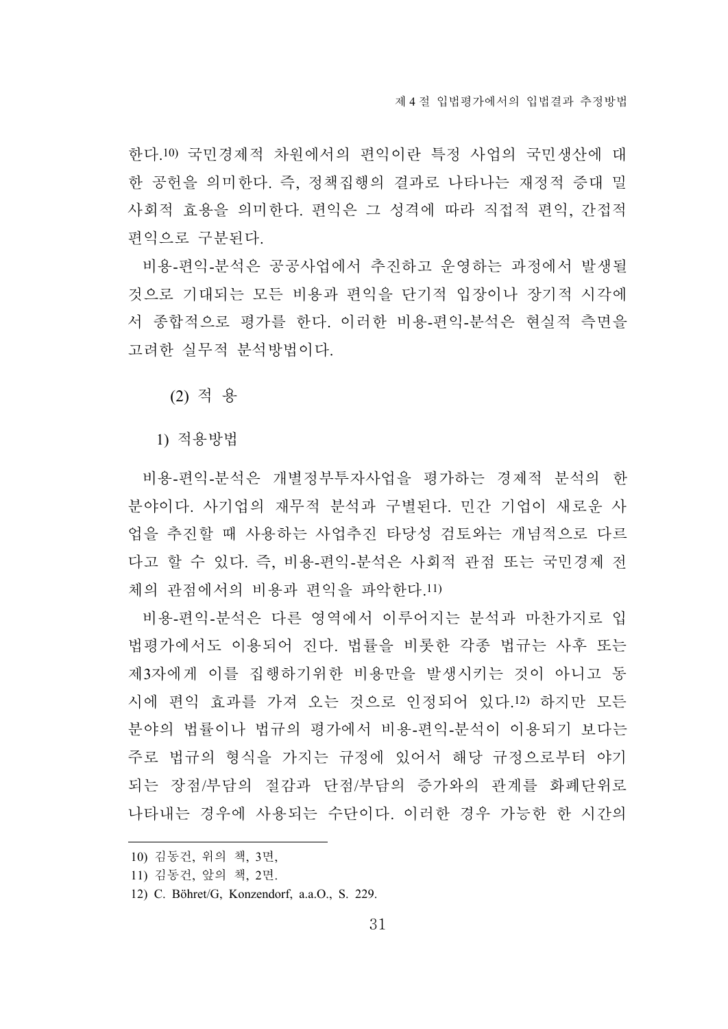한다.[10] 국민경제적 차원에서의 편익이란 특정 사업의 국민생산에 대한 공헌을 의미한다. 즉, 정책집행의 결과로 나타나는 재정적 증대 및 사회적 효용을 의미한다. 편익은 그 성격에 따라 직접적 편익, 간접적 편익으로 구분된다.

비용-편익-분석은 공공사업에서 추진하고 운영하는 과정에서 발생될 것으로 기대되는 모든 비용과 편익을 단기적 입장이나 장기적 시각에서 종합적으로 평가를 한다. 이러한 비용-편익-분석은 현실적 측면을 고려한 실무적 분석방법이다.

(2) 적 용

1) 적용방법

비용-편익-분석은 개별정부투자사업을 평가하는 경제적 분석의 한 분야이다. 사기업의 재무적 분석과 구별된다. 민간 기업이 새로운 사업을 추진할 때 사용하는 사업추진 타당성 검토와는 개념적으로 다르다고 할 수 있다. 즉, 비용-편익-분석은 사회적 관점 또는 국민경제 전체의 관점에서의 비용과 편익을 파악한다.[11]

비용-편익-분석은 다른 영역에서 이루어지는 분석과 마찬가지로 입법평가에서도 이용되어 진다. 법률을 비롯한 각종 법규는 사후 또는 제3자에게 이를 집행하기위한 비용만을 발생시키는 것이 아니고 동시에 편익 효과를 가져 오는 것으로 인정되어 있다.[12] 하지만 모든 분야의 법률이나 법규의 평가에서 비용-편익-분석이 이용되기 보다는 주로 법규의 형식을 가지는 규정에 있어서 해당 규정으로부터 야기되는 장점/부담의 절감과 단점/부담의 증가와의 관계를 화폐단위로 나타내는 경우에 사용되는 수단이다. 이러한 경우 가능한 한 시간의

---

10) 김동건, 위의 책, 3면,

11) 김동건, 앞의 책, 2면.

12) C. Böhret/G, Konzendorf, a.a.O., S. 229.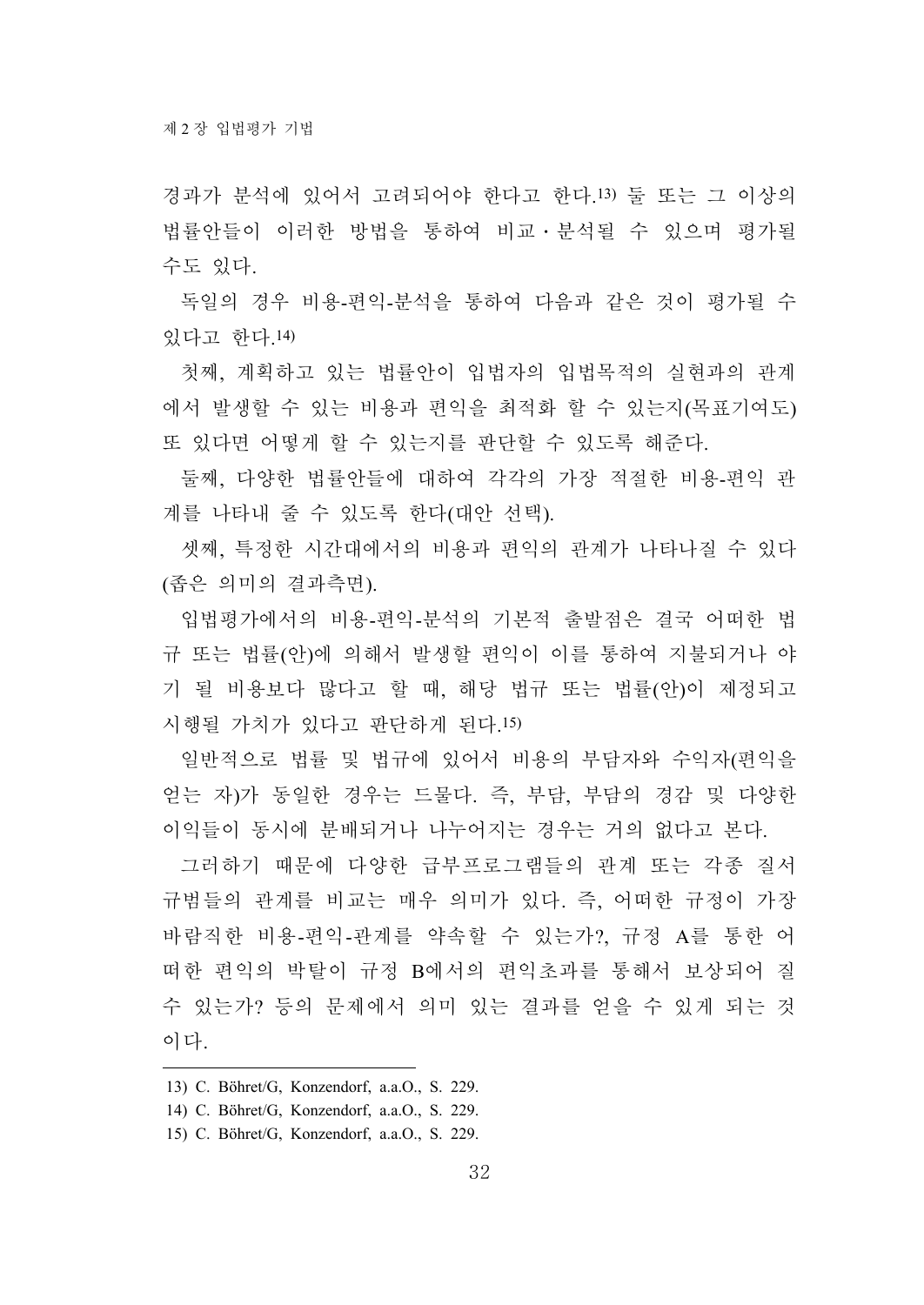경과가 분석에 있어서 고려되어야 한다고 한다.[13] 둘 또는 그 이상의 법률안들이 이러한 방법을 통하여 비교·분석될 수 있으며 평가될 수도 있다.

독일의 경우 비용-편익-분석을 통하여 다음과 같은 것이 평가될 수 있다고 한다.[14]

첫째, 계획하고 있는 법률안이 입법자의 입법목적의 실현과의 관계에서 발생할 수 있는 비용과 편익을 최적화 할 수 있는지(목표기여도) 또 있다면 어떻게 할 수 있는지를 판단할 수 있도록 해준다.

둘째, 다양한 법률안들에 대하여 각각의 가장 적절한 비용-편익 관계를 나타내 줄 수 있도록 한다(대안 선택).

셋째, 특정한 시간대에서의 비용과 편익의 관계가 나타나질 수 있다(좁은 의미의 결과측면).

입법평가에서의 비용-편익-분석의 기본적 출발점은 결국 어떠한 법규 또는 법률(안)에 의해서 발생할 편익이 이를 통하여 지불되거나 야기 될 비용보다 많다고 할 때, 해당 법규 또는 법률(안)이 제정되고 시행될 가치가 있다고 판단하게 된다.[15]

일반적으로 법률 및 법규에 있어서 비용의 부담자와 수익자(편익을 얻는 자)가 동일한 경우는 드물다. 즉, 부담, 부담의 경감 및 다양한 이익들이 동시에 분배되거나 나누어지는 경우는 거의 없다고 본다.

그러하기 때문에 다양한 급부프로그램들의 관계 또는 각종 질서규범들의 관계를 비교는 매우 의미가 있다. 즉, 어떠한 규정이 가장 바람직한 비용-편익-관계를 약속할 수 있는가?, 규정 A를 통한 어떠한 편익의 박탈이 규정 B에서의 편익초과를 통해서 보상되어 질 수 있는가? 등의 문제에서 의미 있는 결과를 얻을 수 있게 되는 것이다.

---

13) C. Böhret/G, Konzendorf, a.a.O., S. 229.

14) C. Böhret/G, Konzendorf, a.a.O., S. 229.

15) C. Böhret/G, Konzendorf, a.a.O., S. 229.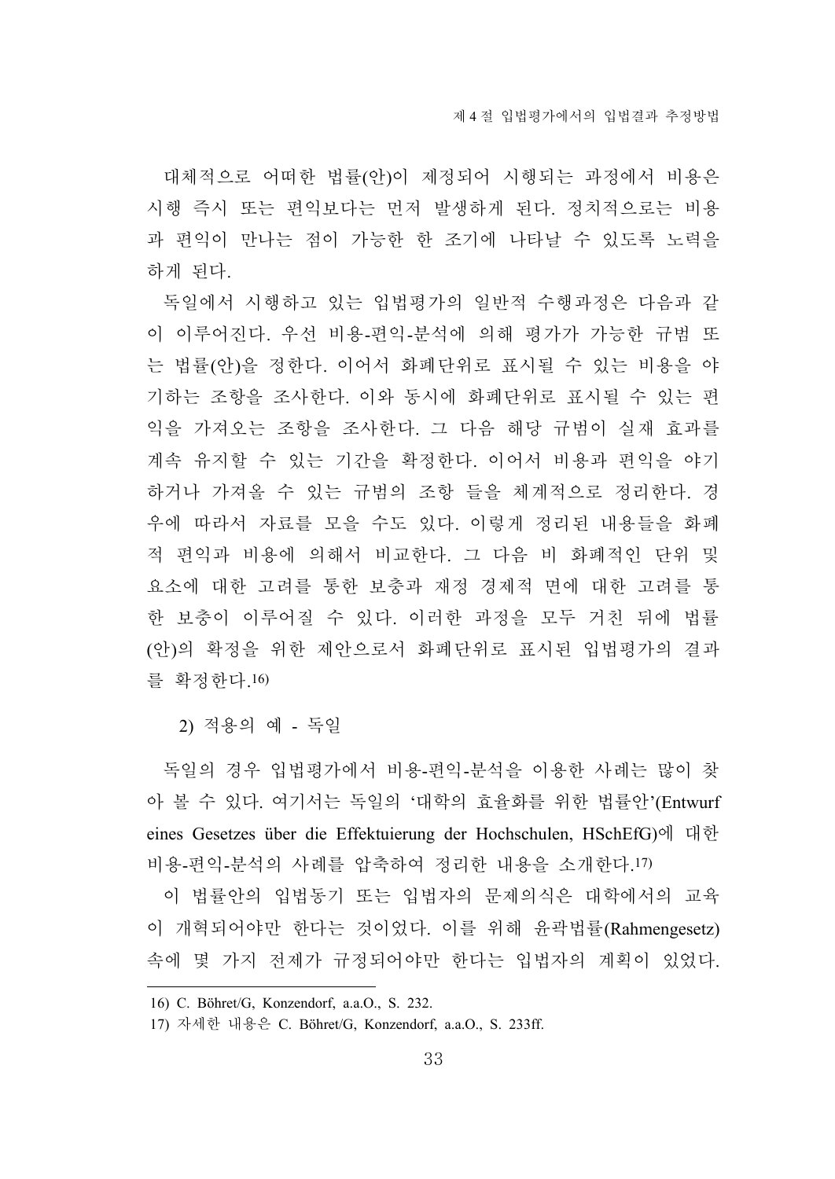대체적으로 어떠한 법률(안)이 제정되어 시행되는 과정에서 비용은 시행 즉시 또는 편익보다는 먼저 발생하게 된다. 정치적으로는 비용과 편익이 만나는 점이 가능한 한 조기에 나타날 수 있도록 노력을 하게 된다.

독일에서 시행하고 있는 입법평가의 일반적 수행과정은 다음과 같이 이루어진다. 우선 비용-편익-분석에 의해 평가가 가능한 규범 또는 법률(안)을 정한다. 이어서 화폐단위로 표시될 수 있는 비용을 야기하는 조항을 조사한다. 이와 동시에 화폐단위로 표시될 수 있는 편익을 가져오는 조항을 조사한다. 그 다음 해당 규범이 실재 효과를 계속 유지할 수 있는 기간을 확정한다. 이어서 비용과 편익을 야기하거나 가져올 수 있는 규범의 조항 들을 체계적으로 정리한다. 경우에 따라서 자료를 모을 수도 있다. 이렇게 정리된 내용들을 화폐적 편익과 비용에 의해서 비교한다. 그 다음 비 화폐적인 단위 및 요소에 대한 고려를 통한 보충과 재정 경제적 면에 대한 고려를 통한 보충이 이루어질 수 있다. 이러한 과정을 모두 거친 뒤에 법률(안)의 확정을 위한 제안으로서 화폐단위로 표시된 입법평가의 결과를 확정한다.[16]

2) 적용의 예 - 독일

독일의 경우 입법평가에서 비용-편익-분석을 이용한 사례는 많이 찾아 볼 수 있다. 여기서는 독일의 '대학의 효율화를 위한 법률안'(Entwurf eines Gesetzes über die Effektuierung der Hochschulen, HSchEfG)에 대한 비용-편익-분석의 사례를 압축하여 정리한 내용을 소개한다.[17]

이 법률안의 입법동기 또는 입법자의 문제의식은 대학에서의 교육이 개혁되어야만 한다는 것이었다. 이를 위해 윤곽법률(Rahmengesetz) 속에 몇 가지 전제가 규정되어야만 한다는 입법자의 계획이 있었다.

---

16) C. Böhret/G, Konzendorf, a.a.O., S. 232.

17) 자세한 내용은 C. Böhret/G, Konzendorf, a.a.O., S. 233ff.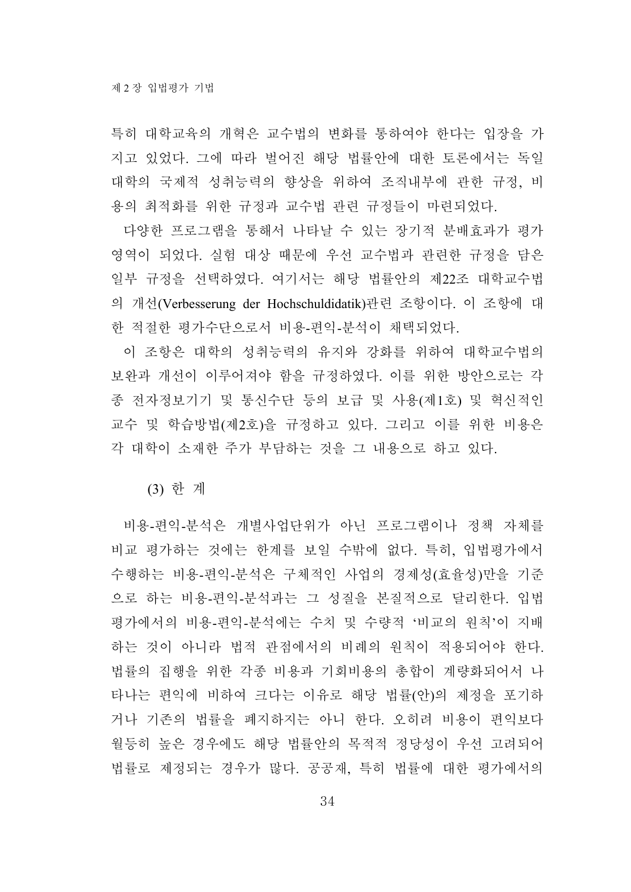특히 대학교육의 개혁은 교수법의 변화를 통하여야 한다는 입장을 가지고 있었다. 그에 따라 벌어진 해당 법률안에 대한 토론에서는 독일 대학의 국제적 성취능력의 향상을 위하여 조직내부에 관한 규정, 비용의 최적화를 위한 규정과 교수법 관련 규정들이 마련되었다.

다양한 프로그램을 통해서 나타날 수 있는 장기적 분배효과가 평가영역이 되었다. 실험 대상 때문에 우선 교수법과 관련한 규정을 담은 일부 규정을 선택하였다. 여기서는 해당 법률안의 제22조 대학교수법의 개선(Verbesserung der Hochschuldidatik)관련 조항이다. 이 조항에 대한 적절한 평가수단으로서 비용-편익-분석이 채택되었다.

이 조항은 대학의 성취능력의 유지와 강화를 위하여 대학교수법의 보완과 개선이 이루어져야 함을 규정하였다. 이를 위한 방안으로는 각종 전자정보기기 및 통신수단 등의 보급 및 사용(제1호) 및 혁신적인 교수 및 학습방법(제2호)을 규정하고 있다. 그리고 이를 위한 비용은 각 대학이 소재한 주가 부담하는 것을 그 내용으로 하고 있다.

#### (3) 한 계

비용-편익-분석은 개별사업단위가 아닌 프로그램이나 정책 자체를 비교 평가하는 것에는 한계를 보일 수밖에 없다. 특히, 입법평가에서 수행하는 비용-편익-분석은 구체적인 사업의 경제성(효율성)만을 기준으로 하는 비용-편익-분석과는 그 성질을 본질적으로 달리한다. 입법평가에서의 비용-편익-분석에는 수치 및 수량적 '비교의 원칙'이 지배하는 것이 아니라 법적 관점에서의 비례의 원칙이 적용되어야 한다. 법률의 집행을 위한 각종 비용과 기회비용의 총합이 계량화되어서 나타나는 편익에 비하여 크다는 이유로 해당 법률(안)의 제정을 포기하거나 기존의 법률을 폐지하지는 아니 한다. 오히려 비용이 편익보다 월등히 높은 경우에도 해당 법률안의 목적적 정당성이 우선 고려되어 법률로 제정되는 경우가 많다. 공공재, 특히 법률에 대한 평가에서의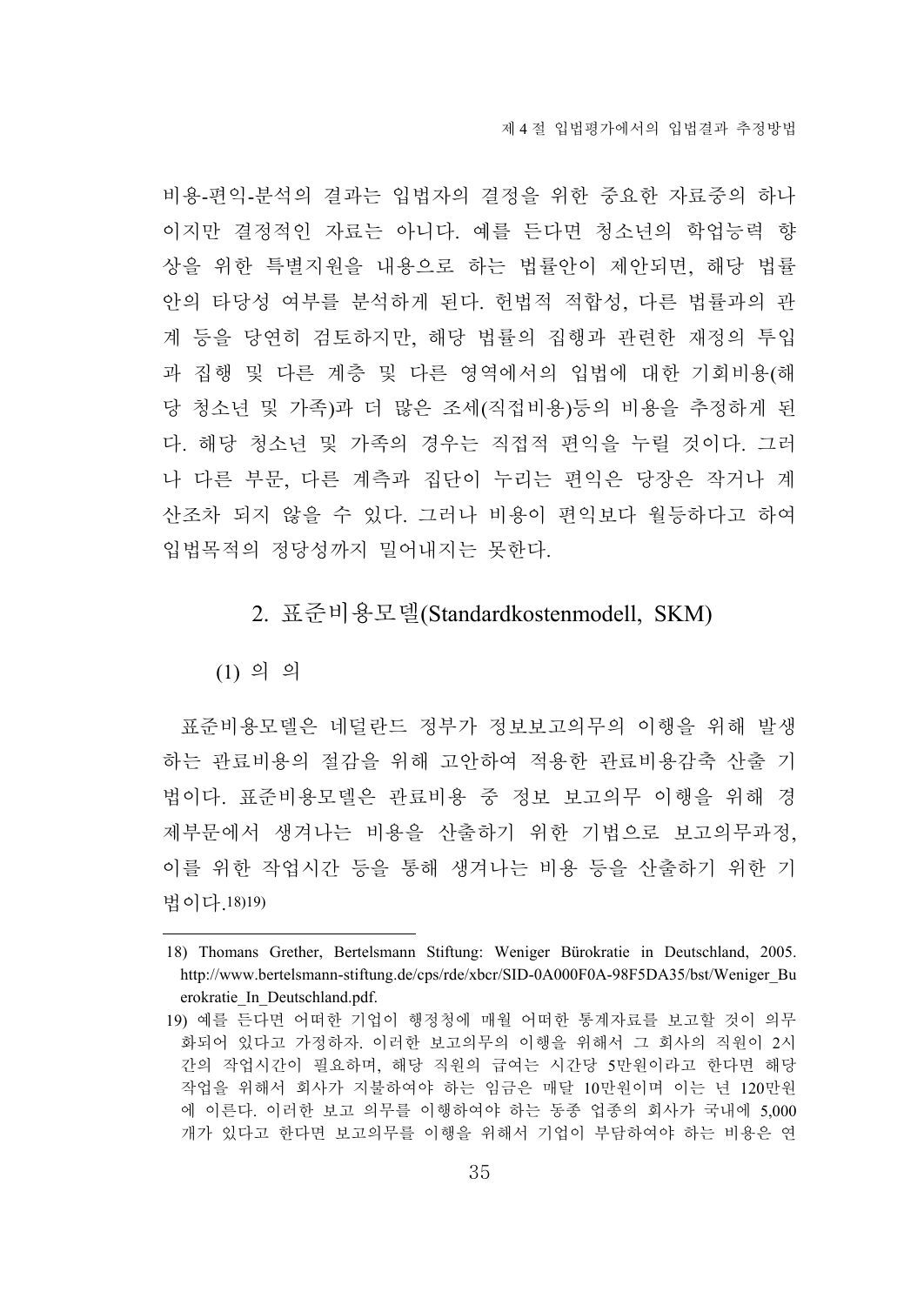비용-편익-분석의 결과는 입법자의 결정을 위한 중요한 자료중의 하나이지만 결정적인 자료는 아니다. 예를 든다면 청소년의 학업능력 향상을 위한 특별지원을 내용으로 하는 법률안이 제안되면, 해당 법률안의 타당성 여부를 분석하게 된다. 헌법적 적합성, 다른 법률과의 관계 등을 당연히 검토하지만, 해당 법률의 집행과 관련한 재정의 투입과 집행 및 다른 계층 및 다른 영역에서의 입법에 대한 기회비용(해당 청소년 및 가족)과 더 많은 조세(직접비용)등의 비용을 추정하게 된다. 해당 청소년 및 가족의 경우는 직접적 편익을 누릴 것이다. 그러나 다른 부문, 다른 계측과 집단이 누리는 편익은 당장은 작거나 계산조차 되지 않을 수 있다. 그러나 비용이 편익보다 월등하다고 하여 입법목적의 정당성까지 밀어내지는 못한다.

## 2. 표준비용모델(Standardkostenmodell, SKM)

### (1) 의 의

표준비용모델은 네덜란드 정부가 정보보고의무의 이행을 위해 발생하는 관료비용의 절감을 위해 고안하여 적용한 관료비용감축 산출 기법이다. 표준비용모델은 관료비용 중 정보 보고의무 이행을 위해 경제부문에서 생겨나는 비용을 산출하기 위한 기법으로 보고의무과정, 이를 위한 작업시간 등을 통해 생겨나는 비용 등을 산출하기 위한 기법이다.[18][19]

---

18) Thomans Grether, Bertelsmann Stiftung: Weniger Bürokratie in Deutschland, 2005. http://www.bertelsmann-stiftung.de/cps/rde/xbcr/SID-0A000F0A-98F5DA35/bst/Weniger_Burokratie_In_Deutschland.pdf.

19) 예를 든다면 어떠한 기업이 행정청에 매월 어떠한 통계자료를 보고할 것이 의무화되어 있다고 가정하자. 이러한 보고의무의 이행을 위해서 그 회사의 직원이 2시간의 작업시간이 필요하며, 해당 직원의 급여는 시간당 5만원이라고 한다면 해당 작업을 위해서 회사가 지불하여야 하는 임금은 매달 10만원이며 이는 년 120만원에 이른다. 이러한 보고 의무를 이행하여야 하는 동종 업종의 회사가 국내에 5,000개가 있다고 한다면 보고의무를 이행을 위해서 기업이 부담하여야 하는 비용은 연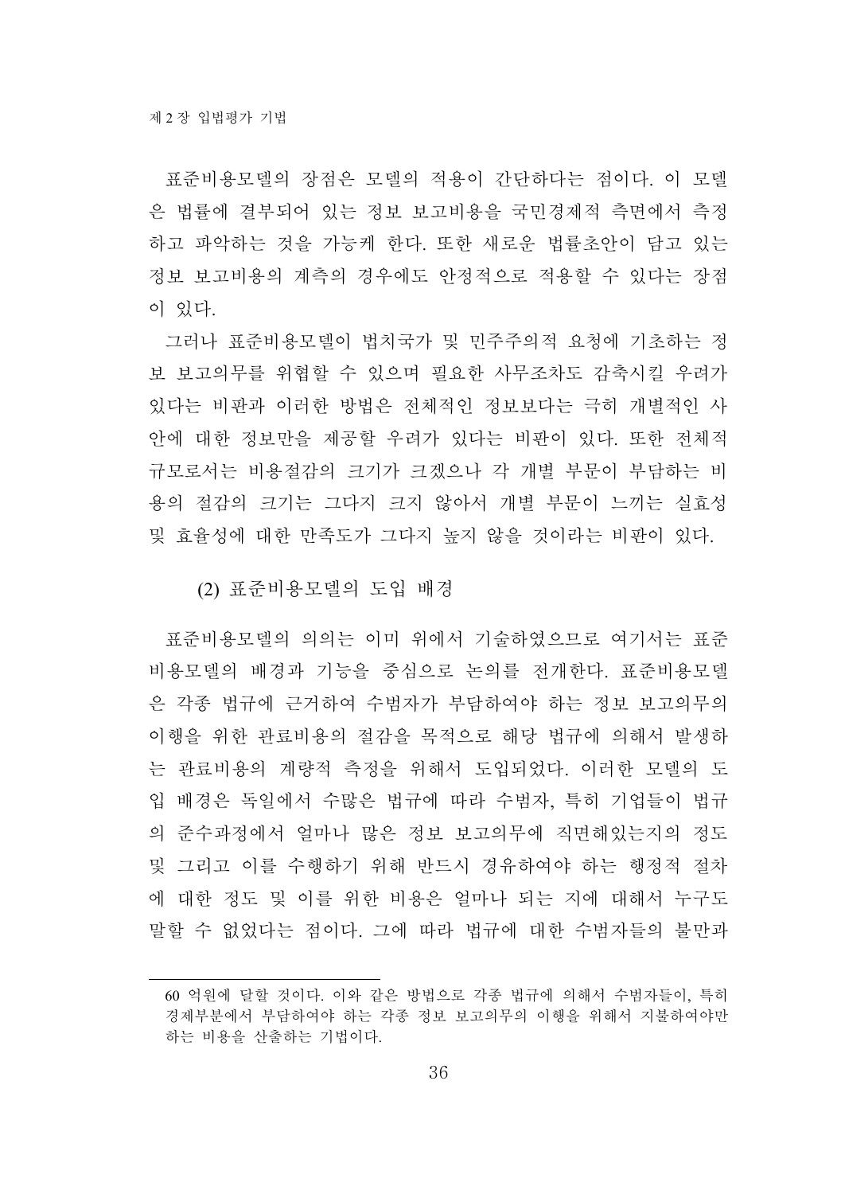표준비용모델의 장점은 모델의 적용이 간단하다는 점이다. 이 모델은 법률에 결부되어 있는 정보 보고비용을 국민경제적 측면에서 측정하고 파악하는 것을 가능케 한다. 또한 새로운 법률초안이 담고 있는 정보 보고비용의 계측의 경우에도 안정적으로 적용할 수 있다는 장점이 있다.

그러나 표준비용모델이 법치국가 및 민주주의적 요청에 기초하는 정보 보고의무를 위협할 수 있으며 필요한 사무조차도 감축시킬 우려가 있다는 비판과 이러한 방법은 전체적인 정보보다는 극히 개별적인 사안에 대한 정보만을 제공할 우려가 있다는 비판이 있다. 또한 전체적 규모로서는 비용절감의 크기가 크겠으나 각 개별 부문이 부담하는 비용의 절감의 크기는 그다지 크지 않아서 개별 부문이 느끼는 실효성 및 효율성에 대한 만족도가 그다지 높지 않을 것이라는 비판이 있다.

### (2) 표준비용모델의 도입 배경

표준비용모델의 의의는 이미 위에서 기술하였으므로 여기서는 표준비용모델의 배경과 기능을 중심으로 논의를 전개한다. 표준비용모델은 각종 법규에 근거하여 수범자가 부담하여야 하는 정보 보고의무의 이행을 위한 관료비용의 절감을 목적으로 해당 법규에 의해서 발생하는 관료비용의 계량적 측정을 위해서 도입되었다. 이러한 모델의 도입 배경은 독일에서 수많은 법규에 따라 수범자, 특히 기업들이 법규의 준수과정에서 얼마나 많은 정보 보고의무에 직면해있는지의 정도 및 그리고 이를 수행하기 위해 반드시 경유하여야 하는 행정적 절차에 대한 정도 및 이를 위한 비용은 얼마나 되는 지에 대해서 누구도 말할 수 없었다는 점이다. 그에 따라 법규에 대한 수범자들의 불만과

---

60 억원에 달할 것이다. 이와 같은 방법으로 각종 법규에 의해서 수범자들이, 특히 경제부분에서 부담하여야 하는 각종 정보 보고의무의 이행을 위해서 지불하여야만 하는 비용을 산출하는 기법이다.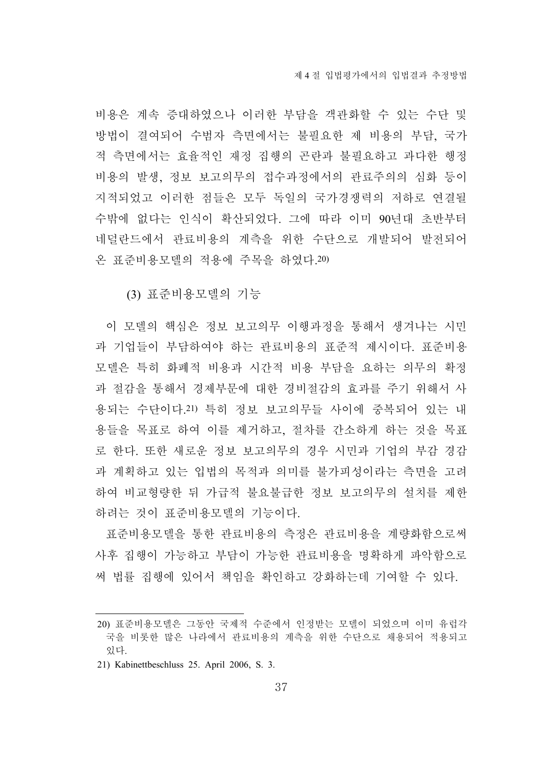비용은 계속 증대하였으나 이러한 부담을 객관화할 수 있는 수단 및 방법이 결여되어 수범자 측면에서는 불필요한 제 비용의 부담, 국가적 측면에서는 효율적인 재정 집행의 곤란과 불필요하고 과다한 행정비용의 발생, 정보 보고의무의 접수과정에서의 관료주의의 심화 등이 지적되었고 이러한 점들은 모두 독일의 국가경쟁력의 저하로 연결될 수밖에 없다는 인식이 확산되었다. 그에 따라 이미 90년대 초반부터 네덜란드에서 관료비용의 계측을 위한 수단으로 개발되어 발전되어 온 표준비용모델의 적용에 주목을 하였다.[20]

(3) 표준비용모델의 기능

이 모델의 핵심은 정보 보고의무 이행과정을 통해서 생겨나는 시민과 기업들이 부담하여야 하는 관료비용의 표준적 제시이다. 표준비용모델은 특히 화폐적 비용과 시간적 비용 부담을 요하는 의무의 확정과 절감을 통해서 경제부문에 대한 경비절감의 효과를 주기 위해서 사용되는 수단이다.[21] 특히 정보 보고의무들 사이에 중복되어 있는 내용들을 목표로 하여 이를 제거하고, 절차를 간소하게 하는 것을 목표로 한다. 또한 새로운 정보 보고의무의 경우 시민과 기업의 부감 경감과 계획하고 있는 입법의 목적과 의미를 불가피성이라는 측면을 고려하여 비교형량한 뒤 가급적 불요불급한 정보 보고의무의 설치를 제한하려는 것이 표준비용모델의 기능이다.

표준비용모델을 통한 관료비용의 측정은 관료비용을 계량화함으로써 사후 집행이 가능하고 부담이 가능한 관료비용을 명확하게 파악함으로써 법률 집행에 있어서 책임을 확인하고 강화하는데 기여할 수 있다.

---

20) 표준비용모델은 그동안 국제적 수준에서 인정받는 모델이 되었으며 이미 유럽각국을 비롯한 많은 나라에서 관료비용의 계측을 위한 수단으로 채용되어 적용되고 있다.

21) Kabinettbeschluss 25. April 2006, S. 3.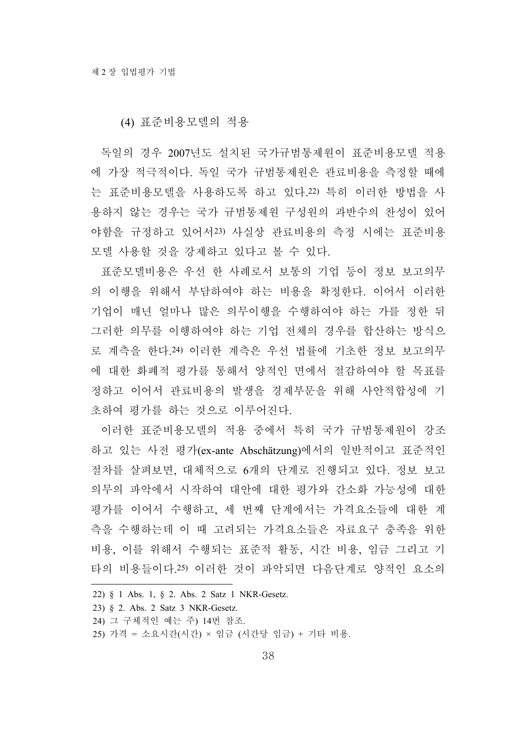(4) 표준비용모델의 적용

독일의 경우 2007년도 설치된 국가규범통제원이 표준비용모델 적용에 가장 적극적이다. 독일 국가 규범통제원은 관료비용을 측정할 때에는 표준비용모델을 사용하도록 하고 있다.[22] 특히 이러한 방법을 사용하지 않는 경우는 국가 규범통제원 구성원의 과반수의 찬성이 있어야함을 규정하고 있어서[23] 사실상 관료비용의 측정 시에는 표준비용모델 사용할 것을 강제하고 있다고 볼 수 있다.

표준모델비용은 우선 한 사례로서 보통의 기업 등이 정보 보고의무의 이행을 위해서 부담하여야 하는 비용을 확정한다. 이어서 이러한 기업이 매년 얼마나 많은 의무이행을 수행하여야 하는 가를 정한 뒤 그러한 의무를 이행하여야 하는 기업 전체의 경우를 합산하는 방식으로 계측을 한다.[24] 이러한 계측은 우선 법률에 기초한 정보 보고의무에 대한 화폐적 평가를 통해서 양적인 면에서 절감하여야 할 목표를 정하고 이어서 관료비용의 발생을 경제부문을 위해 사안적합성에 기초하여 평가를 하는 것으로 이루어진다.

이러한 표준비용모델의 적용 중에서 특히 국가 규범통제원이 강조하고 있는 사전 평가(ex-ante Abschätzung)에서의 일반적이고 표준적인 절차를 살펴보면, 대체적으로 6개의 단계로 진행되고 있다. 정보 보고의무의 파악에서 시작하여 대안에 대한 평가와 간소화 가능성에 대한 평가를 이어서 수행하고, 세 번째 단계에서는 가격요소들에 대한 계측을 수행하는데 이 때 고려되는 가격요소들은 자료요구 충족을 위한 비용, 이를 위해서 수행되는 표준적 활동, 시간 비용, 임금 그리고 기타의 비용들이다.[25] 이러한 것이 파악되면 다음단계로 양적인 요소의

---

22) § 1 Abs. 1, § 2. Abs. 2 Satz 1 NKR-Gesetz.

23) § 2. Abs. 2 Satz 3 NKR-Gesetz.

24) 그 구체적인 예는 주) 14번 참조.

25) 가격 = 소요시간(시간) × 임금 (시간당 임금) + 기타 비용.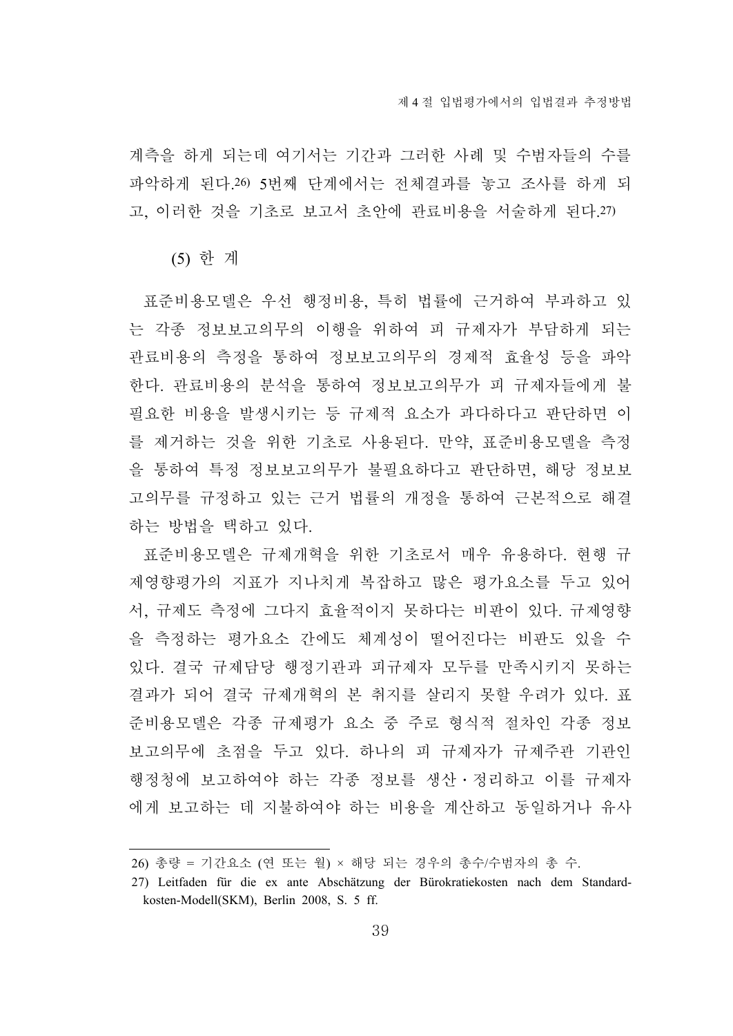계측을 하게 되는데 여기서는 기간과 그러한 사례 및 수범자들의 수를 파악하게 된다.[26] 5번째 단계에서는 전체결과를 놓고 조사를 하게 되고, 이러한 것을 기초로 보고서 초안에 관료비용을 서술하게 된다.[27]

### (5) 한 계

표준비용모델은 우선 행정비용, 특히 법률에 근거하여 부과하고 있는 각종 정보보고의무의 이행을 위하여 피 규제자가 부담하게 되는 관료비용의 측정을 통하여 정보보고의무의 경제적 효율성 등을 파악한다. 관료비용의 분석을 통하여 정보보고의무가 피 규제자들에게 불필요한 비용을 발생시키는 등 규제적 요소가 과다하다고 판단하면 이를 제거하는 것을 위한 기초로 사용된다. 만약, 표준비용모델을 측정을 통하여 특정 정보보고의무가 불필요하다고 판단하면, 해당 정보보고의무를 규정하고 있는 근거 법률의 개정을 통하여 근본적으로 해결하는 방법을 택하고 있다.

표준비용모델은 규제개혁을 위한 기초로서 매우 유용하다. 현행 규제영향평가의 지표가 지나치게 복잡하고 많은 평가요소를 두고 있어서, 규제도 측정에 그다지 효율적이지 못하다는 비판이 있다. 규제영향을 측정하는 평가요소 간에도 체계성이 떨어진다는 비판도 있을 수 있다. 결국 규제담당 행정기관과 피규제자 모두를 만족시키지 못하는 결과가 되어 결국 규제개혁의 본 취지를 살리지 못할 우려가 있다. 표준비용모델은 각종 규제평가 요소 중 주로 형식적 절차인 각종 정보보고의무에 초점을 두고 있다. 하나의 피 규제자가 규제주관 기관인 행정청에 보고하여야 하는 각종 정보를 생산・정리하고 이를 규제자에게 보고하는 데 지불하여야 하는 비용을 계산하고 동일하거나 유사

---

26) 총량 = 기간요소 (연 또는 월) × 해당 되는 경우의 총수/수범자의 총 수.

27) Leitfaden für die ex ante Abschätzung der Bürokratiekosten nach dem Standardkosten-Modell(SKM), Berlin 2008, S. 5 ff.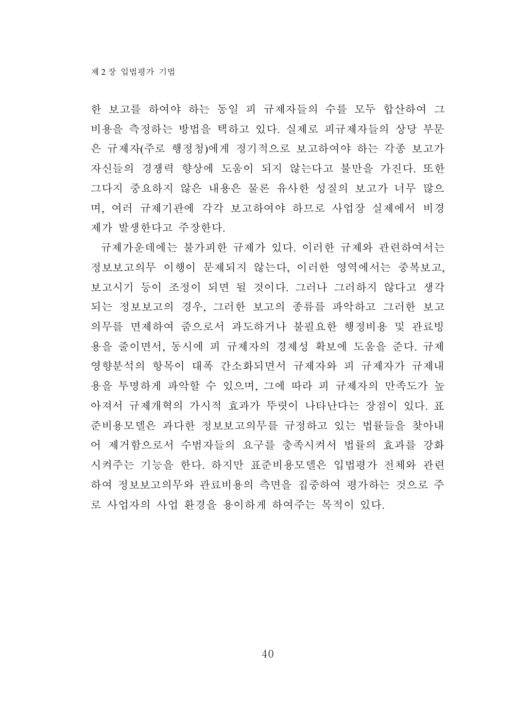한 보고를 하여야 하는 동일 피 규제자들의 수를 모두 합산하여 그 비용을 측정하는 방법을 택하고 있다. 실제로 피규제자들의 상당 부문은 규제자(주로 행정청)에게 정기적으로 보고하여야 하는 각종 보고가 자신들의 경쟁력 향상에 도움이 되지 않는다고 불만을 가진다. 또한 그다지 중요하지 않은 내용은 물론 유사한 성질의 보고가 너무 많으며, 여러 규제기관에 각각 보고하여야 하므로 사업장 실제에서 비경제가 발생한다고 주장한다.

규제가운데에는 불가피한 규제가 있다. 이러한 규제와 관련하여서는 정보보고의무 이행이 문제되지 않는다, 이러한 영역에서는 중복보고, 보고시기 등이 조정이 되면 될 것이다. 그러나 그러하지 않다고 생각되는 정보보고의 경우, 그러한 보고의 종류를 파악하고 그러한 보고의무를 면제하여 줌으로서 과도하거나 불필요한 행정비용 및 관료빙용을 줄이면서, 동시에 피 규제자의 경제성 확보에 도움을 준다. 규제영향분석의 항목이 대폭 간소화되면서 규제자와 피 규제자가 규제내용을 투명하게 파악할 수 있으며, 그에 따라 피 규제자의 만족도가 높아져서 규제개혁의 가시적 효과가 뚜렷이 나타난다는 장점이 있다. 표준비용모델은 과다한 정보보고의무를 규정하고 있는 법률들을 찾아내어 제거함으로서 수범자들의 요구를 충족시켜서 법률의 효과를 강화시켜주는 기능을 한다. 하지만 표준비용모델은 입법평가 전체와 관련하여 정보보고의무와 관료비용의 측면을 집중하여 평가하는 것으로 주로 사업자의 사업 환경을 용이하게 하여주는 목적이 있다.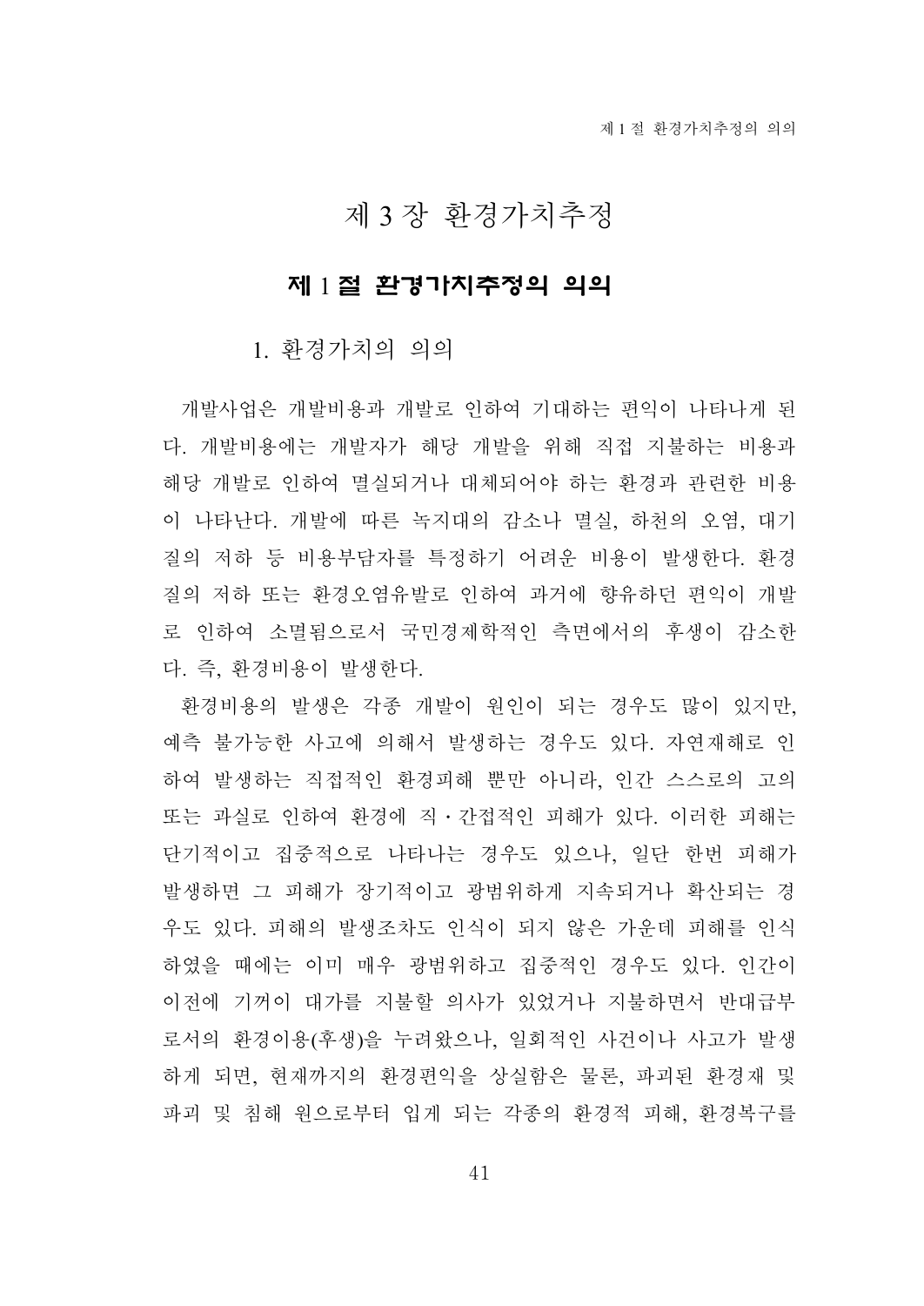# 제 3 장 환경가치추정

## 제 1 절 환경가치추정의 의의

### 1. 환경가치의 의의

개발사업은 개발비용과 개발로 인하여 기대하는 편익이 나타나게 된다. 개발비용에는 개발자가 해당 개발을 위해 직접 지불하는 비용과 해당 개발로 인하여 멸실되거나 대체되어야 하는 환경과 관련한 비용이 나타난다. 개발에 따른 녹지대의 감소나 멸실, 하천의 오염, 대기질의 저하 등 비용부담자를 특정하기 어려운 비용이 발생한다. 환경질의 저하 또는 환경오염유발로 인하여 과거에 향유하던 편익이 개발로 인하여 소멸됨으로서 국민경제학적인 측면에서의 후생이 감소한다. 즉, 환경비용이 발생한다.

환경비용의 발생은 각종 개발이 원인이 되는 경우도 많이 있지만, 예측 불가능한 사고에 의해서 발생하는 경우도 있다. 자연재해로 인하여 발생하는 직접적인 환경피해 뿐만 아니라, 인간 스스로의 고의 또는 과실로 인하여 환경에 직·간접적인 피해가 있다. 이러한 피해는 단기적이고 집중적으로 나타나는 경우도 있으나, 일단 한번 피해가 발생하면 그 피해가 장기적이고 광범위하게 지속되거나 확산되는 경우도 있다. 피해의 발생조차도 인식이 되지 않은 가운데 피해를 인식하였을 때에는 이미 매우 광범위하고 집중적인 경우도 있다. 인간이 이전에 기꺼이 대가를 지불할 의사가 있었거나 지불하면서 반대급부로서의 환경이용(후생)을 누려왔으나, 일회적인 사건이나 사고가 발생하게 되면, 현재까지의 환경편익을 상실함은 물론, 파괴된 환경재 및 파괴 및 침해 원으로부터 입게 되는 각종의 환경적 피해, 환경복구를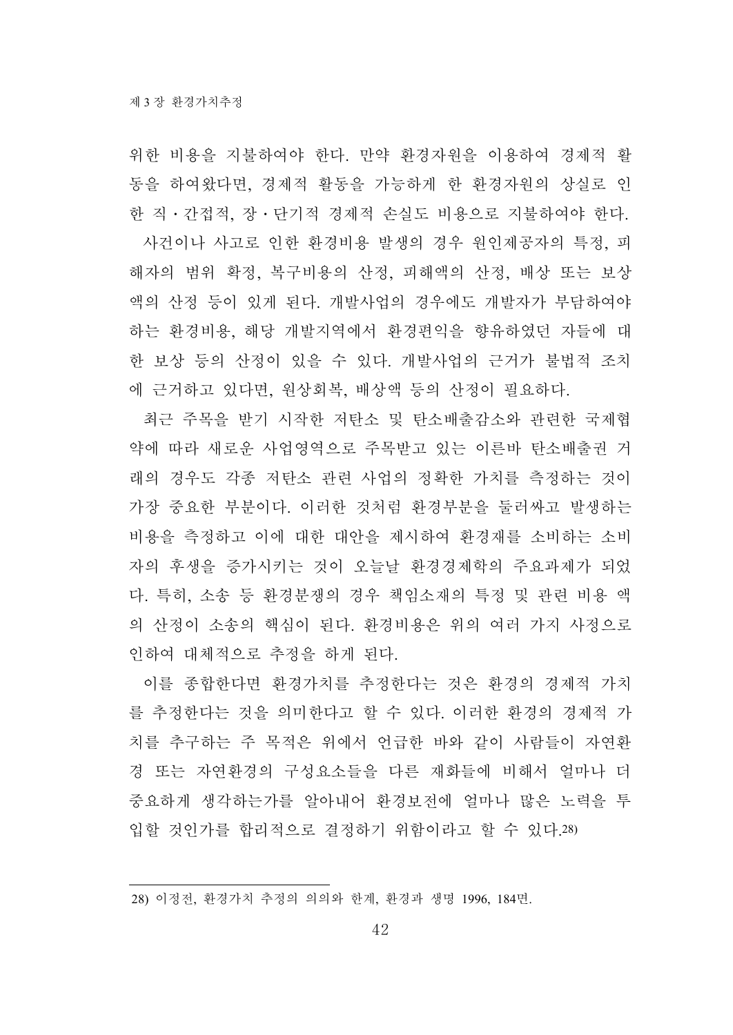위한 비용을 지불하여야 한다. 만약 환경자원을 이용하여 경제적 활동을 하여왔다면, 경제적 활동을 가능하게 한 환경자원의 상실로 인한 직·간접적, 장·단기적 경제적 손실도 비용으로 지불하여야 한다.

사건이나 사고로 인한 환경비용 발생의 경우 원인제공자의 특정, 피해자의 범위 확정, 복구비용의 산정, 피해액의 산정, 배상 또는 보상액의 산정 등이 있게 된다. 개발사업의 경우에도 개발자가 부담하여야 하는 환경비용, 해당 개발지역에서 환경편익을 향유하였던 자들에 대한 보상 등의 산정이 있을 수 있다. 개발사업의 근거가 불법적 조치에 근거하고 있다면, 원상회복, 배상액 등의 산정이 필요하다.

최근 주목을 받기 시작한 저탄소 및 탄소배출감소와 관련한 국제협약에 따라 새로운 사업영역으로 주목받고 있는 이른바 탄소배출권 거래의 경우도 각종 저탄소 관련 사업의 정확한 가치를 측정하는 것이 가장 중요한 부분이다. 이러한 것처럼 환경부분을 둘러싸고 발생하는 비용을 측정하고 이에 대한 대안을 제시하여 환경재를 소비하는 소비자의 후생을 증가시키는 것이 오늘날 환경경제학의 주요과제가 되었다. 특히, 소송 등 환경분쟁의 경우 책임소재의 특정 및 관련 비용 액의 산정이 소송의 핵심이 된다. 환경비용은 위의 여러 가지 사정으로 인하여 대체적으로 추정을 하게 된다.

이를 종합한다면 환경가치를 추정한다는 것은 환경의 경제적 가치를 추정한다는 것을 의미한다고 할 수 있다. 이러한 환경의 경제적 가치를 추구하는 주 목적은 위에서 언급한 바와 같이 사람들이 자연환경 또는 자연환경의 구성요소들을 다른 재화들에 비해서 얼마나 더 중요하게 생각하는가를 알아내어 환경보전에 얼마나 많은 노력을 투입할 것인가를 합리적으로 결정하기 위함이라고 할 수 있다.[28)]

---

28) 이정전, 환경가치 추정의 의의와 한계, 환경과 생명 1996, 184면.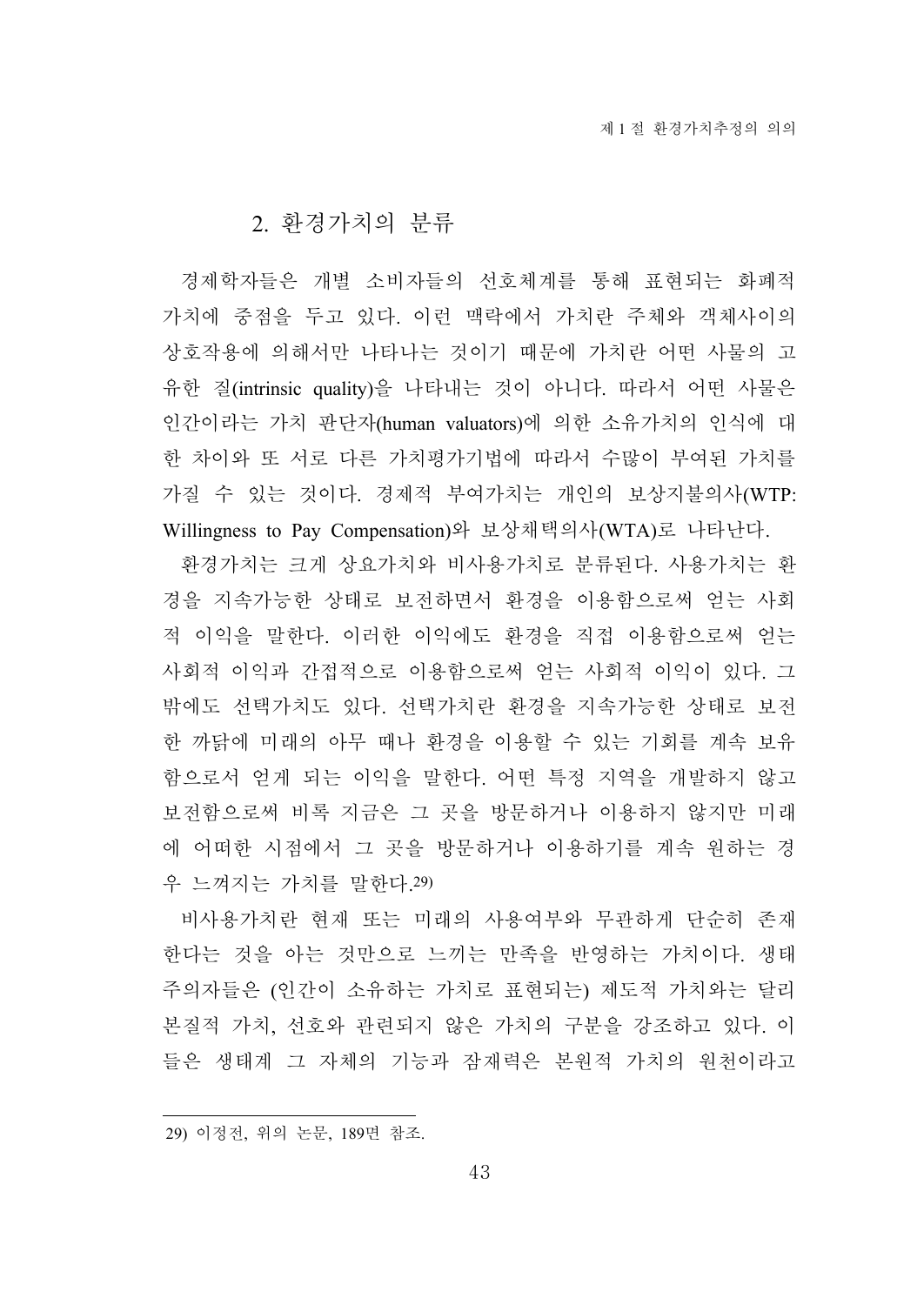## 2. 환경가치의 분류

경제학자들은 개별 소비자들의 선호체계를 통해 표현되는 화폐적 가치에 중점을 두고 있다. 이런 맥락에서 가치란 주체와 객체사이의 상호작용에 의해서만 나타나는 것이기 때문에 가치란 어떤 사물의 고유한 질(intrinsic quality)을 나타내는 것이 아니다. 따라서 어떤 사물은 인간이라는 가치 판단자(human valuators)에 의한 소유가치의 인식에 대한 차이와 또 서로 다른 가치평가기법에 따라서 수많이 부여된 가치를 가질 수 있는 것이다. 경제적 부여가치는 개인의 보상지불의사(WTP: Willingness to Pay Compensation)와 보상채택의사(WTA)로 나타난다.

환경가치는 크게 상요가치와 비사용가치로 분류된다. 사용가치는 환경을 지속가능한 상태로 보전하면서 환경을 이용함으로써 얻는 사회적 이익을 말한다. 이러한 이익에도 환경을 직접 이용함으로써 얻는 사회적 이익과 간접적으로 이용함으로써 얻는 사회적 이익이 있다. 그 밖에도 선택가치도 있다. 선택가치란 환경을 지속가능한 상태로 보전한 까닭에 미래의 아무 때나 환경을 이용할 수 있는 기회를 계속 보유함으로서 얻게 되는 이익을 말한다. 어떤 특정 지역을 개발하지 않고 보전함으로써 비록 지금은 그 곳을 방문하거나 이용하지 않지만 미래에 어떠한 시점에서 그 곳을 방문하거나 이용하기를 계속 원하는 경우 느껴지는 가치를 말한다.[29]

비사용가치란 현재 또는 미래의 사용여부와 무관하게 단순히 존재한다는 것을 아는 것만으로 느끼는 만족을 반영하는 가치이다. 생태주의자들은 (인간이 소유하는 가치로 표현되는) 제도적 가치와는 달리 본질적 가치, 선호와 관련되지 않은 가치의 구분을 강조하고 있다. 이들은 생태계 그 자체의 기능과 잠재력은 본원적 가치의 원천이라고

---

29) 이정전, 위의 논문, 189면 참조.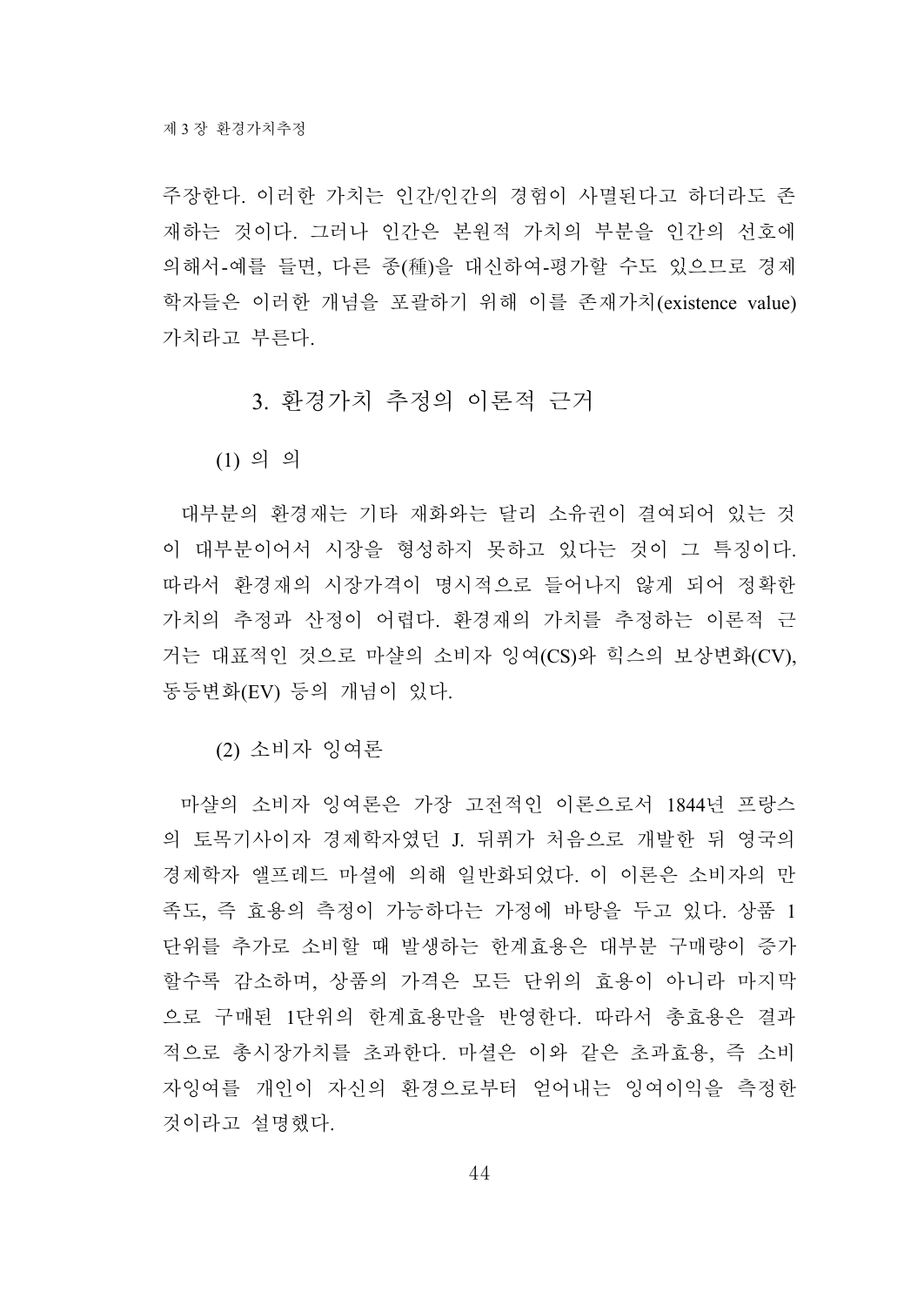주장한다. 이러한 가치는 인간/인간의 경험이 사멸된다고 하더라도 존재하는 것이다. 그러나 인간은 본원적 가치의 부분을 인간의 선호에 의해서-예를 들면, 다른 종(種)을 대신하여-평가할 수도 있으므로 경제학자들은 이러한 개념을 포괄하기 위해 이를 존재가치(existence value) 가치라고 부른다.

## 3. 환경가치 추정의 이론적 근거

### (1) 의 의

대부분의 환경재는 기타 재화와는 달리 소유권이 결여되어 있는 것이 대부분이어서 시장을 형성하지 못하고 있다는 것이 그 특징이다. 따라서 환경재의 시장가격이 명시적으로 들어나지 않게 되어 정확한 가치의 추정과 산정이 어렵다. 환경재의 가치를 추정하는 이론적 근거는 대표적인 것으로 마샬의 소비자 잉여(CS)와 힉스의 보상변화(CV), 동등변화(EV) 등의 개념이 있다.

### (2) 소비자 잉여론

마샬의 소비자 잉여론은 가장 고전적인 이론으로서 1844년 프랑스의 토목기사이자 경제학자였던 J. 뒤퓌가 처음으로 개발한 뒤 영국의 경제학자 앨프레드 마셜에 의해 일반화되었다. 이 이론은 소비자의 만족도, 즉 효용의 측정이 가능하다는 가정에 바탕을 두고 있다. 상품 1단위를 추가로 소비할 때 발생하는 한계효용은 대부분 구매량이 증가할수록 감소하며, 상품의 가격은 모든 단위의 효용이 아니라 마지막으로 구매된 1단위의 한계효용만을 반영한다. 따라서 총효용은 결과적으로 총시장가치를 초과한다. 마셜은 이와 같은 초과효용, 즉 소비자잉여를 개인이 자신의 환경으로부터 얻어내는 잉여이익을 측정한 것이라고 설명했다.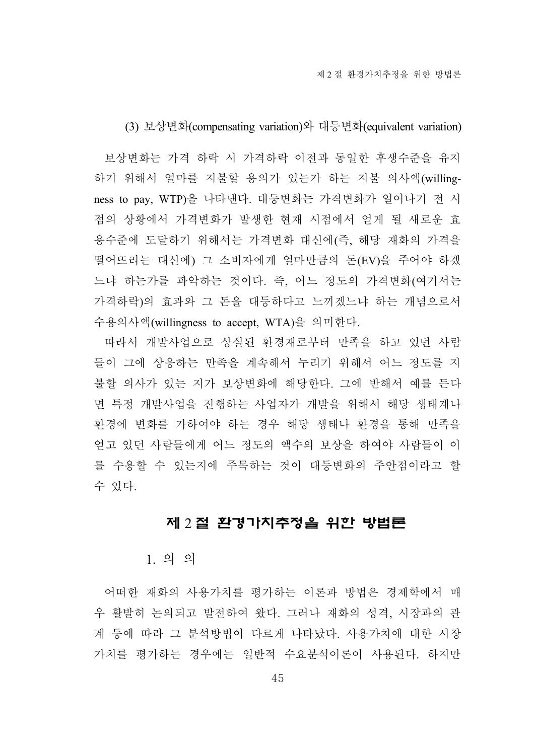### (3) 보상변화(compensating variation)와 대등변화(equivalent variation)

보상변화는 가격 하락 시 가격하락 이전과 동일한 후생수준을 유지하기 위해서 얼마를 지불할 용의가 있는가 하는 지불 의사액(willingness to pay, WTP)을 나타낸다. 대등변화는 가격변화가 일어나기 전 시점의 상황에서 가격변화가 발생한 현재 시점에서 얻게 될 새로운 효용수준에 도달하기 위해서는 가격변화 대신에(즉, 해당 재화의 가격을 떨어뜨리는 대신에) 그 소비자에게 얼마만큼의 돈(EV)을 주어야 하겠느냐 하는가를 파악하는 것이다. 즉, 어느 정도의 가격변화(여기서는 가격하락)의 효과와 그 돈을 대등하다고 느끼겠느냐 하는 개념으로서 수용의사액(willingness to accept, WTA)을 의미한다.

따라서 개발사업으로 상실된 환경재로부터 만족을 하고 있던 사람들이 그에 상응하는 만족을 계속해서 누리기 위해서 어느 정도를 지불할 의사가 있는 지가 보상변화에 해당한다. 그에 반해서 예를 든다면 특정 개발사업을 진행하는 사업자가 개발을 위해서 해당 생태계나 환경에 변화를 가하여야 하는 경우 해당 생태나 환경을 통해 만족을 얻고 있던 사람들에게 어느 정도의 액수의 보상을 하여야 사람들이 이를 수용할 수 있는지에 주목하는 것이 대등변화의 주안점이라고 할 수 있다.

## 제 2 절 환경가치추정을 위한 방법론

### 1. 의 의

어떠한 재화의 사용가치를 평가하는 이론과 방법은 경제학에서 매우 활발히 논의되고 발전하여 왔다. 그러나 재화의 성격, 시장과의 관계 등에 따라 그 분석방법이 다르게 나타났다. 사용가치에 대한 시장가치를 평가하는 경우에는 일반적 수요분석이론이 사용된다. 하지만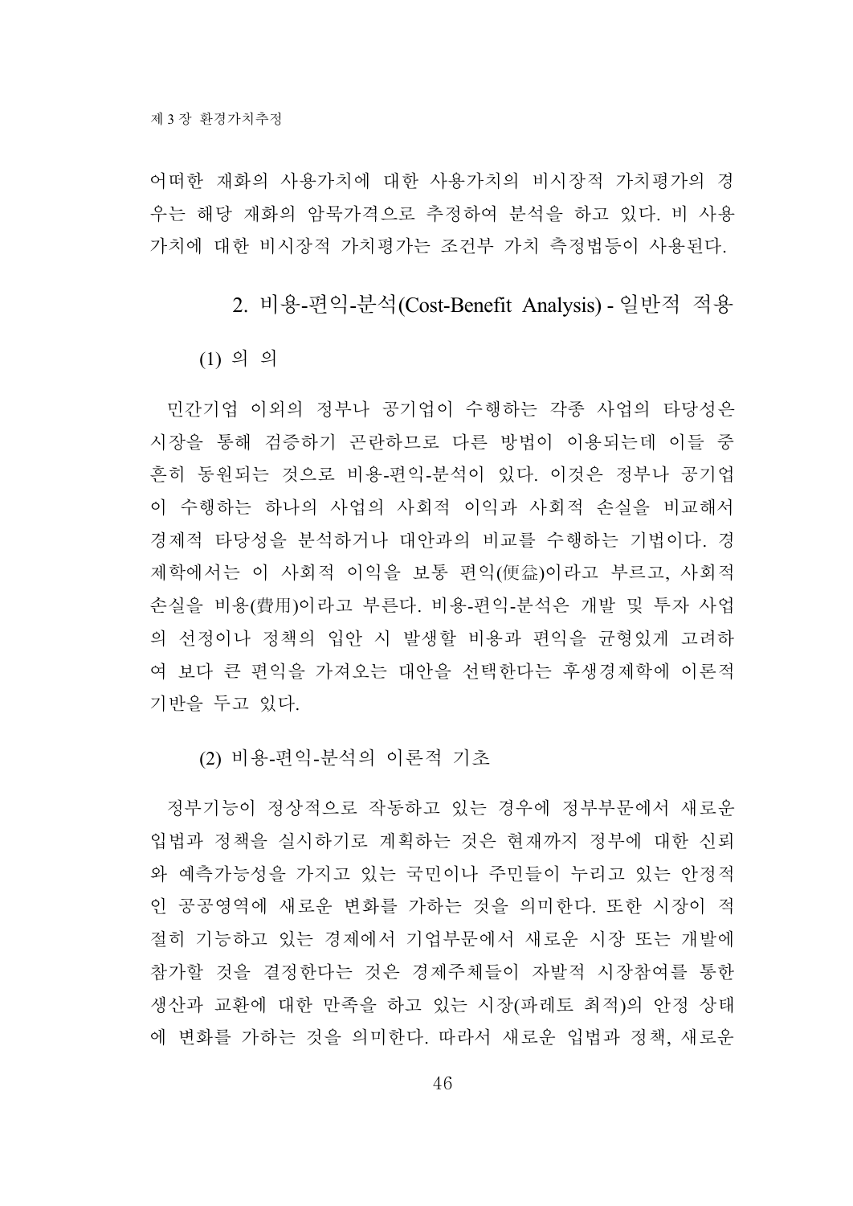어떠한 재화의 사용가치에 대한 사용가치의 비시장적 가치평가의 경우는 해당 재화의 암묵가격으로 추정하여 분석을 하고 있다. 비 사용가치에 대한 비시장적 가치평가는 조건부 가치 측정법등이 사용된다.

## 2. 비용-편익-분석(Cost-Benefit Analysis) - 일반적 적용

### (1) 의 의

민간기업 이외의 정부나 공기업이 수행하는 각종 사업의 타당성은 시장을 통해 검증하기 곤란하므로 다른 방법이 이용되는데 이들 중 흔히 동원되는 것으로 비용-편익-분석이 있다. 이것은 정부나 공기업이 수행하는 하나의 사업의 사회적 이익과 사회적 손실을 비교해서 경제적 타당성을 분석하거나 대안과의 비교를 수행하는 기법이다. 경제학에서는 이 사회적 이익을 보통 편익(便益)이라고 부르고, 사회적 손실을 비용(費用)이라고 부른다. 비용-편익-분석은 개발 및 투자 사업의 선정이나 정책의 입안 시 발생할 비용과 편익을 균형있게 고려하여 보다 큰 편익을 가져오는 대안을 선택한다는 후생경제학에 이론적 기반을 두고 있다.

### (2) 비용-편익-분석의 이론적 기초

정부기능이 정상적으로 작동하고 있는 경우에 정부부문에서 새로운 입법과 정책을 실시하기로 계획하는 것은 현재까지 정부에 대한 신뢰와 예측가능성을 가지고 있는 국민이나 주민들이 누리고 있는 안정적인 공공영역에 새로운 변화를 가하는 것을 의미한다. 또한 시장이 적절히 기능하고 있는 경제에서 기업부문에서 새로운 시장 또는 개발에 참가할 것을 결정한다는 것은 경제주체들이 자발적 시장참여를 통한 생산과 교환에 대한 만족을 하고 있는 시장(파레토 최적)의 안정 상태에 변화를 가하는 것을 의미한다. 따라서 새로운 입법과 정책, 새로운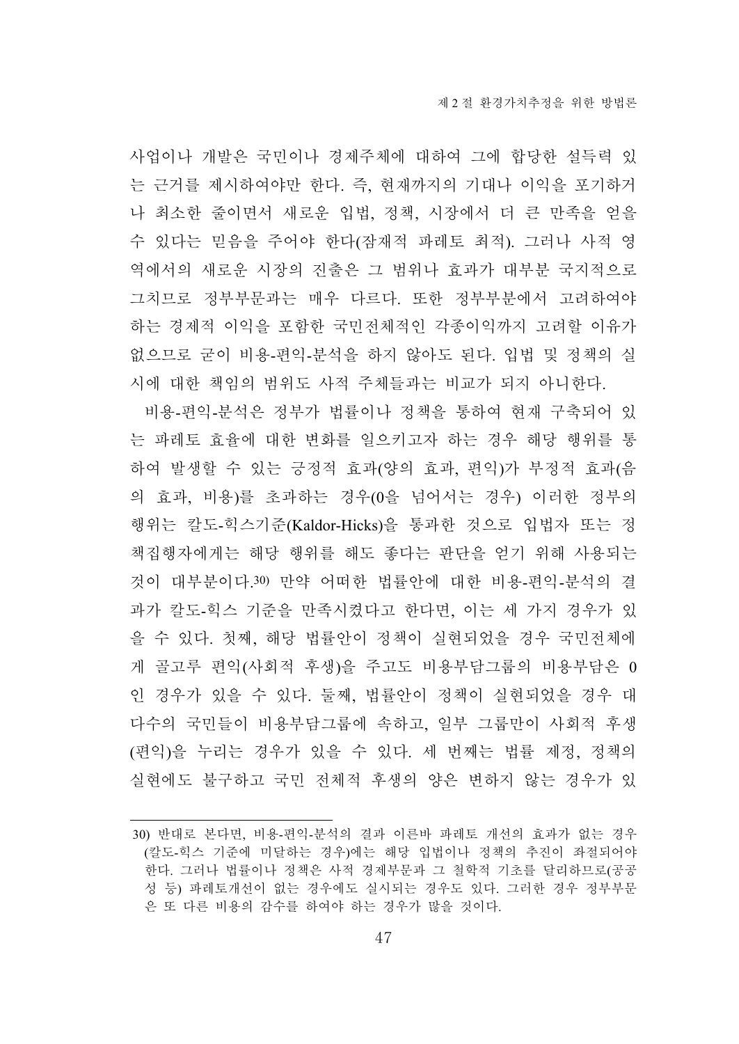사업이나 개발은 국민이나 경제주체에 대하여 그에 합당한 설득력 있는 근거를 제시하여야만 한다. 즉, 현재까지의 기대나 이익을 포기하거나 최소한 줄이면서 새로운 입법, 정책, 시장에서 더 큰 만족을 얻을 수 있다는 믿음을 주어야 한다(잠재적 파레토 최적). 그러나 사적 영역에서의 새로운 시장의 진출은 그 범위나 효과가 대부분 국지적으로 그치므로 정부부문과는 매우 다르다. 또한 정부부분에서 고려하여야 하는 경제적 이익을 포함한 국민전체적인 각종이익까지 고려할 이유가 없으므로 굳이 비용-편익-분석을 하지 않아도 된다. 입법 및 정책의 실시에 대한 책임의 범위도 사적 주체들과는 비교가 되지 아니한다.

비용-편익-분석은 정부가 법률이나 정책을 통하여 현재 구축되어 있는 파레토 효율에 대한 변화를 일으키고자 하는 경우 해당 행위를 통하여 발생할 수 있는 긍정적 효과(양의 효과, 편익)가 부정적 효과(음의 효과, 비용)를 초과하는 경우(0을 넘어서는 경우) 이러한 정부의 행위는 칼도-힉스기준(Kaldor-Hicks)을 통과한 것으로 입법자 또는 정책집행자에게는 해당 행위를 해도 좋다는 판단을 얻기 위해 사용되는 것이 대부분이다.[30] 만약 어떠한 법률안에 대한 비용-편익-분석의 결과가 칼도-힉스 기준을 만족시켰다고 한다면, 이는 세 가지 경우가 있을 수 있다. 첫째, 해당 법률안이 정책이 실현되었을 경우 국민전체에게 골고루 편익(사회적 후생)을 주고도 비용부담그룹의 비용부담은 0인 경우가 있을 수 있다. 둘째, 법률안이 정책이 실현되었을 경우 대다수의 국민들이 비용부담그룹에 속하고, 일부 그룹만이 사회적 후생(편익)을 누리는 경우가 있을 수 있다. 세 번째는 법률 제정, 정책의 실현에도 불구하고 국민 전체적 후생의 양은 변하지 않는 경우가 있

---

30) 반대로 본다면, 비용-편익-분석의 결과 이른바 파레토 개선의 효과가 없는 경우(칼도-힉스 기준에 미달하는 경우)에는 해당 입법이나 정책의 추진이 좌절되어야 한다. 그러나 법률이나 정책은 사적 경제부문과 그 철학적 기초를 달리하므로(공공성 등) 파레토개선이 없는 경우에도 실시되는 경우도 있다. 그러한 경우 정부부문은 또 다른 비용의 감수를 하여야 하는 경우가 많을 것이다.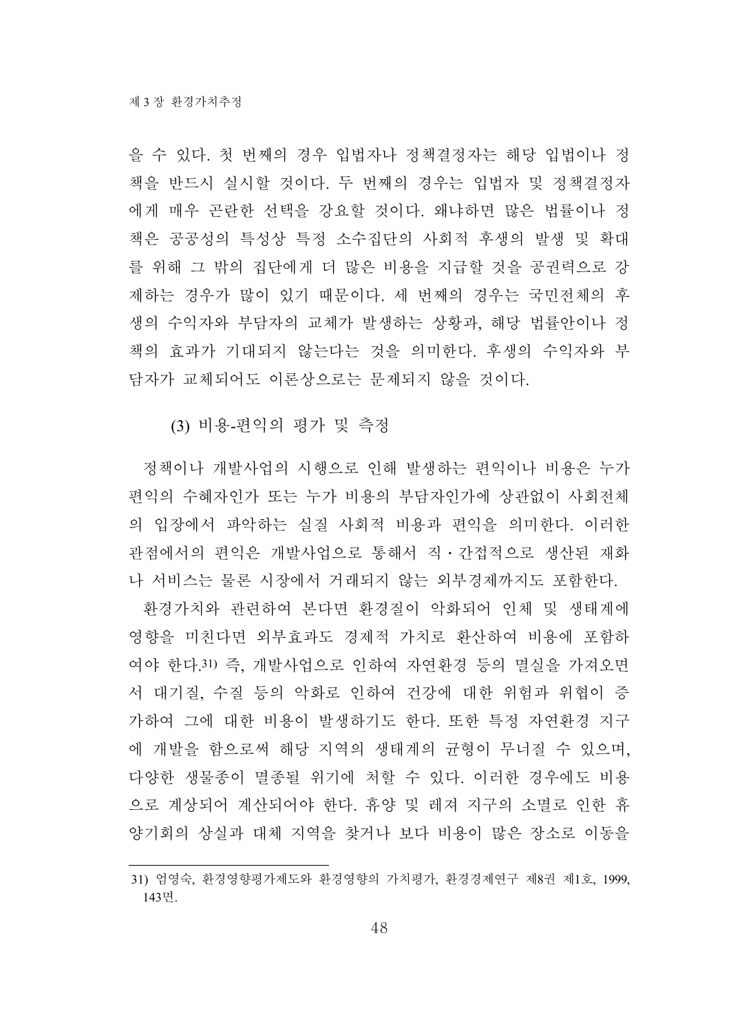을 수 있다. 첫 번째의 경우 입법자나 정책결정자는 해당 입법이나 정책을 반드시 실시할 것이다. 두 번째의 경우는 입법자 및 정책결정자에게 매우 곤란한 선택을 강요할 것이다. 왜냐하면 많은 법률이나 정책은 공공성의 특성상 특정 소수집단의 사회적 후생의 발생 및 확대를 위해 그 밖의 집단에게 더 많은 비용을 지급할 것을 공권력으로 강제하는 경우가 많이 있기 때문이다. 세 번째의 경우는 국민전체의 후생의 수익자와 부담자의 교체가 발생하는 상황과, 해당 법률안이나 정책의 효과가 기대되지 않는다는 것을 의미한다. 후생의 수익자와 부담자가 교체되어도 이론상으로는 문제되지 않을 것이다.

### (3) 비용-편익의 평가 및 측정

정책이나 개발사업의 시행으로 인해 발생하는 편익이나 비용은 누가 편익의 수혜자인가 또는 누가 비용의 부담자인가에 상관없이 사회전체의 입장에서 파악하는 실질 사회적 비용과 편익을 의미한다. 이러한 관점에서의 편익은 개발사업으로 통해서 직·간접적으로 생산된 재화나 서비스는 물론 시장에서 거래되지 않는 외부경제까지도 포함한다.

환경가치와 관련하여 본다면 환경질이 악화되어 인체 및 생태계에 영향을 미친다면 외부효과도 경제적 가치로 환산하여 비용에 포함하여야 한다.[31] 즉, 개발사업으로 인하여 자연환경 등의 멸실을 가져오면서 대기질, 수질 등의 악화로 인하여 건강에 대한 위험과 위협이 증가하여 그에 대한 비용이 발생하기도 한다. 또한 특정 자연환경 지구에 개발을 함으로써 해당 지역의 생태계의 균형이 무너질 수 있으며, 다양한 생물종이 멸종될 위기에 처할 수 있다. 이러한 경우에도 비용으로 계상되어 계산되어야 한다. 휴양 및 레져 지구의 소멸로 인한 휴양기회의 상실과 대체 지역을 찾거나 보다 비용이 많은 장소로 이동을

---

31) 엄영숙, 환경영향평가제도와 환경영향의 가치평가, 환경경제연구 제8권 제1호, 1999, 143면.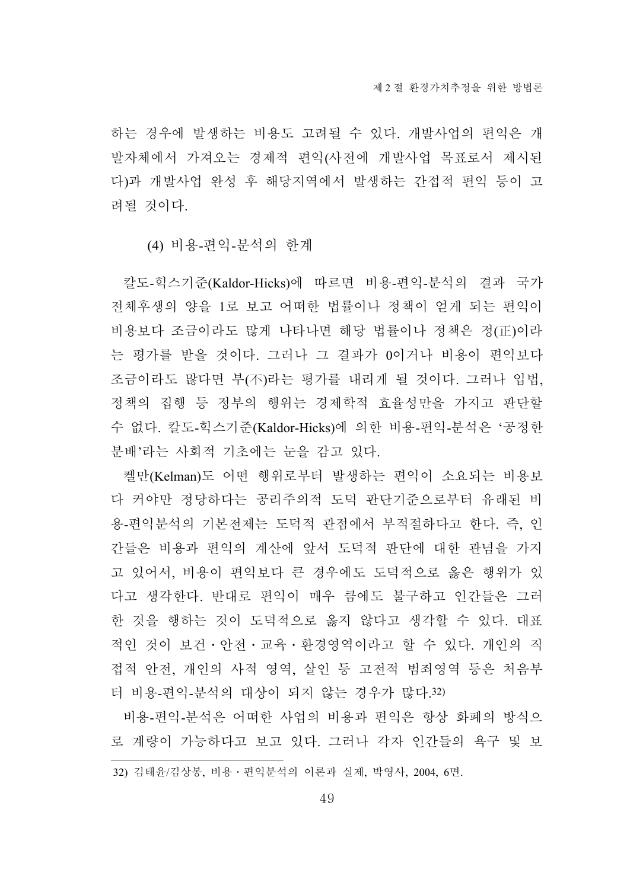하는 경우에 발생하는 비용도 고려될 수 있다. 개발사업의 편익은 개발자체에서 가져오는 경제적 편익(사전에 개발사업 목표로서 제시된다)과 개발사업 완성 후 해당지역에서 발생하는 간접적 편익 등이 고려될 것이다.

#### (4) 비용-편익-분석의 한계

칼도-힉스기준(Kaldor-Hicks)에 따르면 비용-편익-분석의 결과 국가전체후생의 양을 1로 보고 어떠한 법률이나 정책이 얻게 되는 편익이 비용보다 조금이라도 많게 나타나면 해당 법률이나 정책은 정(正)이라는 평가를 받을 것이다. 그러나 그 결과가 0이거나 비용이 편익보다 조금이라도 많다면 부(不)라는 평가를 내리게 될 것이다. 그러나 입법, 정책의 집행 등 정부의 행위는 경제학적 효율성만을 가지고 판단할 수 없다. 칼도-힉스기준(Kaldor-Hicks)에 의한 비용-편익-분석은 '공정한 분배'라는 사회적 기초에는 눈을 감고 있다.

켈만(Kelman)도 어떤 행위로부터 발생하는 편익이 소요되는 비용보다 커야만 정당하다는 공리주의적 도덕 판단기준으로부터 유래된 비용-편익분석의 기본전제는 도덕적 관점에서 부적절하다고 한다. 즉, 인간들은 비용과 편익의 계산에 앞서 도덕적 판단에 대한 관념을 가지고 있어서, 비용이 편익보다 큰 경우에도 도덕적으로 옳은 행위가 있다고 생각한다. 반대로 편익이 매우 큼에도 불구하고 인간들은 그러한 것을 행하는 것이 도덕적으로 옳지 않다고 생각할 수 있다. 대표적인 것이 보건・안전・교육・환경영역이라고 할 수 있다. 개인의 직접적 안전, 개인의 사적 영역, 살인 등 고전적 범죄영역 등은 처음부터 비용-편익-분석의 대상이 되지 않는 경우가 많다.[32)]

비용-편익-분석은 어떠한 사업의 비용과 편익은 항상 화폐의 방식으로 계량이 가능하다고 보고 있다. 그러나 각자 인간들의 욕구 및 보

---

32) 김태윤/김상봉, 비용・편익분석의 이론과 실제, 박영사, 2004, 6면.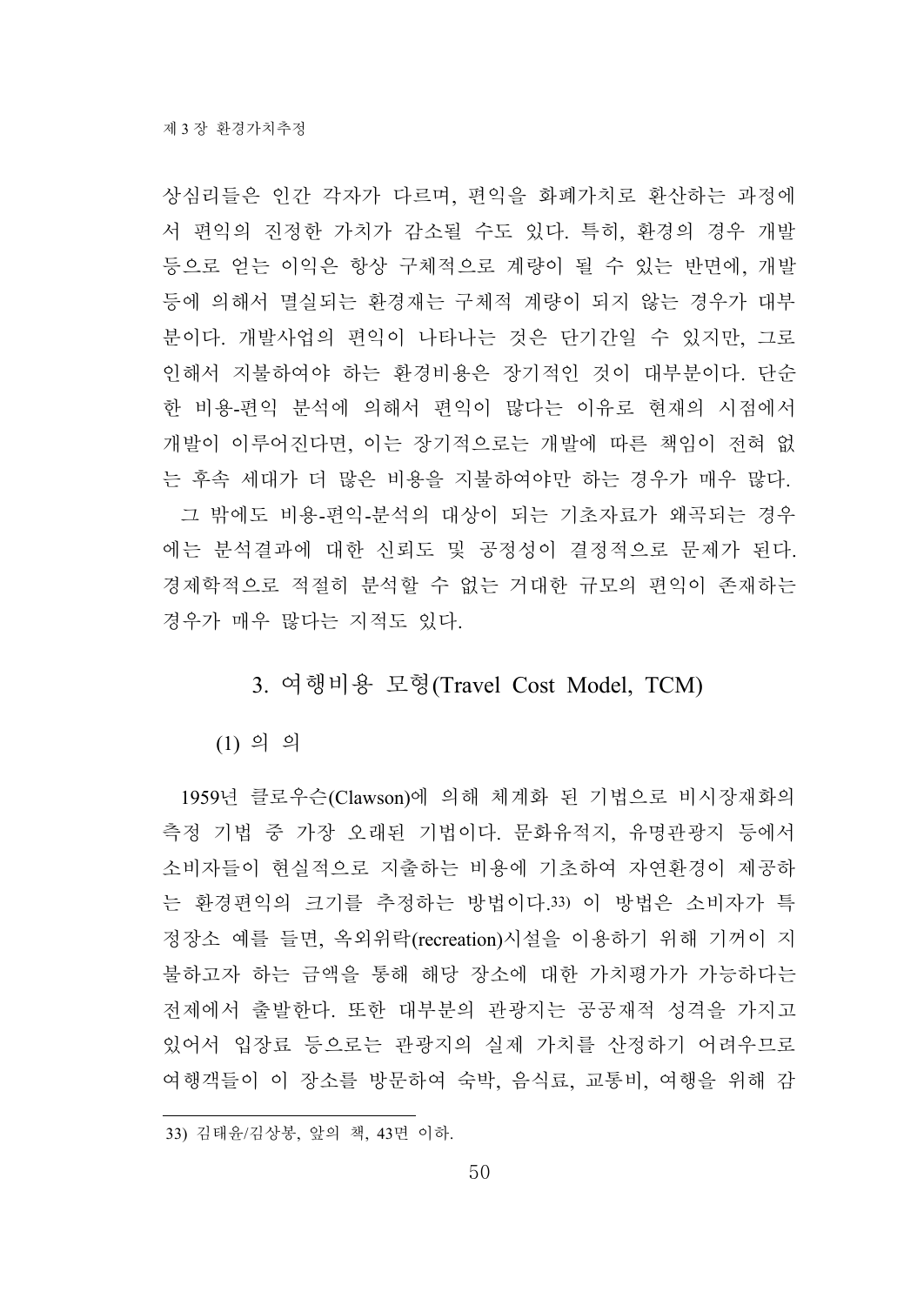상심리들은 인간 각자가 다르며, 편익을 화폐가치로 환산하는 과정에서 편익의 진정한 가치가 감소될 수도 있다. 특히, 환경의 경우 개발 등으로 얻는 이익은 항상 구체적으로 계량이 될 수 있는 반면에, 개발 등에 의해서 멸실되는 환경재는 구체적 계량이 되지 않는 경우가 대부분이다. 개발사업의 편익이 나타나는 것은 단기간일 수 있지만, 그로 인해서 지불하여야 하는 환경비용은 장기적인 것이 대부분이다. 단순한 비용-편익 분석에 의해서 편익이 많다는 이유로 현재의 시점에서 개발이 이루어진다면, 이는 장기적으로는 개발에 따른 책임이 전혀 없는 후속 세대가 더 많은 비용을 지불하여야만 하는 경우가 매우 많다.

그 밖에도 비용-편익-분석의 대상이 되는 기초자료가 왜곡되는 경우에는 분석결과에 대한 신뢰도 및 공정성이 결정적으로 문제가 된다. 경제학적으로 적절히 분석할 수 없는 거대한 규모의 편익이 존재하는 경우가 매우 많다는 지적도 있다.

## 3. 여행비용 모형(Travel Cost Model, TCM)

### (1) 의 의

1959년 클로우슨(Clawson)에 의해 체계화 된 기법으로 비시장재화의 측정 기법 중 가장 오래된 기법이다. 문화유적지, 유명관광지 등에서 소비자들이 현실적으로 지출하는 비용에 기초하여 자연환경이 제공하는 환경편익의 크기를 추정하는 방법이다.[33] 이 방법은 소비자가 특정장소 예를 들면, 옥외위락(recreation)시설을 이용하기 위해 기꺼이 지불하고자 하는 금액을 통해 해당 장소에 대한 가치평가가 가능하다는 전제에서 출발한다. 또한 대부분의 관광지는 공공재적 성격을 가지고 있어서 입장료 등으로는 관광지의 실제 가치를 산정하기 어려우므로 여행객들이 이 장소를 방문하여 숙박, 음식료, 교통비, 여행을 위해 감

---

33) 김태윤/김상봉, 앞의 책, 43면 이하.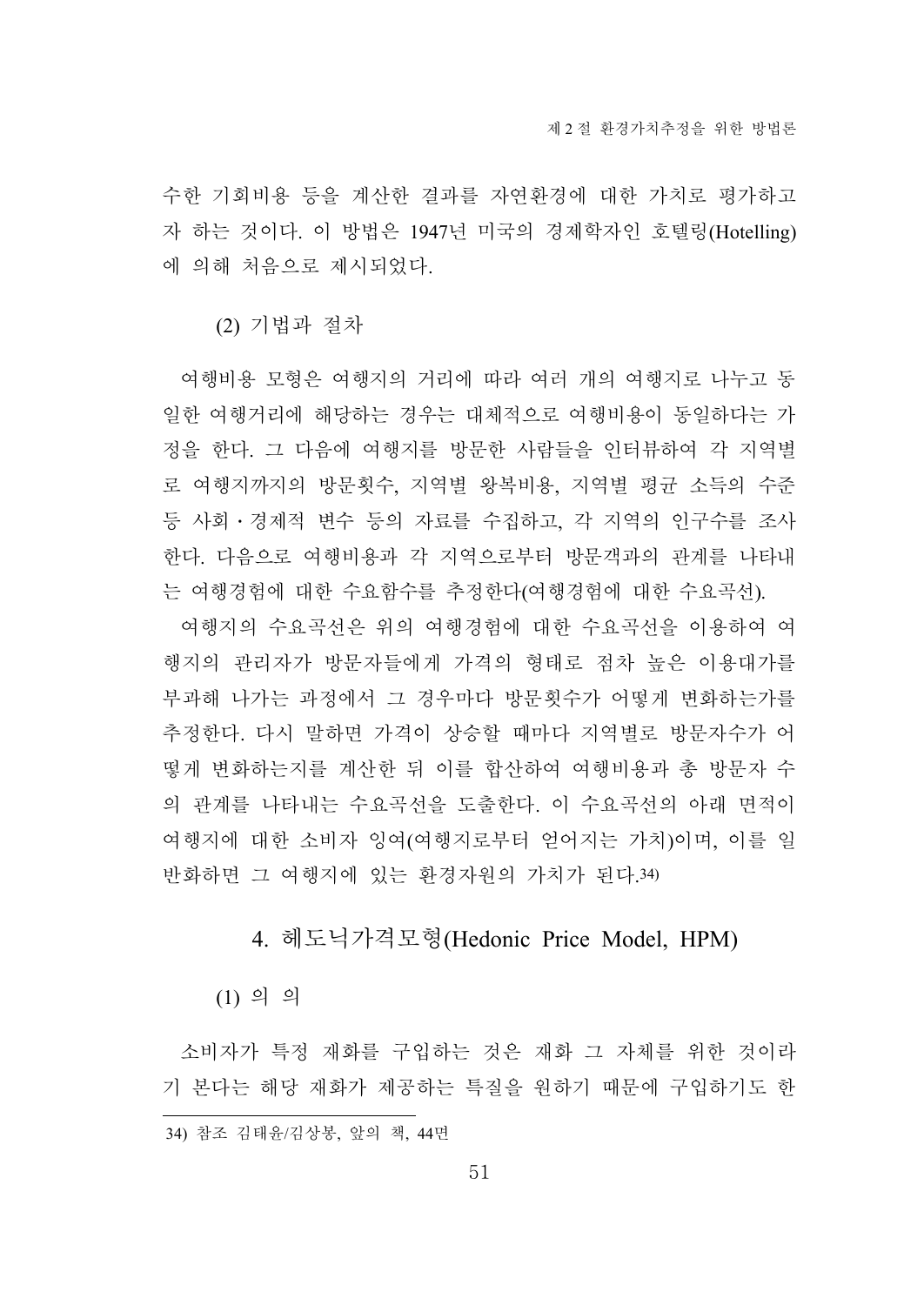수한 기회비용 등을 계산한 결과를 자연환경에 대한 가치로 평가하고자 하는 것이다. 이 방법은 1947년 미국의 경제학자인 호텔링(Hotelling)에 의해 처음으로 제시되었다.

#### (2) 기법과 절차

여행비용 모형은 여행지의 거리에 따라 여러 개의 여행지로 나누고 동일한 여행거리에 해당하는 경우는 대체적으로 여행비용이 동일하다는 가정을 한다. 그 다음에 여행지를 방문한 사람들을 인터뷰하여 각 지역별로 여행지까지의 방문횟수, 지역별 왕복비용, 지역별 평균 소득의 수준 등 사회·경제적 변수 등의 자료를 수집하고, 각 지역의 인구수를 조사한다. 다음으로 여행비용과 각 지역으로부터 방문객과의 관계를 나타내는 여행경험에 대한 수요함수를 추정한다(여행경험에 대한 수요곡선).

여행지의 수요곡선은 위의 여행경험에 대한 수요곡선을 이용하여 여행지의 관리자가 방문자들에게 가격의 형태로 점차 높은 이용대가를 부과해 나가는 과정에서 그 경우마다 방문횟수가 어떻게 변화하는가를 추정한다. 다시 말하면 가격이 상승할 때마다 지역별로 방문자수가 어떻게 변화하는지를 계산한 뒤 이를 합산하여 여행비용과 총 방문자 수의 관계를 나타내는 수요곡선을 도출한다. 이 수요곡선의 아래 면적이 여행지에 대한 소비자 잉여(여행지로부터 얻어지는 가치)이며, 이를 일반화하면 그 여행지에 있는 환경자원의 가치가 된다.[34]

### 4. 헤도닉가격모형(Hedonic Price Model, HPM)

#### (1) 의 의

소비자가 특정 재화를 구입하는 것은 재화 그 자체를 위한 것이라기 본다는 해당 재화가 제공하는 특질을 원하기 때문에 구입하기도 한

---

34) 참조 김태윤/김상봉, 앞의 책, 44면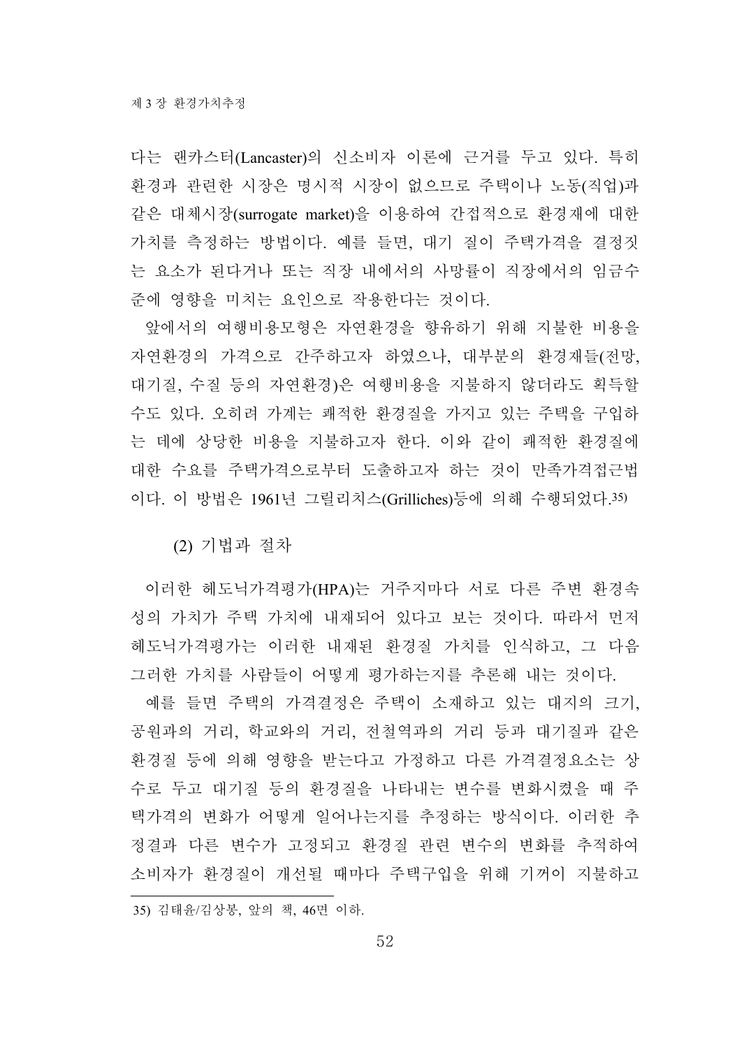다는 랜카스터(Lancaster)의 신소비자 이론에 근거를 두고 있다. 특히 환경과 관련한 시장은 명시적 시장이 없으므로 주택이나 노동(직업)과 같은 대체시장(surrogate market)을 이용하여 간접적으로 환경재에 대한 가치를 측정하는 방법이다. 예를 들면, 대기 질이 주택가격을 결정짓는 요소가 된다거나 또는 직장 내에서의 사망률이 직장에서의 임금수준에 영향을 미치는 요인으로 작용한다는 것이다.

앞에서의 여행비용모형은 자연환경을 향유하기 위해 지불한 비용을 자연환경의 가격으로 간주하고자 하였으나, 대부분의 환경재들(전망, 대기질, 수질 등의 자연환경)은 여행비용을 지불하지 않더라도 획득할 수도 있다. 오히려 가계는 쾌적한 환경질을 가지고 있는 주택을 구입하는 데에 상당한 비용을 지불하고자 한다. 이와 같이 쾌적한 환경질에 대한 수요를 주택가격으로부터 도출하고자 하는 것이 만족가격접근법이다. 이 방법은 1961년 그릴리치스(Grilliches)등에 의해 수행되었다.[35)]

(2) 기법과 절차

이러한 헤도닉가격평가(HPA)는 거주지마다 서로 다른 주변 환경속성의 가치가 주택 가치에 내재되어 있다고 보는 것이다. 따라서 먼저 헤도닉가격평가는 이러한 내재된 환경질 가치를 인식하고, 그 다음 그러한 가치를 사람들이 어떻게 평가하는지를 추론해 내는 것이다.

예를 들면 주택의 가격결정은 주택이 소재하고 있는 대지의 크기, 공원과의 거리, 학교와의 거리, 전철역과의 거리 등과 대기질과 같은 환경질 등에 의해 영향을 받는다고 가정하고 다른 가격결정요소는 상수로 두고 대기질 등의 환경질을 나타내는 변수를 변화시켰을 때 주택가격의 변화가 어떻게 일어나는지를 추정하는 방식이다. 이러한 추정결과 다른 변수가 고정되고 환경질 관련 변수의 변화를 추적하여 소비자가 환경질이 개선될 때마다 주택구입을 위해 기꺼이 지불하고

---

35) 김태윤/김상봉, 앞의 책, 46면 이하.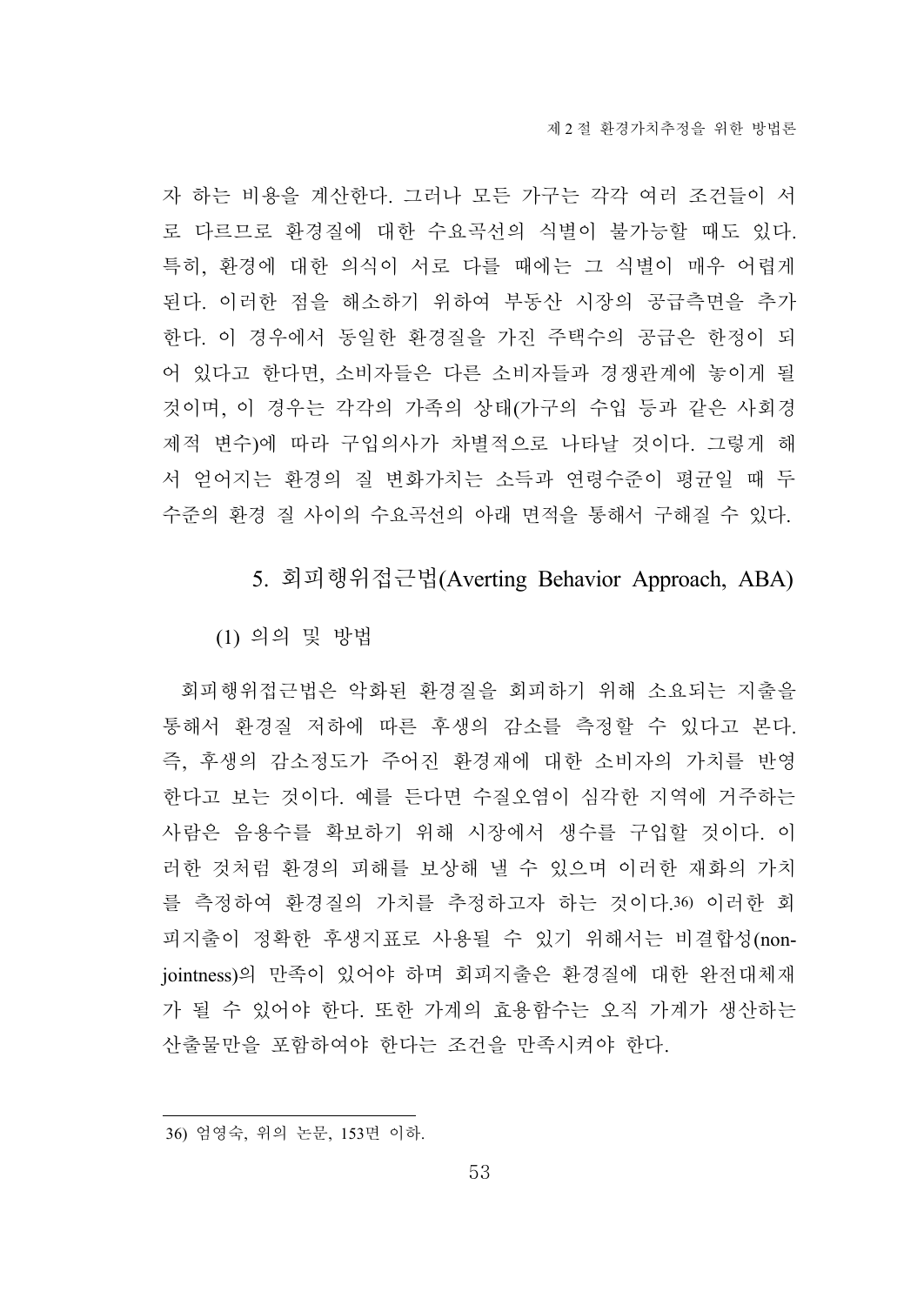자 하는 비용을 계산한다. 그러나 모든 가구는 각각 여러 조건들이 서로 다르므로 환경질에 대한 수요곡선의 식별이 불가능할 때도 있다. 특히, 환경에 대한 의식이 서로 다를 때에는 그 식별이 매우 어렵게 된다. 이러한 점을 해소하기 위하여 부동산 시장의 공급측면을 추가한다. 이 경우에서 동일한 환경질을 가진 주택수의 공급은 한정이 되어 있다고 한다면, 소비자들은 다른 소비자들과 경쟁관계에 놓이게 될 것이며, 이 경우는 각각의 가족의 상태(가구의 수입 등과 같은 사회경제적 변수)에 따라 구입의사가 차별적으로 나타날 것이다. 그렇게 해서 얻어지는 환경의 질 변화가치는 소득과 연령수준이 평균일 때 두 수준의 환경 질 사이의 수요곡선의 아래 면적을 통해서 구해질 수 있다.

### 5. 회피행위접근법(Averting Behavior Approach, ABA)

#### (1) 의의 및 방법

회피행위접근법은 악화된 환경질을 회피하기 위해 소요되는 지출을 통해서 환경질 저하에 따른 후생의 감소를 측정할 수 있다고 본다. 즉, 후생의 감소정도가 주어진 환경재에 대한 소비자의 가치를 반영한다고 보는 것이다. 예를 든다면 수질오염이 심각한 지역에 거주하는 사람은 음용수를 확보하기 위해 시장에서 생수를 구입할 것이다. 이러한 것처럼 환경의 피해를 보상해 낼 수 있으며 이러한 재화의 가치를 측정하여 환경질의 가치를 추정하고자 하는 것이다.[36] 이러한 회피지출이 정확한 후생지표로 사용될 수 있기 위해서는 비결합성(non-jointness)의 만족이 있어야 하며 회피지출은 환경질에 대한 완전대체재가 될 수 있어야 한다. 또한 가계의 효용함수는 오직 가계가 생산하는 산출물만을 포함하여야 한다는 조건을 만족시켜야 한다.

---

36) 엄영숙, 위의 논문, 153면 이하.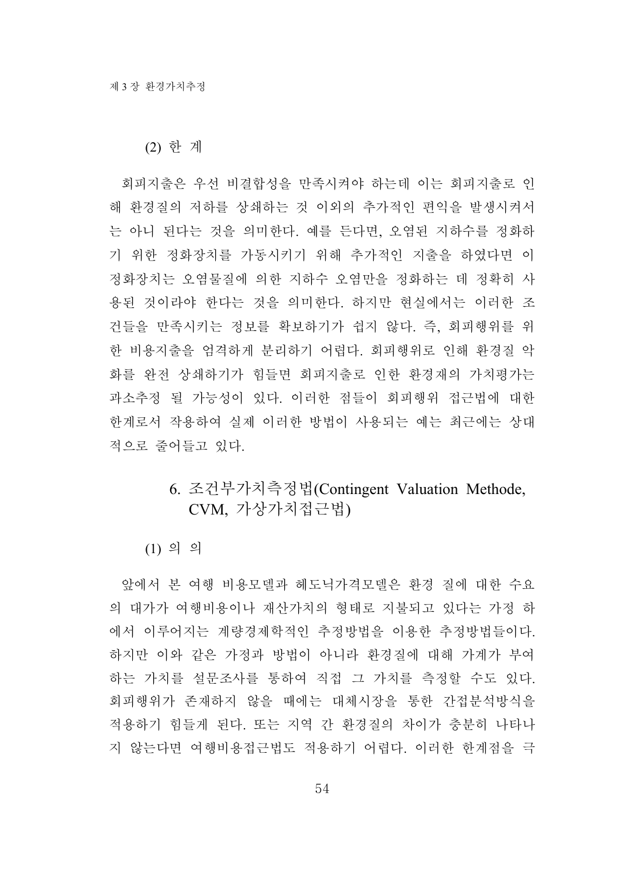### (2) 한 계

회피지출은 우선 비결합성을 만족시켜야 하는데 이는 회피지출로 인해 환경질의 저하를 상쇄하는 것 이외의 추가적인 편익을 발생시켜서는 아니 된다는 것을 의미한다. 예를 든다면, 오염된 지하수를 정화하기 위한 정화장치를 가동시키기 위해 추가적인 지출을 하였다면 이 정화장치는 오염물질에 의한 지하수 오염만을 정화하는 데 정확히 사용된 것이라야 한다는 것을 의미한다. 하지만 현실에서는 이러한 조건들을 만족시키는 정보를 확보하기가 쉽지 않다. 즉, 회피행위를 위한 비용지출을 엄격하게 분리하기 어렵다. 회피행위로 인해 환경질 악화를 완전 상쇄하기가 힘들면 회피지출로 인한 환경재의 가치평가는 과소추정 될 가능성이 있다. 이러한 점들이 회피행위 접근법에 대한 한계로서 작용하여 실제 이러한 방법이 사용되는 예는 최근에는 상대적으로 줄어들고 있다.

## 6. 조건부가치측정법(Contingent Valuation Methode, CVM, 가상가치접근법)

### (1) 의 의

앞에서 본 여행 비용모델과 헤도닉가격모델은 환경 질에 대한 수요의 대가가 여행비용이나 재산가치의 형태로 지불되고 있다는 가정 하에서 이루어지는 계량경제학적인 추정방법을 이용한 추정방법들이다. 하지만 이와 같은 가정과 방법이 아니라 환경질에 대해 가계가 부여하는 가치를 설문조사를 통하여 직접 그 가치를 측정할 수도 있다. 회피행위가 존재하지 않을 때에는 대체시장을 통한 간접분석방식을 적용하기 힘들게 된다. 또는 지역 간 환경질의 차이가 충분히 나타나지 않는다면 여행비용접근법도 적용하기 어렵다. 이러한 한계점을 극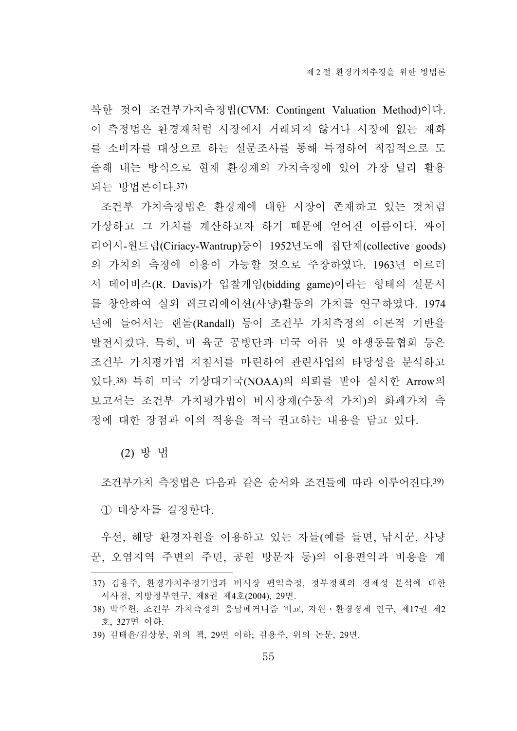복한 것이 조건부가치측정법(CVM: Contingent Valuation Method)이다. 이 측정법은 환경재처럼 시장에서 거래되지 않거나 시장에 없는 재화를 소비자를 대상으로 하는 설문조사를 통해 특정하여 직접적으로 도출해 내는 방식으로 현재 환경재의 가치측정에 있어 가장 널리 활용되는 방법론이다.[37]

조건부 가치측정법은 환경재에 대한 시장이 존재하고 있는 것처럼 가상하고 그 가치를 계산하고자 하기 때문에 얻어진 이름이다. 싸이리어시-원트럽(Ciriacy-Wantrup)등이 1952년도에 집단재(collective goods)의 가치의 측정에 이용이 가능할 것으로 주장하였다. 1963년 이르러서 데이비스(R. Davis)가 입찰게임(bidding game)이라는 형태의 설문서를 창안하여 실외 레크리에이션(사냥)활동의 가치를 연구하였다. 1974년에 들어서는 랜돌(Randall) 등이 조건부 가치측정의 이론적 기반을 발전시켰다. 특히, 미 육군 공병단과 미국 어류 및 야생동물협회 등은 조건부 가치평가법 지침서를 마련하여 관련사업의 타당성을 분석하고 있다.[38] 특히 미국 기상대기국(NOAA)의 의뢰를 받아 실시한 Arrow의 보고서는 조건부 가치평가법이 비시장재(수동적 가치)의 화폐가치 측정에 대한 장점과 이의 적용을 적극 권고하는 내용을 담고 있다.

(2) 방 법

조건부가치 측정법은 다음과 같은 순서와 조건들에 따라 이루어진다.[39]

① 대상자를 결정한다.

우선, 해당 환경자원을 이용하고 있는 자들(예를 들면, 낚시꾼, 사냥꾼, 오염지역 주변의 주민, 공원 방문자 등)의 이용편익과 비용을 계

---

37) 김용주, 환경가치추정기법과 비시장 편익측정, 정부정책의 경제성 분석에 대한 시사점, 지방정부연구, 제8권 제4호(2004), 29면.

38) 박주헌, 조건부 가치측정의 응답메커니즘 비교, 자원·환경경제 연구, 제17권 제2호, 327면 이하.

39) 김태윤/김상봉, 위의 책, 29면 이하; 김용주, 위의 논문, 29면.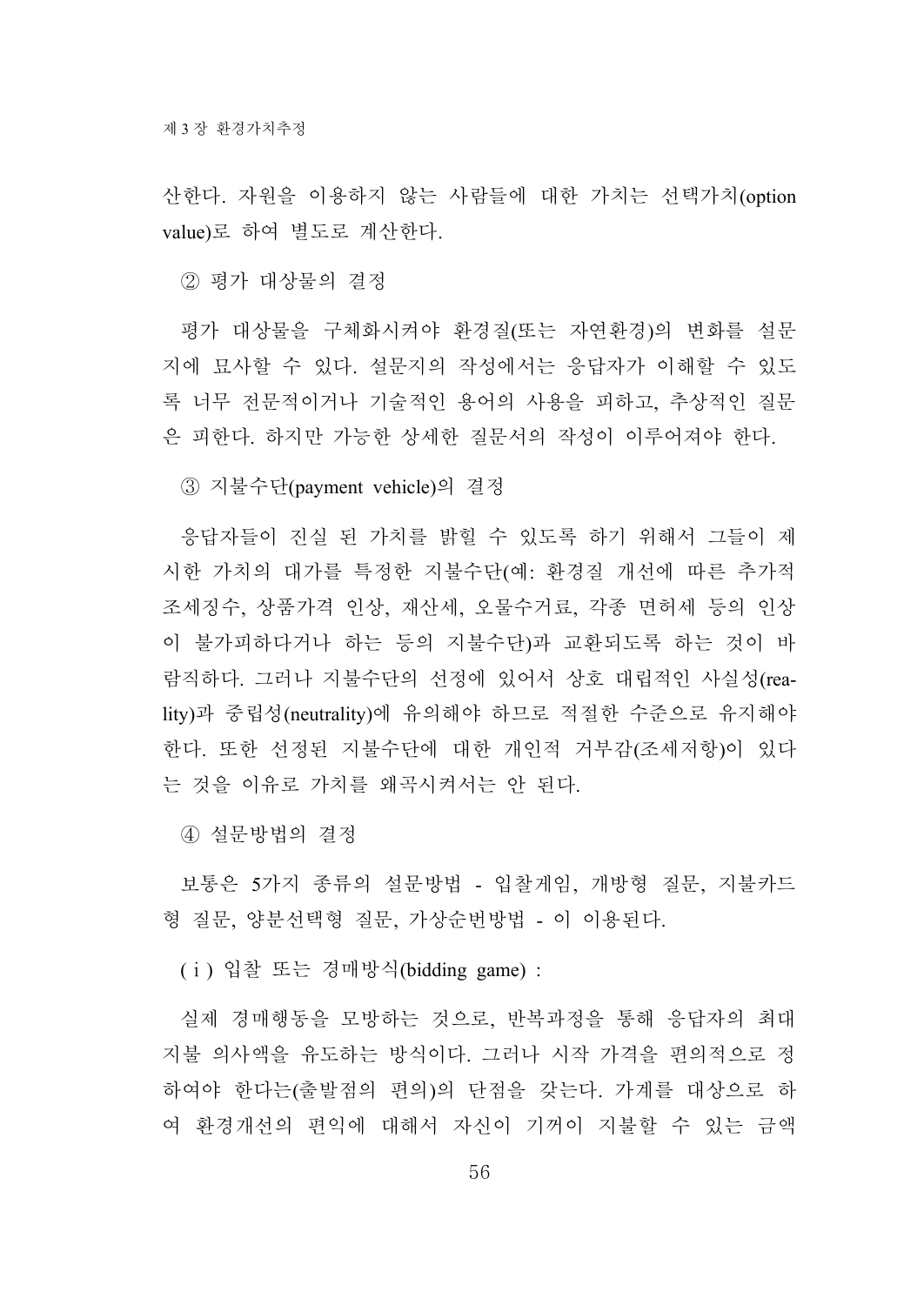산한다. 자원을 이용하지 않는 사람들에 대한 가치는 선택가치(option value)로 하여 별도로 계산한다.

② 평가 대상물의 결정

평가 대상물을 구체화시켜야 환경질(또는 자연환경)의 변화를 설문지에 묘사할 수 있다. 설문지의 작성에서는 응답자가 이해할 수 있도록 너무 전문적이거나 기술적인 용어의 사용을 피하고, 추상적인 질문은 피한다. 하지만 가능한 상세한 질문서의 작성이 이루어져야 한다.

③ 지불수단(payment vehicle)의 결정

응답자들이 진실 된 가치를 밝힐 수 있도록 하기 위해서 그들이 제시한 가치의 대가를 특정한 지불수단(예: 환경질 개선에 따른 추가적 조세징수, 상품가격 인상, 재산세, 오물수거료, 각종 면허세 등의 인상이 불가피하다거나 하는 등의 지불수단)과 교환되도록 하는 것이 바람직하다. 그러나 지불수단의 선정에 있어서 상호 대립적인 사실성(reality)과 중립성(neutrality)에 유의해야 하므로 적절한 수준으로 유지해야 한다. 또한 선정된 지불수단에 대한 개인적 거부감(조세저항)이 있다는 것을 이유로 가치를 왜곡시켜서는 안 된다.

④ 설문방법의 결정

보통은 5가지 종류의 설문방법 - 입찰게임, 개방형 질문, 지불카드형 질문, 양분선택형 질문, 가상순번방법 - 이 이용된다.

( i ) 입찰 또는 경매방식(bidding game) :

실제 경매행동을 모방하는 것으로, 반복과정을 통해 응답자의 최대 지불 의사액을 유도하는 방식이다. 그러나 시작 가격을 편의적으로 정하여야 한다는(출발점의 편의)의 단점을 갖는다. 가계를 대상으로 하여 환경개선의 편익에 대해서 자신이 기꺼이 지불할 수 있는 금액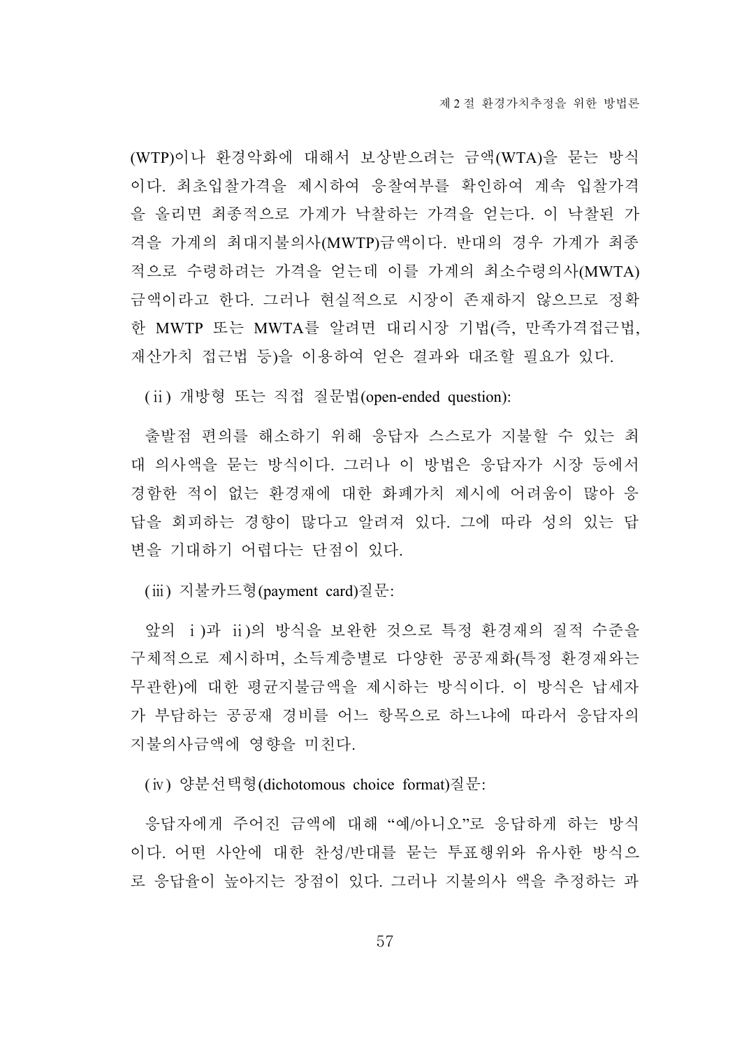(WTP)이나 환경악화에 대해서 보상받으려는 금액(WTA)을 묻는 방식이다. 최초입찰가격을 제시하여 응찰여부를 확인하여 계속 입찰가격을 올리면 최종적으로 가계가 낙찰하는 가격을 얻는다. 이 낙찰된 가격을 가계의 최대지불의사(MWTP)금액이다. 반대의 경우 가계가 최종적으로 수령하려는 가격을 얻는데 이를 가계의 최소수령의사(MWTA)금액이라고 한다. 그러나 현실적으로 시장이 존재하지 않으므로 정확한 MWTP 또는 MWTA를 알려면 대리시장 기법(즉, 만족가격접근법, 재산가치 접근법 등)을 이용하여 얻은 결과와 대조할 필요가 있다.

(ⅱ) 개방형 또는 직접 질문법(open-ended question):

출발점 편의를 해소하기 위해 응답자 스스로가 지불할 수 있는 최대 의사액을 묻는 방식이다. 그러나 이 방법은 응답자가 시장 등에서 경험한 적이 없는 환경재에 대한 화폐가치 제시에 어려움이 많아 응답을 회피하는 경향이 많다고 알려져 있다. 그에 따라 성의 있는 답변을 기대하기 어렵다는 단점이 있다.

(ⅲ) 지불카드형(payment card)질문:

앞의 ⅰ)과 ⅱ)의 방식을 보완한 것으로 특정 환경재의 질적 수준을 구체적으로 제시하며, 소득계층별로 다양한 공공재화(특정 환경재와는 무관한)에 대한 평균지불금액을 제시하는 방식이다. 이 방식은 납세자가 부담하는 공공재 경비를 어느 항목으로 하느냐에 따라서 응답자의 지불의사금액에 영향을 미친다.

(ⅳ) 양분선택형(dichotomous choice format)질문:

응답자에게 주어진 금액에 대해 "예/아니오"로 응답하게 하는 방식이다. 어떤 사안에 대한 찬성/반대를 묻는 투표행위와 유사한 방식으로 응답율이 높아지는 장점이 있다. 그러나 지불의사 액을 추정하는 과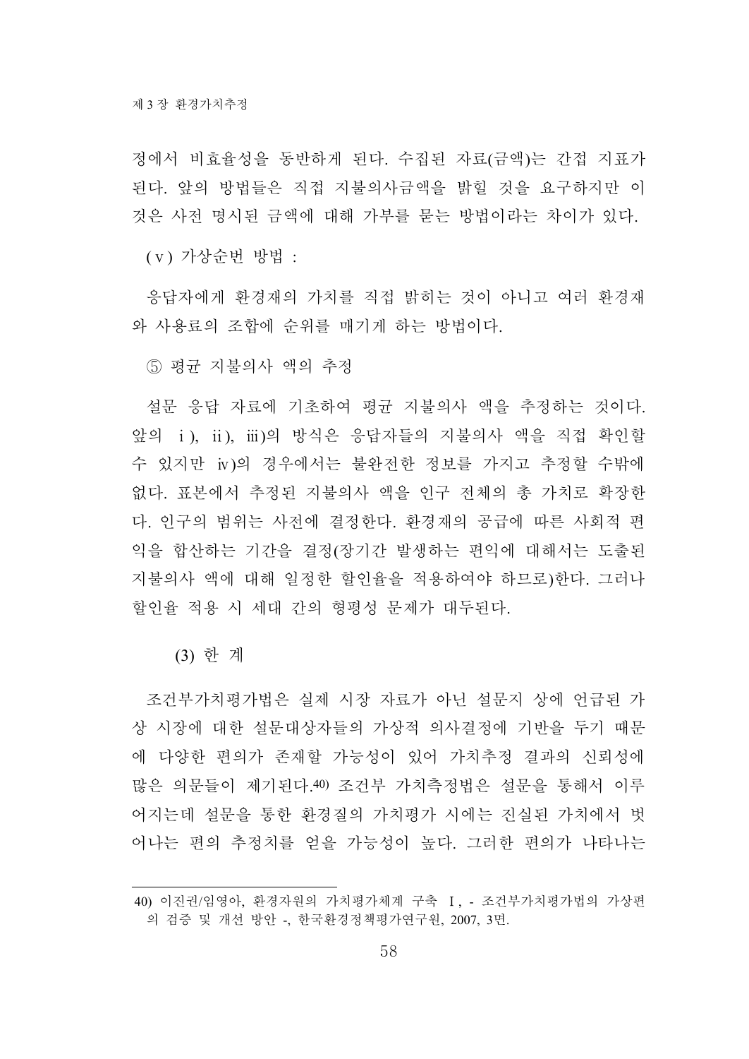정에서 비효율성을 동반하게 된다. 수집된 자료(금액)는 간접 지표가 된다. 앞의 방법들은 직접 지불의사금액을 밝힐 것을 요구하지만 이 것은 사전 명시된 금액에 대해 가부를 묻는 방법이라는 차이가 있다.

(ⅴ) 가상순번 방법 :

응답자에게 환경재의 가치를 직접 밝히는 것이 아니고 여러 환경재와 사용료의 조합에 순위를 매기게 하는 방법이다.

⑤ 평균 지불의사 액의 추정

설문 응답 자료에 기초하여 평균 지불의사 액을 추정하는 것이다. 앞의 ⅰ), ⅱ), ⅲ)의 방식은 응답자들의 지불의사 액을 직접 확인할 수 있지만 ⅳ)의 경우에서는 불완전한 정보를 가지고 추정할 수밖에 없다. 표본에서 추정된 지불의사 액을 인구 전체의 총 가치로 확장한다. 인구의 범위는 사전에 결정한다. 환경재의 공급에 따른 사회적 편익을 합산하는 기간을 결정(장기간 발생하는 편익에 대해서는 도출된 지불의사 액에 대해 일정한 할인율을 적용하여야 하므로)한다. 그러나 할인율 적용 시 세대 간의 형평성 문제가 대두된다.

### (3) 한 계

조건부가치평가법은 실제 시장 자료가 아닌 설문지 상에 언급된 가상 시장에 대한 설문대상자들의 가상적 의사결정에 기반을 두기 때문에 다양한 편의가 존재할 가능성이 있어 가치추정 결과의 신뢰성에 많은 의문들이 제기된다.[40] 조건부 가치측정법은 설문을 통해서 이루어지는데 설문을 통한 환경질의 가치평가 시에는 진실된 가치에서 벗어나는 편의 추정치를 얻을 가능성이 높다. 그러한 편의가 나타나는

---

40) 이진권/임영아, 환경자원의 가치평가체계 구축 Ⅰ, - 조건부가치평가법의 가상편의 검증 및 개선 방안 -, 한국환경정책평가연구원, 2007, 3면.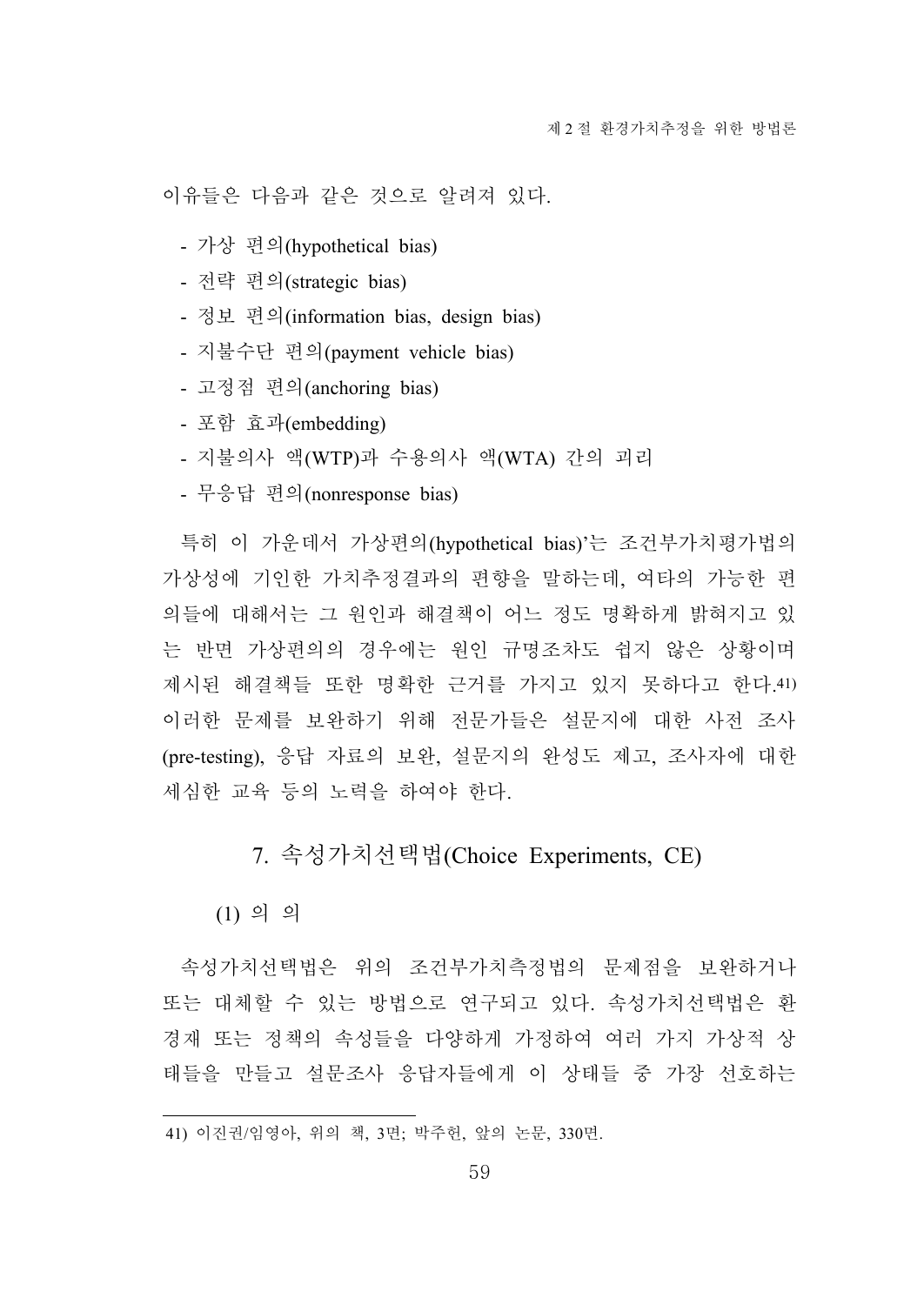이유들은 다음과 같은 것으로 알려져 있다.

- 가상 편의(hypothetical bias)
- 전략 편의(strategic bias)
- 정보 편의(information bias, design bias)
- 지불수단 편의(payment vehicle bias)
- 고정점 편의(anchoring bias)
- 포함 효과(embedding)
- 지불의사 액(WTP)과 수용의사 액(WTA) 간의 괴리
- 무응답 편의(nonresponse bias)

특히 이 가운데서 가상편의(hypothetical bias)'는 조건부가치평가법의 가상성에 기인한 가치추정결과의 편향을 말하는데, 여타의 가능한 편의들에 대해서는 그 원인과 해결책이 어느 정도 명확하게 밝혀지고 있는 반면 가상편의의 경우에는 원인 규명조차도 쉽지 않은 상황이며 제시된 해결책들 또한 명확한 근거를 가지고 있지 못하다고 한다.[41] 이러한 문제를 보완하기 위해 전문가들은 설문지에 대한 사전 조사(pre-testing), 응답 자료의 보완, 설문지의 완성도 제고, 조사자에 대한 세심한 교육 등의 노력을 하여야 한다.

## 7. 속성가치선택법(Choice Experiments, CE)

### (1) 의 의

속성가치선택법은 위의 조건부가치측정법의 문제점을 보완하거나 또는 대체할 수 있는 방법으로 연구되고 있다. 속성가치선택법은 환경재 또는 정책의 속성들을 다양하게 가정하여 여러 가지 가상적 상태들을 만들고 설문조사 응답자들에게 이 상태들 중 가장 선호하는

---

41) 이진권/임영아, 위의 책, 3면; 박주헌, 앞의 논문, 330면.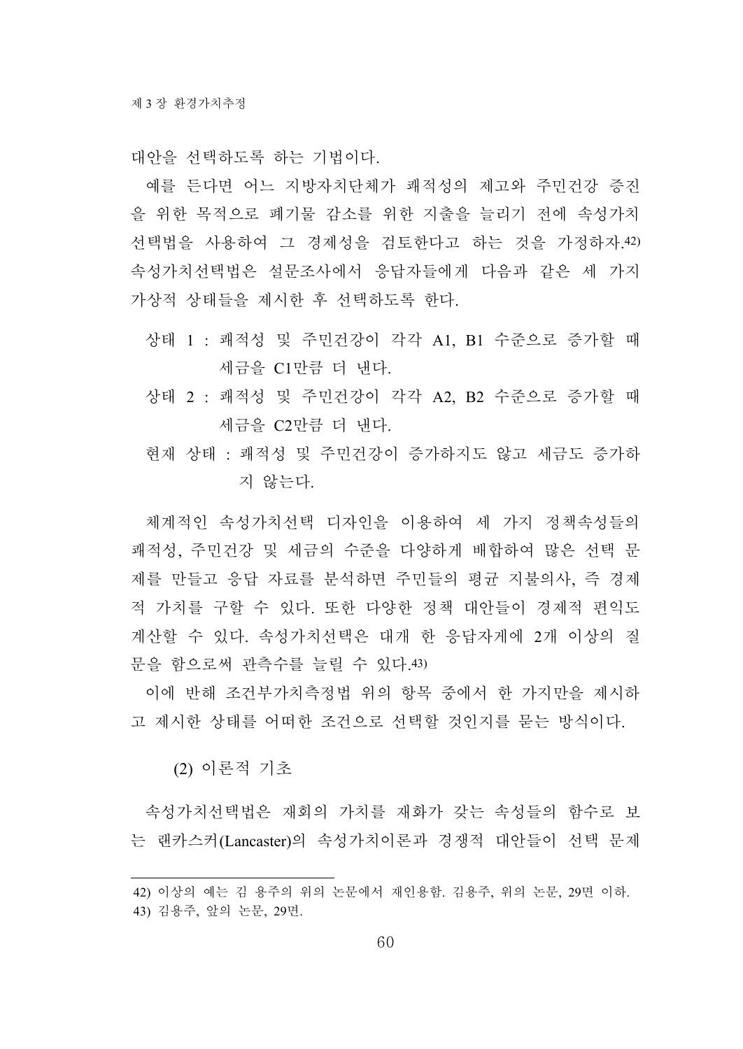대안을 선택하도록 하는 기법이다.

예를 든다면 어느 지방자치단체가 쾌적성의 제고와 주민건강 증진을 위한 목적으로 폐기물 감소를 위한 지출을 늘리기 전에 속성가치선택법을 사용하여 그 경제성을 검토한다고 하는 것을 가정하자.[42) 속성가치선택법은 설문조사에서 응답자들에게 다음과 같은 세 가지 가상적 상태들을 제시한 후 선택하도록 한다.

상태 1 : 쾌적성 및 주민건강이 각각 A1, B1 수준으로 증가할 때 세금을 C1만큼 더 낸다.

상태 2 : 쾌적성 및 주민건강이 각각 A2, B2 수준으로 증가할 때 세금을 C2만큼 더 낸다.

현재 상태 : 쾌적성 및 주민건강이 증가하지도 않고 세금도 증가하지 않는다.

체계적인 속성가치선택 디자인을 이용하여 세 가지 정책속성들의 쾌적성, 주민건강 및 세금의 수준을 다양하게 배합하여 많은 선택 문제를 만들고 응답 자료를 분석하면 주민들의 평균 지불의사, 즉 경제적 가치를 구할 수 있다. 또한 다양한 정책 대안들이 경제적 편익도 계산할 수 있다. 속성가치선택은 대개 한 응답자게에 2개 이상의 질문을 함으로써 관측수를 늘릴 수 있다.[43)]

이에 반해 조건부가치측정법 위의 항목 중에서 한 가지만을 제시하고 제시한 상태를 어떠한 조건으로 선택할 것인지를 묻는 방식이다.

### (2) 이론적 기초

속성가치선택법은 재회의 가치를 재화가 갖는 속성들의 함수로 보는 랜카스커(Lancaster)의 속성가치이론과 경쟁적 대안들이 선택 문제

---

42) 이상의 예는 김 용주의 위의 논문에서 재인용함. 김용주, 위의 논문, 29면 이하.

43) 김용주, 앞의 논문, 29면.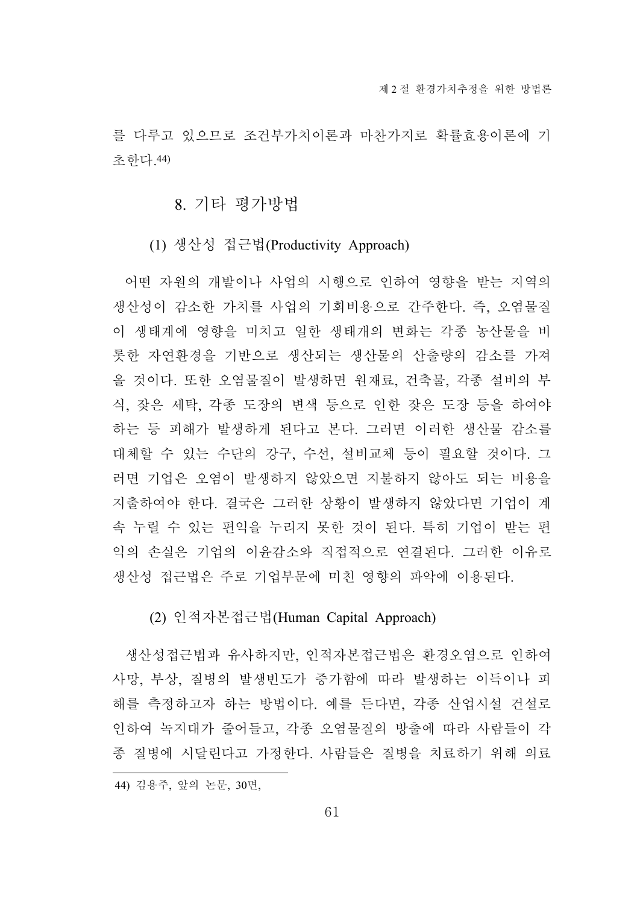를 다루고 있으므로 조건부가치이론과 마찬가지로 확률효용이론에 기초한다.[44]

## 8. 기타 평가방법

### (1) 생산성 접근법(Productivity Approach)

어떤 자원의 개발이나 사업의 시행으로 인하여 영향을 받는 지역의 생산성이 감소한 가치를 사업의 기회비용으로 간주한다. 즉, 오염물질이 생태계에 영향을 미치고 일한 생태개의 변화는 각종 농산물을 비롯한 자연환경을 기반으로 생산되는 생산물의 산출량의 감소를 가져올 것이다. 또한 오염물질이 발생하면 원재료, 건축물, 각종 설비의 부식, 잦은 세탁, 각종 도장의 변색 등으로 인한 잦은 도장 등을 하여야 하는 등 피해가 발생하게 된다고 본다. 그러면 이러한 생산물 감소를 대체할 수 있는 수단의 강구, 수선, 설비교체 등이 필요할 것이다. 그러면 기업은 오염이 발생하지 않았으면 지불하지 않아도 되는 비용을 지출하여야 한다. 결국은 그러한 상황이 발생하지 않았다면 기업이 계속 누릴 수 있는 편익을 누리지 못한 것이 된다. 특히 기업이 받는 편익의 손실은 기업의 이윤감소와 직접적으로 연결된다. 그러한 이유로 생산성 접근법은 주로 기업부문에 미친 영향의 파악에 이용된다.

### (2) 인적자본접근법(Human Capital Approach)

생산성접근법과 유사하지만, 인적자본접근법은 환경오염으로 인하여 사망, 부상, 질병의 발생빈도가 증가함에 따라 발생하는 이득이나 피해를 측정하고자 하는 방법이다. 예를 든다면, 각종 산업시설 건설로 인하여 녹지대가 줄어들고, 각종 오염물질의 방출에 따라 사람들이 각종 질병에 시달린다고 가정한다. 사람들은 질병을 치료하기 위해 의료

---

[44] 김용주, 앞의 논문, 30면,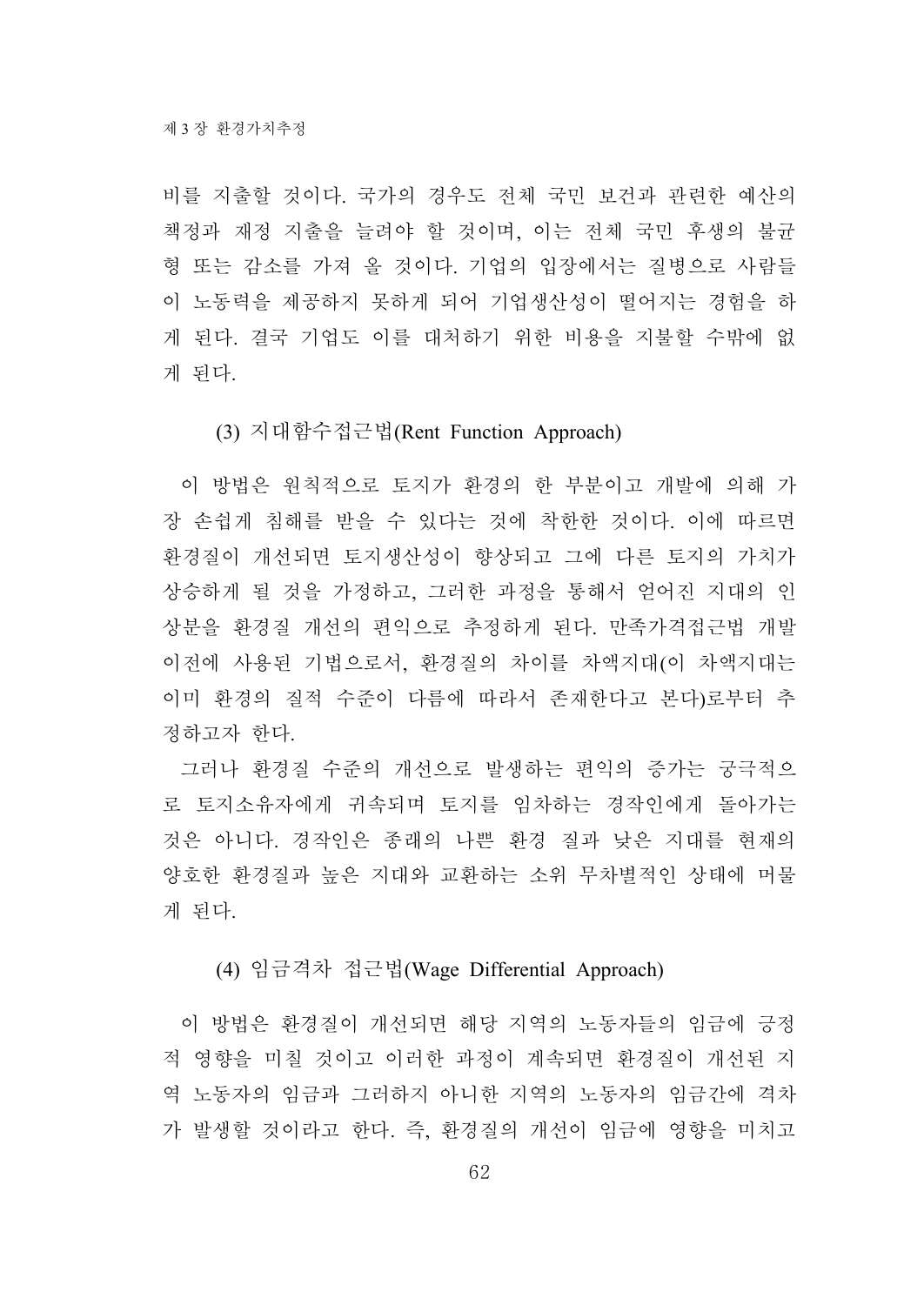비를 지출할 것이다. 국가의 경우도 전체 국민 보건과 관련한 예산의 책정과 재정 지출을 늘려야 할 것이며, 이는 전체 국민 후생의 불균형 또는 감소를 가져 올 것이다. 기업의 입장에서는 질병으로 사람들이 노동력을 제공하지 못하게 되어 기업생산성이 떨어지는 경험을 하게 된다. 결국 기업도 이를 대처하기 위한 비용을 지불할 수밖에 없게 된다.

#### (3) 지대함수접근법(Rent Function Approach)

이 방법은 원칙적으로 토지가 환경의 한 부분이고 개발에 의해 가장 손쉽게 침해를 받을 수 있다는 것에 착안한 것이다. 이에 따르면 환경질이 개선되면 토지생산성이 향상되고 그에 다른 토지의 가치가 상승하게 될 것을 가정하고, 그러한 과정을 통해서 얻어진 지대의 인상분을 환경질 개선의 편익으로 추정하게 된다. 만족가격접근법 개발 이전에 사용된 기법으로서, 환경질의 차이를 차액지대(이 차액지대는 이미 환경의 질적 수준이 다름에 따라서 존재한다고 본다)로부터 추정하고자 한다.

그러나 환경질 수준의 개선으로 발생하는 편익의 증가는 궁극적으로 토지소유자에게 귀속되며 토지를 임차하는 경작인에게 돌아가는 것은 아니다. 경작인은 종래의 나쁜 환경 질과 낮은 지대를 현재의 양호한 환경질과 높은 지대와 교환하는 소위 무차별적인 상태에 머물게 된다.

#### (4) 임금격차 접근법(Wage Differential Approach)

이 방법은 환경질이 개선되면 해당 지역의 노동자들의 임금에 긍정적 영향을 미칠 것이고 이러한 과정이 계속되면 환경질이 개선된 지역 노동자의 임금과 그러하지 아니한 지역의 노동자의 임금간에 격차가 발생할 것이라고 한다. 즉, 환경질의 개선이 임금에 영향을 미치고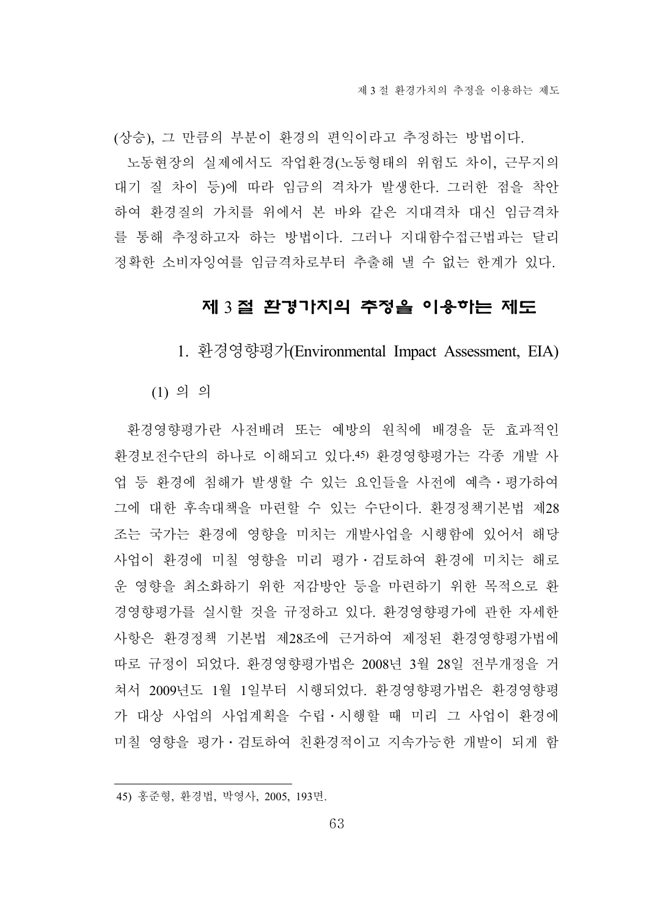(상승), 그 만큼의 부분이 환경의 편익이라고 추정하는 방법이다.

노동현장의 실제에서도 작업환경(노동형태의 위험도 차이, 근무지의 대기 질 차이 등)에 따라 임금의 격차가 발생한다. 그러한 점을 착안하여 환경질의 가치를 위에서 본 바와 같은 지대격차 대신 임금격차를 통해 추정하고자 하는 방법이다. 그러나 지대함수접근법과는 달리 정확한 소비자잉여를 임금격차로부터 추출해 낼 수 없는 한계가 있다.

## 제 3 절 환경가치의 추정을 이용하는 제도

### 1. 환경영향평가(Environmental Impact Assessment, EIA)

#### (1) 의 의

환경영향평가란 사전배려 또는 예방의 원칙에 배경을 둔 효과적인 환경보전수단의 하나로 이해되고 있다.[45] 환경영향평가는 각종 개발 사업 등 환경에 침해가 발생할 수 있는 요인들을 사전에 예측ㆍ평가하여 그에 대한 후속대책을 마련할 수 있는 수단이다. 환경정책기본법 제28조는 국가는 환경에 영향을 미치는 개발사업을 시행함에 있어서 해당 사업이 환경에 미칠 영향을 미리 평가ㆍ검토하여 환경에 미치는 해로운 영향을 최소화하기 위한 저감방안 등을 마련하기 위한 목적으로 환경영향평가를 실시할 것을 규정하고 있다. 환경영향평가에 관한 자세한 사항은 환경정책 기본법 제28조에 근거하여 제정된 환경영향평가법에 따로 규정이 되었다. 환경영향평가법은 2008년 3월 28일 전부개정을 거쳐서 2009년도 1월 1일부터 시행되었다. 환경영향평가법은 환경영향평가 대상 사업의 사업계획을 수립ㆍ시행할 때 미리 그 사업이 환경에 미칠 영향을 평가ㆍ검토하여 친환경적이고 지속가능한 개발이 되게 함

---

45) 홍준형, 환경법, 박영사, 2005, 193면.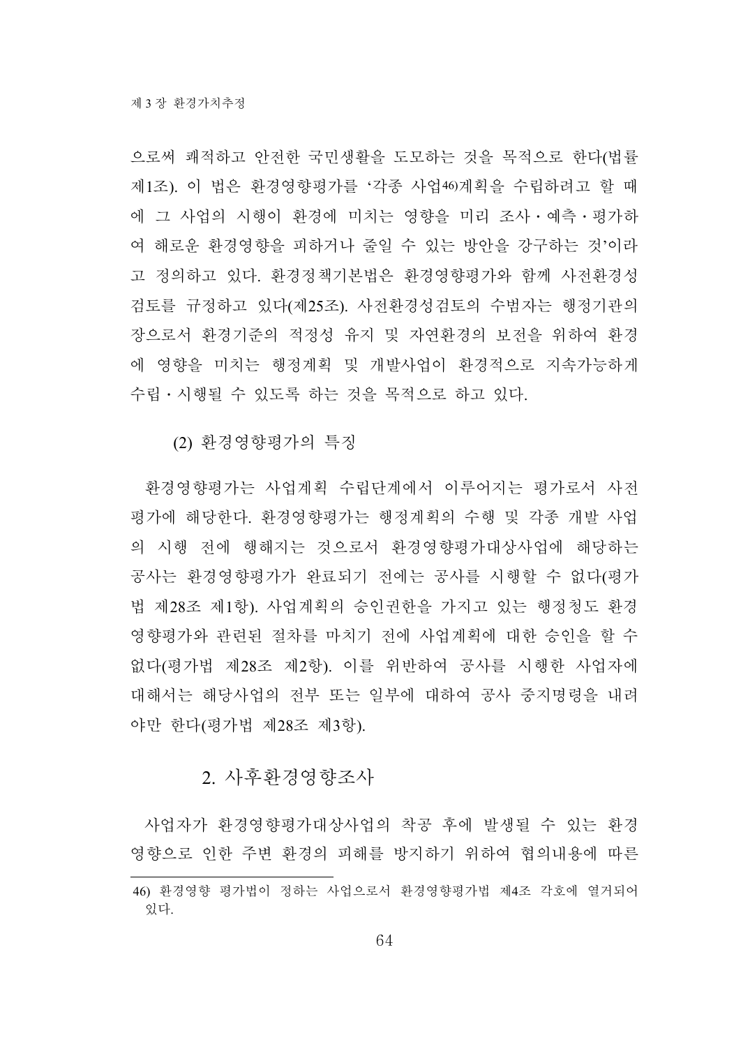으로써 쾌적하고 안전한 국민생활을 도모하는 것을 목적으로 한다(법률 제1조). 이 법은 환경영향평가를 '각종 사업[46]계획을 수립하려고 할 때에 그 사업의 시행이 환경에 미치는 영향을 미리 조사·예측·평가하여 해로운 환경영향을 피하거나 줄일 수 있는 방안을 강구하는 것'이라고 정의하고 있다. 환경정책기본법은 환경영향평가와 함께 사전환경성검토를 규정하고 있다(제25조). 사전환경성검토의 수범자는 행정기관의 장으로서 환경기준의 적정성 유지 및 자연환경의 보전을 위하여 환경에 영향을 미치는 행정계획 및 개발사업이 환경적으로 지속가능하게 수립·시행될 수 있도록 하는 것을 목적으로 하고 있다.

(2) 환경영향평가의 특징

환경영향평가는 사업계획 수립단계에서 이루어지는 평가로서 사전평가에 해당한다. 환경영향평가는 행정계획의 수행 및 각종 개발 사업의 시행 전에 행해지는 것으로서 환경영향평가대상사업에 해당하는 공사는 환경영향평가가 완료되기 전에는 공사를 시행할 수 없다(평가법 제28조 제1항). 사업계획의 승인권한을 가지고 있는 행정청도 환경영향평가와 관련된 절차를 마치기 전에 사업계획에 대한 승인을 할 수 없다(평가법 제28조 제2항). 이를 위반하여 공사를 시행한 사업자에 대해서는 해당사업의 전부 또는 일부에 대하여 공사 중지명령을 내려야만 한다(평가법 제28조 제3항).

## 2. 사후환경영향조사

사업자가 환경영향평가대상사업의 착공 후에 발생될 수 있는 환경영향으로 인한 주변 환경의 피해를 방지하기 위하여 협의내용에 따른

---

46) 환경영향 평가법이 정하는 사업으로서 환경영향평가법 제4조 각호에 열거되어 있다.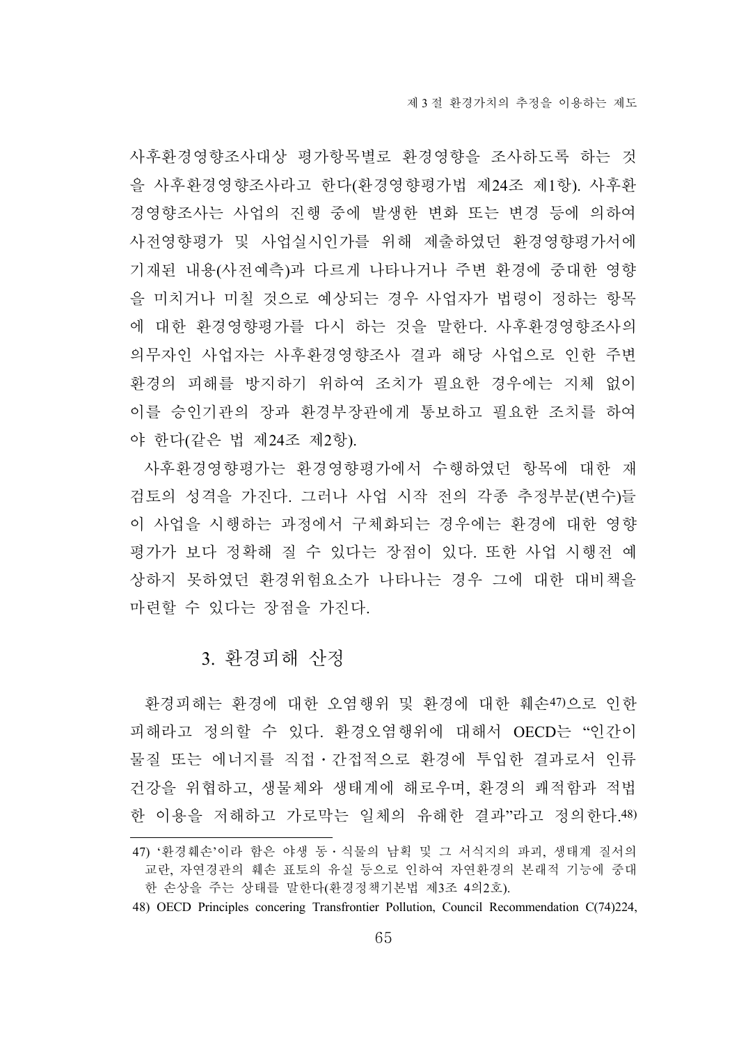사후환경영향조사대상 평가항목별로 환경영향을 조사하도록 하는 것을 사후환경영향조사라고 한다(환경영향평가법 제24조 제1항). 사후환경영향조사는 사업의 진행 중에 발생한 변화 또는 변경 등에 의하여 사전영향평가 및 사업실시인가를 위해 제출하였던 환경영향평가서에 기재된 내용(사전예측)과 다르게 나타나거나 주변 환경에 중대한 영향을 미치거나 미칠 것으로 예상되는 경우 사업자가 법령이 정하는 항목에 대한 환경영향평가를 다시 하는 것을 말한다. 사후환경영향조사의 의무자인 사업자는 사후환경영향조사 결과 해당 사업으로 인한 주변 환경의 피해를 방지하기 위하여 조치가 필요한 경우에는 지체 없이 이를 승인기관의 장과 환경부장관에게 통보하고 필요한 조치를 하여야 한다(같은 법 제24조 제2항).

사후환경영향평가는 환경영향평가에서 수행하였던 항목에 대한 재검토의 성격을 가진다. 그러나 사업 시작 전의 각종 추정부분(변수)들이 사업을 시행하는 과정에서 구체화되는 경우에는 환경에 대한 영향평가가 보다 정확해 질 수 있다는 장점이 있다. 또한 사업 시행전 예상하지 못하였던 환경위험요소가 나타나는 경우 그에 대한 대비책을 마련할 수 있다는 장점을 가진다.

### 3. 환경피해 산정

환경피해는 환경에 대한 오염행위 및 환경에 대한 훼손[47]으로 인한 피해라고 정의할 수 있다. 환경오염행위에 대해서 OECD는 "인간이 물질 또는 에너지를 직접·간접적으로 환경에 투입한 결과로서 인류 건강을 위협하고, 생물체와 생태계에 해로우며, 환경의 쾌적함과 적법한 이용을 저해하고 가로막는 일체의 유해한 결과"라고 정의한다.[48]

---

47) '환경훼손'이라 함은 야생 동·식물의 남획 및 그 서식지의 파괴, 생태계 질서의 교란, 자연경관의 훼손 표토의 유실 등으로 인하여 자연환경의 본래적 기능에 중대한 손상을 주는 상태를 말한다(환경정책기본법 제3조 4의2호).

48) OECD Principles concering Transfrontier Pollution, Council Recommendation C(74)224,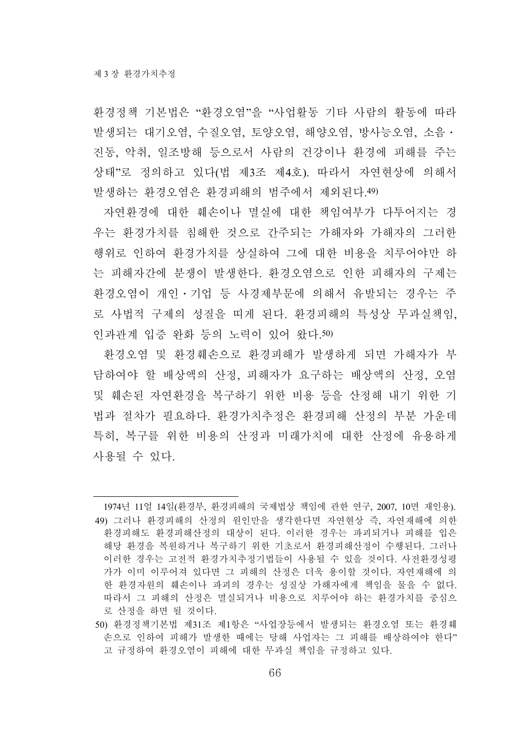환경정책 기본법은 "환경오염"을 "사업활동 기타 사람의 활동에 따라 발생되는 대기오염, 수질오염, 토양오염, 해양오염, 방사능오염, 소음·진동, 악취, 일조방해 등으로서 사람의 건강이나 환경에 피해를 주는 상태"로 정의하고 있다(법 제3조 제4호). 따라서 자연현상에 의해서 발생하는 환경오염은 환경피해의 범주에서 제외된다.[49]

자연환경에 대한 훼손이나 멸실에 대한 책임여부가 다투어지는 경우는 환경가치를 침해한 것으로 간주되는 가해자와 가해자의 그러한 행위로 인하여 환경가치를 상실하여 그에 대한 비용을 치루어야만 하는 피해자간에 분쟁이 발생한다. 환경오염으로 인한 피해자의 구제는 환경오염이 개인·기업 등 사경제부문에 의해서 유발되는 경우는 주로 사법적 구제의 성질을 띠게 된다. 환경피해의 특성상 무과실책임, 인과관계 입증 완화 등의 노력이 있어 왔다.[50]

환경오염 및 환경훼손으로 환경피해가 발생하게 되면 가해자가 부담하여야 할 배상액의 산정, 피해자가 요구하는 배상액의 산정, 오염 및 훼손된 자연환경을 복구하기 위한 비용 등을 산정해 내기 위한 기법과 절차가 필요하다. 환경가치추정은 환경피해 산정의 부분 가운데 특히, 복구를 위한 비용의 산정과 미래가치에 대한 산정에 유용하게 사용될 수 있다.

---

1974년 11일 14일(환경부, 환경피해의 국제법상 책임에 관한 연구, 2007, 10면 재인용).

49) 그러나 환경피해의 산정의 원인만을 생각한다면 자연현상 즉, 자연재해에 의한 환경피해도 환경피해산정의 대상이 된다. 이러한 경우는 파괴되거나 피해를 입은 해당 환경을 복원하거나 복구하기 위한 기초로서 환경피해산정이 수행된다. 그러나 이러한 경우는 고전적 환경가치추정기법들이 사용될 수 있을 것이다. 사전환경성평가가 이미 이루어져 있다면 그 피해의 산정은 더욱 용이할 것이다. 자연재해에 의한 환경자원의 훼손이나 파괴의 경우는 성질상 가해자에게 책임을 물을 수 없다. 따라서 그 피해의 산정은 멸실되거나 비용으로 치루어야 하는 환경가치를 중심으로 산정을 하면 될 것이다.

50) 환경정책기본법 제31조 제1항은 "사업장등에서 발생되는 환경오염 또는 환경훼손으로 인하여 피해가 발생한 때에는 당해 사업자는 그 피해를 배상하여야 한다"고 규정하여 환경오염이 피해에 대한 무과실 책임을 규정하고 있다.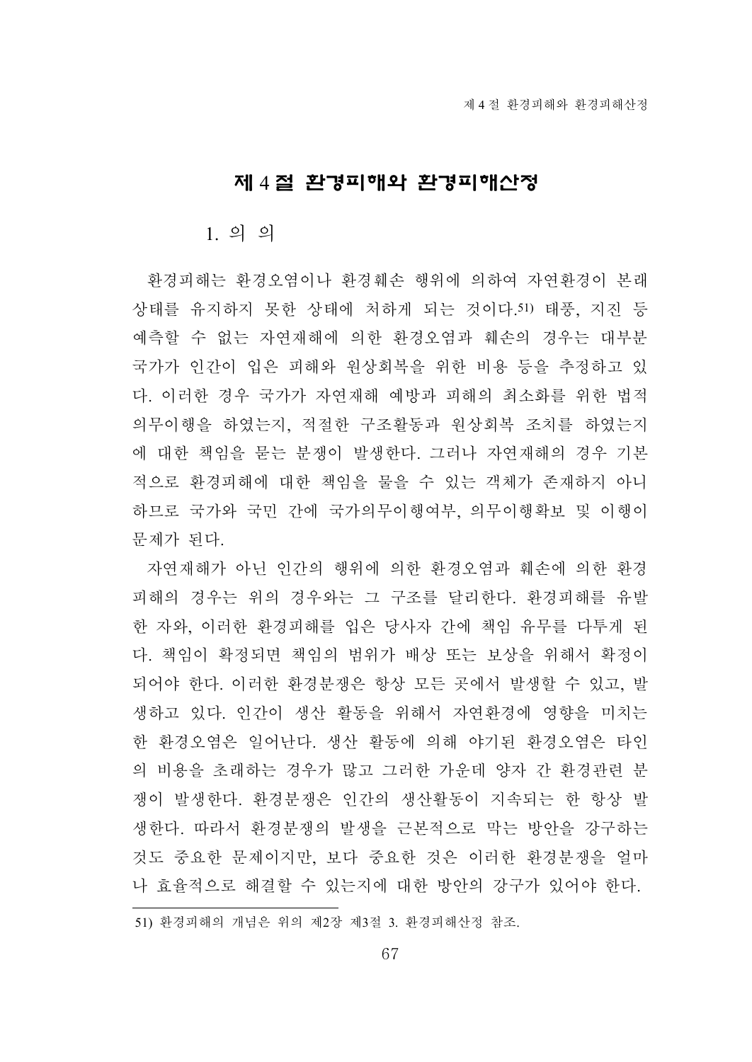## 제 4 절 환경피해와 환경피해산정

### 1. 의 의

환경피해는 환경오염이나 환경훼손 행위에 의하여 자연환경이 본래 상태를 유지하지 못한 상태에 처하게 되는 것이다.[51] 태풍, 지진 등 예측할 수 없는 자연재해에 의한 환경오염과 훼손의 경우는 대부분 국가가 인간이 입은 피해와 원상회복을 위한 비용 등을 추정하고 있다. 이러한 경우 국가가 자연재해 예방과 피해의 최소화를 위한 법적 의무이행을 하였는지, 적절한 구조활동과 원상회복 조치를 하였는지에 대한 책임을 묻는 분쟁이 발생한다. 그러나 자연재해의 경우 기본적으로 환경피해에 대한 책임을 물을 수 있는 객체가 존재하지 아니하므로 국가와 국민 간에 국가의무이행여부, 의무이행확보 및 이행이 문제가 된다.

자연재해가 아닌 인간의 행위에 의한 환경오염과 훼손에 의한 환경피해의 경우는 위의 경우와는 그 구조를 달리한다. 환경피해를 유발한 자와, 이러한 환경피해를 입은 당사자 간에 책임 유무를 다투게 된다. 책임이 확정되면 책임의 범위가 배상 또는 보상을 위해서 확정이 되어야 한다. 이러한 환경분쟁은 항상 모든 곳에서 발생할 수 있고, 발생하고 있다. 인간이 생산 활동을 위해서 자연환경에 영향을 미치는 한 환경오염은 일어난다. 생산 활동에 의해 야기된 환경오염은 타인의 비용을 초래하는 경우가 많고 그러한 가운데 양자 간 환경관련 분쟁이 발생한다. 환경분쟁은 인간의 생산활동이 지속되는 한 항상 발생한다. 따라서 환경분쟁의 발생을 근본적으로 막는 방안을 강구하는 것도 중요한 문제이지만, 보다 중요한 것은 이러한 환경분쟁을 얼마나 효율적으로 해결할 수 있는지에 대한 방안의 강구가 있어야 한다.

---

51) 환경피해의 개념은 위의 제2장 제3절 3. 환경피해산정 참조.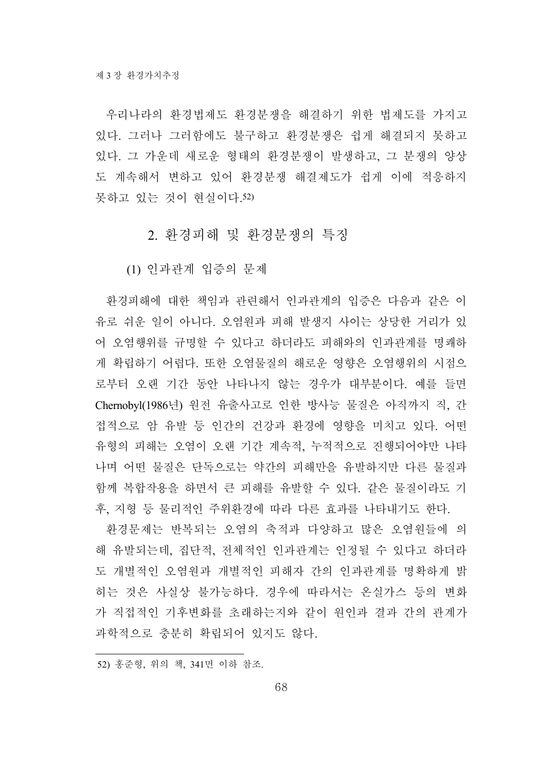우리나라의 환경법제도 환경분쟁을 해결하기 위한 법제도를 가지고 있다. 그러나 그러함에도 불구하고 환경분쟁은 쉽게 해결되지 못하고 있다. 그 가운데 새로운 형태의 환경분쟁이 발생하고, 그 분쟁의 양상도 계속해서 변하고 있어 환경분쟁 해결제도가 쉽게 이에 적응하지 못하고 있는 것이 현실이다.[52]

## 2. 환경피해 및 환경분쟁의 특징

### (1) 인과관계 입증의 문제

환경피해에 대한 책임과 관련해서 인과관계의 입증은 다음과 같은 이유로 쉬운 일이 아니다. 오염원과 피해 발생지 사이는 상당한 거리가 있어 오염행위를 규명할 수 있다고 하더라도 피해와의 인과관계를 명쾌하게 확립하기 어렵다. 또한 오염물질의 해로운 영향은 오염행위의 시점으로부터 오랜 기간 동안 나타나지 않는 경우가 대부분이다. 예를 들면 Chernobyl(1986년) 원전 유출사고로 인한 방사능 물질은 아직까지 직, 간접적으로 암 유발 등 인간의 건강과 환경에 영향을 미치고 있다. 어떤 유형의 피해는 오염이 오랜 기간 계속적, 누적적으로 진행되어야만 나타나며 어떤 물질은 단독으로는 약간의 피해만을 유발하지만 다른 물질과 함께 복합작용을 하면서 큰 피해를 유발할 수 있다. 같은 물질이라도 기후, 지형 등 물리적인 주위환경에 따라 다른 효과를 나타내기도 한다.

환경문제는 반복되는 오염의 축적과 다양하고 많은 오염원들에 의해 유발되는데, 집단적, 전체적인 인과관계는 인정될 수 있다고 하더라도 개별적인 오염원과 개별적인 피해자 간의 인과관계를 명확하게 밝히는 것은 사실상 불가능하다. 경우에 따라서는 온실가스 등의 변화가 직접적인 기후변화를 초래하는지와 같이 원인과 결과 간의 관계가 과학적으로 충분히 확립되어 있지도 않다.

---

52) 홍준형, 위의 책, 341면 이하 참조.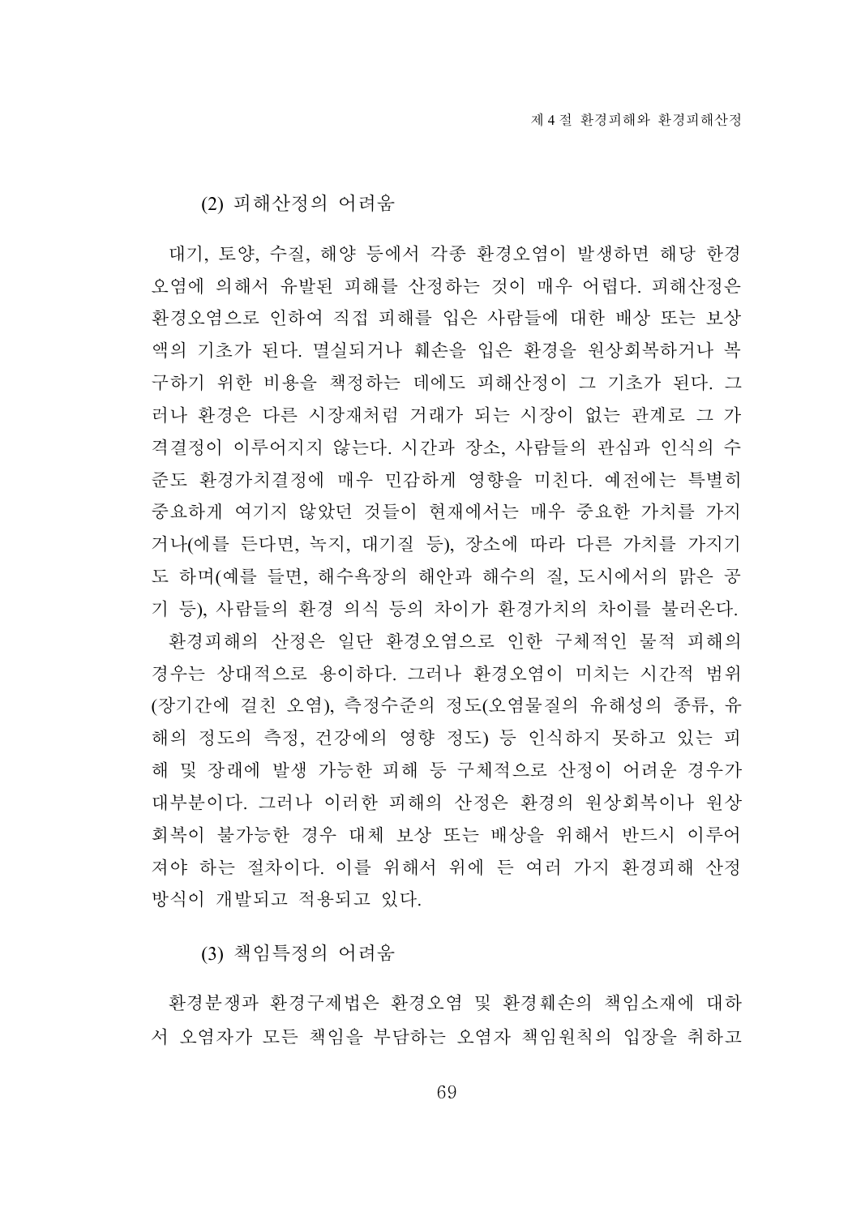### (2) 피해산정의 어려움

대기, 토양, 수질, 해양 등에서 각종 환경오염이 발생하면 해당 한경오염에 의해서 유발된 피해를 산정하는 것이 매우 어렵다. 피해산정은 환경오염으로 인하여 직접 피해를 입은 사람들에 대한 배상 또는 보상액의 기초가 된다. 멸실되거나 훼손을 입은 환경을 원상회복하거나 복구하기 위한 비용을 책정하는 데에도 피해산정이 그 기초가 된다. 그러나 환경은 다른 시장재처럼 거래가 되는 시장이 없는 관계로 그 가격결정이 이루어지지 않는다. 시간과 장소, 사람들의 관심과 인식의 수준도 환경가치결정에 매우 민감하게 영향을 미친다. 예전에는 특별히 중요하게 여기지 않았던 것들이 현재에서는 매우 중요한 가치를 가지거나(에를 든다면, 녹지, 대기질 등), 장소에 따라 다른 가치를 가지기도 하며(예를 들면, 해수욕장의 해안과 해수의 질, 도시에서의 맑은 공기 등), 사람들의 환경 의식 등의 차이가 환경가치의 차이를 불러온다.

환경피해의 산정은 일단 환경오염으로 인한 구체적인 물적 피해의 경우는 상대적으로 용이하다. 그러나 환경오염이 미치는 시간적 범위(장기간에 걸친 오염), 측정수준의 정도(오염물질의 유해성의 종류, 유해의 정도의 측정, 건강에의 영향 정도) 등 인식하지 못하고 있는 피해 및 장래에 발생 가능한 피해 등 구체적으로 산정이 어려운 경우가 대부분이다. 그러나 이러한 피해의 산정은 환경의 원상회복이나 원상회복이 불가능한 경우 대체 보상 또는 배상을 위해서 반드시 이루어져야 하는 절차이다. 이를 위해서 위에 든 여러 가지 환경피해 산정방식이 개발되고 적용되고 있다.

### (3) 책임특정의 어려움

환경분쟁과 환경구제법은 환경오염 및 환경훼손의 책임소재에 대하서 오염자가 모든 책임을 부담하는 오염자 책임원칙의 입장을 취하고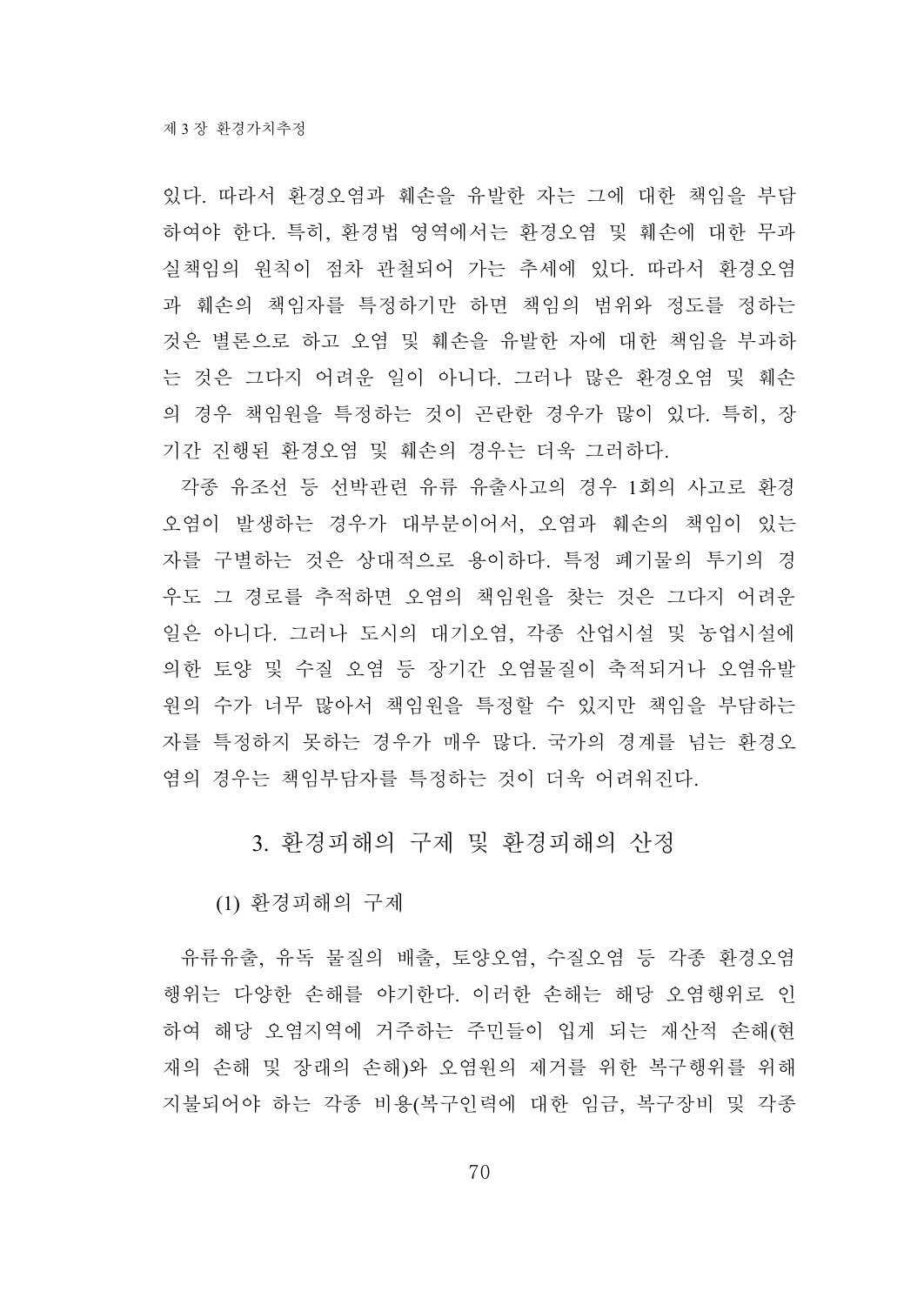있다. 따라서 환경오염과 훼손을 유발한 자는 그에 대한 책임을 부담하여야 한다. 특히, 환경법 영역에서는 환경오염 및 훼손에 대한 무과실책임의 원칙이 점차 관철되어 가는 추세에 있다. 따라서 환경오염과 훼손의 책임자를 특정하기만 하면 책임의 범위와 정도를 정하는 것은 별론으로 하고 오염 및 훼손을 유발한 자에 대한 책임을 부과하는 것은 그다지 어려운 일이 아니다. 그러나 많은 환경오염 및 훼손의 경우 책임원을 특정하는 것이 곤란한 경우가 많이 있다. 특히, 장기간 진행된 환경오염 및 훼손의 경우는 더욱 그러하다.

각종 유조선 등 선박관련 유류 유출사고의 경우 1회의 사고로 환경오염이 발생하는 경우가 대부분이어서, 오염과 훼손의 책임이 있는 자를 구별하는 것은 상대적으로 용이하다. 특정 폐기물의 투기의 경우도 그 경로를 추적하면 오염의 책임원을 찾는 것은 그다지 어려운 일은 아니다. 그러나 도시의 대기오염, 각종 산업시설 및 농업시설에 의한 토양 및 수질 오염 등 장기간 오염물질이 축적되거나 오염유발원의 수가 너무 많아서 책임원을 특정할 수 있지만 책임을 부담하는 자를 특정하지 못하는 경우가 매우 많다. 국가의 경계를 넘는 환경오염의 경우는 책임부담자를 특정하는 것이 더욱 어려워진다.

## 3. 환경피해의 구제 및 환경피해의 산정

### (1) 환경피해의 구제

유류유출, 유독 물질의 배출, 토양오염, 수질오염 등 각종 환경오염행위는 다양한 손해를 야기한다. 이러한 손해는 해당 오염행위로 인하여 해당 오염지역에 거주하는 주민들이 입게 되는 재산적 손해(현재의 손해 및 장래의 손해)와 오염원의 제거를 위한 복구행위를 위해 지불되어야 하는 각종 비용(복구인력에 대한 임금, 복구장비 및 각종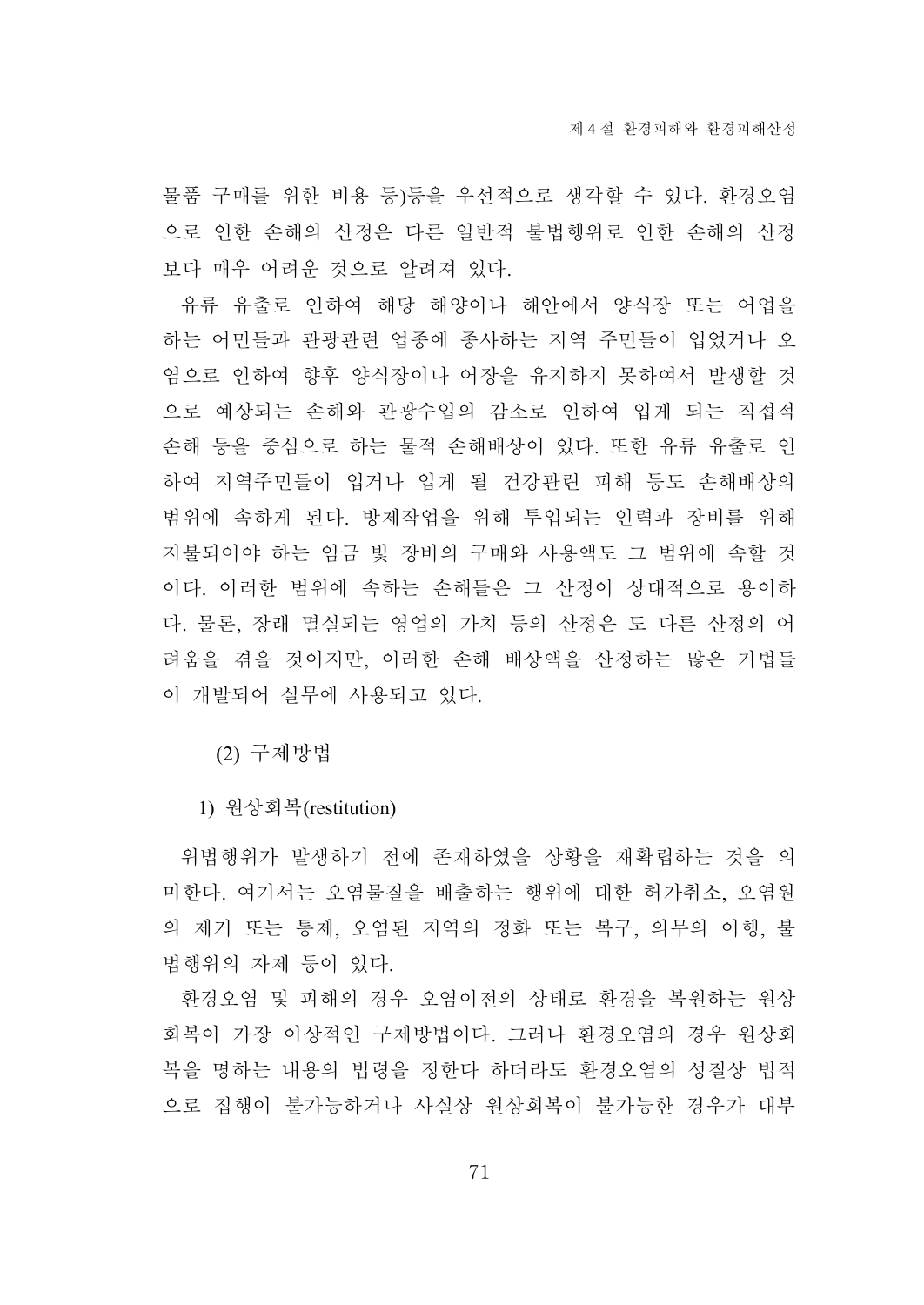물품 구매를 위한 비용 등)등을 우선적으로 생각할 수 있다. 환경오염으로 인한 손해의 산정은 다른 일반적 불법행위로 인한 손해의 산정보다 매우 어려운 것으로 알려져 있다.

유류 유출로 인하여 해당 해양이나 해안에서 양식장 또는 어업을 하는 어민들과 관광관련 업종에 종사하는 지역 주민들이 입었거나 오염으로 인하여 향후 양식장이나 어장을 유지하지 못하여서 발생할 것으로 예상되는 손해와 관광수입의 감소로 인하여 입게 되는 직접적 손해 등을 중심으로 하는 물적 손해배상이 있다. 또한 유류 유출로 인하여 지역주민들이 입거나 입게 될 건강관련 피해 등도 손해배상의 범위에 속하게 된다. 방제작업을 위해 투입되는 인력과 장비를 위해 지불되어야 하는 임금 빛 장비의 구매와 사용액도 그 범위에 속할 것이다. 이러한 범위에 속하는 손해들은 그 산정이 상대적으로 용이하다. 물론, 장래 멸실되는 영업의 가치 등의 산정은 도 다른 산정의 어려움을 겪을 것이지만, 이러한 손해 배상액을 산정하는 많은 기법들이 개발되어 실무에 사용되고 있다.

### (2) 구제방법

#### 1) 원상회복(restitution)

위법행위가 발생하기 전에 존재하였을 상황을 재확립하는 것을 의미한다. 여기서는 오염물질을 배출하는 행위에 대한 허가취소, 오염원의 제거 또는 통제, 오염된 지역의 정화 또는 복구, 의무의 이행, 불법행위의 자제 등이 있다.

환경오염 및 피해의 경우 오염이전의 상태로 환경을 복원하는 원상회복이 가장 이상적인 구제방법이다. 그러나 환경오염의 경우 원상회복을 명하는 내용의 법령을 정한다 하더라도 환경오염의 성질상 법적으로 집행이 불가능하거나 사실상 원상회복이 불가능한 경우가 대부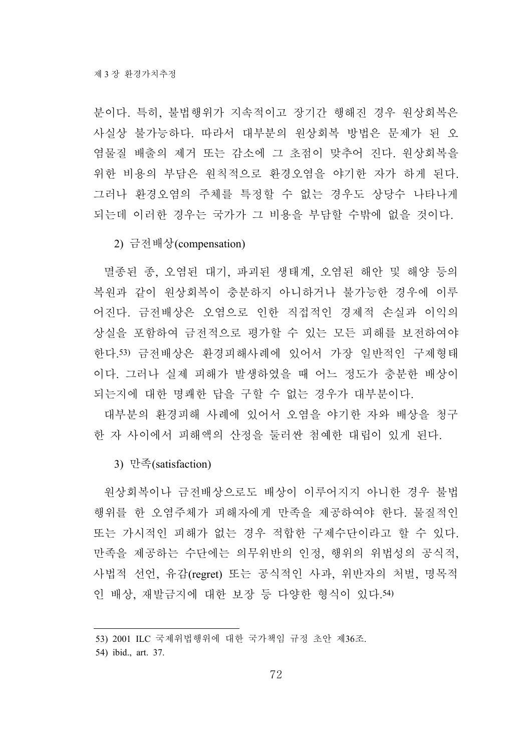분이다. 특히, 불법행위가 지속적이고 장기간 행해진 경우 원상회복은 사실상 불가능하다. 따라서 대부분의 원상회복 방법은 문제가 된 오염물질 배출의 제거 또는 감소에 그 초점이 맞추어 진다. 원상회복을 위한 비용의 부담은 원칙적으로 환경오염을 야기한 자가 하게 된다. 그러나 환경오염의 주체를 특정할 수 없는 경우도 상당수 나타나게 되는데 이러한 경우는 국가가 그 비용을 부담할 수밖에 없을 것이다.

2) 금전배상(compensation)

멸종된 종, 오염된 대기, 파괴된 생태계, 오염된 해안 및 해양 등의 복원과 같이 원상회복이 충분하지 아니하거나 불가능한 경우에 이루어진다. 금전배상은 오염으로 인한 직접적인 경제적 손실과 이익의 상실을 포함하여 금전적으로 평가할 수 있는 모든 피해를 보전하여야 한다.[53] 금전배상은 환경피해사례에 있어서 가장 일반적인 구제형태이다. 그러나 실제 피해가 발생하였을 때 어느 정도가 충분한 배상이 되는지에 대한 명쾌한 답을 구할 수 없는 경우가 대부분이다.

대부분의 환경피해 사례에 있어서 오염을 야기한 자와 배상을 청구한 자 사이에서 피해액의 산정을 둘러싼 첨예한 대립이 있게 된다.

3) 만족(satisfaction)

원상회복이나 금전배상으로도 배상이 이루어지지 아니한 경우 불법행위를 한 오염주체가 피해자에게 만족을 제공하여야 한다. 물질적인 또는 가시적인 피해가 없는 경우 적합한 구제수단이라고 할 수 있다. 만족을 제공하는 수단에는 의무위반의 인정, 행위의 위법성의 공식적, 사법적 선언, 유감(regret) 또는 공식적인 사과, 위반자의 처벌, 명목적인 배상, 재발금지에 대한 보장 등 다양한 형식이 있다.[54]

---

53) 2001 ILC 국제위법행위에 대한 국가책임 규정 초안 제36조.

54) ibid., art. 37.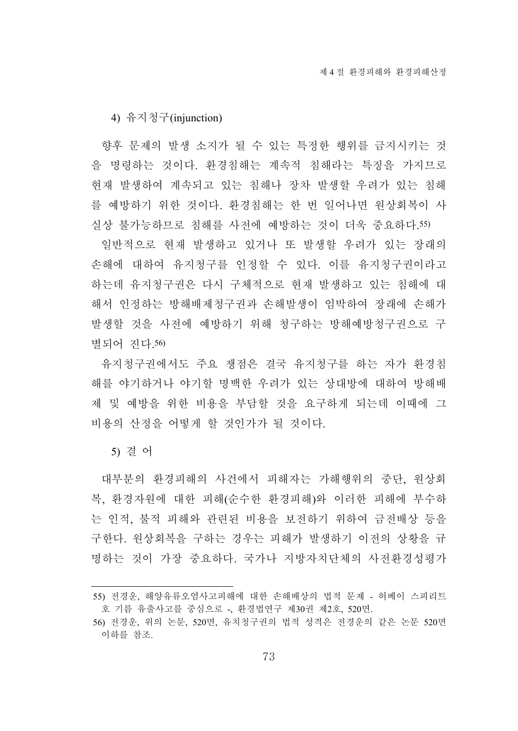#### 4) 유지청구(injunction)

향후 문제의 발생 소지가 될 수 있는 특정한 행위를 금지시키는 것을 명령하는 것이다. 환경침해는 계속적 침해라는 특징을 가지므로 현재 발생하여 계속되고 있는 침해나 장차 발생할 우려가 있는 침해를 예방하기 위한 것이다. 환경침해는 한 번 일어나면 원상회복이 사실상 불가능하므로 침해를 사전에 예방하는 것이 더욱 중요하다.[55)]

일반적으로 현재 발생하고 있거나 또 발생할 우려가 있는 장래의 손해에 대하여 유지청구를 인정할 수 있다. 이를 유지청구권이라고 하는데 유지청구권은 다시 구체적으로 현재 발생하고 있는 침해에 대해서 인정하는 방해배제청구권과 손해발생이 임박하여 장래에 손해가 발생할 것을 사전에 예방하기 위해 청구하는 방해예방청구권으로 구별되어 진다.[56)]

유지청구권에서도 주요 쟁점은 결국 유지청구를 하는 자가 환경침해를 야기하거나 야기할 명백한 우려가 있는 상대방에 대하여 방해배제 및 예방을 위한 비용을 부담할 것을 요구하게 되는데 이때에 그 비용의 산정을 어떻게 할 것인가가 될 것이다.

#### 5) 결 어

대부분의 환경피해의 사건에서 피해자는 가해행위의 중단, 원상회복, 환경자원에 대한 피해(순수한 환경피해)와 이러한 피해에 부수하는 인적, 불적 피해와 관련된 비용을 보전하기 위하여 금전배상 등을 구한다. 원상회복을 구하는 경우는 피해가 발생하기 이전의 상황을 규명하는 것이 가장 중요하다. 국가나 지방자치단체의 사전환경성평가

---

55) 전경운, 해양유류오염사고피해에 대한 손해배상의 법적 문제 - 허베이 스피리트호 기름 유출사고를 중심으로 -, 환경법연구 제30권 제2호, 520면.

56) 전경운, 위의 논문, 520면, 유치청구권의 법적 성격은 전경운의 같은 논문 520면 이하를 참조.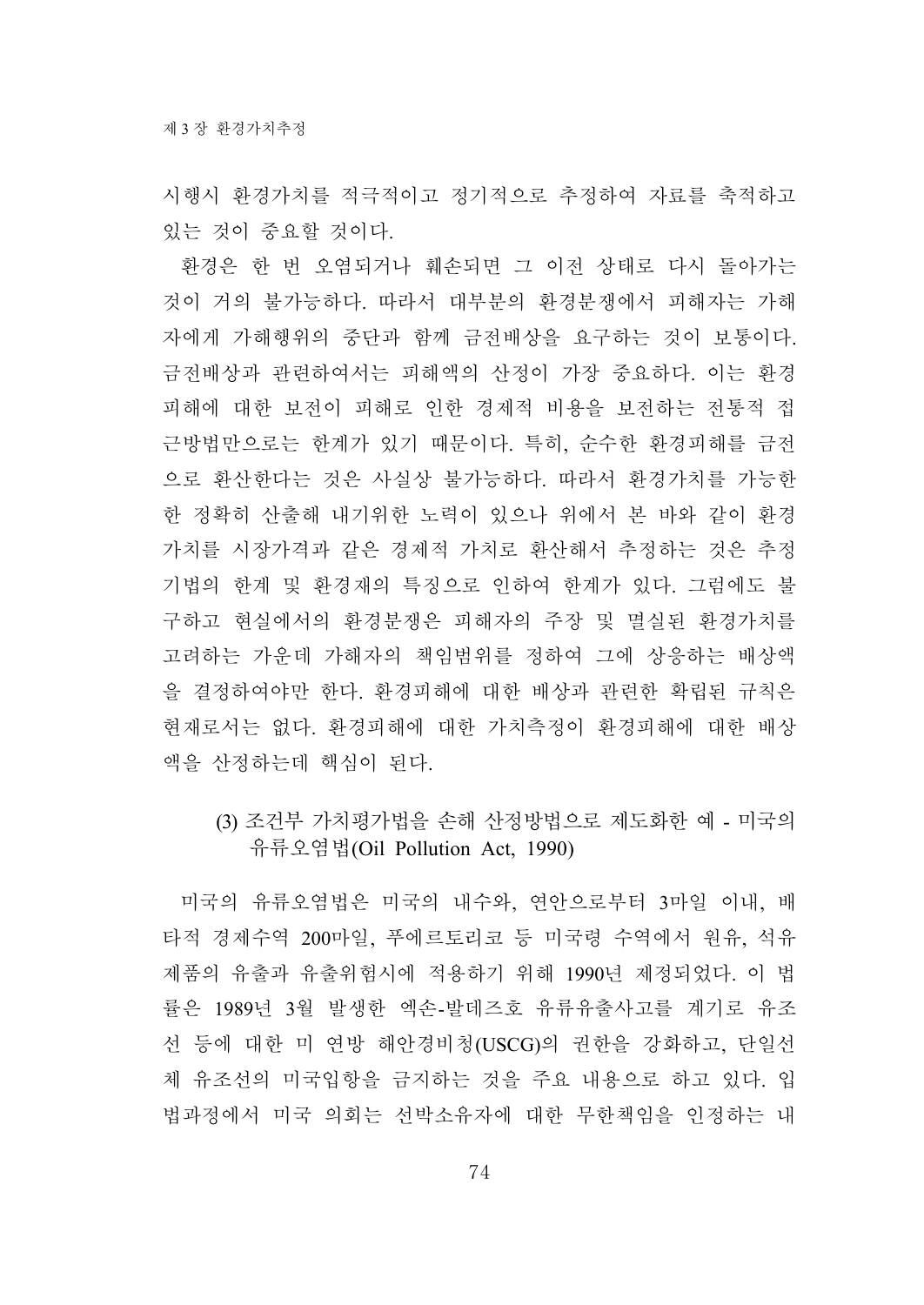시행시 환경가치를 적극적이고 정기적으로 추정하여 자료를 축적하고 있는 것이 중요할 것이다.

환경은 한 번 오염되거나 훼손되면 그 이전 상태로 다시 돌아가는 것이 거의 불가능하다. 따라서 대부분의 환경분쟁에서 피해자는 가해자에게 가해행위의 중단과 함께 금전배상을 요구하는 것이 보통이다. 금전배상과 관련하여서는 피해액의 산정이 가장 중요하다. 이는 환경피해에 대한 보전이 피해로 인한 경제적 비용을 보전하는 전통적 접근방법만으로는 한계가 있기 때문이다. 특히, 순수한 환경피해를 금전으로 환산한다는 것은 사실상 불가능하다. 따라서 환경가치를 가능한 한 정확히 산출해 내기위한 노력이 있으나 위에서 본 바와 같이 환경가치를 시장가격과 같은 경제적 가치로 환산해서 추정하는 것은 추정기법의 한계 및 환경재의 특징으로 인하여 한계가 있다. 그럼에도 불구하고 현실에서의 환경분쟁은 피해자의 주장 및 멸실된 환경가치를 고려하는 가운데 가해자의 책임범위를 정하여 그에 상응하는 배상액을 결정하여야만 한다. 환경피해에 대한 배상과 관련한 확립된 규칙은 현재로서는 없다. 환경피해에 대한 가치측정이 환경피해에 대한 배상액을 산정하는데 핵심이 된다.

### (3) 조건부 가치평가법을 손해 산정방법으로 제도화한 예 - 미국의 유류오염법(Oil Pollution Act, 1990)

미국의 유류오염법은 미국의 내수와, 연안으로부터 3마일 이내, 배타적 경제수역 200마일, 푸에르토리코 등 미국령 수역에서 원유, 석유제품의 유출과 유출위험시에 적용하기 위해 1990년 제정되었다. 이 법률은 1989년 3월 발생한 엑손-발데즈호 유류유출사고를 계기로 유조선 등에 대한 미 연방 해안경비청(USCG)의 권한을 강화하고, 단일선체 유조선의 미국입항을 금지하는 것을 주요 내용으로 하고 있다. 입법과정에서 미국 의회는 선박소유자에 대한 무한책임을 인정하는 내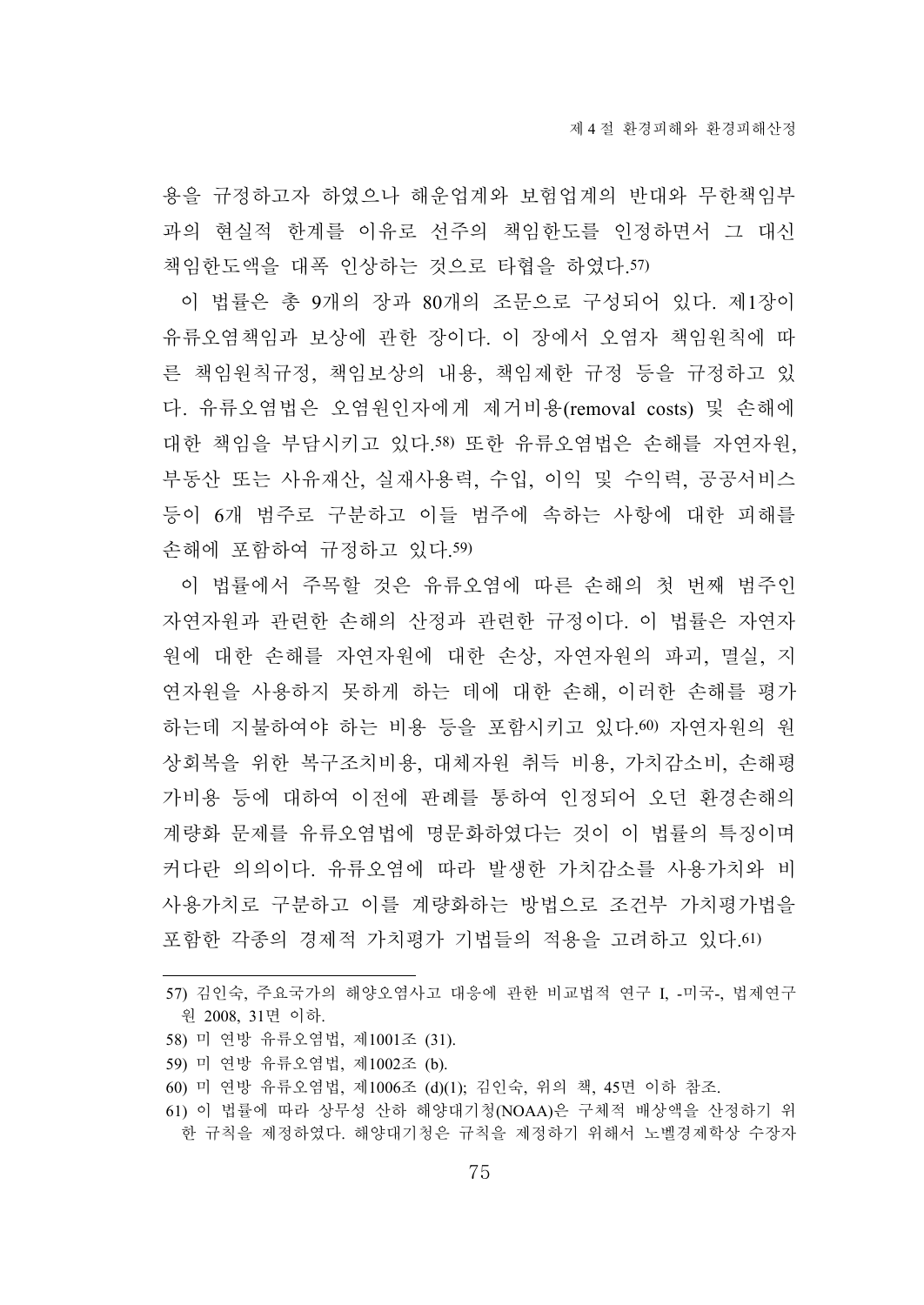용을 규정하고자 하였으나 해운업계와 보험업계의 반대와 무한책임부과의 현실적 한계를 이유로 선주의 책임한도를 인정하면서 그 대신 책임한도액을 대폭 인상하는 것으로 타협을 하였다.[57)]

이 법률은 총 9개의 장과 80개의 조문으로 구성되어 있다. 제1장이 유류오염책임과 보상에 관한 장이다. 이 장에서 오염자 책임원칙에 따른 책임원칙규정, 책임보상의 내용, 책임제한 규정 등을 규정하고 있다. 유류오염법은 오염원인자에게 제거비용(removal costs) 및 손해에 대한 책임을 부담시키고 있다.[58)] 또한 유류오염법은 손해를 자연자원, 부동산 또는 사유재산, 실재사용력, 수입, 이익 및 수익력, 공공서비스 등이 6개 범주로 구분하고 이들 범주에 속하는 사항에 대한 피해를 손해에 포함하여 규정하고 있다.[59)]

이 법률에서 주목할 것은 유류오염에 따른 손해의 첫 번째 범주인 자연자원과 관련한 손해의 산정과 관련한 규정이다. 이 법률은 자연자원에 대한 손해를 자연자원에 대한 손상, 자연자원의 파괴, 멸실, 지연자원을 사용하지 못하게 하는 데에 대한 손해, 이러한 손해를 평가하는데 지불하여야 하는 비용 등을 포함시키고 있다.[60)] 자연자원의 원상회복을 위한 복구조치비용, 대체자원 취득 비용, 가치감소비, 손해평가비용 등에 대하여 이전에 판례를 통하여 인정되어 오던 환경손해의 계량화 문제를 유류오염법에 명문화하였다는 것이 이 법률의 특징이며 커다란 의의이다. 유류오염에 따라 발생한 가치감소를 사용가치와 비사용가치로 구분하고 이를 계량화하는 방법으로 조건부 가치평가법을 포함한 각종의 경제적 가치평가 기법들의 적용을 고려하고 있다.[61)]

---

57) 김인숙, 주요국가의 해양오염사고 대응에 관한 비교법적 연구 I, -미국-, 법제연구원 2008, 31면 이하.

58) 미 연방 유류오염법, 제1001조 (31).

59) 미 연방 유류오염법, 제1002조 (b).

60) 미 연방 유류오염법, 제1006조 (d)(1); 김인숙, 위의 책, 45면 이하 참조.

61) 이 법률에 따라 상무성 산하 해양대기청(NOAA)은 구체적 배상액을 산정하기 위한 규칙을 제정하였다. 해양대기청은 규칙을 제정하기 위해서 노벨경제학상 수장자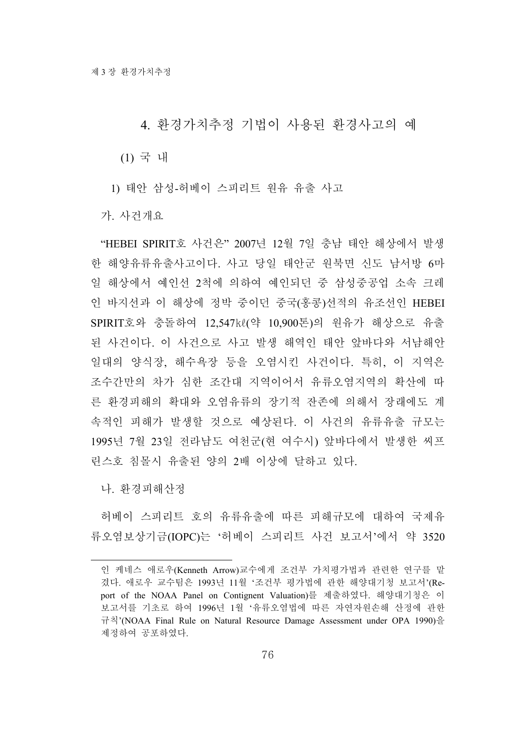## 4. 환경가치추정 기법이 사용된 환경사고의 예

### (1) 국 내

#### 1) 태안 삼성-허베이 스피리트 원유 유출 사고

가. 사건개요

"HEBEI SPIRIT호 사건은" 2007년 12월 7일 충남 태안 해상에서 발생한 해양유류유출사고이다. 사고 당일 태안군 원북면 신도 남서방 6마일 해상에서 예인선 2척에 의하여 예인되던 중 삼성중공업 소속 크레인 바지선과 이 해상에 정박 중이던 중국(홍콩)선적의 유조선인 HEBEI SPIRIT호와 충돌하여 12,547㎘(약 10,900톤)의 원유가 해상으로 유출된 사건이다. 이 사건으로 사고 발생 해역인 태안 앞바다와 서남해안 일대의 양식장, 해수욕장 등을 오염시킨 사건이다. 특히, 이 지역은 조수간만의 차가 심한 조간대 지역이어서 유류오염지역의 확산에 따른 환경피해의 확대와 오염유류의 장기적 잔존에 의해서 장래에도 계속적인 피해가 발생할 것으로 예상된다. 이 사건의 유류유출 규모는 1995년 7월 23일 전라남도 여천군(현 여수시) 앞바다에서 발생한 씨프린스호 침몰시 유출된 양의 2배 이상에 달하고 있다.

나. 환경피해산정

허베이 스피리트 호의 유류유출에 따른 피해규모에 대하여 국제유류오염보상기금(IOPC)는 '허베이 스피리트 사건 보고서'에서 약 3520

---

인 케네스 애로우(Kenneth Arrow)교수에게 조건부 가치평가법과 관련한 연구를 맡겼다. 애로우 교수팀은 1993년 11월 '조건부 평가법에 관한 해양대기청 보고서'(Report of the NOAA Panel on Contignent Valuation)를 제출하였다. 해양대기청은 이 보고서를 기초로 하여 1996년 1월 '유류오염법에 따른 자연자원손해 산정에 관한 규칙'(NOAA Final Rule on Natural Resource Damage Assessment under OPA 1990)을 제정하여 공포하였다.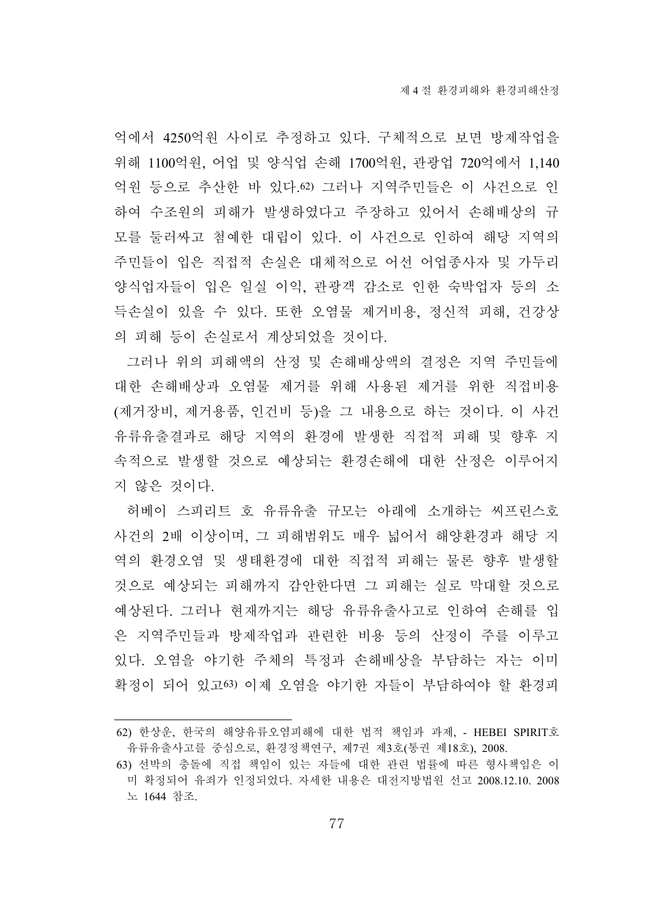억에서 4250억원 사이로 추정하고 있다. 구체적으로 보면 방제작업을 위해 1100억원, 어업 및 양식업 손해 1700억원, 관광업 720억에서 1,140억원 등으로 추산한 바 있다.[62] 그러나 지역주민들은 이 사건으로 인하여 수조원의 피해가 발생하였다고 주장하고 있어서 손해배상의 규모를 둘러싸고 첨예한 대립이 있다. 이 사건으로 인하여 해당 지역의 주민들이 입은 직접적 손실은 대체적으로 어선 어업종사자 및 가두리 양식업자들이 입은 일실 이익, 관광객 감소로 인한 숙박업자 등의 소득손실이 있을 수 있다. 또한 오염물 제거비용, 정신적 피해, 건강상의 피해 등이 손실로서 계상되었을 것이다.

그러나 위의 피해액의 산정 및 손해배상액의 결정은 지역 주민들에 대한 손해배상과 오염물 제거를 위해 사용된 제거를 위한 직접비용(제거장비, 제거용품, 인건비 등)을 그 내용으로 하는 것이다. 이 사건 유류유출결과로 해당 지역의 환경에 발생한 직접적 피해 및 향후 지속적으로 발생할 것으로 예상되는 환경손해에 대한 산정은 이루어지지 않은 것이다.

허베이 스피리트 호 유류유출 규모는 아래에 소개하는 씨프린스호 사건의 2배 이상이며, 그 피해범위도 매우 넓어서 해양환경과 해당 지역의 환경오염 및 생태환경에 대한 직접적 피해는 물론 향후 발생할 것으로 예상되는 피해까지 감안한다면 그 피해는 실로 막대할 것으로 예상된다. 그러나 현재까지는 해당 유류유출사고로 인하여 손해를 입은 지역주민들과 방제작업과 관련한 비용 등의 산정이 주를 이루고 있다. 오염을 야기한 주체의 특정과 손해배상을 부담하는 자는 이미 확정이 되어 있고[63] 이제 오염을 야기한 자들이 부담하여야 할 환경피

---

[62] 한상운, 한국의 해양유류오염피해에 대한 법적 책임과 과제, - HEBEI SPIRIT호 유류유출사고를 중심으로, 환경정책연구, 제7권 제3호(통권 제18호), 2008.

[63] 선박의 충돌에 직접 책임이 있는 자들에 대한 관련 법률에 따른 형사책임은 이미 확정되어 유죄가 인정되었다. 자세한 내용은 대전지방법원 선고 2008.12.10. 2008노 1644 참조.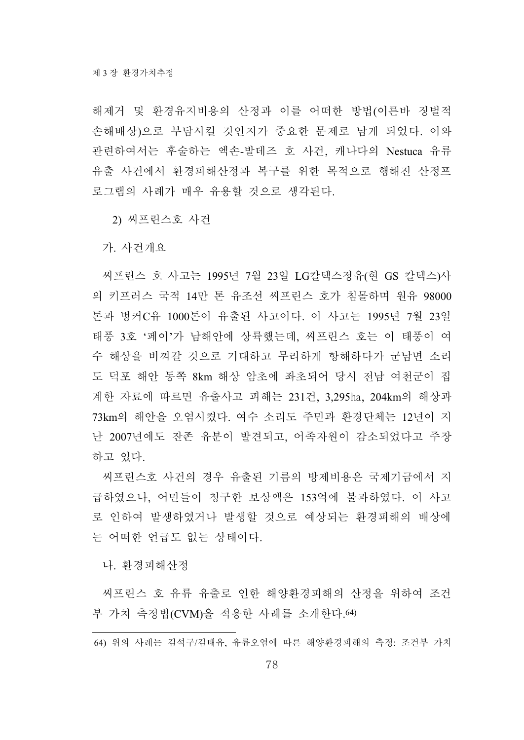해제거 및 환경유지비용의 산정과 이를 어떠한 방법(이른바 징벌적 손해배상)으로 부담시킬 것인지가 중요한 문제로 남게 되었다. 이와 관련하여서는 후술하는 엑손-발데즈 호 사건, 캐나다의 Nestuca 유류 유출 사건에서 환경피해산정과 복구를 위한 목적으로 행해진 산정프로그램의 사례가 매우 유용할 것으로 생각된다.

#### 2) 씨프린스호 사건

##### 가. 사건개요

씨프린스 호 사고는 1995년 7월 23일 LG칼텍스정유(현 GS 칼텍스)사의 키프러스 국적 14만 톤 유조선 씨프린스 호가 침몰하며 원유 98000톤과 벙커C유 1000톤이 유출된 사고이다. 이 사고는 1995년 7월 23일 태풍 3호 '페이'가 남해안에 상륙했는데, 씨프린스 호는 이 태풍이 여수 해상을 비껴갈 것으로 기대하고 무리하게 항해하다가 군남면 소리도 덕포 해안 동쪽 8km 해상 암초에 좌초되어 당시 전남 여천군이 집계한 자료에 따르면 유출사고 피해는 231건, 3,295㏊, 204km의 해상과 73km의 해안을 오염시켰다. 여수 소리도 주민과 환경단체는 12년이 지난 2007년에도 잔존 유분이 발견되고, 어족자원이 감소되었다고 주장하고 있다.

씨프린스호 사건의 경우 유출된 기름의 방제비용은 국제기금에서 지급하였으나, 어민들이 청구한 보상액은 153억에 불과하였다. 이 사고로 인하여 발생하였거나 발생할 것으로 예상되는 환경피해의 배상에는 어떠한 언급도 없는 상태이다.

##### 나. 환경피해산정

씨프린스 호 유류 유출로 인한 해양환경피해의 산정을 위하여 조건부 가치 측정법(CVM)을 적용한 사례를 소개한다.[64]

---

64) 위의 사례는 김석구/김태유, 유류오염에 따른 해양환경피해의 측정: 조건부 가치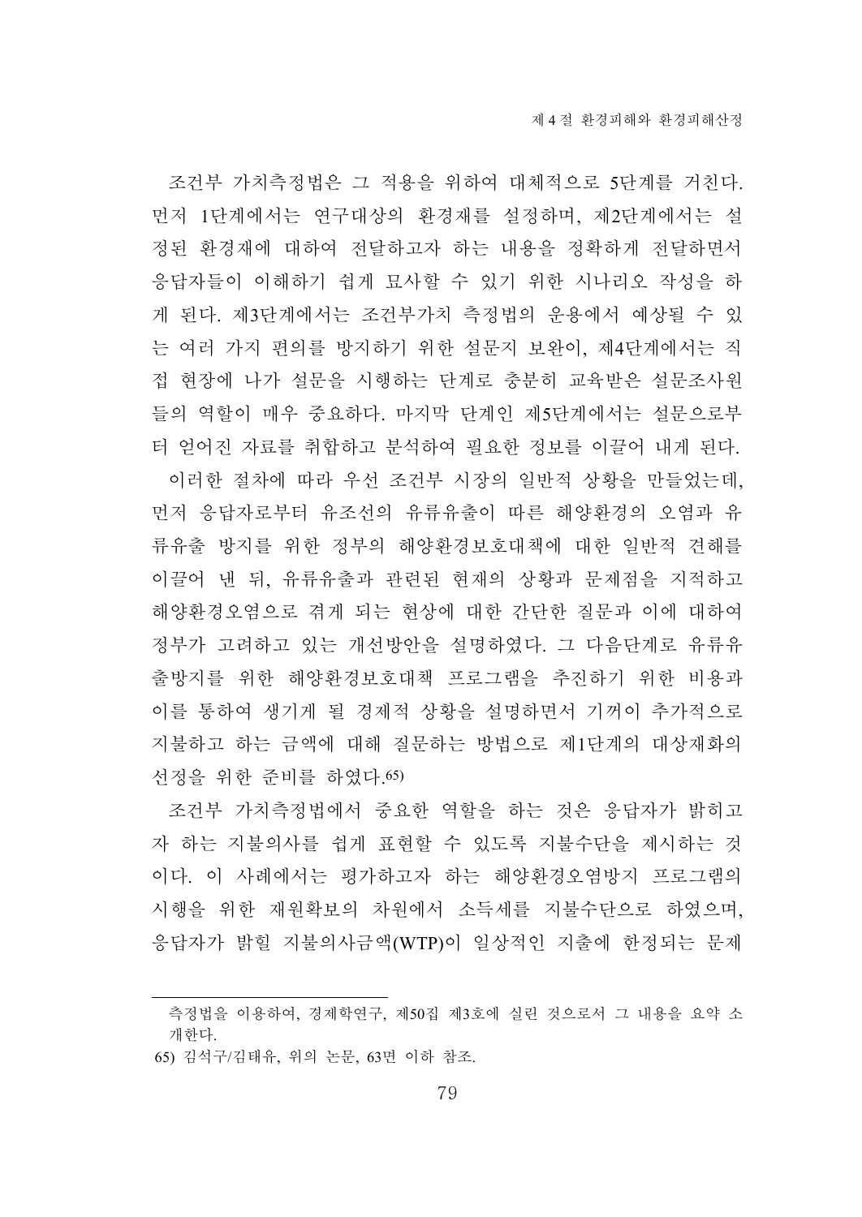조건부 가치측정법은 그 적용을 위하여 대체적으로 5단계를 거친다. 먼저 1단계에서는 연구대상의 환경재를 설정하며, 제2단계에서는 설정된 환경재에 대하여 전달하고자 하는 내용을 정확하게 전달하면서 응답자들이 이해하기 쉽게 묘사할 수 있기 위한 시나리오 작성을 하게 된다. 제3단계에서는 조건부가치 측정법의 운용에서 예상될 수 있는 여러 가지 편의를 방지하기 위한 설문지 보완이, 제4단계에서는 직접 현장에 나가 설문을 시행하는 단계로 충분히 교육받은 설문조사원들의 역할이 매우 중요하다. 마지막 단계인 제5단계에서는 설문으로부터 얻어진 자료를 취합하고 분석하여 필요한 정보를 이끌어 내게 된다.

이러한 절차에 따라 우선 조건부 시장의 일반적 상황을 만들었는데, 먼저 응답자로부터 유조선의 유류유출이 따른 해양환경의 오염과 유류유출 방지를 위한 정부의 해양환경보호대책에 대한 일반적 견해를 이끌어 낸 뒤, 유류유출과 관련된 현재의 상황과 문제점을 지적하고 해양환경오염으로 겪게 되는 현상에 대한 간단한 질문과 이에 대하여 정부가 고려하고 있는 개선방안을 설명하였다. 그 다음단계로 유류유출방지를 위한 해양환경보호대책 프로그램을 추진하기 위한 비용과 이를 통하여 생기게 될 경제적 상황을 설명하면서 기꺼이 추가적으로 지불하고 하는 금액에 대해 질문하는 방법으로 제1단계의 대상재화의 선정을 위한 준비를 하였다.[65]

조건부 가치측정법에서 중요한 역할을 하는 것은 응답자가 밝히고자 하는 지불의사를 쉽게 표현할 수 있도록 지불수단을 제시하는 것이다. 이 사례에서는 평가하고자 하는 해양환경오염방지 프로그램의 시행을 위한 재원확보의 차원에서 소득세를 지불수단으로 하였으며, 응답자가 밝힐 지불의사금액(WTP)이 일상적인 지출에 한정되는 문제

---

측정법을 이용하여, 경제학연구, 제50집 제3호에 실린 것으로서 그 내용을 요약 소개한다.

65) 김석구/김태유, 위의 논문, 63면 이하 참조.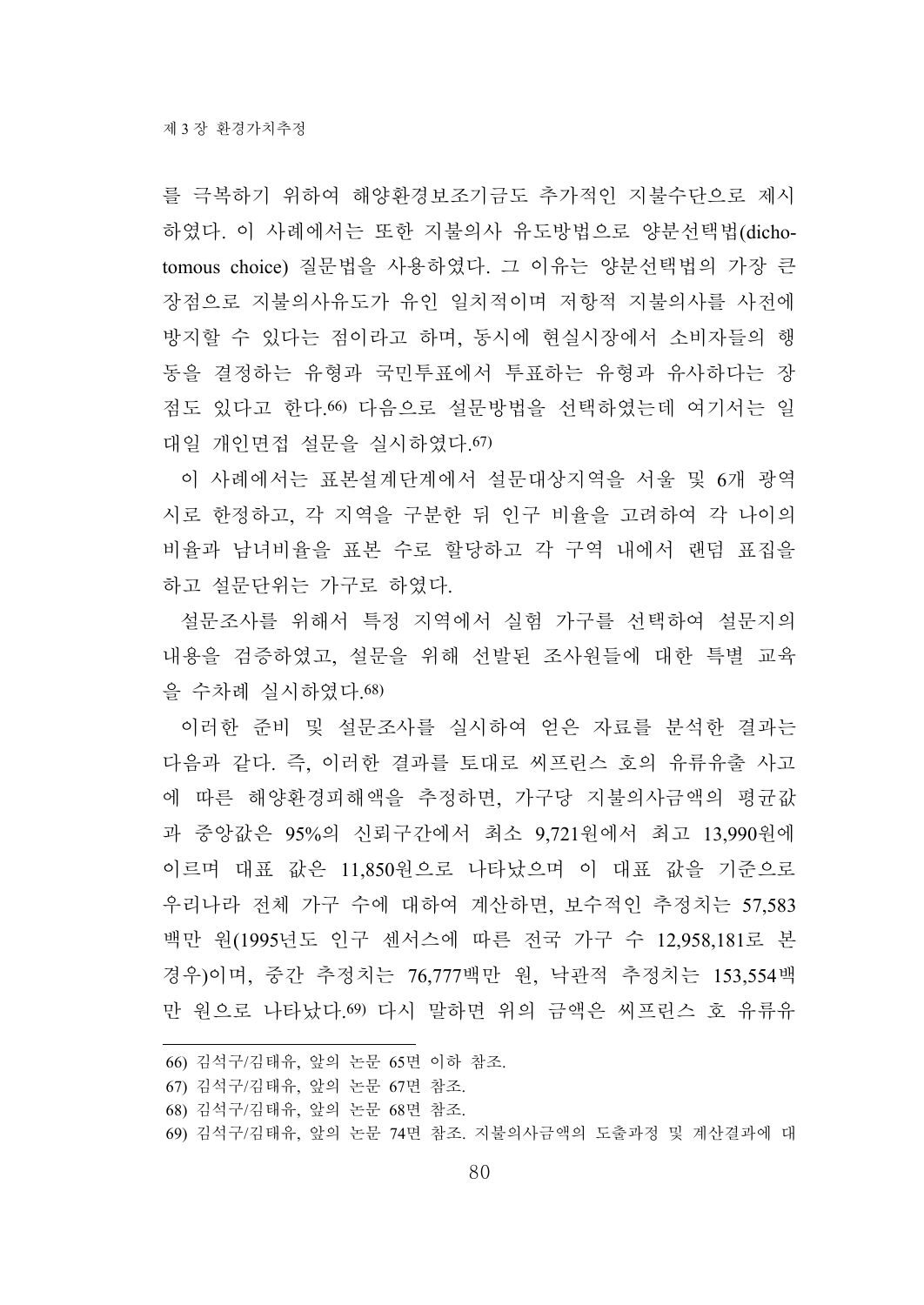를 극복하기 위하여 해양환경보조기금도 추가적인 지불수단으로 제시하였다. 이 사례에서는 또한 지불의사 유도방법으로 양분선택법(dichotomous choice) 질문법을 사용하였다. 그 이유는 양분선택법의 가장 큰 장점으로 지불의사유도가 유인 일치적이며 저항적 지불의사를 사전에 방지할 수 있다는 점이라고 하며, 동시에 현실시장에서 소비자들의 행동을 결정하는 유형과 국민투표에서 투표하는 유형과 유사하다는 장점도 있다고 한다.[66] 다음으로 설문방법을 선택하였는데 여기서는 일대일 개인면접 설문을 실시하였다.[67]

이 사례에서는 표본설계단계에서 설문대상지역을 서울 및 6개 광역시로 한정하고, 각 지역을 구분한 뒤 인구 비율을 고려하여 각 나이의 비율과 남녀비율을 표본 수로 할당하고 각 구역 내에서 랜덤 표집을 하고 설문단위는 가구로 하였다.

설문조사를 위해서 특정 지역에서 실험 가구를 선택하여 설문지의 내용을 검증하였고, 설문을 위해 선발된 조사원들에 대한 특별 교육을 수차례 실시하였다.[68]

이러한 준비 및 설문조사를 실시하여 얻은 자료를 분석한 결과는 다음과 같다. 즉, 이러한 결과를 토대로 씨프린스 호의 유류유출 사고에 따른 해양환경피해액을 추정하면, 가구당 지불의사금액의 평균값과 중앙값은 95%의 신뢰구간에서 최소 9,721원에서 최고 13,990원에 이르며 대표 값은 11,850원으로 나타났으며 이 대표 값을 기준으로 우리나라 전체 가구 수에 대하여 계산하면, 보수적인 추정치는 57,583백만 원(1995년도 인구 센서스에 따른 전국 가구 수 12,958,181로 본 경우)이며, 중간 추정치는 76,777백만 원, 낙관적 추정치는 153,554백만 원으로 나타났다.[69] 다시 말하면 위의 금액은 씨프린스 호 유류유

---

66) 김석구/김태유, 앞의 논문 65면 이하 참조.

67) 김석구/김태유, 앞의 논문 67면 참조.

68) 김석구/김태유, 앞의 논문 68면 참조.

69) 김석구/김태유, 앞의 논문 74면 참조. 지불의사금액의 도출과정 및 계산결과에 대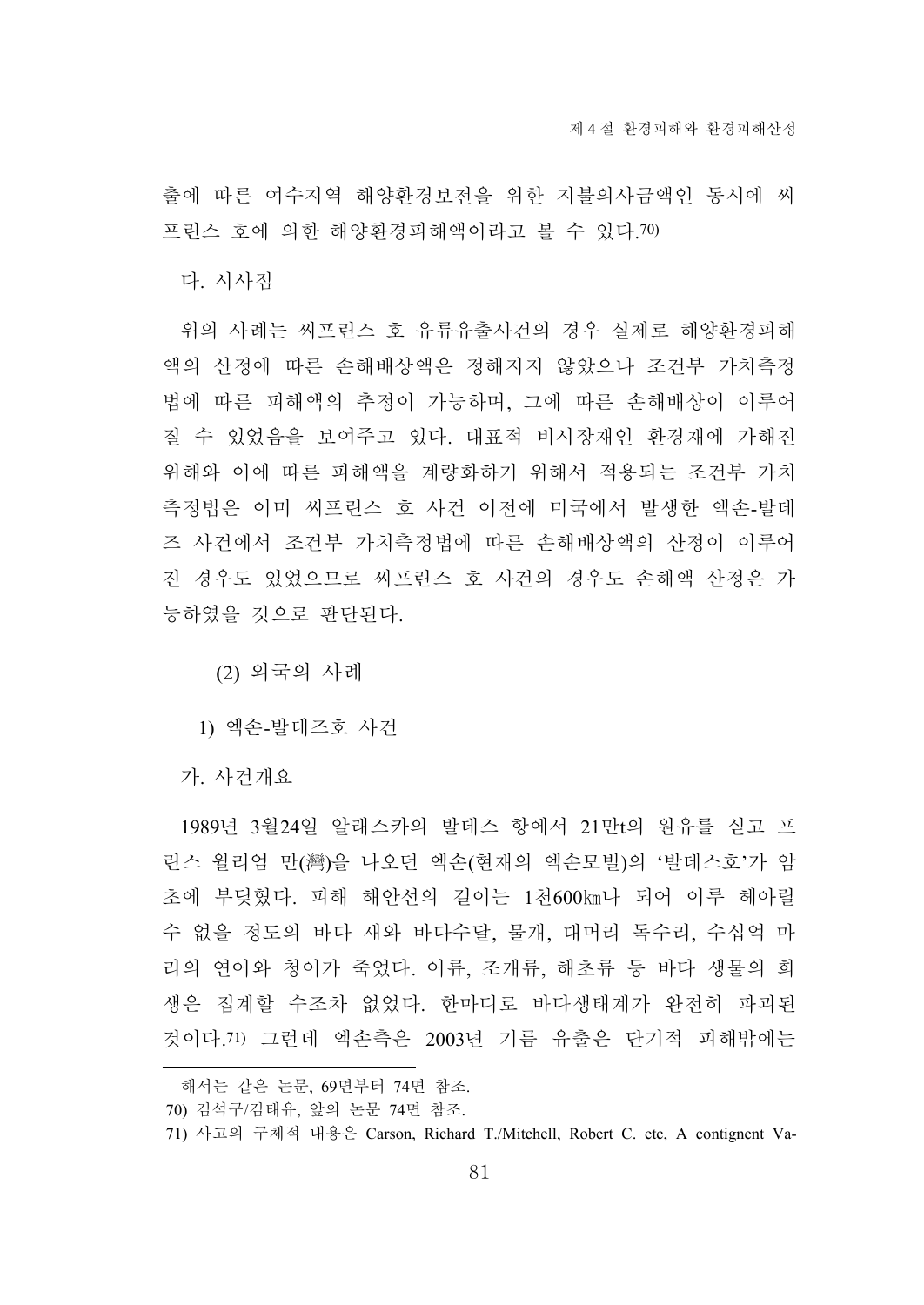출에 따른 여수지역 해양환경보전을 위한 지불의사금액인 동시에 씨프린스 호에 의한 해양환경피해액이라고 볼 수 있다.70)

다. 시사점

위의 사례는 씨프린스 호 유류유출사건의 경우 실제로 해양환경피해액의 산정에 따른 손해배상액은 정해지지 않았으나 조건부 가치측정법에 따른 피해액의 추정이 가능하며, 그에 따른 손해배상이 이루어질 수 있었음을 보여주고 있다. 대표적 비시장재인 환경재에 가해진 위해와 이에 따른 피해액을 계량화하기 위해서 적용되는 조건부 가치측정법은 이미 씨프린스 호 사건 이전에 미국에서 발생한 엑손-발데즈 사건에서 조건부 가치측정법에 따른 손해배상액의 산정이 이루어진 경우도 있었으므로 씨프린스 호 사건의 경우도 손해액 산정은 가능하였을 것으로 판단된다.

(2) 외국의 사례

1) 엑손-발데즈호 사건

가. 사건개요

1989년 3월24일 알래스카의 발데스 항에서 21만t의 원유를 싣고 프린스 윌리엄 만(灣)을 나오던 엑손(현재의 엑손모빌)의 '발데스호'가 암초에 부딪혔다. 피해 해안선의 길이는 1천600㎞나 되어 이루 헤아릴 수 없을 정도의 바다 새와 바다수달, 물개, 대머리 독수리, 수십억 마리의 연어와 청어가 죽었다. 어류, 조개류, 해초류 등 바다 생물의 희생은 집계할 수조차 없었다. 한마디로 바다생태계가 완전히 파괴된 것이다.71) 그런데 엑손측은 2003년 기름 유출은 단기적 피해밖에는

---

해서는 같은 논문, 69면부터 74면 참조.

70) 김석구/김태유, 앞의 논문 74면 참조.

71) 사고의 구체적 내용은 Carson, Richard T./Mitchell, Robert C. etc, A contignent Va-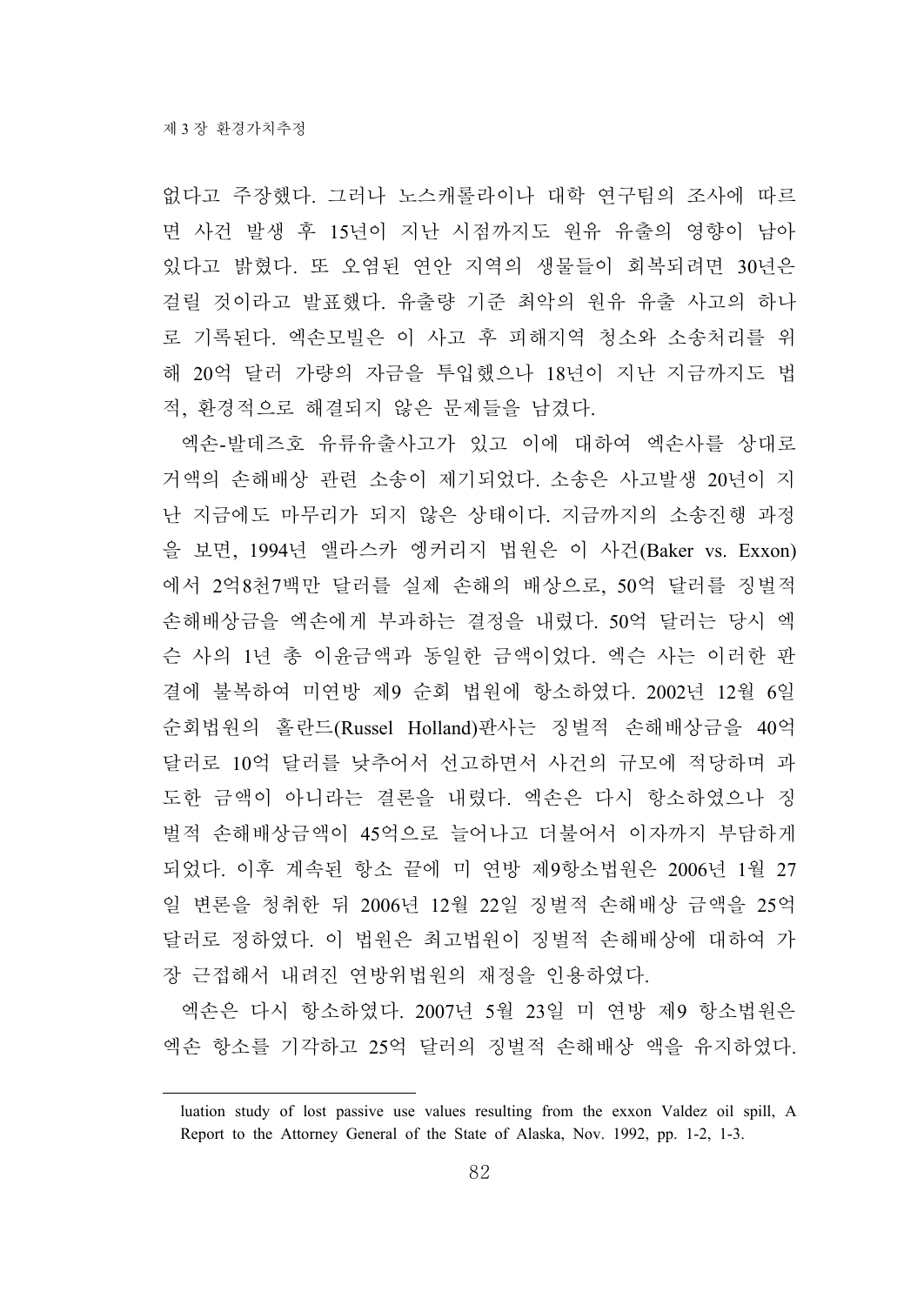없다고 주장했다. 그러나 노스캐롤라이나 대학 연구팀의 조사에 따르면 사건 발생 후 15년이 지난 시점까지도 원유 유출의 영향이 남아 있다고 밝혔다. 또 오염된 연안 지역의 생물들이 회복되려면 30년은 걸릴 것이라고 발표했다. 유출량 기준 최악의 원유 유출 사고의 하나로 기록된다. 엑손모빌은 이 사고 후 피해지역 청소와 소송처리를 위해 20억 달러 가량의 자금을 투입했으나 18년이 지난 지금까지도 법적, 환경적으로 해결되지 않은 문제들을 남겼다.

엑손-발데즈호 유류유출사고가 있고 이에 대하여 엑손사를 상대로 거액의 손해배상 관련 소송이 제기되었다. 소송은 사고발생 20년이 지난 지금에도 마무리가 되지 않은 상태이다. 지금까지의 소송진행 과정을 보면, 1994년 앨라스카 엥커리지 법원은 이 사건(Baker vs. Exxon)에서 2억8천7백만 달러를 실제 손해의 배상으로, 50억 달러를 징벌적 손해배상금을 엑손에게 부과하는 결정을 내렸다. 50억 달러는 당시 엑슨 사의 1년 총 이윤금액과 동일한 금액이었다. 엑슨 사는 이러한 판결에 불복하여 미연방 제9 순회 법원에 항소하였다. 2002년 12월 6일 순회법원의 홀란드(Russel Holland)판사는 징벌적 손해배상금을 40억 달러로 10억 달러를 낮추어서 선고하면서 사건의 규모에 적당하며 과도한 금액이 아니라는 결론을 내렸다. 엑손은 다시 항소하였으나 징벌적 손해배상금액이 45억으로 늘어나고 더불어서 이자까지 부담하게 되었다. 이후 계속된 항소 끝에 미 연방 제9항소법원은 2006년 1월 27일 변론을 청취한 뒤 2006년 12월 22일 징벌적 손해배상 금액을 25억 달러로 정하였다. 이 법원은 최고법원이 징벌적 손해배상에 대하여 가장 근접해서 내려진 연방위법원의 재정을 인용하였다.

엑손은 다시 항소하였다. 2007년 5월 23일 미 연방 제9 항소법원은 엑손 항소를 기각하고 25억 달러의 징벌적 손해배상 액을 유지하였다.

---

luation study of lost passive use values resulting from the exxon Valdez oil spill, A Report to the Attorney General of the State of Alaska, Nov. 1992, pp. 1-2, 1-3.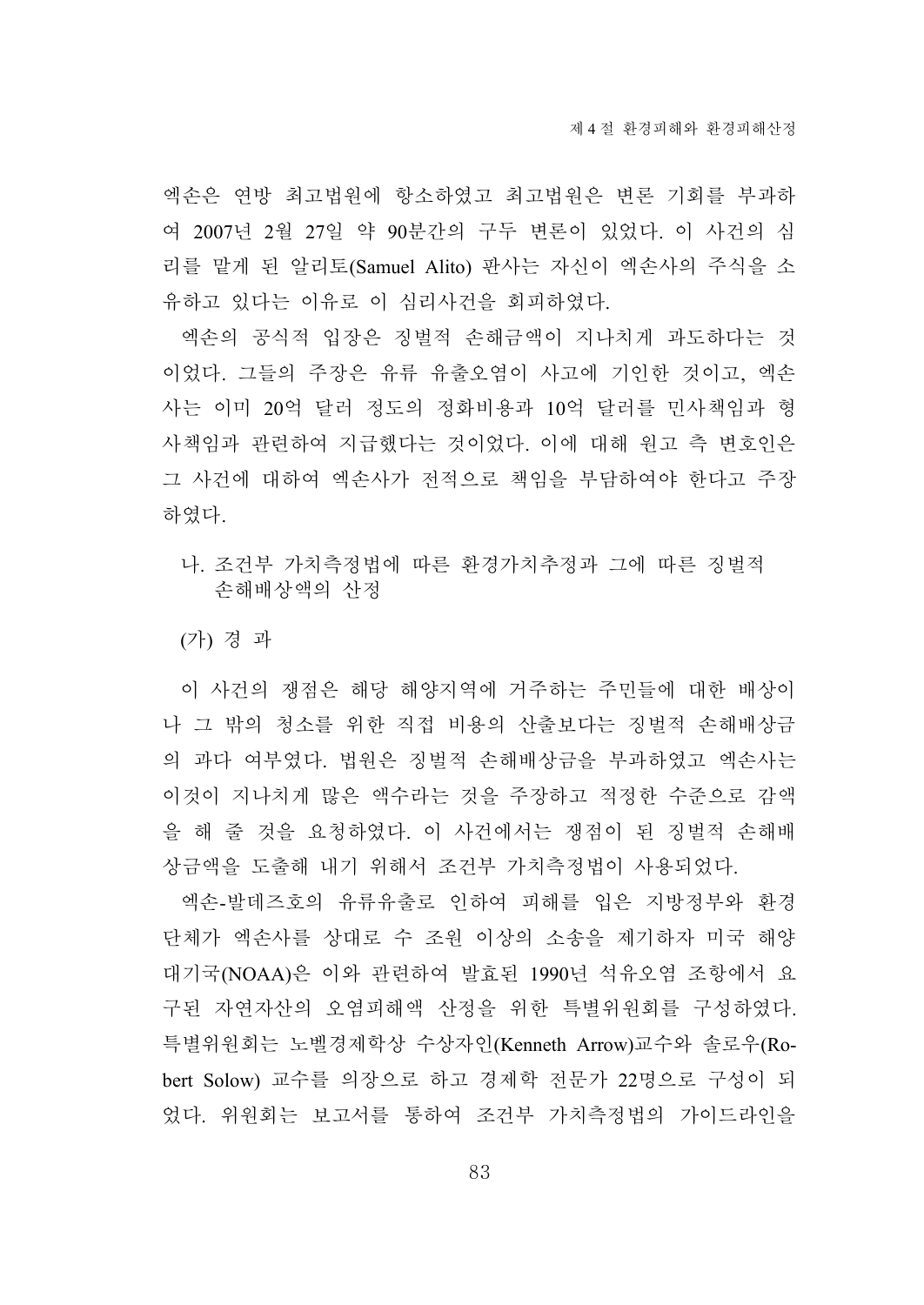엑손은 연방 최고법원에 항소하였고 최고법원은 변론 기회를 부과하여 2007년 2월 27일 약 90분간의 구두 변론이 있었다. 이 사건의 심리를 맡게 된 알리토(Samuel Alito) 판사는 자신이 엑손사의 주식을 소유하고 있다는 이유로 이 심리사건을 회피하였다.

엑손의 공식적 입장은 징벌적 손해금액이 지나치게 과도하다는 것이었다. 그들의 주장은 유류 유출오염이 사고에 기인한 것이고, 엑손사는 이미 20억 달러 정도의 정화비용과 10억 달러를 민사책임과 형사책임과 관련하여 지급했다는 것이었다. 이에 대해 원고 측 변호인은 그 사건에 대하여 엑손사가 전적으로 책임을 부담하여야 한다고 주장하였다.

### 나. 조건부 가치측정법에 따른 환경가치추정과 그에 따른 징벌적 손해배상액의 산정

#### (가) 경 과

이 사건의 쟁점은 해당 해양지역에 거주하는 주민들에 대한 배상이나 그 밖의 청소를 위한 직접 비용의 산출보다는 징벌적 손해배상금의 과다 여부였다. 법원은 징벌적 손해배상금을 부과하였고 엑손사는 이것이 지나치게 많은 액수라는 것을 주장하고 적정한 수준으로 감액을 해 줄 것을 요청하였다. 이 사건에서는 쟁점이 된 징벌적 손해배상금액을 도출해 내기 위해서 조건부 가치측정법이 사용되었다.

엑손-발데즈호의 유류유출로 인하여 피해를 입은 지방정부와 환경단체가 엑손사를 상대로 수 조원 이상의 소송을 제기하자 미국 해양대기국(NOAA)은 이와 관련하여 발효된 1990년 석유오염 조항에서 요구된 자연자산의 오염피해액 산정을 위한 특별위원회를 구성하였다. 특별위원회는 노벨경제학상 수상자인(Kenneth Arrow)교수와 솔로우(Robert Solow) 교수를 의장으로 하고 경제학 전문가 22명으로 구성이 되었다. 위원회는 보고서를 통하여 조건부 가치측정법의 가이드라인을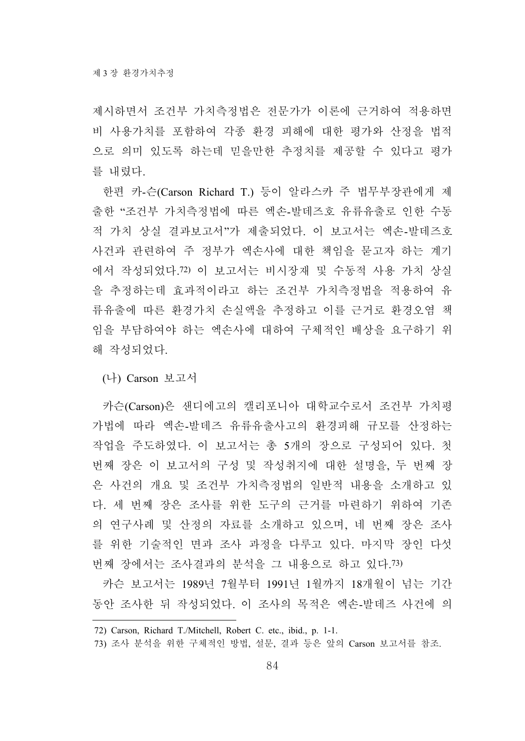제시하면서 조건부 가치측정법은 전문가가 이론에 근거하여 적용하면 비 사용가치를 포함하여 각종 환경 피해에 대한 평가와 산정을 법적으로 의미 있도록 하는데 믿을만한 추정치를 제공할 수 있다고 평가를 내렸다.

한편 카-슨(Carson Richard T.) 등이 알라스카 주 법무부장관에게 제출한 "조건부 가치측정법에 따른 엑손-발데즈호 유류유출로 인한 수동적 가치 상실 결과보고서"가 제출되었다. 이 보고서는 엑손-발데즈호 사건과 관련하여 주 정부가 엑손사에 대한 책임을 묻고자 하는 계기에서 작성되었다.[72] 이 보고서는 비시장재 및 수동적 사용 가치 상실을 추정하는데 효과적이라고 하는 조건부 가치측정법을 적용하여 유류유출에 따른 환경가치 손실액을 추정하고 이를 근거로 환경오염 책임을 부담하여야 하는 엑손사에 대하여 구체적인 배상을 요구하기 위해 작성되었다.

(나) Carson 보고서

카슨(Carson)은 샌디에고의 캘리포니아 대학교수로서 조건부 가치평가법에 따라 엑손-발데즈 유류유출사고의 환경피해 규모를 산정하는 작업을 주도하였다. 이 보고서는 총 5개의 장으로 구성되어 있다. 첫 번째 장은 이 보고서의 구성 및 작성취지에 대한 설명을, 두 번째 장은 사건의 개요 및 조건부 가치측정법의 일반적 내용을 소개하고 있다. 세 번째 장은 조사를 위한 도구의 근거를 마련하기 위하여 기존의 연구사례 및 산정의 자료를 소개하고 있으며, 네 번째 장은 조사를 위한 기술적인 면과 조사 과정을 다루고 있다. 마지막 장인 다섯 번째 장에서는 조사결과의 분석을 그 내용으로 하고 있다.[73]

카슨 보고서는 1989년 7월부터 1991년 1월까지 18개월이 넘는 기간 동안 조사한 뒤 작성되었다. 이 조사의 목적은 엑손-발데즈 사건에 의

---

72) Carson, Richard T./Mitchell, Robert C. etc., ibid., p. 1-1.

73) 조사 분석을 위한 구체적인 방법, 설문, 결과 등은 앞의 Carson 보고서를 참조.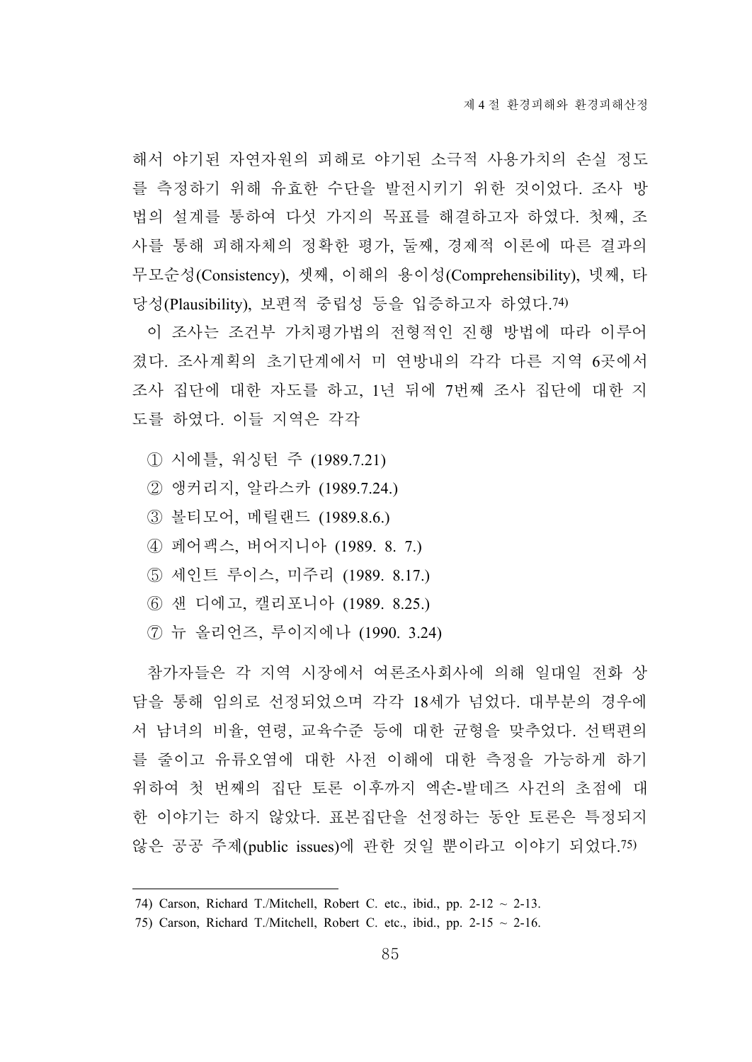해서 야기된 자연자원의 피해로 야기된 소극적 사용가치의 손실 정도를 측정하기 위해 유효한 수단을 발전시키기 위한 것이었다. 조사 방법의 설계를 통하여 다섯 가지의 목표를 해결하고자 하였다. 첫째, 조사를 통해 피해자체의 정확한 평가, 둘째, 경제적 이론에 따른 결과의 무모순성(Consistency), 셋째, 이해의 용이성(Comprehensibility), 넷째, 타당성(Plausibility), 보편적 중립성 등을 입증하고자 하였다.[74)]

이 조사는 조건부 가치평가법의 전형적인 진행 방법에 따라 이루어졌다. 조사계획의 초기단계에서 미 연방내의 각각 다른 지역 6곳에서 조사 집단에 대한 자도를 하고, 1년 뒤에 7번째 조사 집단에 대한 지도를 하였다. 이들 지역은 각각

① 시에틀, 워싱턴 주 (1989.7.21)
② 앵커리지, 알라스카 (1989.7.24.)
③ 볼티모어, 메릴랜드 (1989.8.6.)
④ 페어팩스, 버어지니아 (1989. 8. 7.)
⑤ 세인트 루이스, 미주리 (1989. 8.17.)
⑥ 샌 디에고, 캘리포니아 (1989. 8.25.)
⑦ 뉴 올리언즈, 루이지에나 (1990. 3.24)

참가자들은 각 지역 시장에서 여론조사회사에 의해 일대일 전화 상담을 통해 임의로 선정되었으며 각각 18세가 넘었다. 대부분의 경우에서 남녀의 비율, 연령, 교육수준 등에 대한 균형을 맞추었다. 선택편의를 줄이고 유류오염에 대한 사전 이해에 대한 측정을 가능하게 하기 위하여 첫 번째의 집단 토론 이후까지 엑손-발데즈 사건의 초점에 대한 이야기는 하지 않았다. 표본집단을 선정하는 동안 토론은 특정되지 않은 공공 주제(public issues)에 관한 것일 뿐이라고 이야기 되었다.[75)]

---

74) Carson, Richard T./Mitchell, Robert C. etc., ibid., pp. 2-12 ~ 2-13.

75) Carson, Richard T./Mitchell, Robert C. etc., ibid., pp. 2-15 ~ 2-16.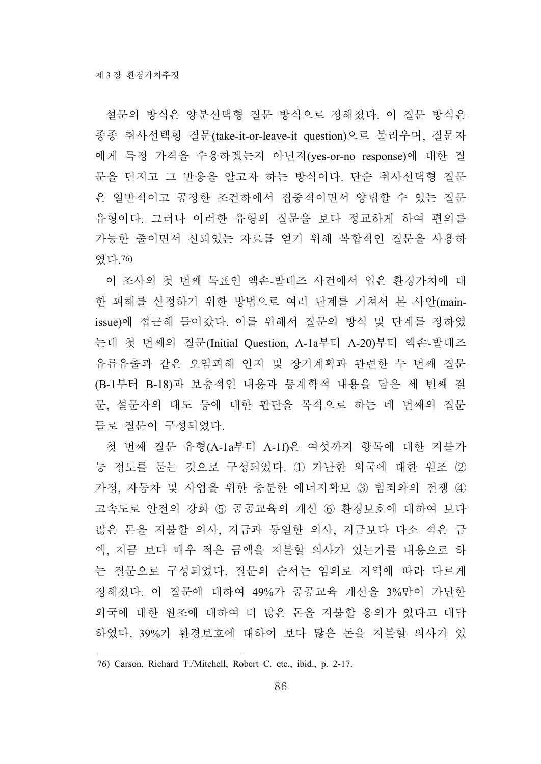설문의 방식은 양분선택형 질문 방식으로 정해졌다. 이 질문 방식은 종종 취사선택형 질문(take-it-or-leave-it question)으로 불리우며, 질문자에게 특정 가격을 수용하겠는지 아닌지(yes-or-no response)에 대한 질문을 던지고 그 반응을 알고자 하는 방식이다. 단순 취사선택형 질문은 일반적이고 공정한 조건하에서 집중적이면서 양립할 수 있는 질문 유형이다. 그러나 이러한 유형의 질문을 보다 정교하게 하여 편의를 가능한 줄이면서 신뢰있는 자료를 얻기 위해 복합적인 질문을 사용하였다.76)

이 조사의 첫 번째 목표인 엑손-발데즈 사건에서 입은 환경가치에 대한 피해를 산정하기 위한 방법으로 여러 단계를 거쳐서 본 사안(main-issue)에 접근해 들어갔다. 이를 위해서 질문의 방식 및 단계를 정하였는데 첫 번째의 질문(Initial Question, A-1a부터 A-20)부터 엑손-발데즈 유류유출과 같은 오염피해 인지 및 장기계획과 관련한 두 번째 질문(B-1부터 B-18)과 보충적인 내용과 통계학적 내용을 담은 세 번째 질문, 설문자의 태도 등에 대한 판단을 목적으로 하는 네 번째의 질문들로 질문이 구성되었다.

첫 번째 질문 유형(A-1a부터 A-1f)은 여섯까지 항목에 대한 지불가능 정도를 묻는 것으로 구성되었다. ① 가난한 외국에 대한 원조 ② 가정, 자동차 및 사업을 위한 충분한 에너지확보 ③ 범죄와의 전쟁 ④ 고속도로 안전의 강화 ⑤ 공공교육의 개선 ⑥ 환경보호에 대하여 보다 많은 돈을 지불할 의사, 지금과 동일한 의사, 지금보다 다소 적은 금액, 지금 보다 매우 적은 금액을 지불할 의사가 있는가를 내용으로 하는 질문으로 구성되었다. 질문의 순서는 임의로 지역에 따라 다르게 정해졌다. 이 질문에 대하여 49%가 공공교육 개선을 3%만이 가난한 외국에 대한 원조에 대하여 더 많은 돈을 지불할 용의가 있다고 대답하였다. 39%가 환경보호에 대하여 보다 많은 돈을 지불할 의사가 있

---

76) Carson, Richard T./Mitchell, Robert C. etc., ibid., p. 2-17.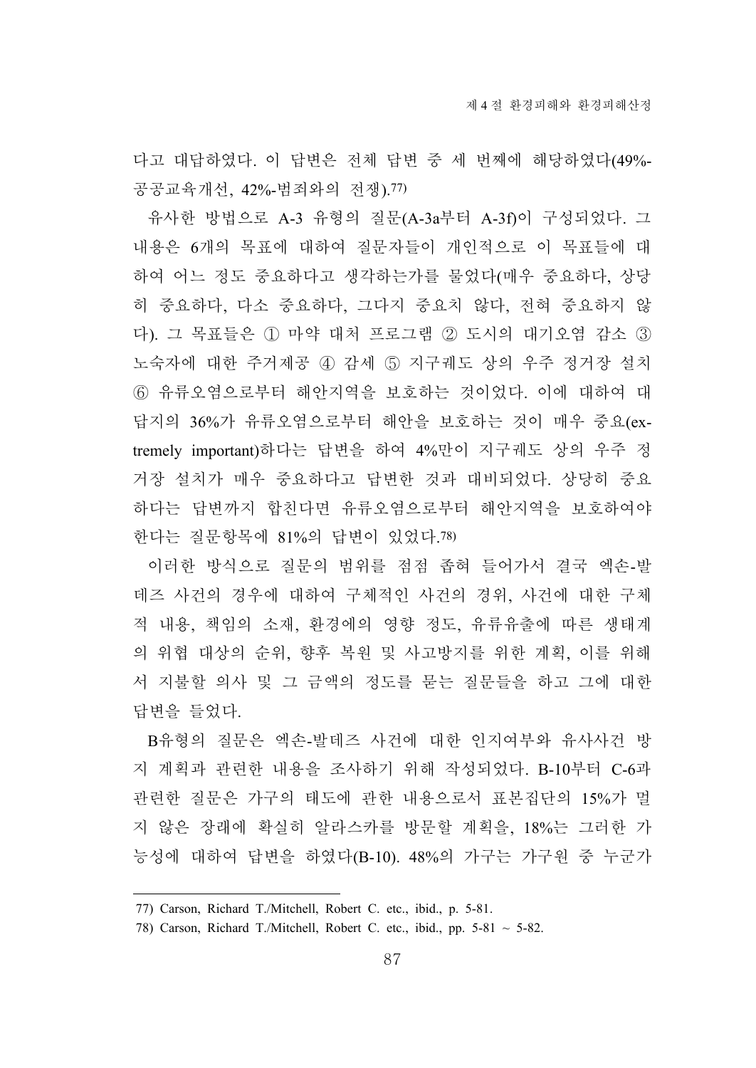다고 대답하였다. 이 답변은 전체 답변 중 세 번째에 해당하였다(49%-공공교육개선, 42%-범죄와의 전쟁).[77]

유사한 방법으로 A-3 유형의 질문(A-3a부터 A-3f)이 구성되었다. 그 내용은 6개의 목표에 대하여 질문자들이 개인적으로 이 목표들에 대하여 어느 정도 중요하다고 생각하는가를 물었다(매우 중요하다, 상당히 중요하다, 다소 중요하다, 그다지 중요치 않다, 전혀 중요하지 않다). 그 목표들은 ① 마약 대처 프로그램 ② 도시의 대기오염 감소 ③ 노숙자에 대한 주거제공 ④ 감세 ⑤ 지구궤도 상의 우주 정거장 설치 ⑥ 유류오염으로부터 해안지역을 보호하는 것이었다. 이에 대하여 대답지의 36%가 유류오염으로부터 해안을 보호하는 것이 매우 중요(extremely important)하다는 답변을 하여 4%만이 지구궤도 상의 우주 정거장 설치가 매우 중요하다고 답변한 것과 대비되었다. 상당히 중요하다는 답변까지 합친다면 유류오염으로부터 해안지역을 보호하여야 한다는 질문항목에 81%의 답변이 있었다.[78]

이러한 방식으로 질문의 범위를 점점 좁혀 들어가서 결국 엑손-발데즈 사건의 경우에 대하여 구체적인 사건의 경위, 사건에 대한 구체적 내용, 책임의 소재, 환경에의 영향 정도, 유류유출에 따른 생태계의 위협 대상의 순위, 향후 복원 및 사고방지를 위한 계획, 이를 위해서 지불할 의사 및 그 금액의 정도를 묻는 질문들을 하고 그에 대한 답변을 들었다.

B유형의 질문은 엑손-발데즈 사건에 대한 인지여부와 유사사건 방지 계획과 관련한 내용을 조사하기 위해 작성되었다. B-10부터 C-6과 관련한 질문은 가구의 태도에 관한 내용으로서 표본집단의 15%가 멀지 않은 장래에 확실히 알라스카를 방문할 계획을, 18%는 그러한 가능성에 대하여 답변을 하였다(B-10). 48%의 가구는 가구원 중 누군가

---

77) Carson, Richard T./Mitchell, Robert C. etc., ibid., p. 5-81.

78) Carson, Richard T./Mitchell, Robert C. etc., ibid., pp. 5-81 ~ 5-82.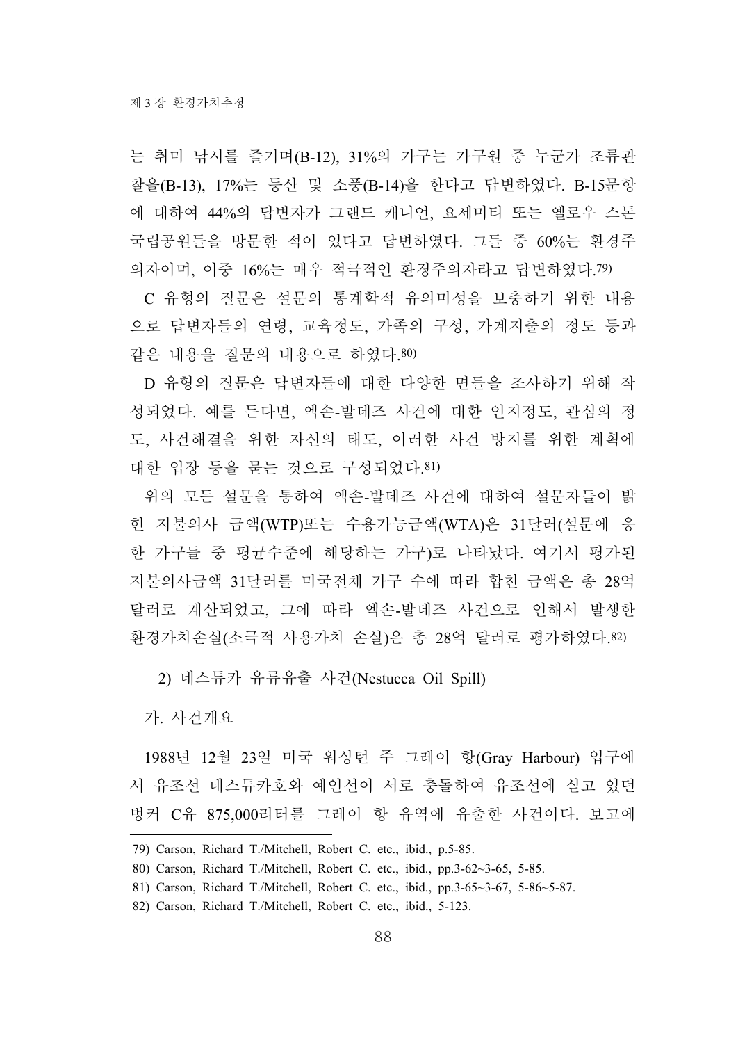는 취미 낚시를 즐기며(B-12), 31%의 가구는 가구원 중 누군가 조류관찰을(B-13), 17%는 등산 및 소풍(B-14)을 한다고 답변하였다. B-15문항에 대하여 44%의 답변자가 그랜드 캐니언, 요세미티 또는 옐로우 스톤 국립공원들을 방문한 적이 있다고 답변하였다. 그들 중 60%는 환경주의자이며, 이중 16%는 매우 적극적인 환경주의자라고 답변하였다.[79)]

C 유형의 질문은 설문의 통계학적 유의미성을 보충하기 위한 내용으로 답변자들의 연령, 교육정도, 가족의 구성, 가계지출의 정도 등과 같은 내용을 질문의 내용으로 하였다.[80)]

D 유형의 질문은 답변자들에 대한 다양한 면들을 조사하기 위해 작성되었다. 예를 든다면, 엑손-발데즈 사건에 대한 인지정도, 관심의 정도, 사건해결을 위한 자신의 태도, 이러한 사건 방지를 위한 계획에 대한 입장 등을 묻는 것으로 구성되었다.[81)]

위의 모든 설문을 통하여 엑손-발데즈 사건에 대하여 설문자들이 밝힌 지불의사 금액(WTP)또는 수용가능금액(WTA)은 31달러(설문에 응한 가구들 중 평균수준에 해당하는 가구)로 나타났다. 여기서 평가된 지불의사금액 31달러를 미국전체 가구 수에 따라 합친 금액은 총 28억 달러로 계산되었고, 그에 따라 엑손-발데즈 사건으로 인해서 발생한 환경가치손실(소극적 사용가치 손실)은 총 28억 달러로 평가하였다.[82)]

### 2) 네스튜카 유류유출 사건(Nestucca Oil Spill)

#### 가. 사건개요

1988년 12월 23일 미국 워싱턴 주 그레이 항(Gray Harbour) 입구에서 유조선 네스튜카호와 예인선이 서로 충돌하여 유조선에 싣고 있던 벙커 C유 875,000리터를 그레이 항 유역에 유출한 사건이다. 보고에

---

79) Carson, Richard T./Mitchell, Robert C. etc., ibid., p.5-85.

80) Carson, Richard T./Mitchell, Robert C. etc., ibid., pp.3-62~3-65, 5-85.

81) Carson, Richard T./Mitchell, Robert C. etc., ibid., pp.3-65~3-67, 5-86~5-87.

82) Carson, Richard T./Mitchell, Robert C. etc., ibid., 5-123.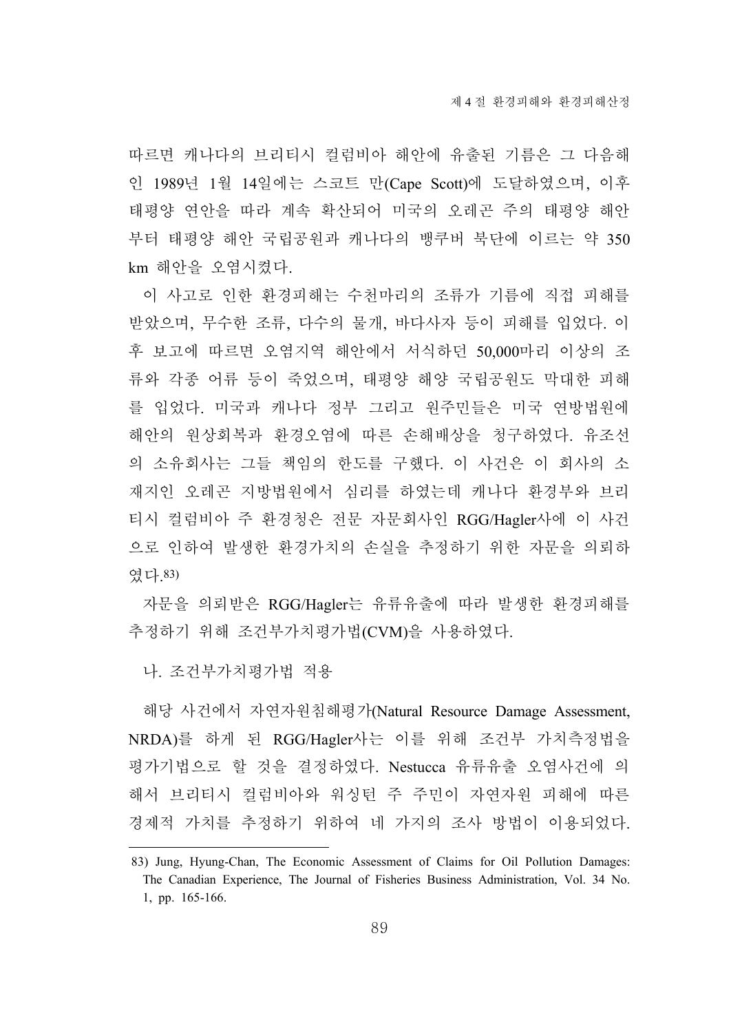따르면 캐나다의 브리티시 컬럼비아 해안에 유출된 기름은 그 다음해인 1989년 1월 14일에는 스코트 만(Cape Scott)에 도달하였으며, 이후 태평양 연안을 따라 계속 확산되어 미국의 오레곤 주의 태평양 해안부터 태평양 해안 국립공원과 캐나다의 뱅쿠버 북단에 이르는 약 350 km 해안을 오염시켰다.

이 사고로 인한 환경피해는 수천마리의 조류가 기름에 직접 피해를 받았으며, 무수한 조류, 다수의 물개, 바다사자 등이 피해를 입었다. 이후 보고에 따르면 오염지역 해안에서 서식하던 50,000마리 이상의 조류와 각종 어류 등이 죽었으며, 태평양 해양 국립공원도 막대한 피해를 입었다. 미국과 캐나다 정부 그리고 원주민들은 미국 연방법원에 해안의 원상회복과 환경오염에 따른 손해배상을 청구하였다. 유조선의 소유회사는 그들 책임의 한도를 구했다. 이 사건은 이 회사의 소재지인 오레곤 지방법원에서 심리를 하였는데 캐나다 환경부와 브리티시 컬럼비아 주 환경청은 전문 자문회사인 RGG/Hagler사에 이 사건으로 인하여 발생한 환경가치의 손실을 추정하기 위한 자문을 의뢰하였다.[83)]

자문을 의뢰받은 RGG/Hagler는 유류유출에 따라 발생한 환경피해를 추정하기 위해 조건부가치평가법(CVM)을 사용하였다.

### 나. 조건부가치평가법 적용

해당 사건에서 자연자원침해평가(Natural Resource Damage Assessment, NRDA)를 하게 된 RGG/Hagler사는 이를 위해 조건부 가치측정법을 평가기법으로 할 것을 결정하였다. Nestucca 유류유출 오염사건에 의해서 브리티시 컬럼비아와 워싱턴 주 주민이 자연자원 피해에 따른 경제적 가치를 추정하기 위하여 네 가지의 조사 방법이 이용되었다.

---

83) Jung, Hyung-Chan, The Economic Assessment of Claims for Oil Pollution Damages: The Canadian Experience, The Journal of Fisheries Business Administration, Vol. 34 No. 1, pp. 165-166.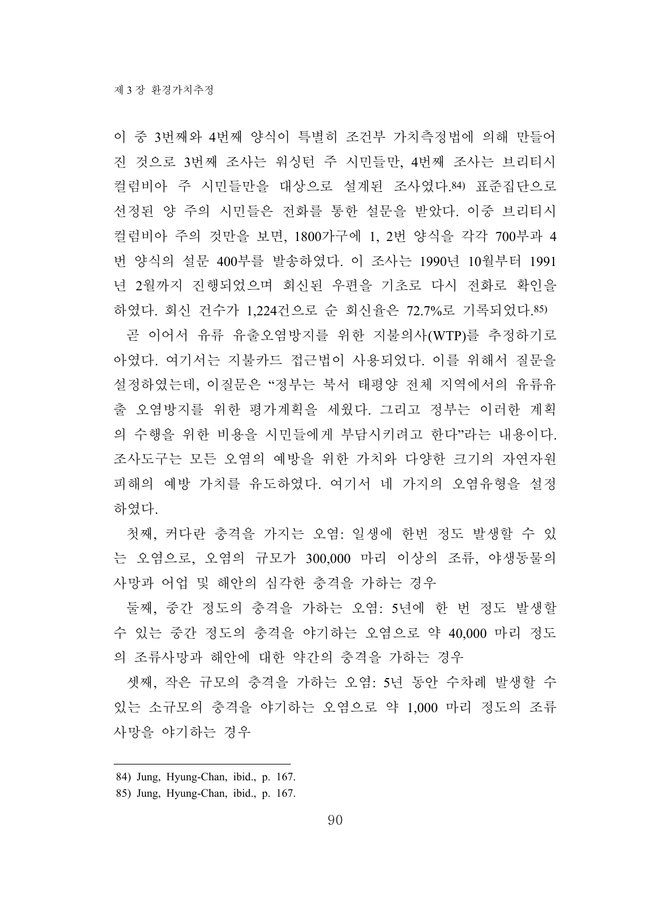이 중 3번째와 4번째 양식이 특별히 조건부 가치측정법에 의해 만들어진 것으로 3번째 조사는 워싱턴 주 시민들만, 4번째 조사는 브리티시 컬럼비아 주 시민들만을 대상으로 설계된 조사였다.[84] 표준집단으로 선정된 양 주의 시민들은 전화를 통한 설문을 받았다. 이중 브리티시 컬럼비아 주의 것만을 보면, 1800가구에 1, 2번 양식을 각각 700부과 4번 양식의 설문 400부를 발송하였다. 이 조사는 1990년 10월부터 1991년 2월까지 진행되었으며 회신된 우편을 기초로 다시 전화로 확인을 하였다. 회신 건수가 1,224건으로 순 회신율은 72.7%로 기록되었다.[85]

곧 이어서 유류 유출오염방지를 위한 지불의사(WTP)를 추정하기로 아였다. 여기서는 지불카드 접근법이 사용되었다. 이를 위해서 질문을 설정하였는데, 이질문은 "정부는 북서 태평양 전체 지역에서의 유류유출 오염방지를 위한 평가계획을 세웠다. 그리고 정부는 이러한 계획의 수행을 위한 비용을 시민들에게 부담시키려고 한다"라는 내용이다. 조사도구는 모든 오염의 예방을 위한 가치와 다양한 크기의 자연자원 피해의 예방 가치를 유도하였다. 여기서 네 가지의 오염유형을 설정하였다.

첫째, 커다란 충격을 가지는 오염: 일생에 한번 정도 발생할 수 있는 오염으로, 오염의 규모가 300,000 마리 이상의 조류, 야생동물의 사망과 어업 및 해안의 심각한 충격을 가하는 경우

둘째, 중간 정도의 충격을 가하는 오염: 5년에 한 번 정도 발생할 수 있는 중간 정도의 충격을 야기하는 오염으로 약 40,000 마리 정도의 조류사망과 해안에 대한 약간의 충격을 가하는 경우

셋째, 작은 규모의 충격을 가하는 오염: 5년 동안 수차례 발생할 수 있는 소규모의 충격을 야기하는 오염으로 약 1,000 마리 정도의 조류 사망을 야기하는 경우

---

84) Jung, Hyung-Chan, ibid., p. 167.

85) Jung, Hyung-Chan, ibid., p. 167.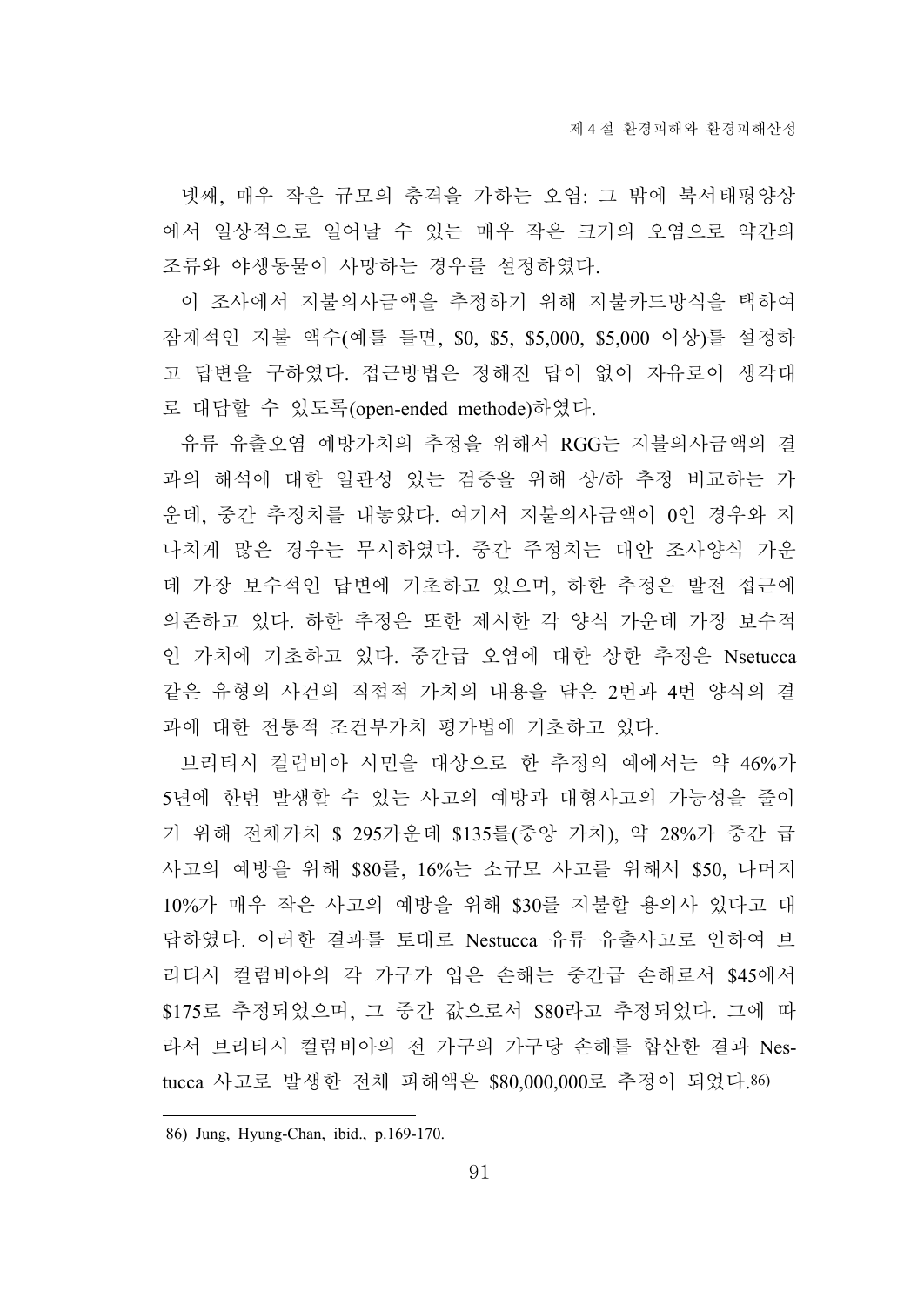넷째, 매우 작은 규모의 충격을 가하는 오염: 그 밖에 북서태평양상에서 일상적으로 일어날 수 있는 매우 작은 크기의 오염으로 약간의 조류와 야생동물이 사망하는 경우를 설정하였다.

이 조사에서 지불의사금액을 추정하기 위해 지불카드방식을 택하여 잠재적인 지불 액수(예를 들면, $0, $5, $5,000, $5,000 이상)를 설정하고 답변을 구하였다. 접근방법은 정해진 답이 없이 자유로이 생각대로 대답할 수 있도록(open-ended methode)하였다.

유류 유출오염 예방가치의 추정을 위해서 RGG는 지불의사금액의 결과의 해석에 대한 일관성 있는 검증을 위해 상/하 추정 비교하는 가운데, 중간 추정치를 내놓았다. 여기서 지불의사금액이 0인 경우와 지나치게 많은 경우는 무시하였다. 중간 주정치는 대안 조사양식 가운데 가장 보수적인 답변에 기초하고 있으며, 하한 추정은 발전 접근에 의존하고 있다. 하한 추정은 또한 제시한 각 양식 가운데 가장 보수적인 가치에 기초하고 있다. 중간급 오염에 대한 상한 추정은 Nsetucca 같은 유형의 사건의 직접적 가치의 내용을 담은 2번과 4번 양식의 결과에 대한 전통적 조건부가치 평가법에 기초하고 있다.

브리티시 컬럼비아 시민을 대상으로 한 추정의 예에서는 약 46%가 5년에 한번 발생할 수 있는 사고의 예방과 대형사고의 가능성을 줄이기 위해 전체가치 $ 295가운데 $135를(중앙 가치), 약 28%가 중간 급 사고의 예방을 위해 $80를, 16%는 소규모 사고를 위해서 $50, 나머지 10%가 매우 작은 사고의 예방을 위해 $30를 지불할 용의사 있다고 대답하였다. 이러한 결과를 토대로 Nestucca 유류 유출사고로 인하여 브리티시 컬럼비아의 각 가구가 입은 손해는 중간급 손해로서 $45에서 $175로 추정되었으며, 그 중간 값으로서 $80라고 추정되었다. 그에 따라서 브리티시 컬럼비아의 전 가구의 가구당 손해를 합산한 결과 Nestucca 사고로 발생한 전체 피해액은 $80,000,000로 추정이 되었다.[86)]

---

86) Jung, Hyung-Chan, ibid., p.169-170.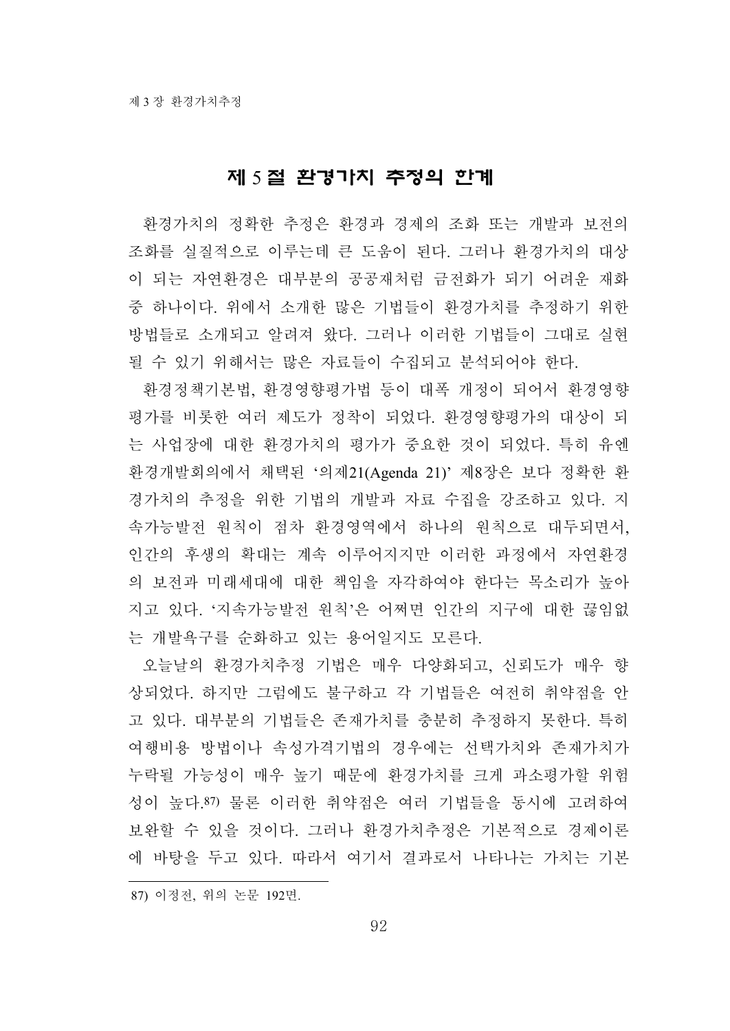## 제 5 절 환경가치 추정의 한계

환경가치의 정확한 추정은 환경과 경제의 조화 또는 개발과 보전의 조화를 실질적으로 이루는데 큰 도움이 된다. 그러나 환경가치의 대상이 되는 자연환경은 대부분의 공공재처럼 금전화가 되기 어려운 재화 중 하나이다. 위에서 소개한 많은 기법들이 환경가치를 추정하기 위한 방법들로 소개되고 알려져 왔다. 그러나 이러한 기법들이 그대로 실현될 수 있기 위해서는 많은 자료들이 수집되고 분석되어야 한다.

환경정책기본법, 환경영향평가법 등이 대폭 개정이 되어서 환경영향평가를 비롯한 여러 제도가 정착이 되었다. 환경영향평가의 대상이 되는 사업장에 대한 환경가치의 평가가 중요한 것이 되었다. 특히 유엔환경개발회의에서 채택된 '의제21(Agenda 21)' 제8장은 보다 정확한 환경가치의 추정을 위한 기법의 개발과 자료 수집을 강조하고 있다. 지속가능발전 원칙이 점차 환경영역에서 하나의 원칙으로 대두되면서, 인간의 후생의 확대는 계속 이루어지지만 이러한 과정에서 자연환경의 보전과 미래세대에 대한 책임을 자각하여야 한다는 목소리가 높아지고 있다. '지속가능발전 원칙'은 어쩌면 인간의 지구에 대한 끊임없는 개발욕구를 순화하고 있는 용어일지도 모른다.

오늘날의 환경가치추정 기법은 매우 다양화되고, 신뢰도가 매우 향상되었다. 하지만 그럼에도 불구하고 각 기법들은 여전히 취약점을 안고 있다. 대부분의 기법들은 존재가치를 충분히 추정하지 못한다. 특히 여행비용 방법이나 속성가격기법의 경우에는 선택가치와 존재가치가 누락될 가능성이 매우 높기 때문에 환경가치를 크게 과소평가할 위험성이 높다.[87] 물론 이러한 취약점은 여러 기법들을 동시에 고려하여 보완할 수 있을 것이다. 그러나 환경가치추정은 기본적으로 경제이론에 바탕을 두고 있다. 따라서 여기서 결과로서 나타나는 가치는 기본

---

87) 이정전, 위의 논문 192면.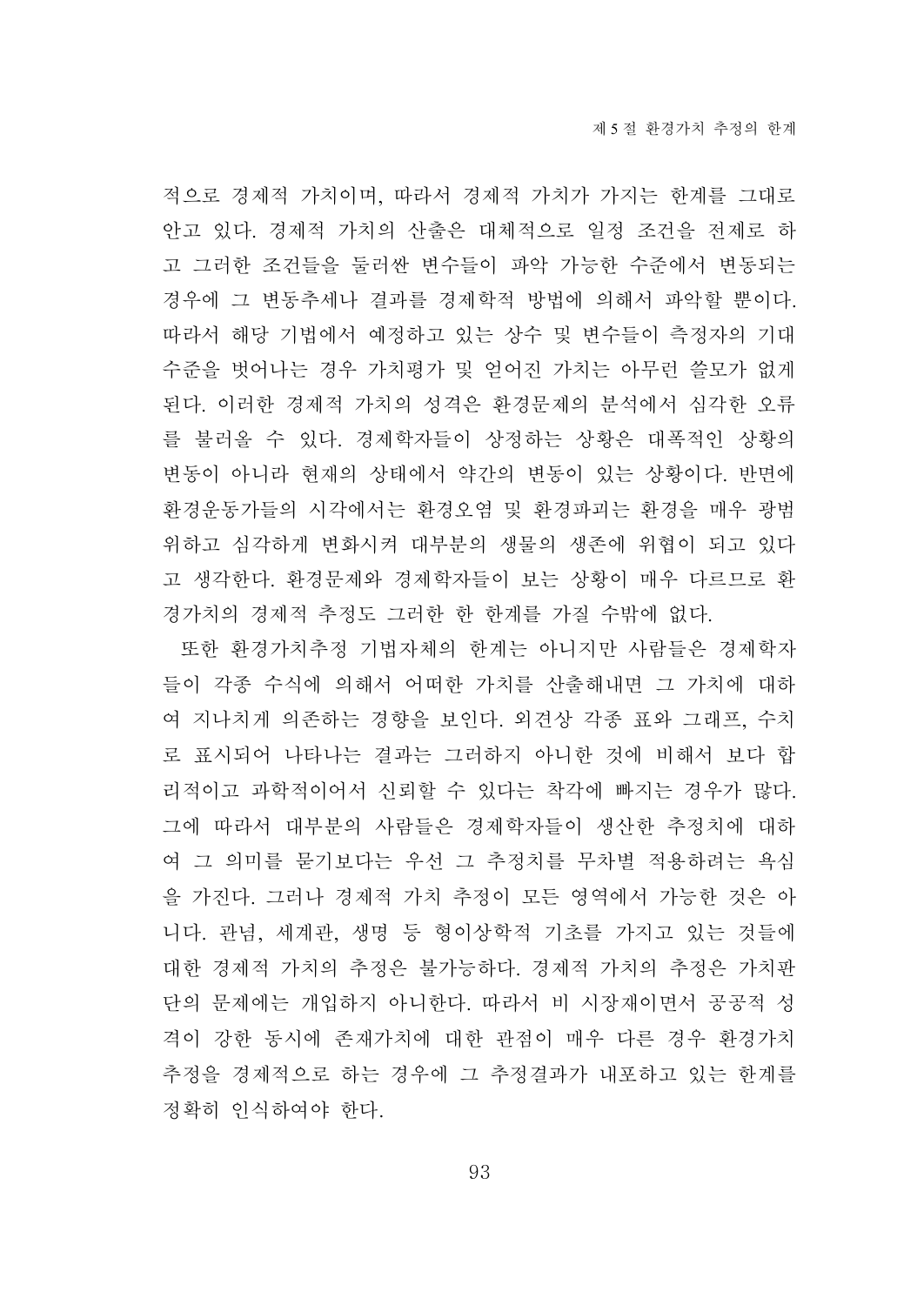적으로 경제적 가치이며, 따라서 경제적 가치가 가지는 한계를 그대로 안고 있다. 경제적 가치의 산출은 대체적으로 일정 조건을 전제로 하고 그러한 조건들을 둘러싼 변수들이 파악 가능한 수준에서 변동되는 경우에 그 변동추세나 결과를 경제학적 방법에 의해서 파악할 뿐이다. 따라서 해당 기법에서 예정하고 있는 상수 및 변수들이 측정자의 기대수준을 벗어나는 경우 가치평가 및 얻어진 가치는 아무런 쓸모가 없게 된다. 이러한 경제적 가치의 성격은 환경문제의 분석에서 심각한 오류를 불러올 수 있다. 경제학자들이 상정하는 상황은 대폭적인 상황의 변동이 아니라 현재의 상태에서 약간의 변동이 있는 상황이다. 반면에 환경운동가들의 시각에서는 환경오염 및 환경파괴는 환경을 매우 광범위하고 심각하게 변화시켜 대부분의 생물의 생존에 위협이 되고 있다고 생각한다. 환경문제와 경제학자들이 보는 상황이 매우 다르므로 환경가치의 경제적 추정도 그러한 한 한계를 가질 수밖에 없다.

또한 환경가치추정 기법자체의 한계는 아니지만 사람들은 경제학자들이 각종 수식에 의해서 어떠한 가치를 산출해내면 그 가치에 대하여 지나치게 의존하는 경향을 보인다. 외견상 각종 표와 그래프, 수치로 표시되어 나타나는 결과는 그러하지 아니한 것에 비해서 보다 합리적이고 과학적이어서 신뢰할 수 있다는 착각에 빠지는 경우가 많다. 그에 따라서 대부분의 사람들은 경제학자들이 생산한 추정치에 대하여 그 의미를 묻기보다는 우선 그 추정치를 무차별 적용하려는 욕심을 가진다. 그러나 경제적 가치 추정이 모든 영역에서 가능한 것은 아니다. 관념, 세계관, 생명 등 형이상학적 기초를 가지고 있는 것들에 대한 경제적 가치의 추정은 불가능하다. 경제적 가치의 추정은 가치판단의 문제에는 개입하지 아니한다. 따라서 비 시장재이면서 공공적 성격이 강한 동시에 존재가치에 대한 관점이 매우 다른 경우 환경가치 추정을 경제적으로 하는 경우에 그 추정결과가 내포하고 있는 한계를 정확히 인식하여야 한다.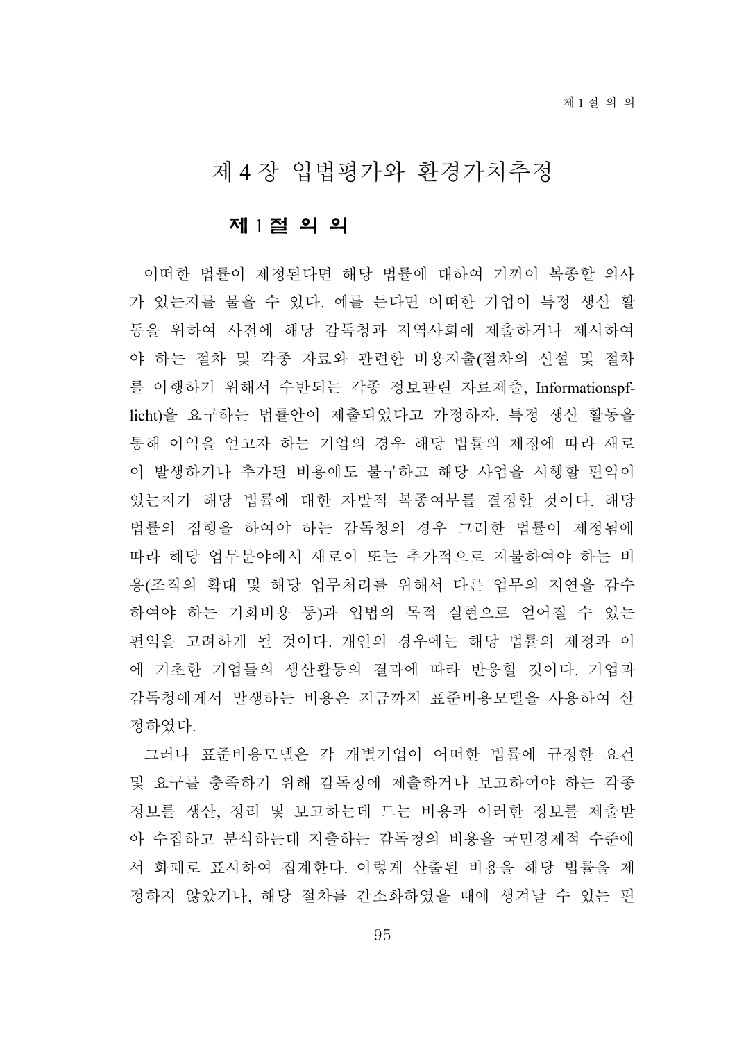# 제 4 장 입법평가와 환경가치추정

## 제 1 절 의 의

어떠한 법률이 제정된다면 해당 법률에 대하여 기꺼이 복종할 의사가 있는지를 물을 수 있다. 예를 든다면 어떠한 기업이 특정 생산 활동을 위하여 사전에 해당 감독청과 지역사회에 제출하거나 제시하여야 하는 절차 및 각종 자료와 관련한 비용지출(절차의 신설 및 절차를 이행하기 위해서 수반되는 각종 정보관련 자료제출, Informationspf-licht)을 요구하는 법률안이 제출되었다고 가정하자. 특정 생산 활동을 통해 이익을 얻고자 하는 기업의 경우 해당 법률의 제정에 따라 새로이 발생하거나 추가된 비용에도 불구하고 해당 사업을 시행할 편익이 있는지가 해당 법률에 대한 자발적 복종여부를 결정할 것이다. 해당 법률의 집행을 하여야 하는 감독청의 경우 그러한 법률이 제정됨에 따라 해당 업무분야에서 새로이 또는 추가적으로 지불하여야 하는 비용(조직의 확대 및 해당 업무처리를 위해서 다른 업무의 지연을 감수하여야 하는 기회비용 등)과 입법의 목적 실현으로 얻어질 수 있는 편익을 고려하게 될 것이다. 개인의 경우에는 해당 법률의 제정과 이에 기초한 기업들의 생산활동의 결과에 따라 반응할 것이다. 기업과 감독청에게서 발생하는 비용은 지금까지 표준비용모델을 사용하여 산정하였다.

그러나 표준비용모델은 각 개별기업이 어떠한 법률에 규정한 요건 및 요구를 충족하기 위해 감독청에 제출하거나 보고하여야 하는 각종 정보를 생산, 정리 및 보고하는데 드는 비용과 이러한 정보를 제출받아 수집하고 분석하는데 지출하는 감독청의 비용을 국민경제적 수준에서 화폐로 표시하여 집계한다. 이렇게 산출된 비용을 해당 법률을 제정하지 않았거나, 해당 절차를 간소화하였을 때에 생겨날 수 있는 편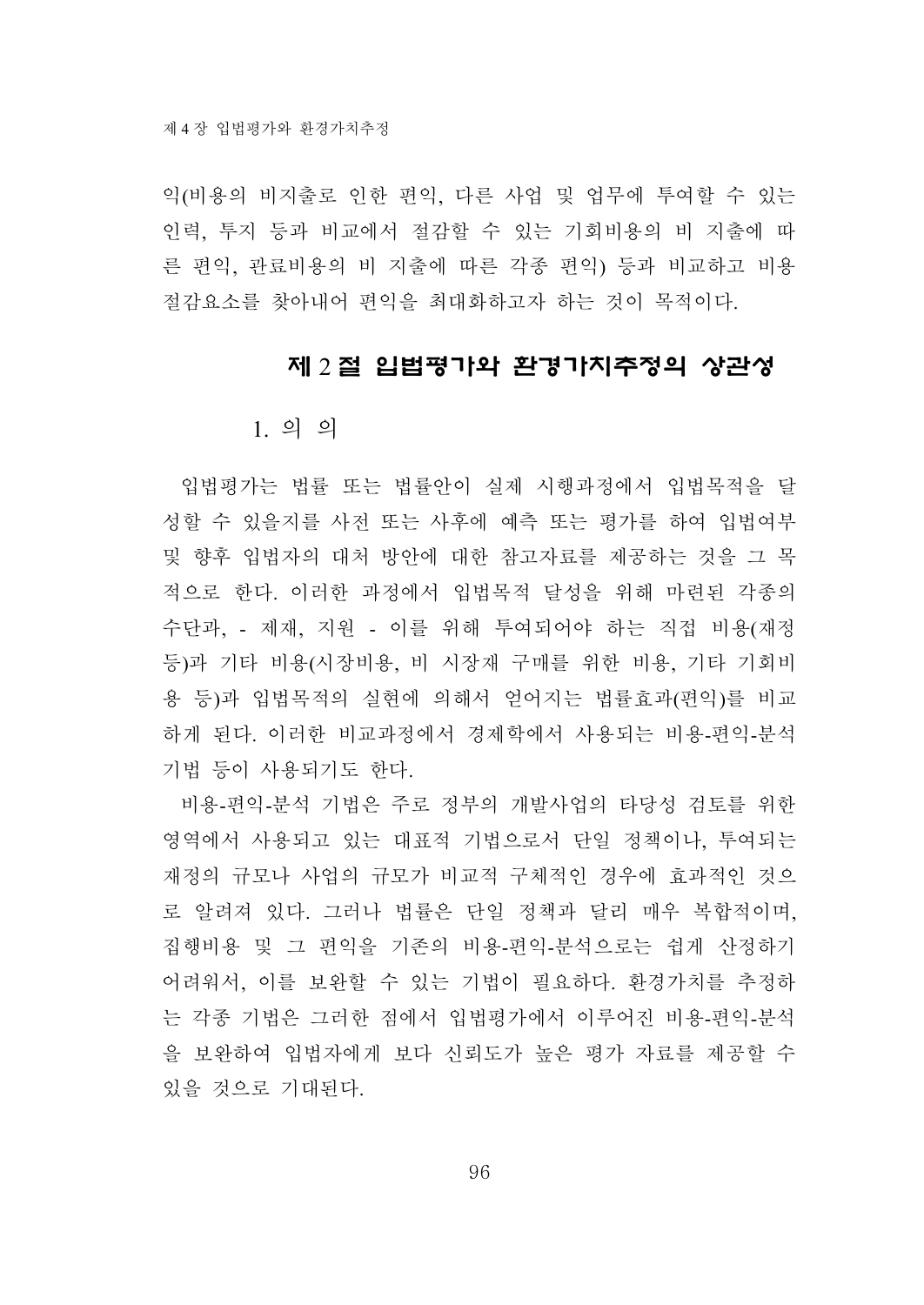익(비용의 비지출로 인한 편익, 다른 사업 및 업무에 투여할 수 있는 인력, 투지 등과 비교에서 절감할 수 있는 기회비용의 비 지출에 따른 편익, 관료비용의 비 지출에 따른 각종 편익) 등과 비교하고 비용 절감요소를 찾아내어 편익을 최대화하고자 하는 것이 목적이다.

## 제 2 절 입법평가와 환경가치추정의 상관성

### 1. 의 의

입법평가는 법률 또는 법률안이 실제 시행과정에서 입법목적을 달성할 수 있을지를 사전 또는 사후에 예측 또는 평가를 하여 입법여부 및 향후 입법자의 대처 방안에 대한 참고자료를 제공하는 것을 그 목적으로 한다. 이러한 과정에서 입법목적 달성을 위해 마련된 각종의 수단과, - 제재, 지원 - 이를 위해 투여되어야 하는 직접 비용(재정 등)과 기타 비용(시장비용, 비 시장재 구매를 위한 비용, 기타 기회비용 등)과 입법목적의 실현에 의해서 얻어지는 법률효과(편익)를 비교하게 된다. 이러한 비교과정에서 경제학에서 사용되는 비용-편익-분석 기법 등이 사용되기도 한다.

비용-편익-분석 기법은 주로 정부의 개발사업의 타당성 검토를 위한 영역에서 사용되고 있는 대표적 기법으로서 단일 정책이나, 투여되는 재정의 규모나 사업의 규모가 비교적 구체적인 경우에 효과적인 것으로 알려져 있다. 그러나 법률은 단일 정책과 달리 매우 복합적이며, 집행비용 및 그 편익을 기존의 비용-편익-분석으로는 쉽게 산정하기 어려워서, 이를 보완할 수 있는 기법이 필요하다. 환경가치를 추정하는 각종 기법은 그러한 점에서 입법평가에서 이루어진 비용-편익-분석을 보완하여 입법자에게 보다 신뢰도가 높은 평가 자료를 제공할 수 있을 것으로 기대된다.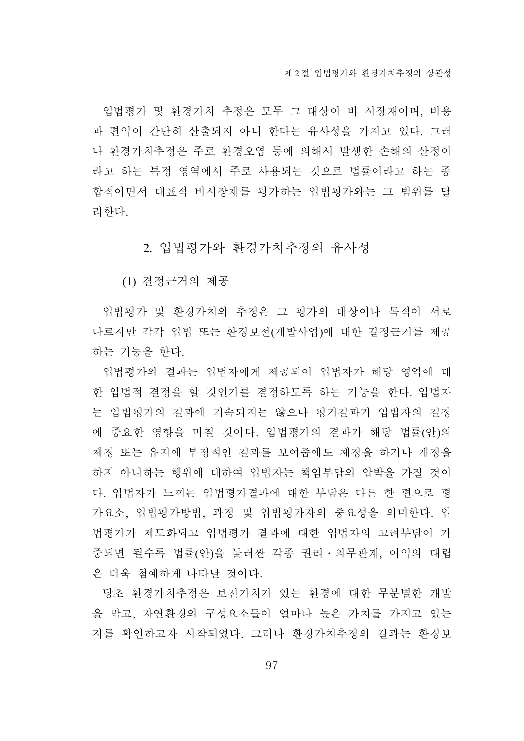입법평가 및 환경가치 추정은 모두 그 대상이 비 시장재이며, 비용과 편익이 간단히 산출되지 아니 한다는 유사성을 가지고 있다. 그러나 환경가치추정은 주로 환경오염 등에 의해서 발생한 손해의 산정이라고 하는 특정 영역에서 주로 사용되는 것으로 법률이라고 하는 종합적이면서 대표적 비시장재를 평가하는 입법평가와는 그 범위를 달리한다.

## 2. 입법평가와 환경가치추정의 유사성

### (1) 결정근거의 제공

입법평가 및 환경가치의 추정은 그 평가의 대상이나 목적이 서로 다르지만 각각 입법 또는 환경보전(개발사업)에 대한 결정근거를 제공하는 기능을 한다.

입법평가의 결과는 입법자에게 제공되어 입법자가 해당 영역에 대한 입법적 결정을 할 것인가를 결정하도록 하는 기능을 한다. 입법자는 입법평가의 결과에 기속되지는 않으나 평가결과가 입법자의 결정에 중요한 영향을 미칠 것이다. 입법평가의 결과가 해당 법률(안)의 제정 또는 유지에 부정적인 결과를 보여줌에도 제정을 하거나 개정을 하지 아니하는 행위에 대하여 입법자는 책임부담의 압박을 가질 것이다. 입법자가 느끼는 입법평가결과에 대한 부담은 다른 한 편으로 평가요소, 입법평가방법, 과정 및 입법평가자의 중요성을 의미한다. 입법평가가 제도화되고 입법평가 결과에 대한 입법자의 고려부담이 가중되면 될수록 법률(안)을 둘러싼 각종 권리·의무관계, 이익의 대립은 더욱 첨예하게 나타날 것이다.

당초 환경가치추정은 보전가치가 있는 환경에 대한 무분별한 개발을 막고, 자연환경의 구성요소들이 얼마나 높은 가치를 가지고 있는지를 확인하고자 시작되었다. 그러나 환경가치추정의 결과는 환경보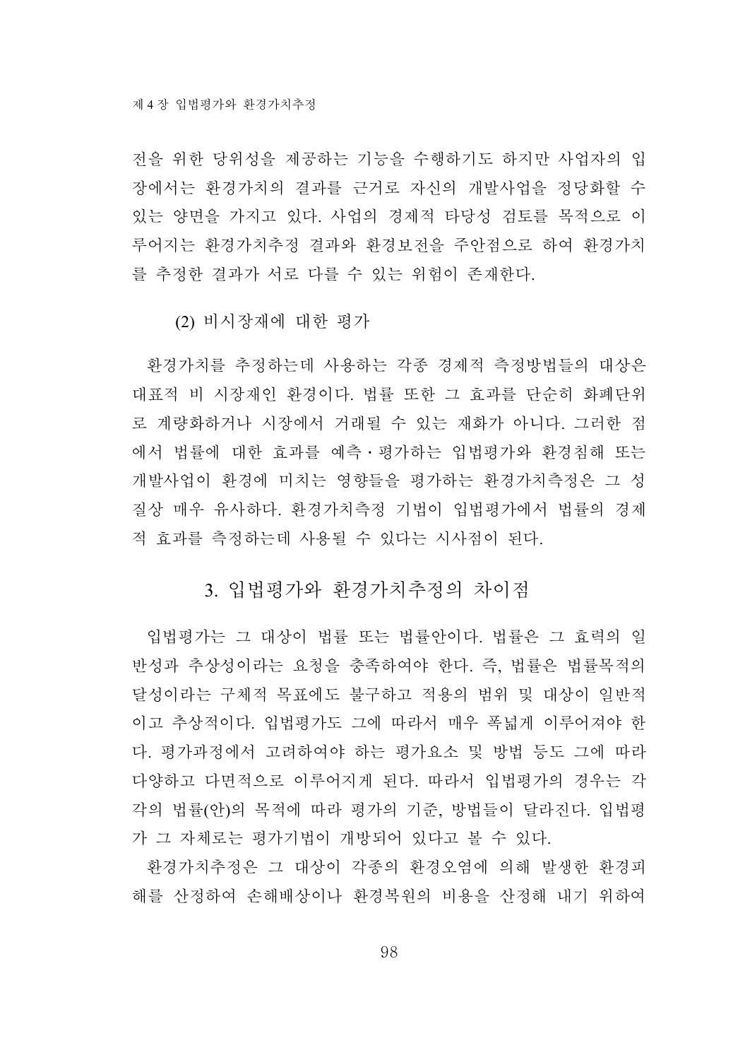전을 위한 당위성을 제공하는 기능을 수행하기도 하지만 사업자의 입장에서는 환경가치의 결과를 근거로 자신의 개발사업을 정당화할 수 있는 양면을 가지고 있다. 사업의 경제적 타당성 검토를 목적으로 이루어지는 환경가치추정 결과와 환경보전을 주안점으로 하여 환경가치를 추정한 결과가 서로 다를 수 있는 위험이 존재한다.

(2) 비시장재에 대한 평가

환경가치를 추정하는데 사용하는 각종 경제적 측정방법들의 대상은 대표적 비 시장재인 환경이다. 법률 또한 그 효과를 단순히 화폐단위로 계량화하거나 시장에서 거래될 수 있는 재화가 아니다. 그러한 점에서 법률에 대한 효과를 예측․평가하는 입법평가와 환경침해 또는 개발사업이 환경에 미치는 영향들을 평가하는 환경가치측정은 그 성질상 매우 유사하다. 환경가치측정 기법이 입법평가에서 법률의 경제적 효과를 측정하는데 사용될 수 있다는 시사점이 된다.

## 3. 입법평가와 환경가치추정의 차이점

입법평가는 그 대상이 법률 또는 법률안이다. 법률은 그 효력의 일반성과 추상성이라는 요청을 충족하여야 한다. 즉, 법률은 법률목적의 달성이라는 구체적 목표에도 불구하고 적용의 범위 및 대상이 일반적이고 추상적이다. 입법평가도 그에 따라서 매우 폭넓게 이루어져야 한다. 평가과정에서 고려하여야 하는 평가요소 및 방법 등도 그에 따라 다양하고 다면적으로 이루어지게 된다. 따라서 입법평가의 경우는 각각의 법률(안)의 목적에 따라 평가의 기준, 방법들이 달라진다. 입법평가 그 자체로는 평가기법이 개방되어 있다고 볼 수 있다.

환경가치추정은 그 대상이 각종의 환경오염에 의해 발생한 환경피해를 산정하여 손해배상이나 환경복원의 비용을 산정해 내기 위하여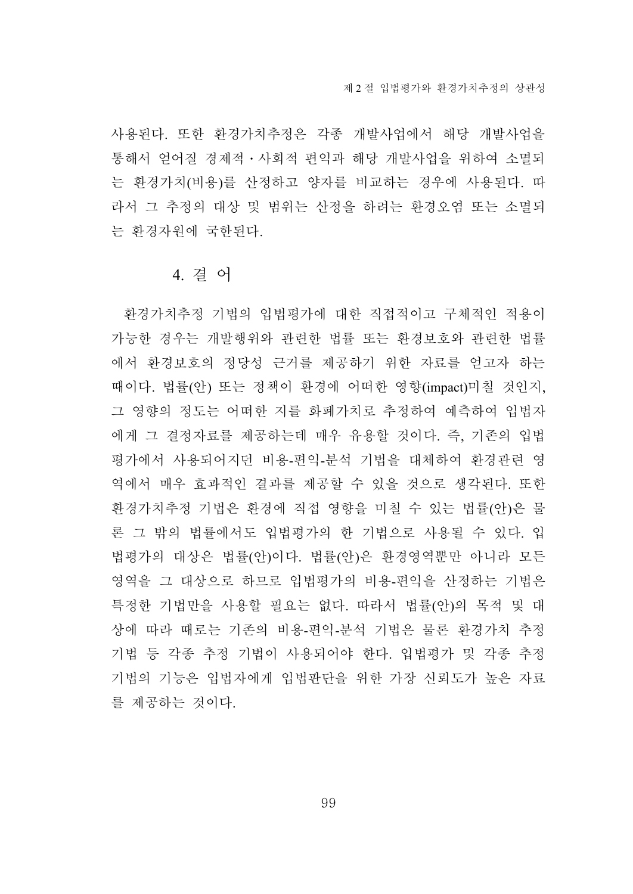사용된다. 또한 환경가치추정은 각종 개발사업에서 해당 개발사업을 통해서 얻어질 경제적·사회적 편익과 해당 개발사업을 위하여 소멸되는 환경가치(비용)를 산정하고 양자를 비교하는 경우에 사용된다. 따라서 그 추정의 대상 및 범위는 산정을 하려는 환경오염 또는 소멸되는 환경자원에 국한된다.

### 4. 결 어

환경가치추정 기법의 입법평가에 대한 직접적이고 구체적인 적용이 가능한 경우는 개발행위와 관련한 법률 또는 환경보호와 관련한 법률에서 환경보호의 정당성 근거를 제공하기 위한 자료를 얻고자 하는 때이다. 법률(안) 또는 정책이 환경에 어떠한 영향(impact)미칠 것인지, 그 영향의 정도는 어떠한 지를 화폐가치로 추정하여 예측하여 입법자에게 그 결정자료를 제공하는데 매우 유용할 것이다. 즉, 기존의 입법평가에서 사용되어지던 비용-편익-분석 기법을 대체하여 환경관련 영역에서 매우 효과적인 결과를 제공할 수 있을 것으로 생각된다. 또한 환경가치추정 기법은 환경에 직접 영향을 미칠 수 있는 법률(안)은 물론 그 밖의 법률에서도 입법평가의 한 기법으로 사용될 수 있다. 입법평가의 대상은 법률(안)이다. 법률(안)은 환경영역뿐만 아니라 모든 영역을 그 대상으로 하므로 입법평가의 비용-편익을 산정하는 기법은 특정한 기법만을 사용할 필요는 없다. 따라서 법률(안)의 목적 및 대상에 따라 때로는 기존의 비용-편익-분석 기법은 물론 환경가치 추정 기법 등 각종 추정 기법이 사용되어야 한다. 입법평가 및 각종 추정 기법의 기능은 입법자에게 입법판단을 위한 가장 신뢰도가 높은 자료를 제공하는 것이다.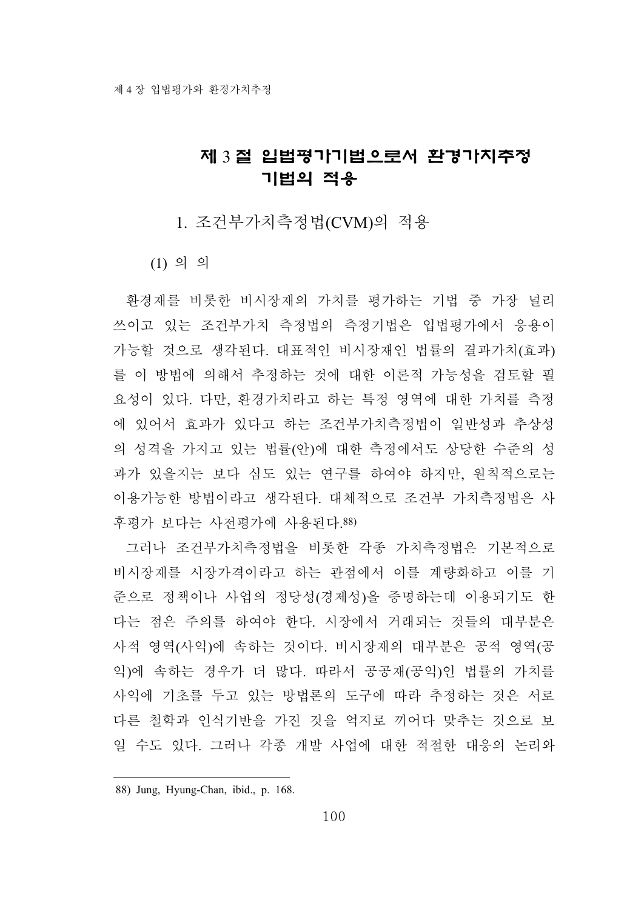## 제 3 절 입법평가기법으로서 환경가치추정 기법의 적용

### 1. 조건부가치측정법(CVM)의 적용

#### (1) 의 의

환경재를 비롯한 비시장재의 가치를 평가하는 기법 중 가장 널리 쓰이고 있는 조건부가치 측정법의 측정기법은 입법평가에서 응용이 가능할 것으로 생각된다. 대표적인 비시장재인 법률의 결과가치(효과)를 이 방법에 의해서 추정하는 것에 대한 이론적 가능성을 검토할 필요성이 있다. 다만, 환경가치라고 하는 특정 영역에 대한 가치를 측정에 있어서 효과가 있다고 하는 조건부가치측정법이 일반성과 추상성의 성격을 가지고 있는 법률(안)에 대한 측정에서도 상당한 수준의 성과가 있을지는 보다 심도 있는 연구를 하여야 하지만, 원칙적으로는 이용가능한 방법이라고 생각된다. 대체적으로 조건부 가치측정법은 사후평가 보다는 사전평가에 사용된다.[88)]

그러나 조건부가치측정법을 비롯한 각종 가치측정법은 기본적으로 비시장재를 시장가격이라고 하는 관점에서 이를 계량화하고 이를 기준으로 정책이나 사업의 정당성(경제성)을 증명하는데 이용되기도 한다는 점은 주의를 하여야 한다. 시장에서 거래되는 것들의 대부분은 사적 영역(사익)에 속하는 것이다. 비시장재의 대부분은 공적 영역(공익)에 속하는 경우가 더 많다. 따라서 공공재(공익)인 법률의 가치를 사익에 기초를 두고 있는 방법론의 도구에 따라 추정하는 것은 서로 다른 철학과 인식기반을 가진 것을 억지로 끼어다 맞추는 것으로 보일 수도 있다. 그러나 각종 개발 사업에 대한 적절한 대응의 논리와

---

88) Jung, Hyung-Chan, ibid., p. 168.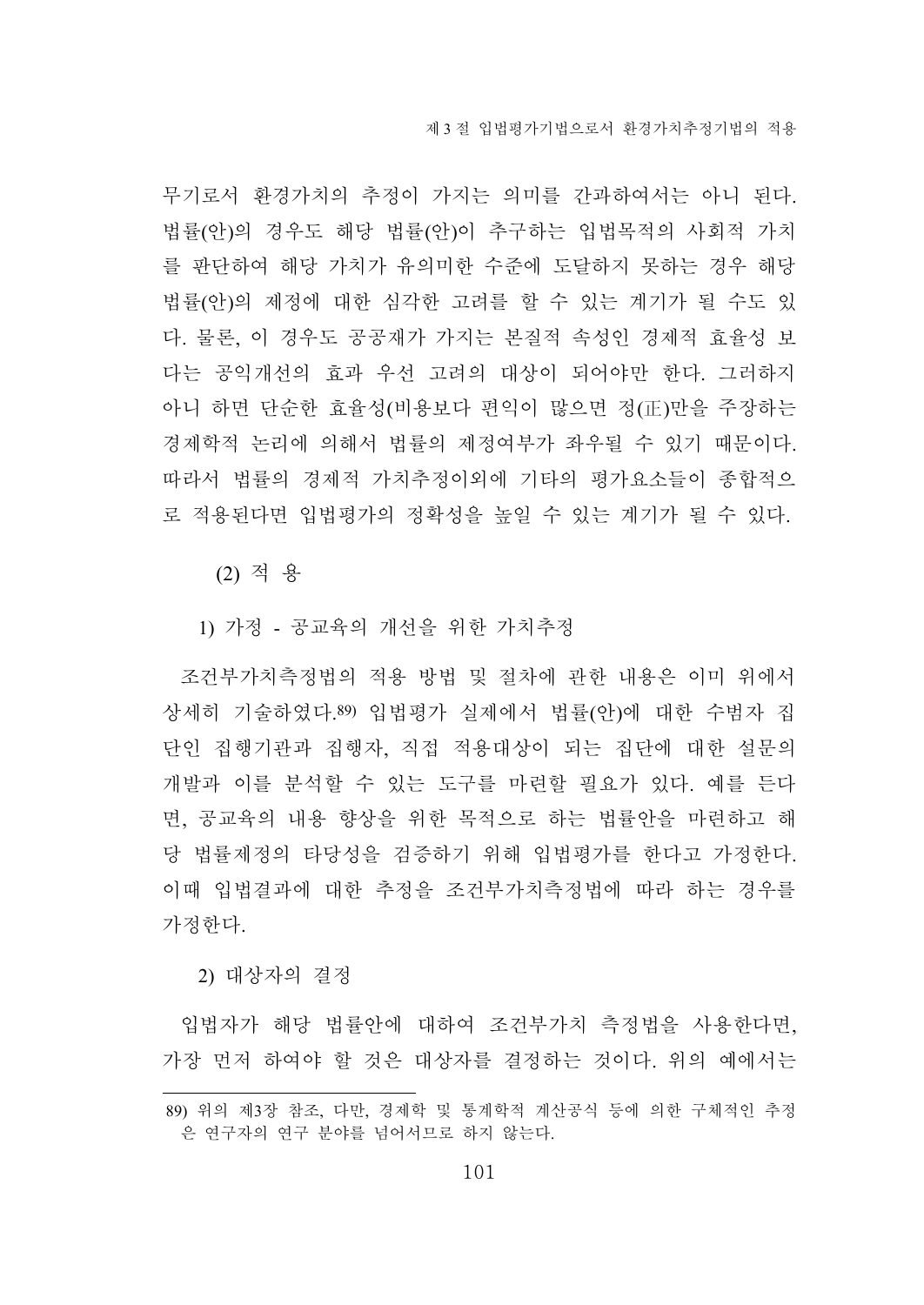무기로서 환경가치의 추정이 가지는 의미를 간과하여서는 아니 된다. 법률(안)의 경우도 해당 법률(안)이 추구하는 입법목적의 사회적 가치를 판단하여 해당 가치가 유의미한 수준에 도달하지 못하는 경우 해당 법률(안)의 제정에 대한 심각한 고려를 할 수 있는 계기가 될 수도 있다. 물론, 이 경우도 공공재가 가지는 본질적 속성인 경제적 효율성 보다는 공익개선의 효과 우선 고려의 대상이 되어야만 한다. 그러하지 아니 하면 단순한 효율성(비용보다 편익이 많으면 정(正)만을 주장하는 경제학적 논리에 의해서 법률의 제정여부가 좌우될 수 있기 때문이다. 따라서 법률의 경제적 가치추정이외에 기타의 평가요소들이 종합적으로 적용된다면 입법평가의 정확성을 높일 수 있는 계기가 될 수 있다.

#### (2) 적 용

##### 1) 가정 - 공교육의 개선을 위한 가치추정

조건부가치측정법의 적용 방법 및 절차에 관한 내용은 이미 위에서 상세히 기술하였다.[89] 입법평가 실제에서 법률(안)에 대한 수범자 집단인 집행기관과 집행자, 직접 적용대상이 되는 집단에 대한 설문의 개발과 이를 분석할 수 있는 도구를 마련할 필요가 있다. 예를 든다면, 공교육의 내용 향상을 위한 목적으로 하는 법률안을 마련하고 해당 법률제정의 타당성을 검증하기 위해 입법평가를 한다고 가정한다. 이때 입법결과에 대한 추정을 조건부가치측정법에 따라 하는 경우를 가정한다.

##### 2) 대상자의 결정

입법자가 해당 법률안에 대하여 조건부가치 측정법을 사용한다면, 가장 먼저 하여야 할 것은 대상자를 결정하는 것이다. 위의 예에서는

---

89) 위의 제3장 참조, 다만, 경제학 및 통계학적 계산공식 등에 의한 구체적인 추정은 연구자의 연구 분야를 넘어서므로 하지 않는다.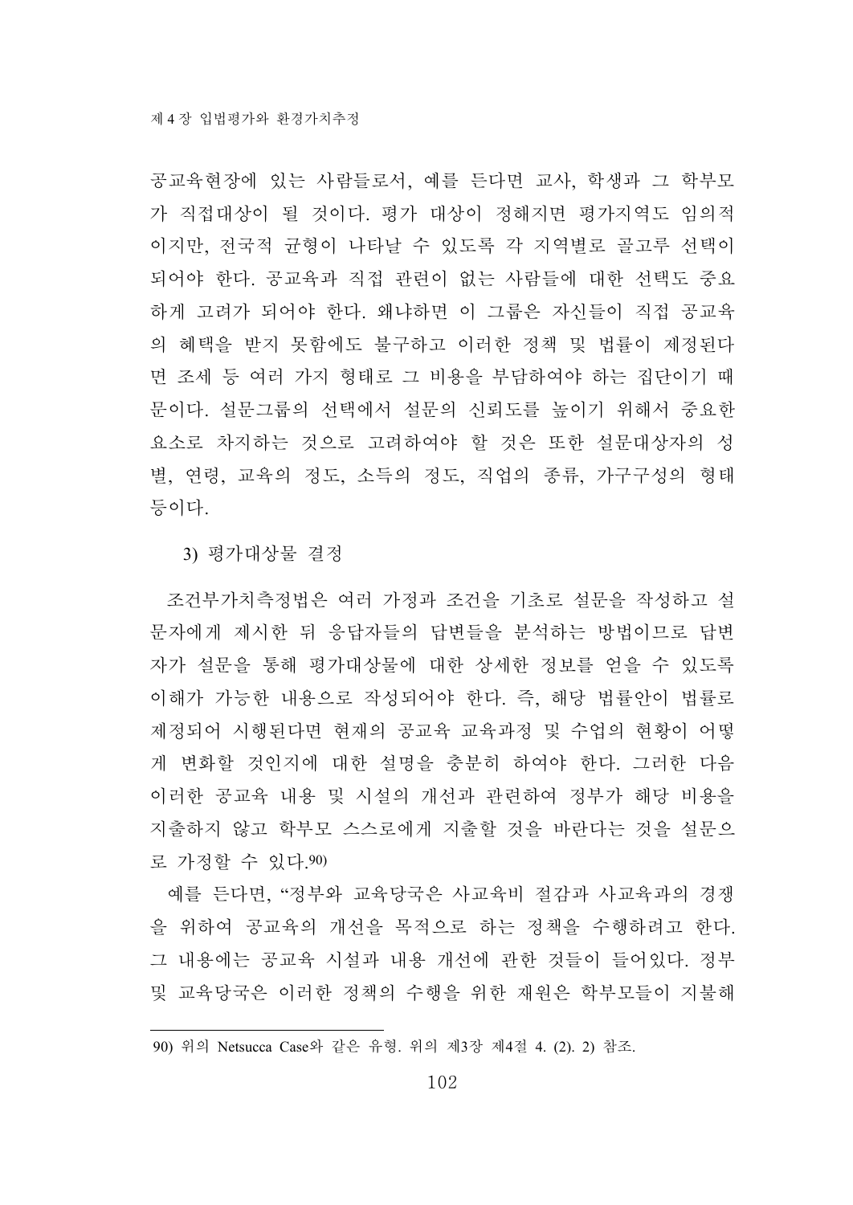공교육현장에 있는 사람들로서, 예를 든다면 교사, 학생과 그 학부모가 직접대상이 될 것이다. 평가 대상이 정해지면 평가지역도 임의적이지만, 전국적 균형이 나타날 수 있도록 각 지역별로 골고루 선택이 되어야 한다. 공교육과 직접 관련이 없는 사람들에 대한 선택도 중요하게 고려가 되어야 한다. 왜냐하면 이 그룹은 자신들이 직접 공교육의 혜택을 받지 못함에도 불구하고 이러한 정책 및 법률이 제정된다면 조세 등 여러 가지 형태로 그 비용을 부담하여야 하는 집단이기 때문이다. 설문그룹의 선택에서 설문의 신뢰도를 높이기 위해서 중요한 요소로 차지하는 것으로 고려하여야 할 것은 또한 설문대상자의 성별, 연령, 교육의 정도, 소득의 정도, 직업의 종류, 가구구성의 형태 등이다.

3) 평가대상물 결정

조건부가치측정법은 여러 가정과 조건을 기초로 설문을 작성하고 설문자에게 제시한 뒤 응답자들의 답변들을 분석하는 방법이므로 답변자가 설문을 통해 평가대상물에 대한 상세한 정보를 얻을 수 있도록 이해가 가능한 내용으로 작성되어야 한다. 즉, 해당 법률안이 법률로 제정되어 시행된다면 현재의 공교육 교육과정 및 수업의 현황이 어떻게 변화할 것인지에 대한 설명을 충분히 하여야 한다. 그러한 다음 이러한 공교육 내용 및 시설의 개선과 관련하여 정부가 해당 비용을 지출하지 않고 학부모 스스로에게 지출할 것을 바란다는 것을 설문으로 가정할 수 있다.[90]

예를 든다면, "정부와 교육당국은 사교육비 절감과 사교육과의 경쟁을 위하여 공교육의 개선을 목적으로 하는 정책을 수행하려고 한다. 그 내용에는 공교육 시설과 내용 개선에 관한 것들이 들어있다. 정부 및 교육당국은 이러한 정책의 수행을 위한 재원은 학부모들이 지불해

---

90) 위의 Netsucca Case와 같은 유형. 위의 제3장 제4절 4. (2). 2) 참조.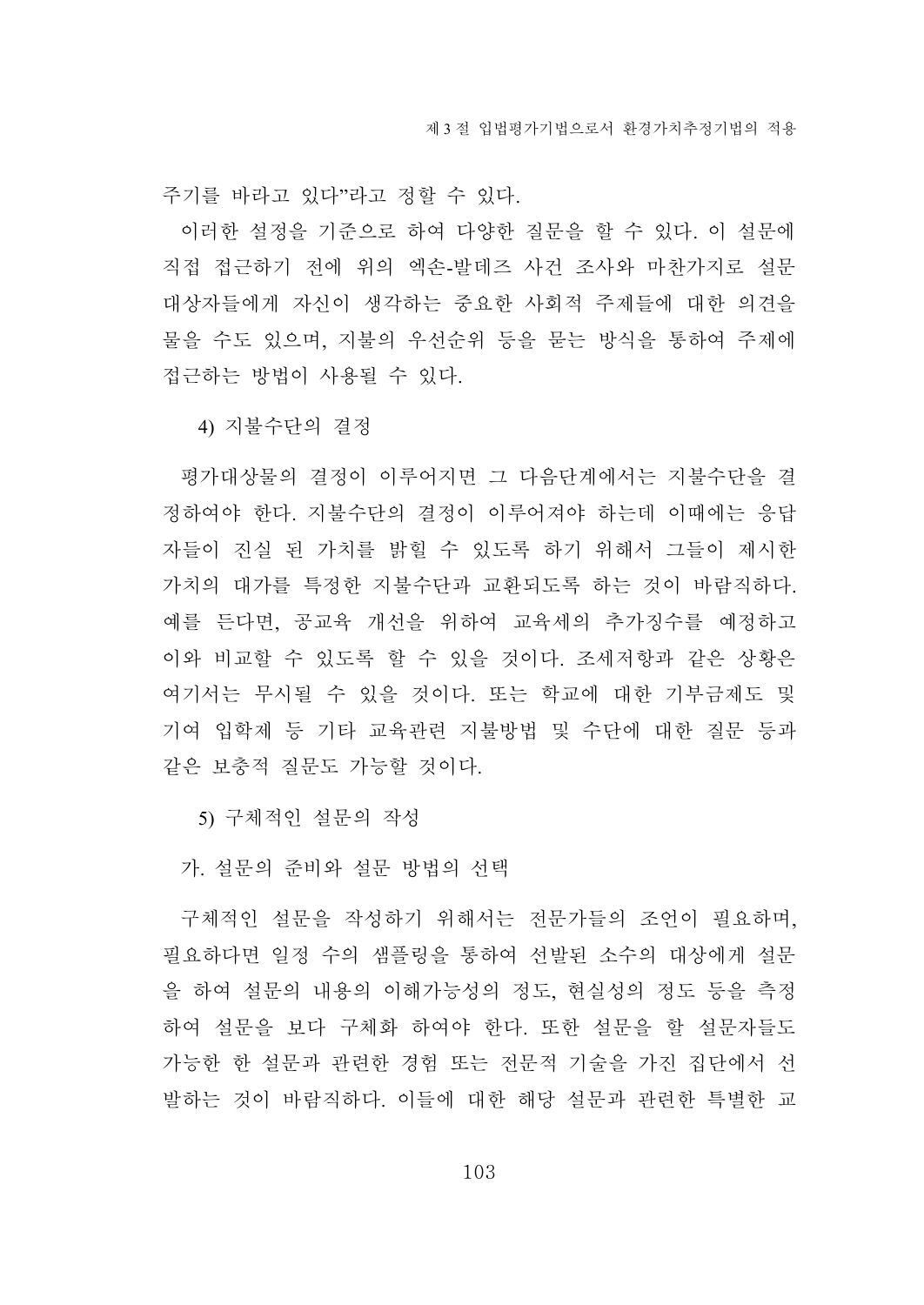주기를 바라고 있다"라고 정할 수 있다.

이러한 설정을 기준으로 하여 다양한 질문을 할 수 있다. 이 설문에 직접 접근하기 전에 위의 엑손-발데즈 사건 조사와 마찬가지로 설문 대상자들에게 자신이 생각하는 중요한 사회적 주제들에 대한 의견을 물을 수도 있으며, 지불의 우선순위 등을 묻는 방식을 통하여 주제에 접근하는 방법이 사용될 수 있다.

#### 4) 지불수단의 결정

평가대상물의 결정이 이루어지면 그 다음단계에서는 지불수단을 결정하여야 한다. 지불수단의 결정이 이루어져야 하는데 이때에는 응답자들이 진실 된 가치를 밝힐 수 있도록 하기 위해서 그들이 제시한 가치의 대가를 특정한 지불수단과 교환되도록 하는 것이 바람직하다. 예를 든다면, 공교육 개선을 위하여 교육세의 추가징수를 예정하고 이와 비교할 수 있도록 할 수 있을 것이다. 조세저항과 같은 상황은 여기서는 무시될 수 있을 것이다. 또는 학교에 대한 기부금제도 및 기여 입학제 등 기타 교육관련 지불방법 및 수단에 대한 질문 등과 같은 보충적 질문도 가능할 것이다.

#### 5) 구체적인 설문의 작성

##### 가. 설문의 준비와 설문 방법의 선택

구체적인 설문을 작성하기 위해서는 전문가들의 조언이 필요하며, 필요하다면 일정 수의 샘플링을 통하여 선발된 소수의 대상에게 설문을 하여 설문의 내용의 이해가능성의 정도, 현실성의 정도 등을 측정하여 설문을 보다 구체화 하여야 한다. 또한 설문을 할 설문자들도 가능한 한 설문과 관련한 경험 또는 전문적 기술을 가진 집단에서 선발하는 것이 바람직하다. 이들에 대한 해당 설문과 관련한 특별한 교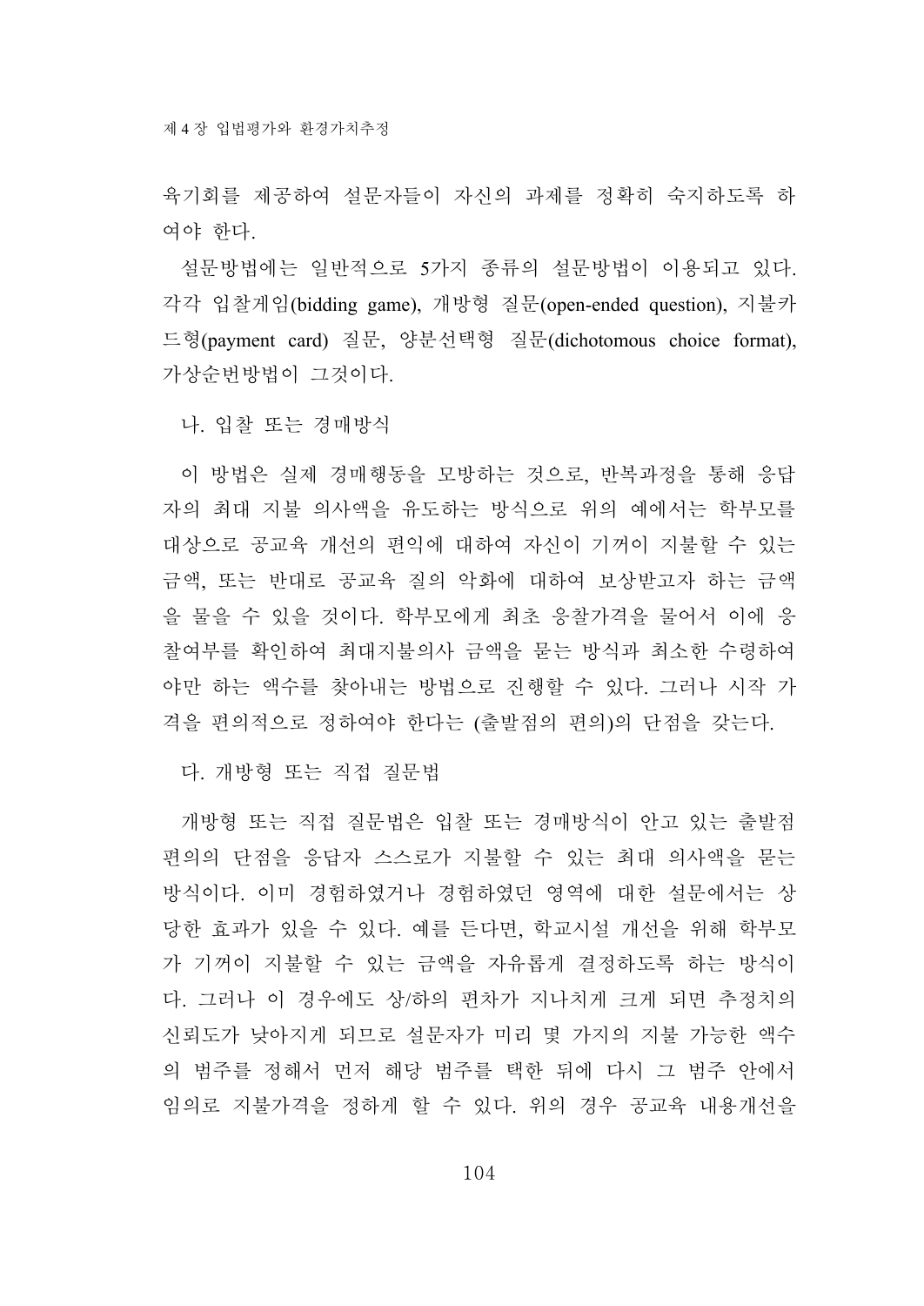육기회를 제공하여 설문자들이 자신의 과제를 정확히 숙지하도록 하여야 한다.

설문방법에는 일반적으로 5가지 종류의 설문방법이 이용되고 있다. 각각 입찰게임(bidding game), 개방형 질문(open-ended question), 지불카드형(payment card) 질문, 양분선택형 질문(dichotomous choice format), 가상순번방법이 그것이다.

### 나. 입찰 또는 경매방식

이 방법은 실제 경매행동을 모방하는 것으로, 반복과정을 통해 응답자의 최대 지불 의사액을 유도하는 방식으로 위의 예에서는 학부모를 대상으로 공교육 개선의 편익에 대하여 자신이 기꺼이 지불할 수 있는 금액, 또는 반대로 공교육 질의 악화에 대하여 보상받고자 하는 금액을 물을 수 있을 것이다. 학부모에게 최초 응찰가격을 물어서 이에 응찰여부를 확인하여 최대지불의사 금액을 묻는 방식과 최소한 수령하여야만 하는 액수를 찾아내는 방법으로 진행할 수 있다. 그러나 시작 가격을 편의적으로 정하여야 한다는 (출발점의 편의)의 단점을 갖는다.

### 다. 개방형 또는 직접 질문법

개방형 또는 직접 질문법은 입찰 또는 경매방식이 안고 있는 출발점 편의의 단점을 응답자 스스로가 지불할 수 있는 최대 의사액을 묻는 방식이다. 이미 경험하였거나 경험하였던 영역에 대한 설문에서는 상당한 효과가 있을 수 있다. 예를 든다면, 학교시설 개선을 위해 학부모가 기꺼이 지불할 수 있는 금액을 자유롭게 결정하도록 하는 방식이다. 그러나 이 경우에도 상/하의 편차가 지나치게 크게 되면 추정치의 신뢰도가 낮아지게 되므로 설문자가 미리 몇 가지의 지불 가능한 액수의 범주를 정해서 먼저 해당 범주를 택한 뒤에 다시 그 범주 안에서 임의로 지불가격을 정하게 할 수 있다. 위의 경우 공교육 내용개선을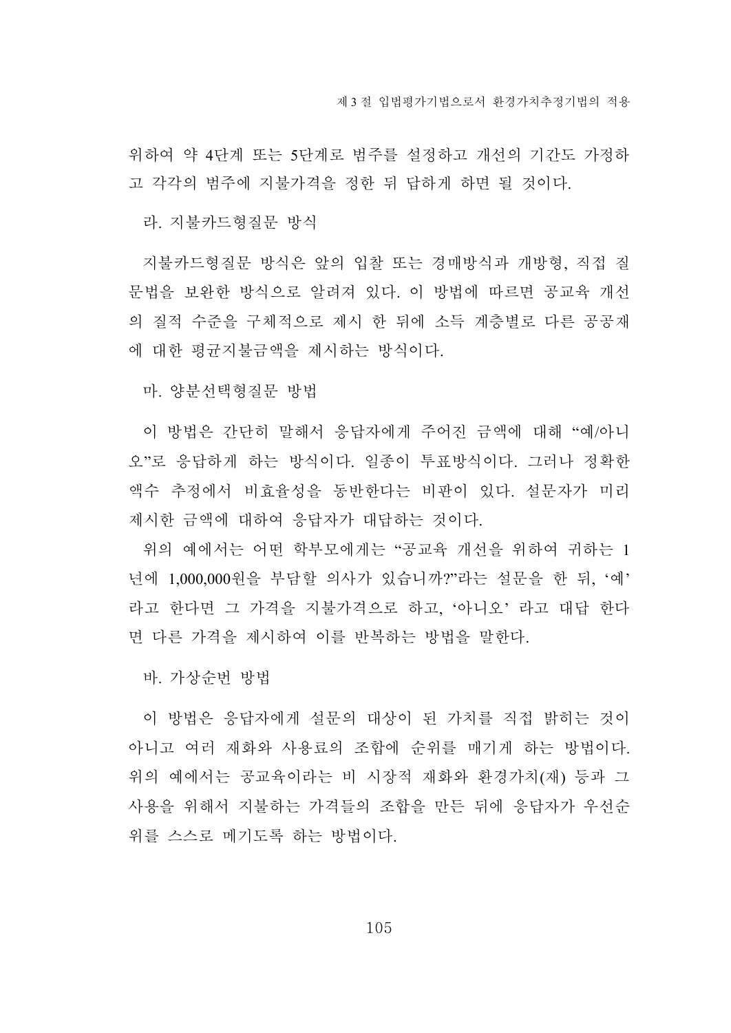위하여 약 4단계 또는 5단계로 범주를 설정하고 개선의 기간도 가정하고 각각의 범주에 지불가격을 정한 뒤 답하게 하면 될 것이다.

### 라. 지불카드형질문 방식

지불카드형질문 방식은 앞의 입찰 또는 경매방식과 개방형, 직접 질문법을 보완한 방식으로 알려져 있다. 이 방법에 따르면 공교육 개선의 질적 수준을 구체적으로 제시 한 뒤에 소득 계층별로 다른 공공재에 대한 평균지불금액을 제시하는 방식이다.

### 마. 양분선택형질문 방법

이 방법은 간단히 말해서 응답자에게 주어진 금액에 대해 "예/아니오"로 응답하게 하는 방식이다. 일종이 투표방식이다. 그러나 정확한 액수 추정에서 비효율성을 동반한다는 비판이 있다. 설문자가 미리 제시한 금액에 대하여 응답자가 대답하는 것이다.

위의 예에서는 어떤 학부모에게는 "공교육 개선을 위하여 귀하는 1년에 1,000,000원을 부담할 의사가 있습니까?"라는 설문을 한 뒤, '예' 라고 한다면 그 가격을 지불가격으로 하고, '아니오' 라고 대답 한다면 다른 가격을 제시하여 이를 반복하는 방법을 말한다.

### 바. 가상순번 방법

이 방법은 응답자에게 설문의 대상이 된 가치를 직접 밝히는 것이 아니고 여러 재화와 사용료의 조합에 순위를 매기게 하는 방법이다. 위의 예에서는 공교육이라는 비 시장적 재화와 환경가치(재) 등과 그 사용을 위해서 지불하는 가격들의 조합을 만든 뒤에 응답자가 우선순위를 스스로 메기도록 하는 방법이다.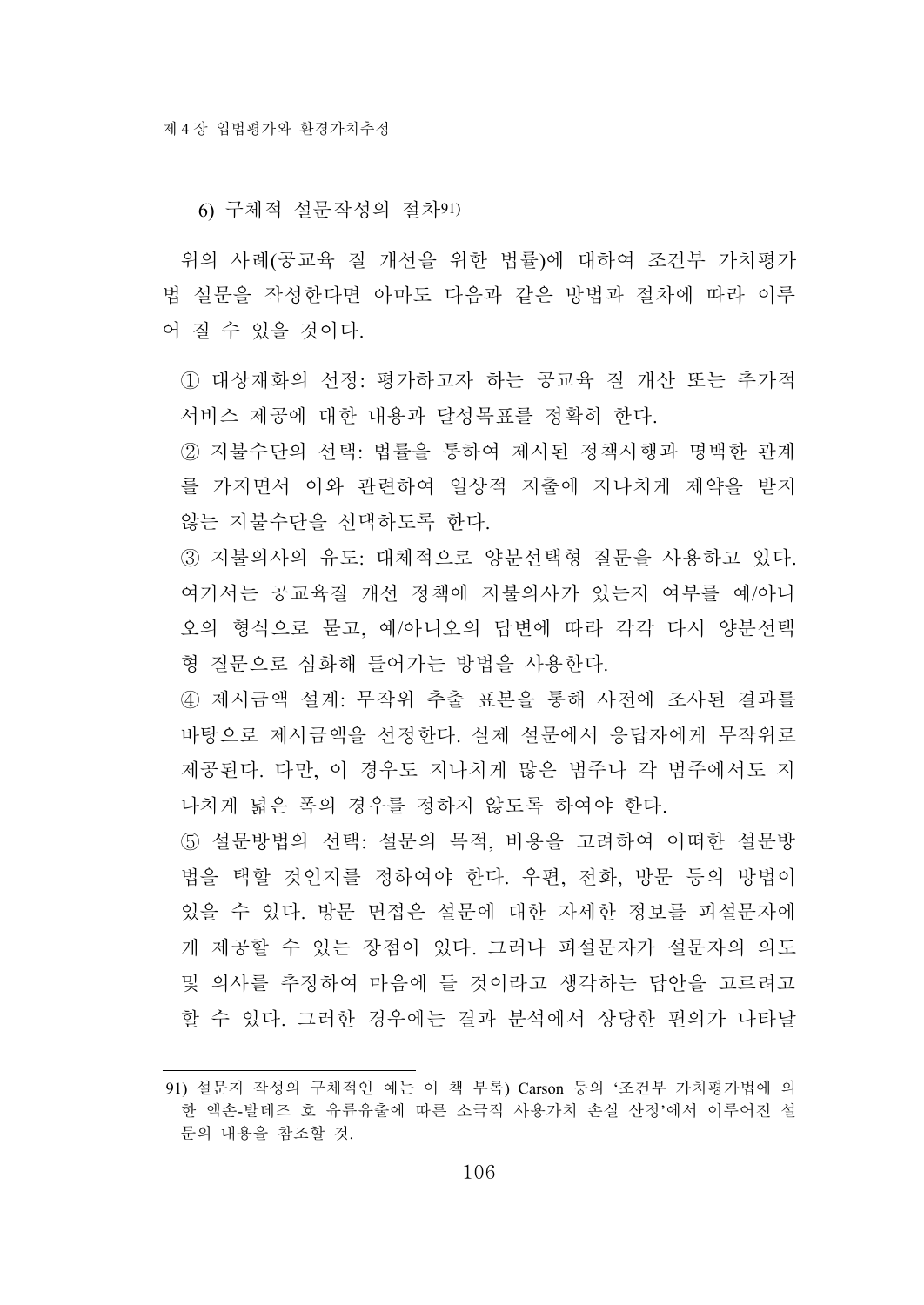### 6) 구체적 설문작성의 절차[91)]

위의 사례(공교육 질 개선을 위한 법률)에 대하여 조건부 가치평가법 설문을 작성한다면 아마도 다음과 같은 방법과 절차에 따라 이루어 질 수 있을 것이다.

① 대상재화의 선정: 평가하고자 하는 공교육 질 개산 또는 추가적 서비스 제공에 대한 내용과 달성목표를 정확히 한다.

② 지불수단의 선택: 법률을 통하여 제시된 정책시행과 명백한 관계를 가지면서 이와 관련하여 일상적 지출에 지나치게 제약을 받지 않는 지불수단을 선택하도록 한다.

③ 지불의사의 유도: 대체적으로 양분선택형 질문을 사용하고 있다. 여기서는 공교육질 개선 정책에 지불의사가 있는지 여부를 예/아니오의 형식으로 묻고, 예/아니오의 답변에 따라 각각 다시 양분선택형 질문으로 심화해 들어가는 방법을 사용한다.

④ 제시금액 설계: 무작위 추출 표본을 통해 사전에 조사된 결과를 바탕으로 제시금액을 선정한다. 실제 설문에서 응답자에게 무작위로 제공된다. 다만, 이 경우도 지나치게 많은 범주나 각 범주에서도 지나치게 넓은 폭의 경우를 정하지 않도록 하여야 한다.

⑤ 설문방법의 선택: 설문의 목적, 비용을 고려하여 어떠한 설문방법을 택할 것인지를 정하여야 한다. 우편, 전화, 방문 등의 방법이 있을 수 있다. 방문 면접은 설문에 대한 자세한 정보를 피설문자에게 제공할 수 있는 장점이 있다. 그러나 피설문자가 설문자의 의도 및 의사를 추정하여 마음에 들 것이라고 생각하는 답안을 고르려고 할 수 있다. 그러한 경우에는 결과 분석에서 상당한 편의가 나타날

---

91) 설문지 작성의 구체적인 예는 이 책 부록) Carson 등의 '조건부 가치평가법에 의한 엑손-발데즈 호 유류유출에 따른 소극적 사용가치 손실 산정'에서 이루어진 설문의 내용을 참조할 것.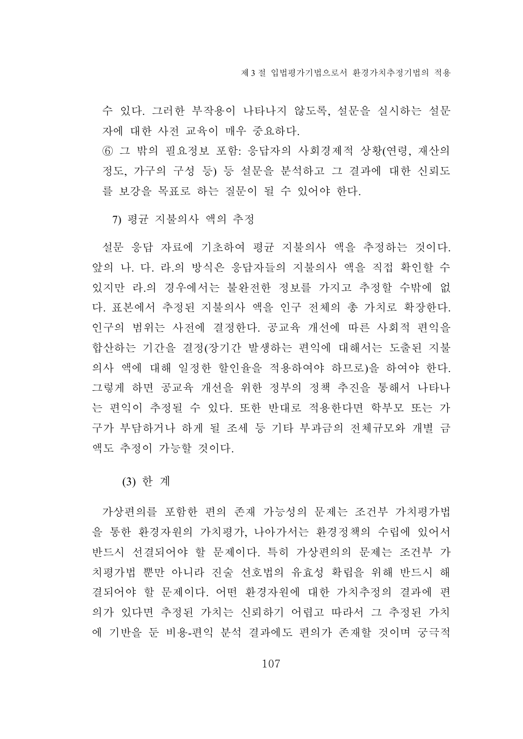수 있다. 그러한 부작용이 나타나지 않도록, 설문을 실시하는 설문자에 대한 사전 교육이 매우 중요하다.

⑥ 그 밖의 필요정보 포함: 응답자의 사회경제적 상황(연령, 재산의 정도, 가구의 구성 등) 등 설문을 분석하고 그 결과에 대한 신뢰도를 보강을 목표로 하는 질문이 될 수 있어야 한다.

7) 평균 지불의사 액의 추정

설문 응답 자료에 기초하여 평균 지불의사 액을 추정하는 것이다. 앞의 나. 다. 라.의 방식은 응답자들의 지불의사 액을 직접 확인할 수 있지만 라.의 경우에서는 불완전한 정보를 가지고 추정할 수밖에 없다. 표본에서 추정된 지불의사 액을 인구 전체의 총 가치로 확장한다. 인구의 범위는 사전에 결정한다. 공교육 개선에 따른 사회적 편익을 합산하는 기간을 결정(장기간 발생하는 편익에 대해서는 도출된 지불의사 액에 대해 일정한 할인율을 적용하여야 하므로)을 하여야 한다. 그렇게 하면 공교육 개선을 위한 정부의 정책 추진을 통해서 나타나는 편익이 추정될 수 있다. 또한 반대로 적용한다면 학부모 또는 가구가 부담하거나 하게 될 조세 등 기타 부과금의 전체규모와 개별 금액도 추정이 가능할 것이다.

(3) 한 계

가상편의를 포함한 편의 존재 가능성의 문제는 조건부 가치평가법을 통한 환경자원의 가치평가, 나아가서는 환경정책의 수립에 있어서 반드시 선결되어야 할 문제이다. 특히 가상편의의 문제는 조건부 가치평가법 뿐만 아니라 진술 선호법의 유효성 확립을 위해 반드시 해결되어야 할 문제이다. 어떤 환경자원에 대한 가치추정의 결과에 편의가 있다면 추정된 가치는 신뢰하기 어렵고 따라서 그 추정된 가치에 기반을 둔 비용-편익 분석 결과에도 편의가 존재할 것이며 궁극적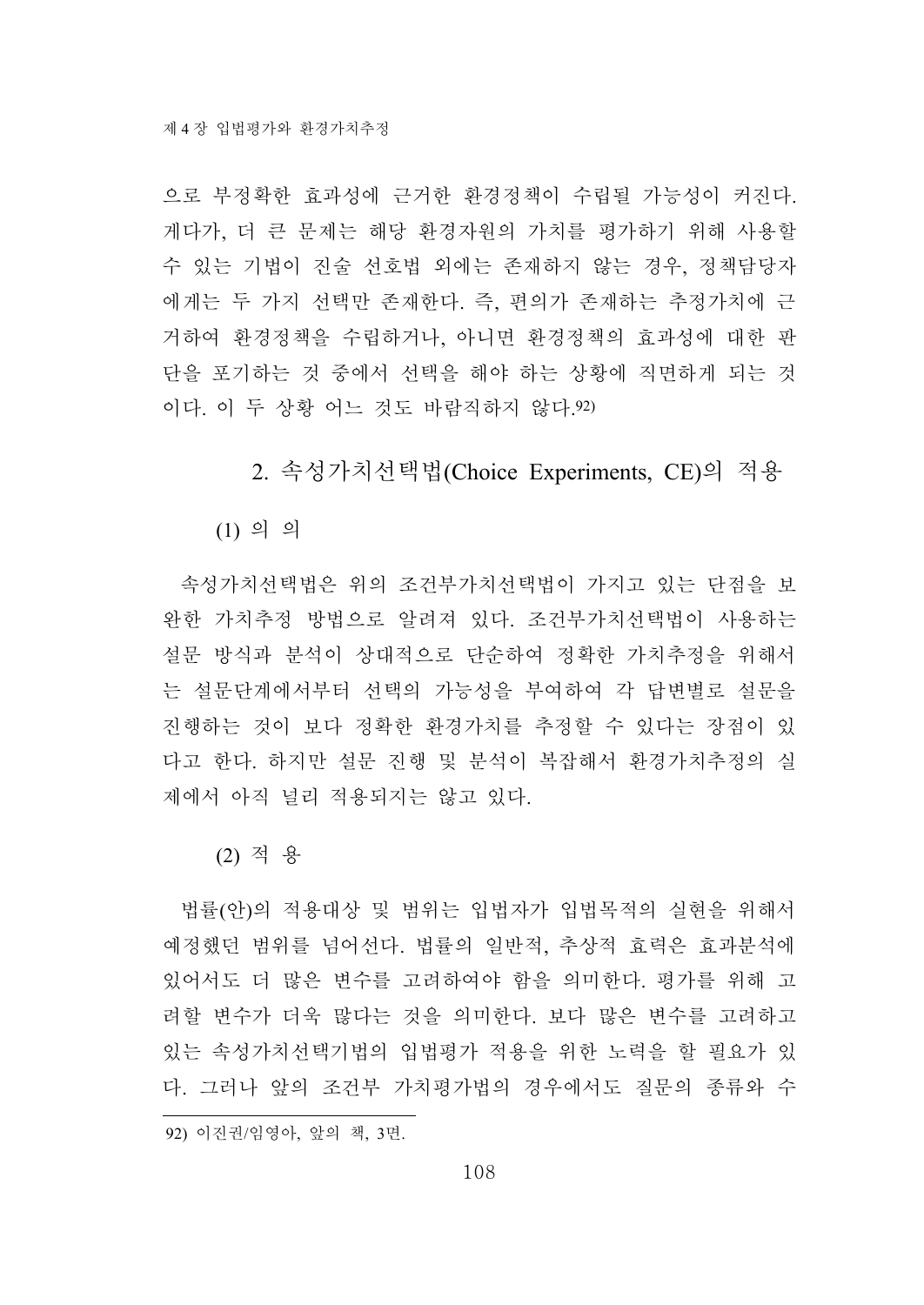으로 부정확한 효과성에 근거한 환경정책이 수립될 가능성이 커진다. 게다가, 더 큰 문제는 해당 환경자원의 가치를 평가하기 위해 사용할 수 있는 기법이 진술 선호법 외에는 존재하지 않는 경우, 정책담당자에게는 두 가지 선택만 존재한다. 즉, 편의가 존재하는 추정가치에 근거하여 환경정책을 수립하거나, 아니면 환경정책의 효과성에 대한 판단을 포기하는 것 중에서 선택을 해야 하는 상황에 직면하게 되는 것이다. 이 두 상황 어느 것도 바람직하지 않다.[92]

## 2. 속성가치선택법(Choice Experiments, CE)의 적용

### (1) 의 의

속성가치선택법은 위의 조건부가치선택법이 가지고 있는 단점을 보완한 가치추정 방법으로 알려져 있다. 조건부가치선택법이 사용하는 설문 방식과 분석이 상대적으로 단순하여 정확한 가치추정을 위해서는 설문단계에서부터 선택의 가능성을 부여하여 각 답변별로 설문을 진행하는 것이 보다 정확한 환경가치를 추정할 수 있다는 장점이 있다고 한다. 하지만 설문 진행 및 분석이 복잡해서 환경가치추정의 실제에서 아직 널리 적용되지는 않고 있다.

### (2) 적 용

법률(안)의 적용대상 및 범위는 입법자가 입법목적의 실현을 위해서 예정했던 범위를 넘어선다. 법률의 일반적, 추상적 효력은 효과분석에 있어서도 더 많은 변수를 고려하여야 함을 의미한다. 평가를 위해 고려할 변수가 더욱 많다는 것을 의미한다. 보다 많은 변수를 고려하고 있는 속성가치선택기법의 입법평가 적용을 위한 노력을 할 필요가 있다. 그러나 앞의 조건부 가치평가법의 경우에서도 질문의 종류와 수

---

92) 이진권/임영아, 앞의 책, 3면.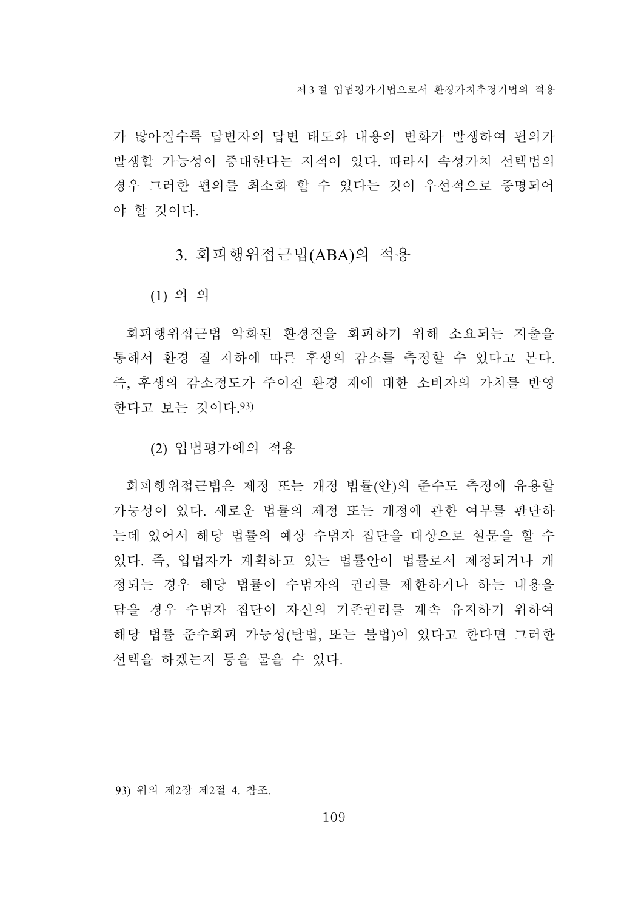가 많아질수록 답변자의 답변 태도와 내용의 변화가 발생하여 편의가 발생할 가능성이 증대한다는 지적이 있다. 따라서 속성가치 선택법의 경우 그러한 편의를 최소화 할 수 있다는 것이 우선적으로 증명되어야 할 것이다.

### 3. 회피행위접근법(ABA)의 적용

#### (1) 의 의

회피행위접근법 악화된 환경질을 회피하기 위해 소요되는 지출을 통해서 환경 질 저하에 따른 후생의 감소를 측정할 수 있다고 본다. 즉, 후생의 감소정도가 주어진 환경 재에 대한 소비자의 가치를 반영한다고 보는 것이다.[93]

#### (2) 입법평가에의 적용

회피행위접근법은 제정 또는 개정 법률(안)의 준수도 측정에 유용할 가능성이 있다. 새로운 법률의 제정 또는 개정에 관한 여부를 판단하는데 있어서 해당 법률의 예상 수범자 집단을 대상으로 설문을 할 수 있다. 즉, 입법자가 계획하고 있는 법률안이 법률로서 제정되거나 개정되는 경우 해당 법률이 수범자의 권리를 제한하거나 하는 내용을 담을 경우 수범자 집단이 자신의 기존권리를 계속 유지하기 위하여 해당 법률 준수회피 가능성(탈법, 또는 불법)이 있다고 한다면 그러한 선택을 하겠는지 등을 물을 수 있다.

---

93) 위의 제2장 제2절 4. 참조.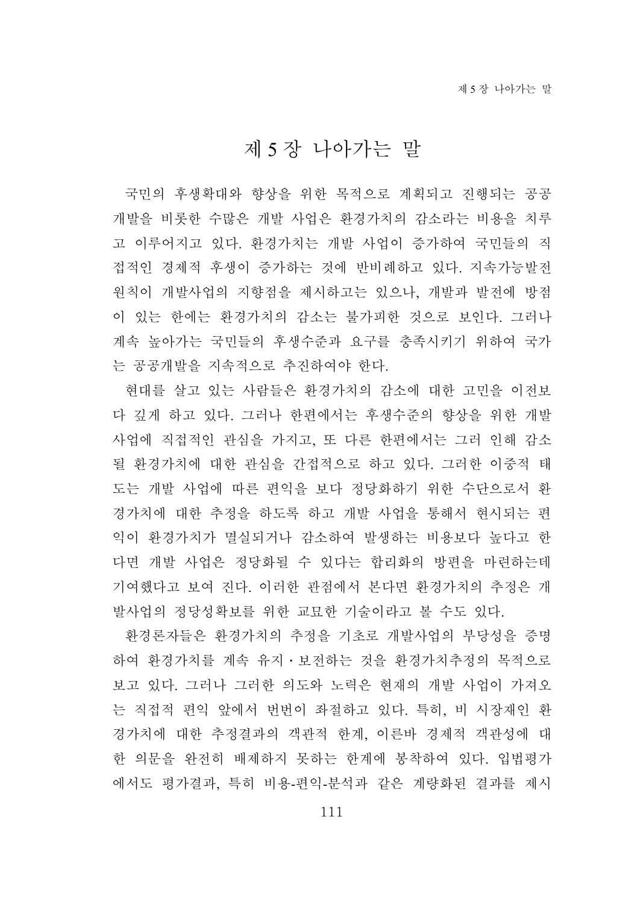# 제 5 장 나아가는 말

국민의 후생확대와 향상을 위한 목적으로 계획되고 진행되는 공공개발을 비롯한 수많은 개발 사업은 환경가치의 감소라는 비용을 치루고 이루어지고 있다. 환경가치는 개발 사업이 증가하여 국민들의 직접적인 경제적 후생이 증가하는 것에 반비례하고 있다. 지속가능발전원칙이 개발사업의 지향점을 제시하고는 있으나, 개발과 발전에 방점이 있는 한에는 환경가치의 감소는 불가피한 것으로 보인다. 그러나 계속 높아가는 국민들의 후생수준과 요구를 충족시키기 위하여 국가는 공공개발을 지속적으로 추진하여야 한다.

현대를 살고 있는 사람들은 환경가치의 감소에 대한 고민을 이전보다 깊게 하고 있다. 그러나 한편에서는 후생수준의 향상을 위한 개발사업에 직접적인 관심을 가지고, 또 다른 한편에서는 그러 인해 감소될 환경가치에 대한 관심을 간접적으로 하고 있다. 그러한 이중적 태도는 개발 사업에 따른 편익을 보다 정당화하기 위한 수단으로서 환경가치에 대한 추정을 하도록 하고 개발 사업을 통해서 현시되는 편익이 환경가치가 멸실되거나 감소하여 발생하는 비용보다 높다고 한다면 개발 사업은 정당화될 수 있다는 합리화의 방편을 마련하는데 기여했다고 보여 진다. 이러한 관점에서 본다면 환경가치의 추정은 개발사업의 정당성확보를 위한 교묘한 기술이라고 볼 수도 있다.

환경론자들은 환경가치의 추정을 기초로 개발사업의 부당성을 증명하여 환경가치를 계속 유지・보전하는 것을 환경가치추정의 목적으로 보고 있다. 그러나 그러한 의도와 노력은 현재의 개발 사업이 가져오는 직접적 편익 앞에서 번번이 좌절하고 있다. 특히, 비 시장재인 환경가치에 대한 추정결과의 객관적 한계, 이른바 경제적 객관성에 대한 의문을 완전히 배제하지 못하는 한계에 봉착하여 있다. 입법평가에서도 평가결과, 특히 비용-편익-분석과 같은 계량화된 결과를 제시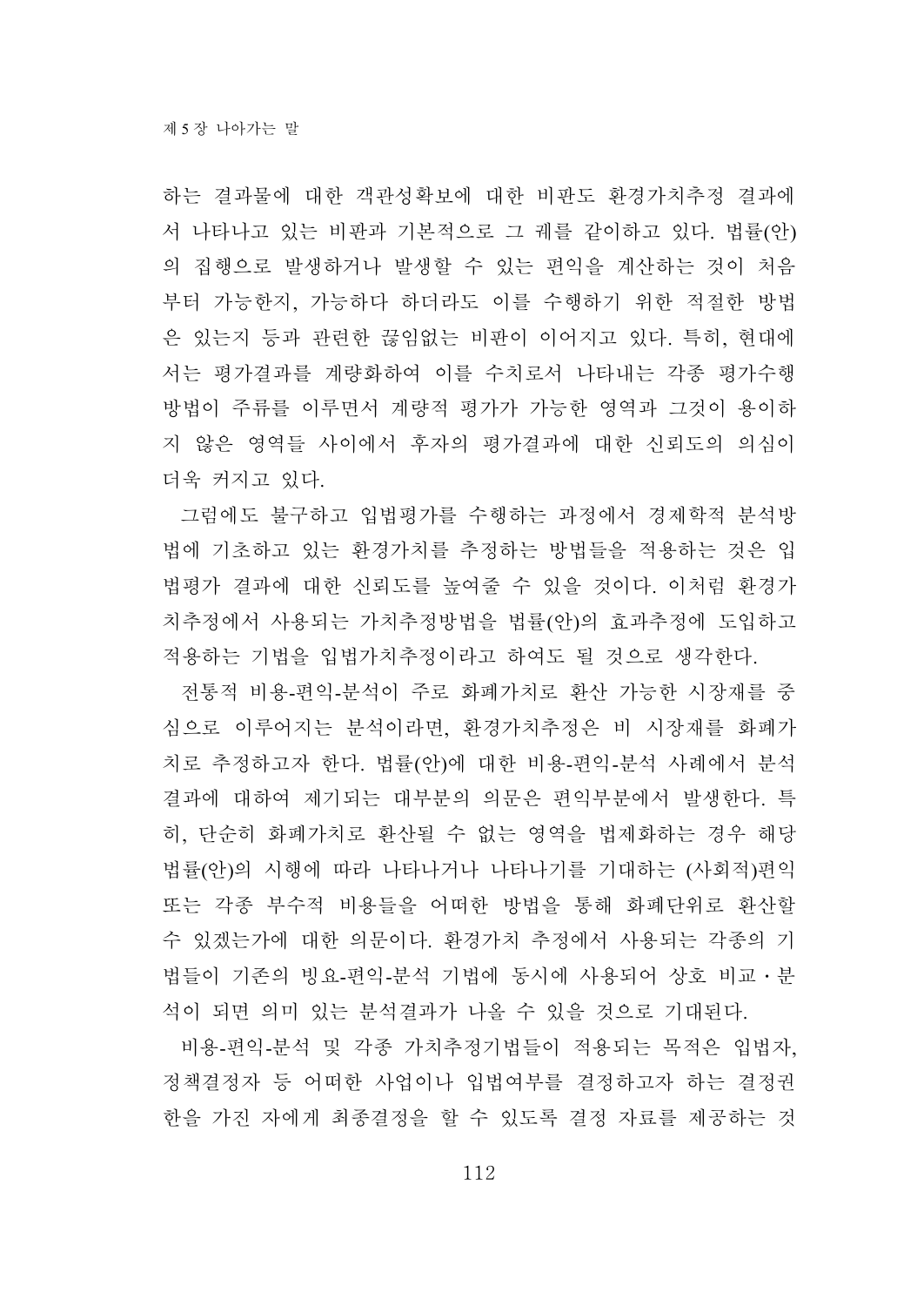하는 결과물에 대한 객관성확보에 대한 비판도 환경가치추정 결과에서 나타나고 있는 비판과 기본적으로 그 궤를 같이하고 있다. 법률(안)의 집행으로 발생하거나 발생할 수 있는 편익을 계산하는 것이 처음부터 가능한지, 가능하다 하더라도 이를 수행하기 위한 적절한 방법은 있는지 등과 관련한 끊임없는 비판이 이어지고 있다. 특히, 현대에서는 평가결과를 계량화하여 이를 수치로서 나타내는 각종 평가수행방법이 주류를 이루면서 계량적 평가가 가능한 영역과 그것이 용이하지 않은 영역들 사이에서 후자의 평가결과에 대한 신뢰도의 의심이 더욱 커지고 있다.

그럼에도 불구하고 입법평가를 수행하는 과정에서 경제학적 분석방법에 기초하고 있는 환경가치를 추정하는 방법들을 적용하는 것은 입법평가 결과에 대한 신뢰도를 높여줄 수 있을 것이다. 이처럼 환경가치추정에서 사용되는 가치추정방법을 법률(안)의 효과추정에 도입하고 적용하는 기법을 입법가치추정이라고 하여도 될 것으로 생각한다.

전통적 비용-편익-분석이 주로 화폐가치로 환산 가능한 시장재를 중심으로 이루어지는 분석이라면, 환경가치추정은 비 시장재를 화폐가치로 추정하고자 한다. 법률(안)에 대한 비용-편익-분석 사례에서 분석결과에 대하여 제기되는 대부분의 의문은 편익부분에서 발생한다. 특히, 단순히 화폐가치로 환산될 수 없는 영역을 법제화하는 경우 해당 법률(안)의 시행에 따라 나타나거나 나타나기를 기대하는 (사회적)편익 또는 각종 부수적 비용들을 어떠한 방법을 통해 화폐단위로 환산할 수 있겠는가에 대한 의문이다. 환경가치 추정에서 사용되는 각종의 기법들이 기존의 빙요-편익-분석 기법에 동시에 사용되어 상호 비교・분석이 되면 의미 있는 분석결과가 나올 수 있을 것으로 기대된다.

비용-편익-분석 및 각종 가치추정기법들이 적용되는 목적은 입법자, 정책결정자 등 어떠한 사업이나 입법여부를 결정하고자 하는 결정권한을 가진 자에게 최종결정을 할 수 있도록 결정 자료를 제공하는 것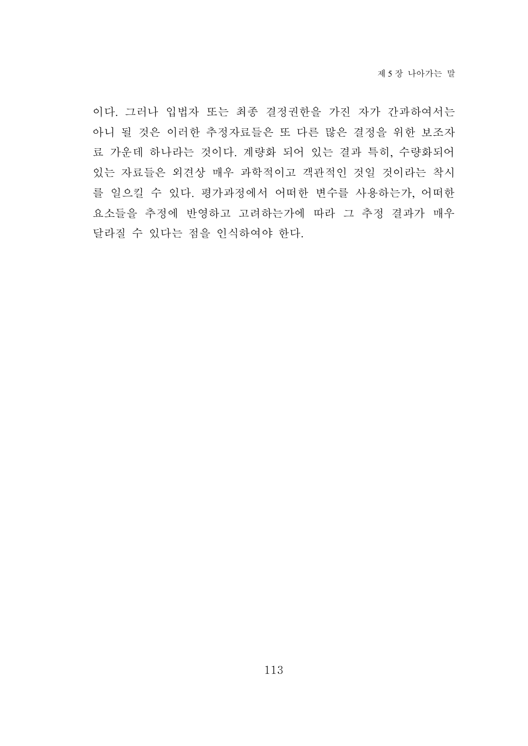이다. 그러나 입법자 또는 최종 결정권한을 가진 자가 간과하여서는 아니 될 것은 이러한 추정자료들은 또 다른 많은 결정을 위한 보조자료 가운데 하나라는 것이다. 계량화 되어 있는 결과 특히, 수량화되어 있는 자료들은 외견상 매우 과학적이고 객관적인 것일 것이라는 착시를 일으킬 수 있다. 평가과정에서 어떠한 변수를 사용하는가, 어떠한 요소들을 추정에 반영하고 고려하는가에 따라 그 추정 결과가 매우 달라질 수 있다는 점을 인식하여야 한다.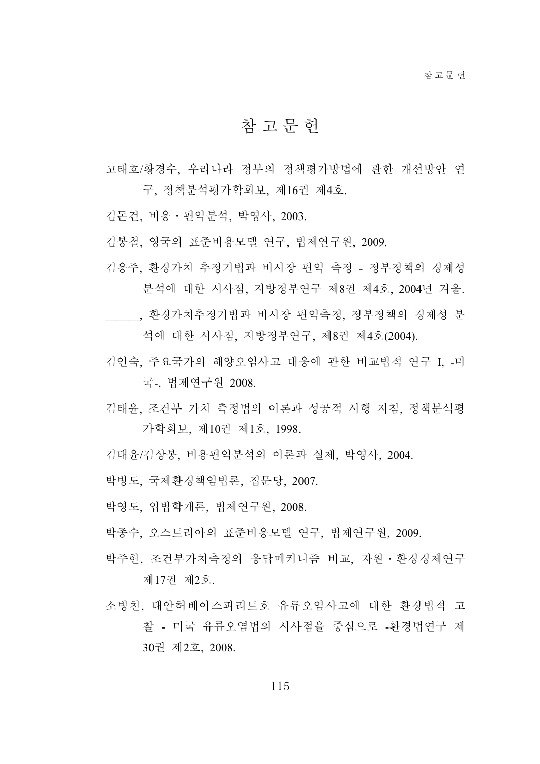# 참 고 문 헌

고태호/황경수, 우리나라 정부의 정책평가방법에 관한 개선방안 연구, 정책분석평가학회보, 제16권 제4호.

김돈건, 비용・편익분석, 박영사, 2003.

김봉철, 영국의 표준비용모델 연구, 법제연구원, 2009.

김용주, 환경가치 추정기법과 비시장 편익 측정 - 정부정책의 경제성 분석에 대한 시사점, 지방정부연구 제8권 제4호, 2004년 겨울.

______, 환경가치추정기법과 비시장 편익측정, 정부정책의 경제성 분석에 대한 시사점, 지방정부연구, 제8권 제4호(2004).

김인숙, 주요국가의 해양오염사고 대응에 관한 비교법적 연구 I, -미국-, 법제연구원 2008.

김태윤, 조건부 가치 측정법의 이론과 성공적 시행 지침, 정책분석평가학회보, 제10권 제1호, 1998.

김태윤/김상봉, 비용편익분석의 이론과 실제, 박영사, 2004.

박병도, 국제환경책임법론, 집문당, 2007.

박영도, 입법학개론, 법제연구원, 2008.

박종수, 오스트리아의 표준비용모델 연구, 법제연구원, 2009.

박주헌, 조건부가치측정의 응답메커니즘 비교, 자원・환경경제연구 제17권 제2호.

소병천, 태안허베이스피리트호 유류오염사고에 대한 환경법적 고찰 - 미국 유류오염법의 시사점을 중심으로 -환경법연구 제30권 제2호, 2008.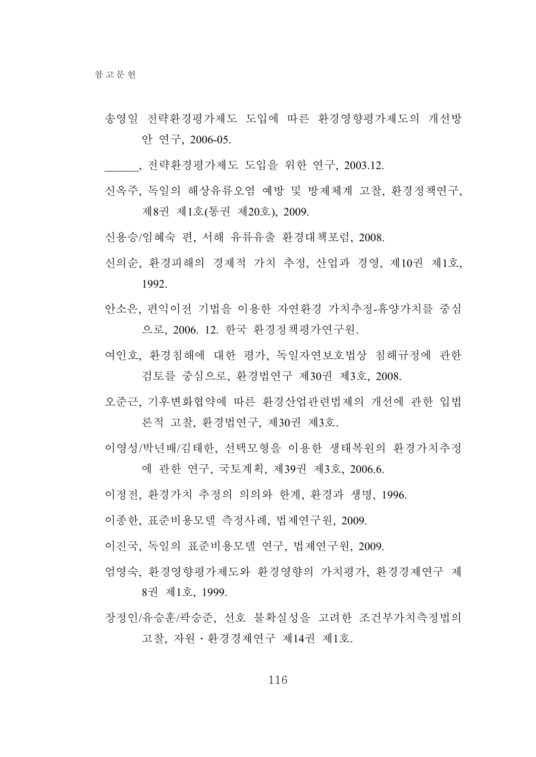송영일 전략환경평가제도 도입에 따른 환경영향평가제도의 개선방안 연구, 2006-05.

______, 전략환경평가제도 도입을 위한 연구, 2003.12.

신옥주, 독일의 해상유류오염 예방 및 방제체계 고찰, 환경정책연구, 제8권 제1호(통권 제20호), 2009.

신용승/임혜숙 편, 서해 유류유출 환경대책포럼, 2008.

신의순, 환경피해의 경제적 가치 추정, 산업과 경영, 제10권 제1호, 1992.

안소은, 편익이전 기법을 이용한 자연환경 가치추정-휴양가치를 중심으로, 2006. 12. 한국 환경정책평가연구원.

여인호, 환경침해에 대한 평가, 독일자연보호법상 침해규정에 관한 검토를 중심으로, 환경법연구 제30권 제3호, 2008.

오준근, 기후변화협약에 따른 환경산업관련법제의 개선에 관한 입법론적 고찰, 환경법연구, 제30권 제3호.

이영성/박년배/김태한, 선택모형을 이용한 생태복원의 환경가치추정에 관한 연구, 국토계획, 제39권 제3호, 2006.6.

이정전, 환경가치 추정의 의의와 한계, 환경과 생명, 1996.

이종한, 표준비용모델 측정사례, 법제연구원, 2009.

이진국, 독일의 표준비용모델 연구, 법제연구원, 2009.

엄영숙, 환경영향평가제도와 환경영향의 가치평가, 환경경제연구 제8권 제1호, 1999.

장정인/유승훈/곽승준, 선호 불확실성을 고려한 조건부가치측정법의 고찰, 자원・환경경제연구 제14권 제1호.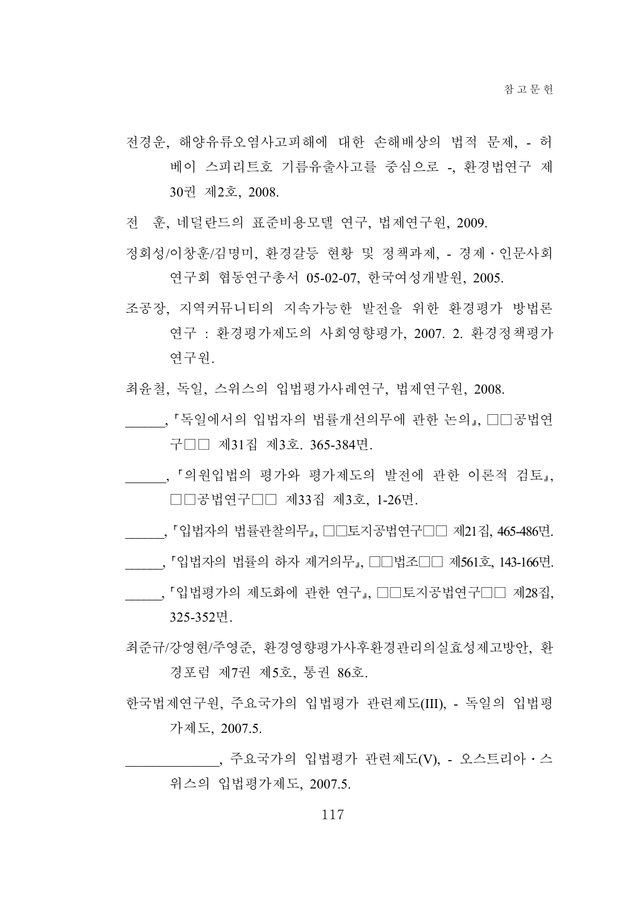전경운, 해양유류오염사고피해에 대한 손해배상의 법적 문제, - 허베이 스피리트호 기름유출사고를 중심으로 -, 환경법연구 제30권 제2호, 2008.

전 훈, 네덜란드의 표준비용모델 연구, 법제연구원, 2009.

정회성/이창훈/김명미, 환경갈등 현황 및 정책과제, - 경제・인문사회연구회 협동연구총서 05-02-07, 한국여성개발원, 2005.

조공장, 지역커뮤니티의 지속가능한 발전을 위한 환경평가 방법론 연구 : 환경평가제도의 사회영향평가, 2007. 2. 환경정책평가연구원.

최윤철, 독일, 스위스의 입법평가사례연구, 법제연구원, 2008.

______, 「독일에서의 입법자의 법률개선의무에 관한 논의」, □□공법연구□□ 제31집 제3호. 365-384면.

______, 「의원입법의 평가와 평가제도의 발전에 관한 이론적 검토」, □□공법연구□□ 제33집 제3호, 1-26면.

______, 「입법자의 법률관찰의무」, □□토지공법연구□□ 제21집, 465-486면.

______, 「입법자의 법률의 하자 제거의무」, □□법조□□ 제561호, 143-166면.

______, 「입법평가의 제도화에 관한 연구」, □□토지공법연구□□ 제28집, 325-352면.

최준규/강영현/주영준, 환경영향평가사후환경관리의실효성제고방안, 환경포럼 제7권 제5호, 통권 86호.

한국법제연구원, 주요국가의 입법평가 관련제도(III), - 독일의 입법평가제도, 2007.5.

_____________, 주요국가의 입법평가 관련제도(V), - 오스트리아・스위스의 입법평가제도, 2007.5.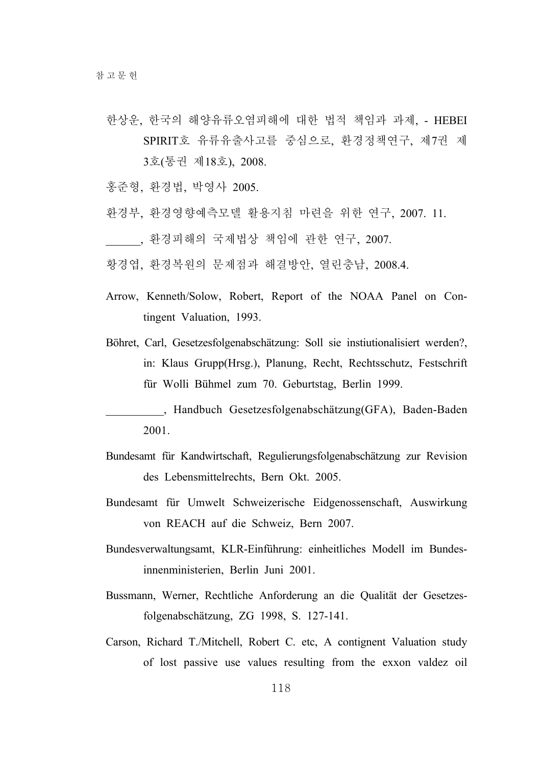한상운, 한국의 해양유류오염피해에 대한 법적 책임과 과제, - HEBEI SPIRIT호 유류유출사고를 중심으로, 환경정책연구, 제7권 제3호(통권 제18호), 2008.

홍준형, 환경법, 박영사 2005.

환경부, 환경영향예측모델 활용지침 마련을 위한 연구, 2007. 11.

______, 환경피해의 국제법상 책임에 관한 연구, 2007.

황경엽, 환경복원의 문제점과 해결방안, 열린충남, 2008.4.

Arrow, Kenneth/Solow, Robert, Report of the NOAA Panel on Contingent Valuation, 1993.

Böhret, Carl, Gesetzesfolgenabschätzung: Soll sie instiutionalisiert werden?, in: Klaus Grupp(Hrsg.), Planung, Recht, Rechtsschutz, Festschrift für Wolli Bühmel zum 70. Geburtstag, Berlin 1999.

__________, Handbuch Gesetzesfolgenabschätzung(GFA), Baden-Baden 2001.

Bundesamt für Kandwirtschaft, Regulierungsfolgenabschätzung zur Revision des Lebensmittelrechts, Bern Okt. 2005.

Bundesamt für Umwelt Schweizerische Eidgenossenschaft, Auswirkung von REACH auf die Schweiz, Bern 2007.

Bundesverwaltungsamt, KLR-Einführung: einheitliches Modell im Bundesinnenministerien, Berlin Juni 2001.

Bussmann, Werner, Rechtliche Anforderung an die Qualität der Gesetzesfolgenabschätzung, ZG 1998, S. 127-141.

Carson, Richard T./Mitchell, Robert C. etc, A contignent Valuation study of lost passive use values resulting from the exxon valdez oil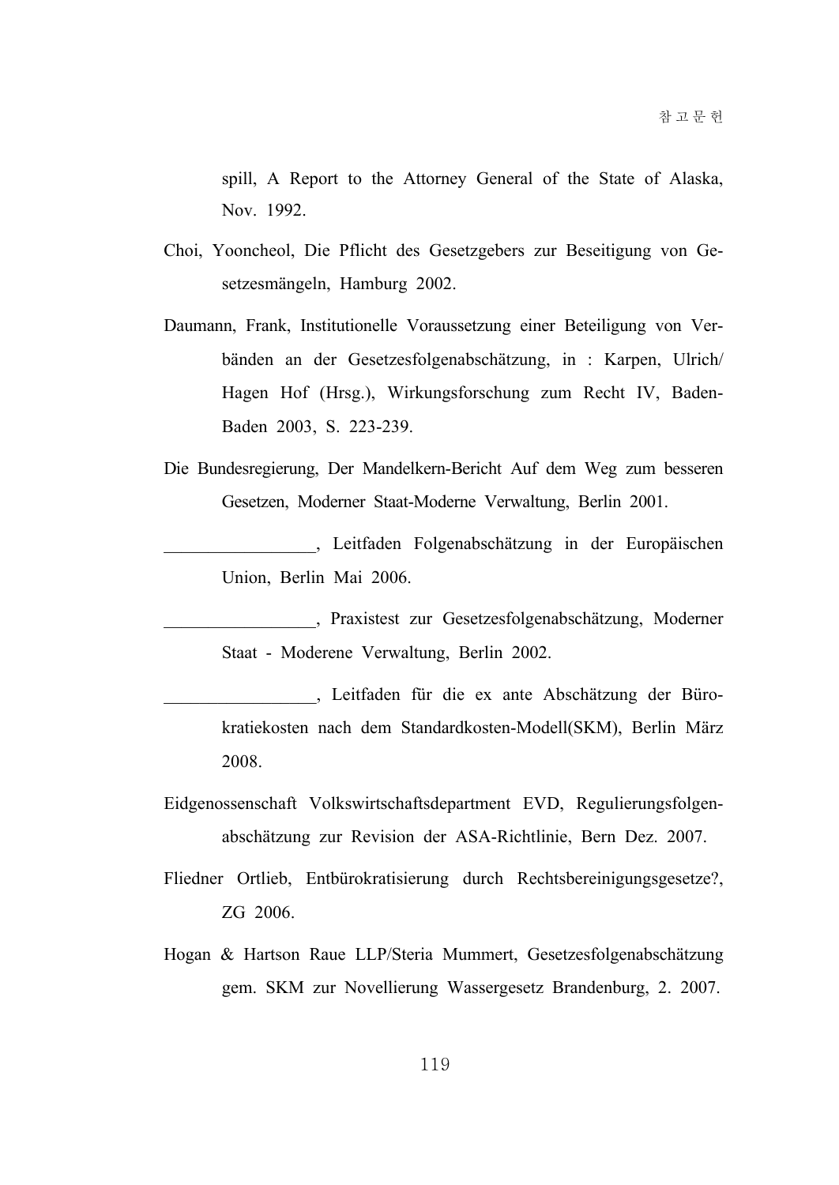spill, A Report to the Attorney General of the State of Alaska, Nov. 1992.

Choi, Yooncheol, Die Pflicht des Gesetzgebers zur Beseitigung von Gesetzesmängeln, Hamburg 2002.

Daumann, Frank, Institutionelle Voraussetzung einer Beteiligung von Verbänden an der Gesetzesfolgenabschätzung, in : Karpen, Ulrich/ Hagen Hof (Hrsg.), Wirkungsforschung zum Recht IV, Baden-Baden 2003, S. 223-239.

Die Bundesregierung, Der Mandelkern-Bericht Auf dem Weg zum besseren Gesetzen, Moderner Staat-Moderne Verwaltung, Berlin 2001.

_________________, Leitfaden Folgenabschätzung in der Europäischen Union, Berlin Mai 2006.

_________________, Praxistest zur Gesetzesfolgenabschätzung, Moderner Staat - Moderene Verwaltung, Berlin 2002.

_________________, Leitfaden für die ex ante Abschätzung der Bürokratiekosten nach dem Standardkosten-Modell(SKM), Berlin März 2008.

Eidgenossenschaft Volkswirtschaftsdepartment EVD, Regulierungsfolgenabschätzung zur Revision der ASA-Richtlinie, Bern Dez. 2007.

Fliedner Ortlieb, Entbürokratisierung durch Rechtsbereinigungsgesetze?, ZG 2006.

Hogan & Hartson Raue LLP/Steria Mummert, Gesetzesfolgenabschätzung gem. SKM zur Novellierung Wassergesetz Brandenburg, 2. 2007.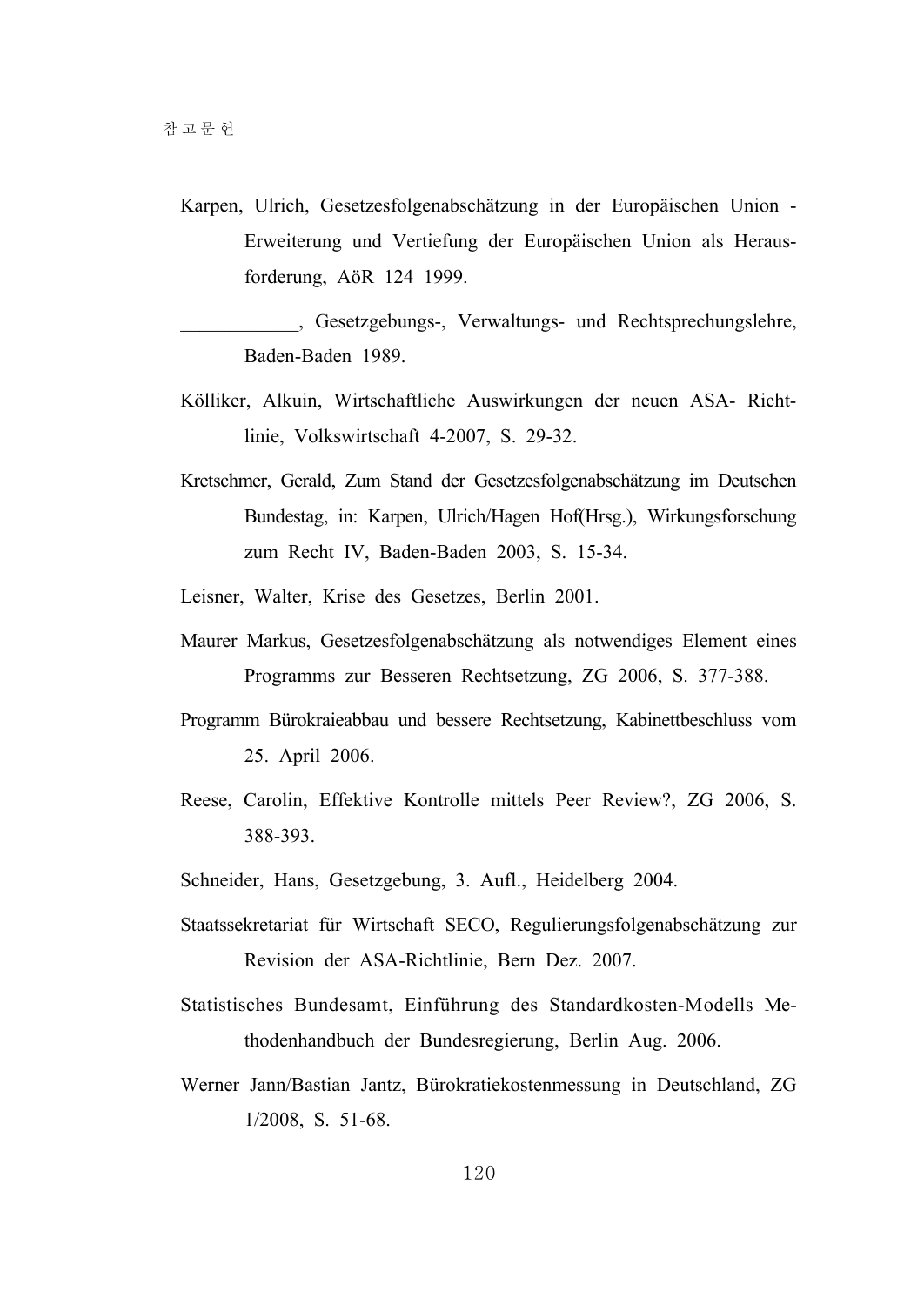Karpen, Ulrich, Gesetzesfolgenabschätzung in der Europäischen Union - Erweiterung und Vertiefung der Europäischen Union als Herausforderung, AöR 124 1999.

____________, Gesetzgebungs-, Verwaltungs- und Rechtsprechungslehre, Baden-Baden 1989.

Kölliker, Alkuin, Wirtschaftliche Auswirkungen der neuen ASA- Richtlinie, Volkswirtschaft 4-2007, S. 29-32.

Kretschmer, Gerald, Zum Stand der Gesetzesfolgenabschätzung im Deutschen Bundestag, in: Karpen, Ulrich/Hagen Hof(Hrsg.), Wirkungsforschung zum Recht IV, Baden-Baden 2003, S. 15-34.

Leisner, Walter, Krise des Gesetzes, Berlin 2001.

Maurer Markus, Gesetzesfolgenabschätzung als notwendiges Element eines Programms zur Besseren Rechtsetzung, ZG 2006, S. 377-388.

Programm Bürokraieabbau und bessere Rechtsetzung, Kabinettbeschluss vom 25. April 2006.

Reese, Carolin, Effektive Kontrolle mittels Peer Review?, ZG 2006, S. 388-393.

Schneider, Hans, Gesetzgebung, 3. Aufl., Heidelberg 2004.

Staatssekretariat für Wirtschaft SECO, Regulierungsfolgenabschätzung zur Revision der ASA-Richtlinie, Bern Dez. 2007.

Statistisches Bundesamt, Einführung des Standardkosten-Modells Methodenhandbuch der Bundesregierung, Berlin Aug. 2006.

Werner Jann/Bastian Jantz, Bürokratiekostenmessung in Deutschland, ZG 1/2008, S. 51-68.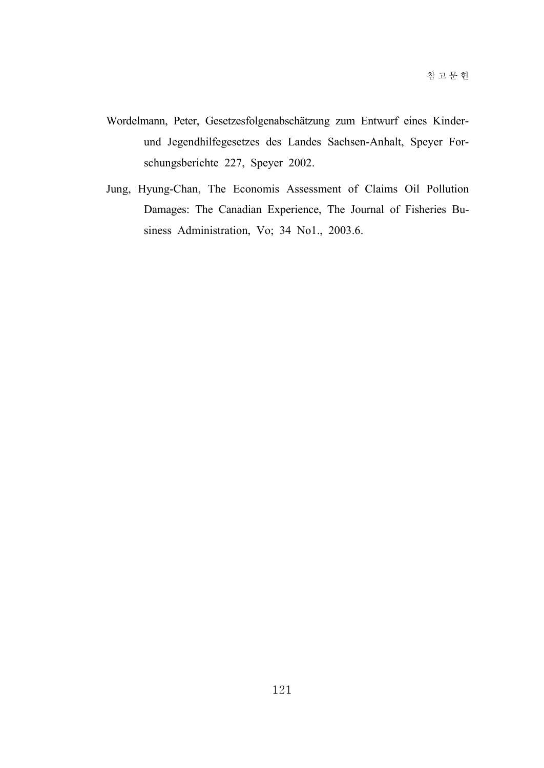Wordelmann, Peter, Gesetzesfolgenabschätzung zum Entwurf eines Kinder- und Jegendhilfegesetzes des Landes Sachsen-Anhalt, Speyer Forschungsberichte 227, Speyer 2002.

Jung, Hyung-Chan, The Economis Assessment of Claims Oil Pollution Damages: The Canadian Experience, The Journal of Fisheries Business Administration, Vo; 34 No1., 2003.6.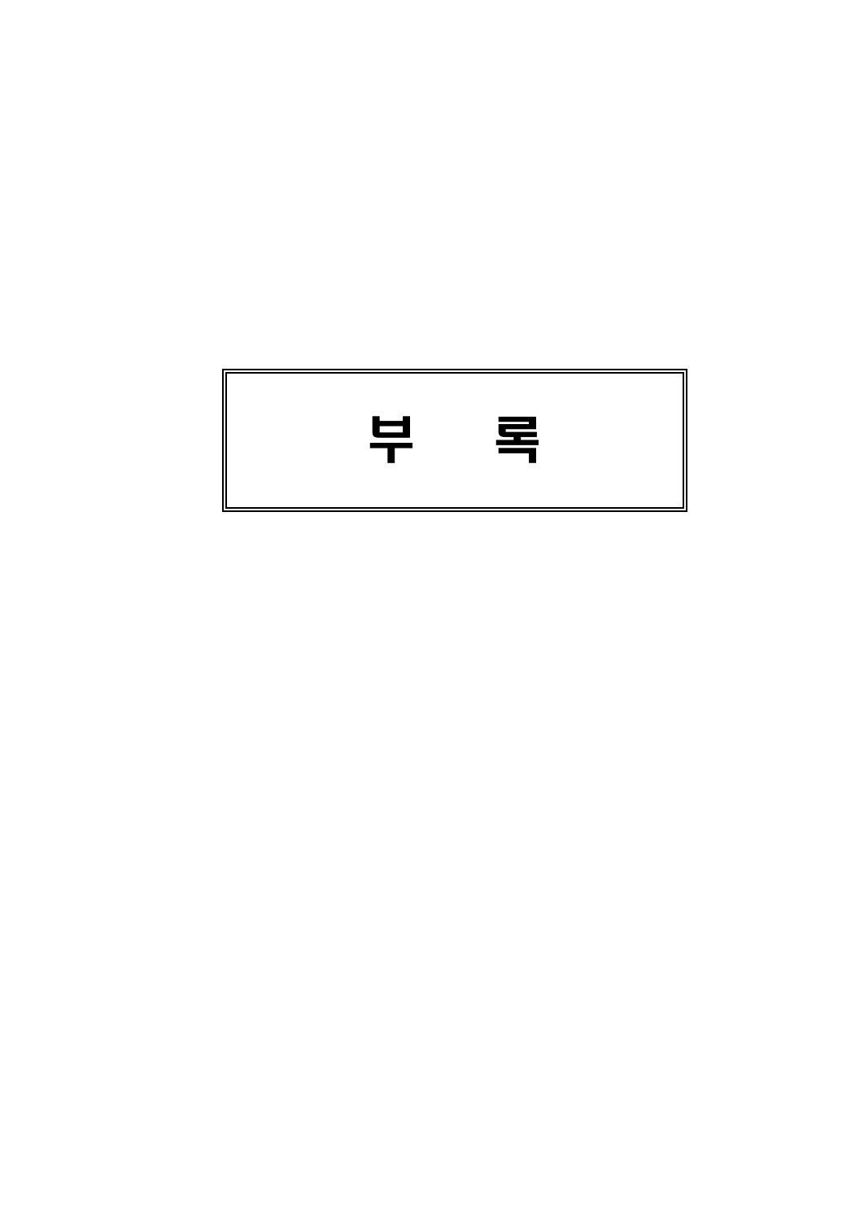# 부　　록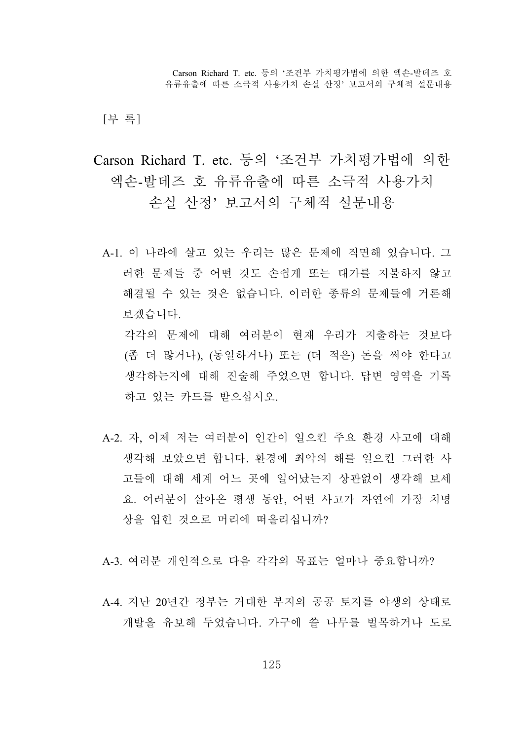[부 록]

# Carson Richard T. etc. 등의 '조건부 가치평가법에 의한 엑손-발데즈 호 유류유출에 따른 소극적 사용가치 손실 산정' 보고서의 구체적 설문내용

A-1. 이 나라에 살고 있는 우리는 많은 문제에 직면해 있습니다. 그러한 문제들 중 어떤 것도 손쉽게 또는 대가를 지불하지 않고 해결될 수 있는 것은 없습니다. 이러한 종류의 문제들에 거론해 보겠습니다.

각각의 문제에 대해 여러분이 현재 우리가 지출하는 것보다 (좀 더 많거나), (동일하거나) 또는 (더 적은) 돈을 써야 한다고 생각하는지에 대해 진술해 주었으면 합니다. 답변 영역을 기록하고 있는 카드를 받으십시오.

A-2. 자, 이제 저는 여러분이 인간이 일으킨 주요 환경 사고에 대해 생각해 보았으면 합니다. 환경에 최악의 해를 일으킨 그러한 사고들에 대해 세계 어느 곳에 일어났는지 상관없이 생각해 보세요. 여러분이 살아온 평생 동안, 어떤 사고가 자연에 가장 치명상을 입힌 것으로 머리에 떠올리십니까?

A-3. 여러분 개인적으로 다음 각각의 목표는 얼마나 중요합니까?

A-4. 지난 20년간 정부는 거대한 부지의 공공 토지를 야생의 상태로 개발을 유보해 두었습니다. 가구에 쓸 나무를 벌목하거나 도로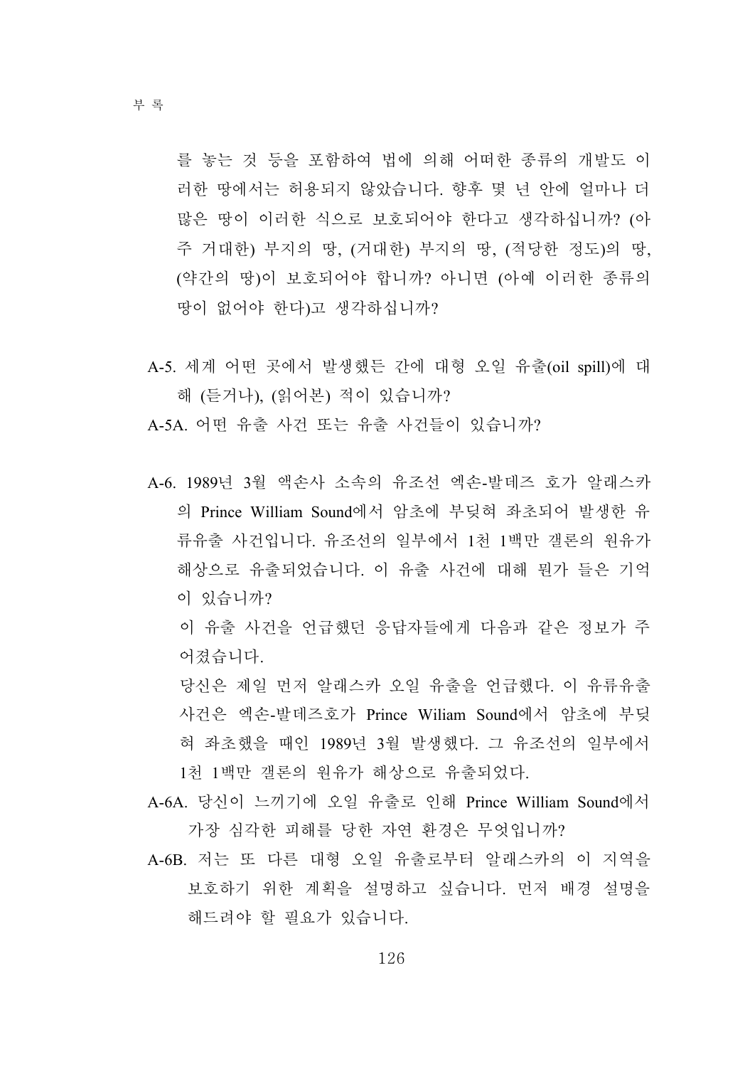를 놓는 것 등을 포함하여 법에 의해 어떠한 종류의 개발도 이러한 땅에서는 허용되지 않았습니다. 향후 몇 년 안에 얼마나 더 많은 땅이 이러한 식으로 보호되어야 한다고 생각하십니까? (아주 거대한) 부지의 땅, (거대한) 부지의 땅, (적당한 정도)의 땅, (약간의 땅)이 보호되어야 합니까? 아니면 (아예 이러한 종류의 땅이 없어야 한다)고 생각하십니까?

A-5. 세계 어떤 곳에서 발생했든 간에 대형 오일 유출(oil spill)에 대해 (듣거나), (읽어본) 적이 있습니까?

A-5A. 어떤 유출 사건 또는 유출 사건들이 있습니까?

A-6. 1989년 3월 액손사 소속의 유조선 엑손-발데즈 호가 알래스카의 Prince William Sound에서 암초에 부딪혀 좌초되어 발생한 유류유출 사건입니다. 유조선의 일부에서 1천 1백만 갤론의 원유가 해상으로 유출되었습니다. 이 유출 사건에 대해 뭔가 들은 기억이 있습니까?

이 유출 사건을 언급했던 응답자들에게 다음과 같은 정보가 주어졌습니다.

당신은 제일 먼저 알래스카 오일 유출을 언급했다. 이 유류유출 사건은 엑손-발데즈호가 Prince Wiliam Sound에서 암초에 부딪혀 좌초했을 때인 1989년 3월 발생했다. 그 유조선의 일부에서 1천 1백만 갤론의 원유가 해상으로 유출되었다.

A-6A. 당신이 느끼기에 오일 유출로 인해 Prince William Sound에서 가장 심각한 피해를 당한 자연 환경은 무엇입니까?

A-6B. 저는 또 다른 대형 오일 유출로부터 알래스카의 이 지역을 보호하기 위한 계획을 설명하고 싶습니다. 먼저 배경 설명을 해드려야 할 필요가 있습니다.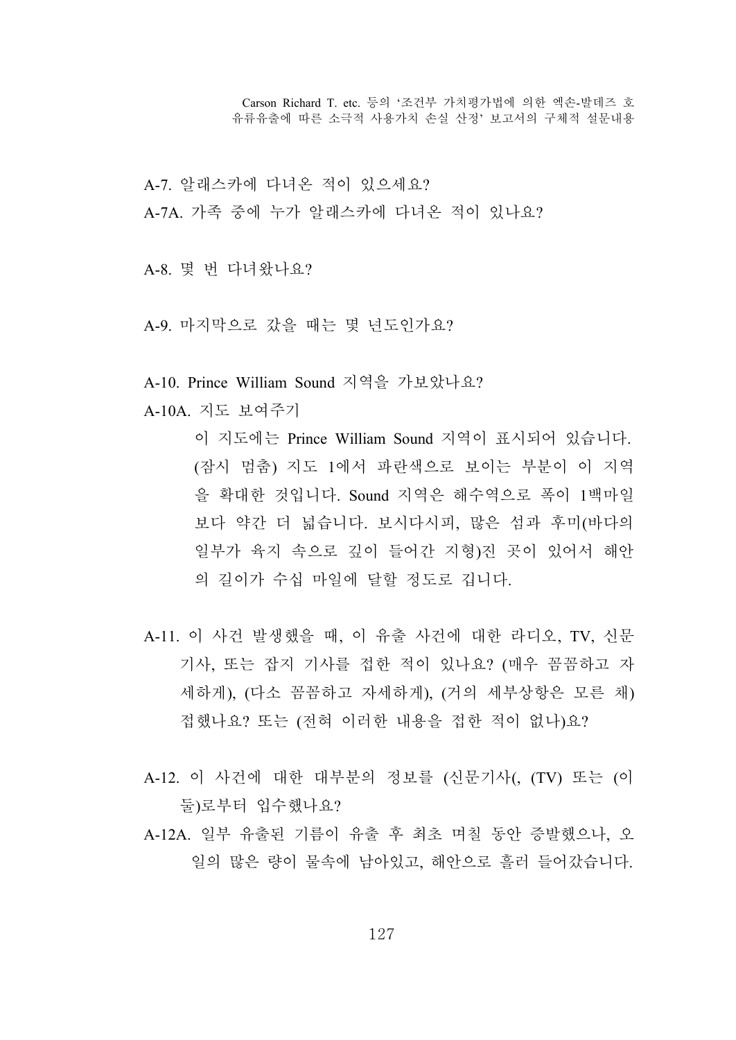A-7. 알래스카에 다녀온 적이 있으세요?

A-7A. 가족 중에 누가 알래스카에 다녀온 적이 있나요?

A-8. 몇 번 다녀왔나요?

A-9. 마지막으로 갔을 때는 몇 년도인가요?

A-10. Prince William Sound 지역을 가보았나요?

A-10A. 지도 보여주기

이 지도에는 Prince William Sound 지역이 표시되어 있습니다. (잠시 멈춤) 지도 1에서 파란색으로 보이는 부분이 이 지역을 확대한 것입니다. Sound 지역은 해수역으로 폭이 1백마일보다 약간 더 넓습니다. 보시다시피, 많은 섬과 후미(바다의 일부가 육지 속으로 깊이 들어간 지형)진 곳이 있어서 해안의 길이가 수십 마일에 달할 정도로 깁니다.

A-11. 이 사건 발생했을 때, 이 유출 사건에 대한 라디오, TV, 신문기사, 또는 잡지 기사를 접한 적이 있나요? (매우 꼼꼼하고 자세하게), (다소 꼼꼼하고 자세하게), (거의 세부상항은 모른 채) 접했나요? 또는 (전혀 이러한 내용을 접한 적이 없나)요?

A-12. 이 사건에 대한 대부분의 정보를 (신문기사(, (TV) 또는 (이 둘)로부터 입수했나요?

A-12A. 일부 유출된 기름이 유출 후 최초 며칠 동안 증발했으나, 오일의 많은 량이 물속에 남아있고, 해안으로 흘러 들어갔습니다.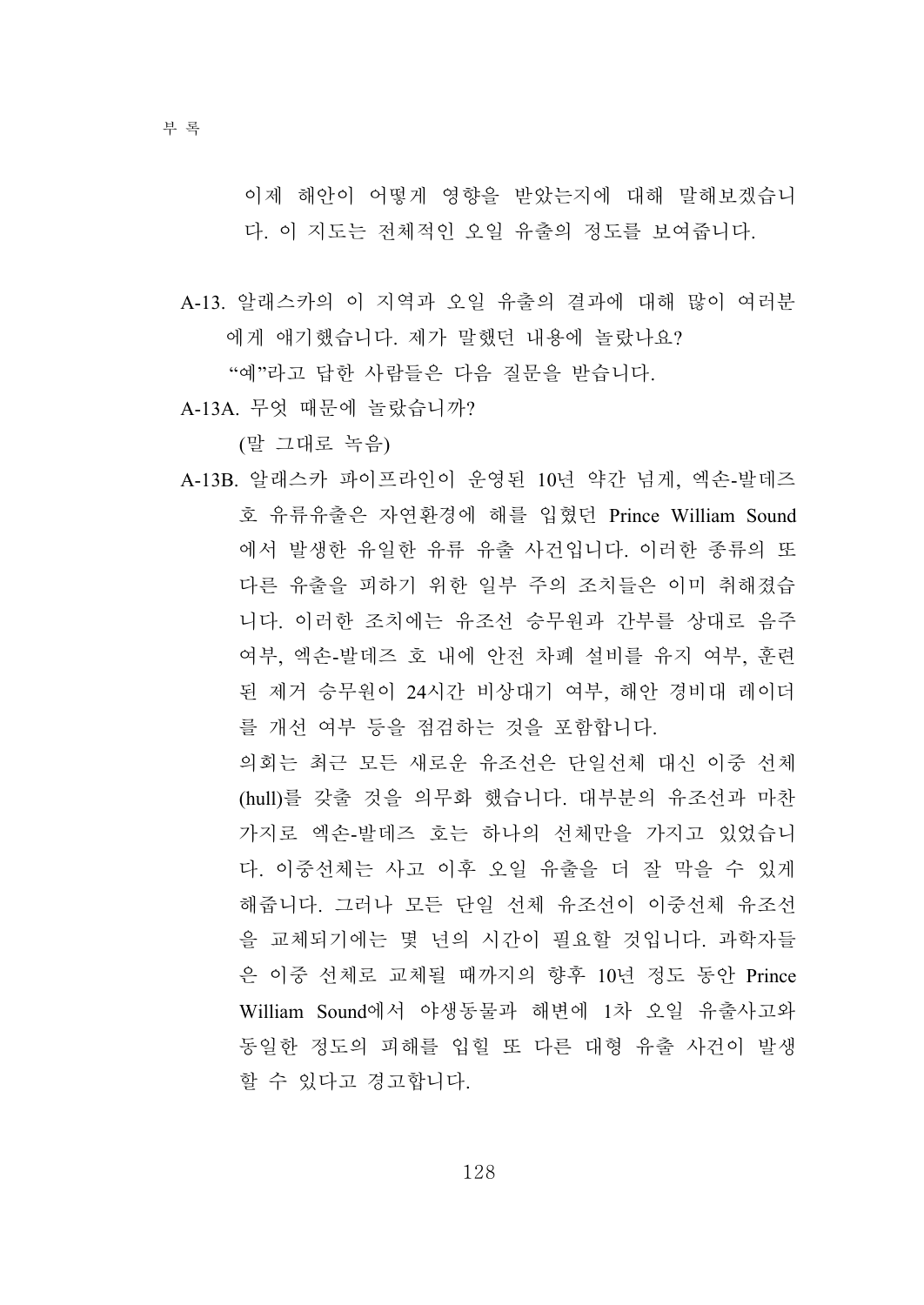이제 해안이 어떻게 영향을 받았는지에 대해 말해보겠습니다. 이 지도는 전체적인 오일 유출의 정도를 보여줍니다.

A-13. 알래스카의 이 지역과 오일 유출의 결과에 대해 많이 여러분에게 얘기했습니다. 제가 말했던 내용에 놀랐나요?

"예"라고 답한 사람들은 다음 질문을 받습니다.

A-13A. 무엇 때문에 놀랐습니까?

(말 그대로 녹음)

A-13B. 알래스카 파이프라인이 운영된 10년 약간 넘게, 엑손-발데즈 호 유류유출은 자연환경에 해를 입혔던 Prince William Sound에서 발생한 유일한 유류 유출 사건입니다. 이러한 종류의 또 다른 유출을 피하기 위한 일부 주의 조치들은 이미 취해졌습니다. 이러한 조치에는 유조선 승무원과 간부를 상대로 음주 여부, 엑손-발데즈 호 내에 안전 차폐 설비를 유지 여부, 훈련된 제거 승무원이 24시간 비상대기 여부, 해안 경비대 레이더를 개선 여부 등을 점검하는 것을 포함합니다.

의회는 최근 모든 새로운 유조선은 단일선체 대신 이중 선체(hull)를 갖출 것을 의무화 했습니다. 대부분의 유조선과 마찬가지로 엑손-발데즈 호는 하나의 선체만을 가지고 있었습니다. 이중선체는 사고 이후 오일 유출을 더 잘 막을 수 있게 해줍니다. 그러나 모든 단일 선체 유조선이 이중선체 유조선을 교체되기에는 몇 년의 시간이 필요할 것입니다. 과학자들은 이중 선체로 교체될 때까지의 향후 10년 정도 동안 Prince William Sound에서 야생동물과 해변에 1차 오일 유출사고와 동일한 정도의 피해를 입힐 또 다른 대형 유출 사건이 발생할 수 있다고 경고합니다.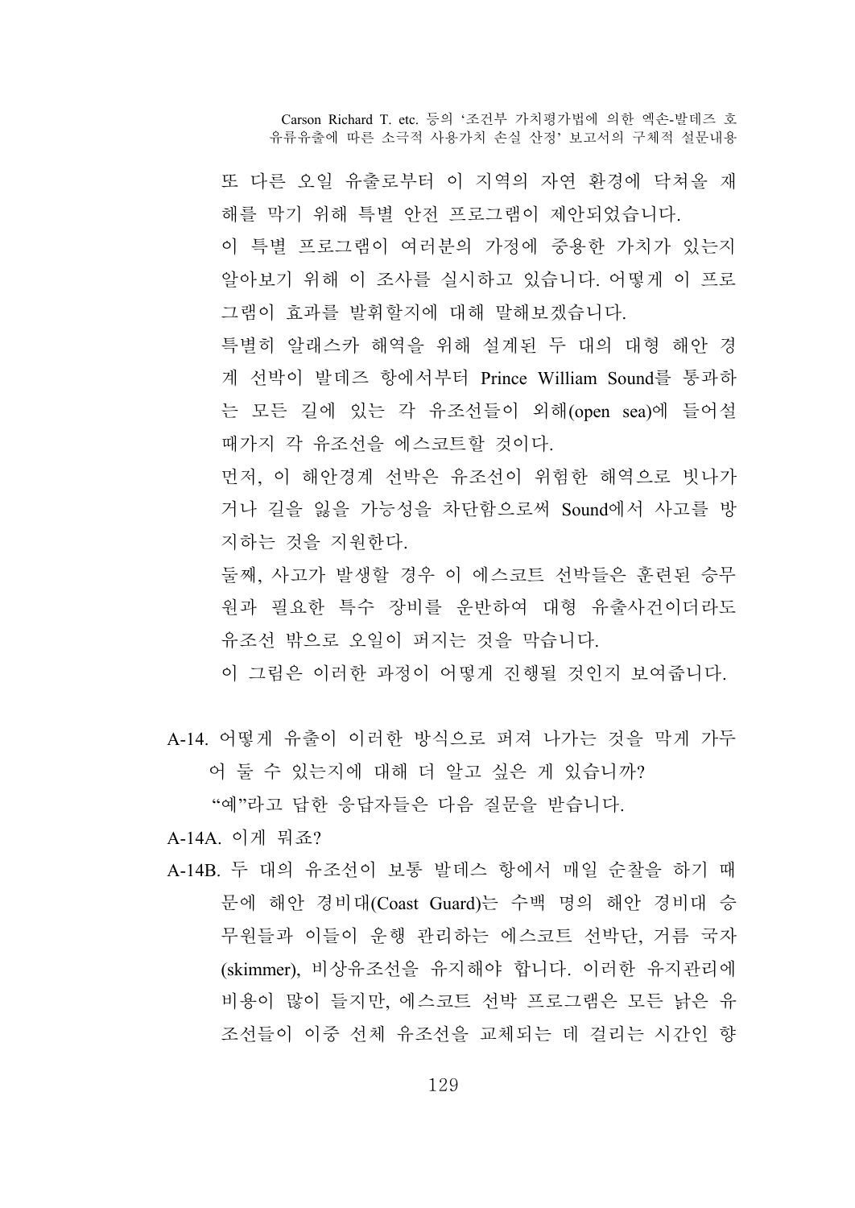또 다른 오일 유출로부터 이 지역의 자연 환경에 닥쳐올 재해를 막기 위해 특별 안전 프로그램이 제안되었습니다.

이 특별 프로그램이 여러분의 가정에 중용한 가치가 있는지 알아보기 위해 이 조사를 실시하고 있습니다. 어떻게 이 프로그램이 효과를 발휘할지에 대해 말해보겠습니다.

특별히 알래스카 해역을 위해 설계된 두 대의 대형 해안 경계 선박이 발데즈 항에서부터 Prince William Sound를 통과하는 모든 길에 있는 각 유조선들이 외해(open sea)에 들어설 때가지 각 유조선을 에스코트할 것이다.

먼저, 이 해안경계 선박은 유조선이 위험한 해역으로 빗나가거나 길을 잃을 가능성을 차단함으로써 Sound에서 사고를 방지하는 것을 지원한다.

둘째, 사고가 발생할 경우 이 에스코트 선박들은 훈련된 승무원과 필요한 특수 장비를 운반하여 대형 유출사건이더라도 유조선 밖으로 오일이 퍼지는 것을 막습니다.

이 그림은 이러한 과정이 어떻게 진행될 것인지 보여줍니다.

A-14. 어떻게 유출이 이러한 방식으로 퍼져 나가는 것을 막게 가두어 둘 수 있는지에 대해 더 알고 싶은 게 있습니까?

"예"라고 답한 응답자들은 다음 질문을 받습니다.

A-14A. 이게 뭐죠?

A-14B. 두 대의 유조선이 보통 발데스 항에서 매일 순찰을 하기 때문에 해안 경비대(Coast Guard)는 수백 명의 해안 경비대 승무원들과 이들이 운행 관리하는 에스코트 선박단, 거름 국자(skimmer), 비상유조선을 유지해야 합니다. 이러한 유지관리에 비용이 많이 들지만, 에스코트 선박 프로그램은 모든 낡은 유조선들이 이중 선체 유조선을 교체되는 데 걸리는 시간인 향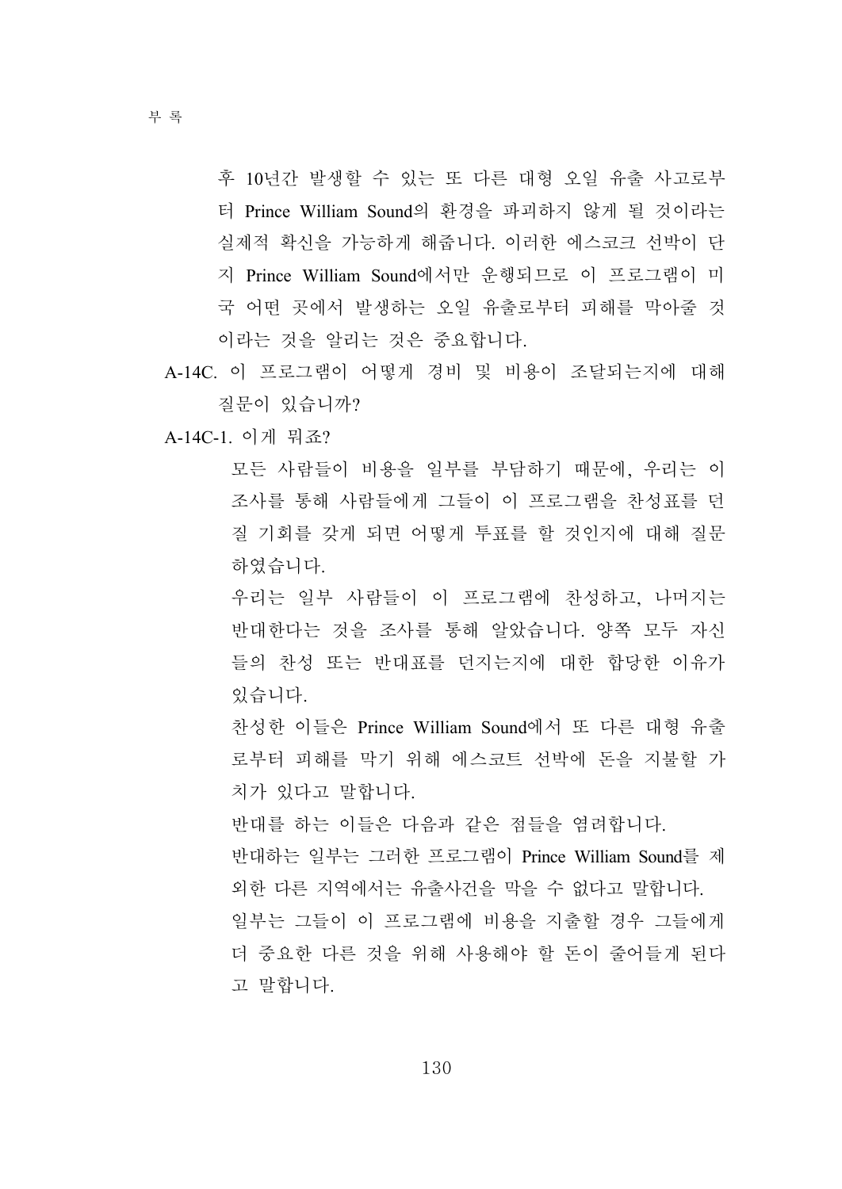후 10년간 발생할 수 있는 또 다른 대형 오일 유출 사고로부터 Prince William Sound의 환경을 파괴하지 않게 될 것이라는 실제적 확신을 가능하게 해줍니다. 이러한 에스코크 선박이 단지 Prince William Sound에서만 운행되므로 이 프로그램이 미국 어떤 곳에서 발생하는 오일 유출로부터 피해를 막아줄 것이라는 것을 알리는 것은 중요합니다.

A-14C. 이 프로그램이 어떻게 경비 및 비용이 조달되는지에 대해 질문이 있습니까?

A-14C-1. 이게 뭐죠?

모든 사람들이 비용을 일부를 부담하기 때문에, 우리는 이 조사를 통해 사람들에게 그들이 이 프로그램을 찬성표를 던질 기회를 갖게 되면 어떻게 투표를 할 것인지에 대해 질문하였습니다.

우리는 일부 사람들이 이 프로그램에 찬성하고, 나머지는 반대한다는 것을 조사를 통해 알았습니다. 양쪽 모두 자신들의 찬성 또는 반대표를 던지는지에 대한 합당한 이유가 있습니다.

찬성한 이들은 Prince William Sound에서 또 다른 대형 유출로부터 피해를 막기 위해 에스코트 선박에 돈을 지불할 가치가 있다고 말합니다.

반대를 하는 이들은 다음과 같은 점들을 염려합니다.

반대하는 일부는 그러한 프로그램이 Prince William Sound를 제외한 다른 지역에서는 유출사건을 막을 수 없다고 말합니다.

일부는 그들이 이 프로그램에 비용을 지출할 경우 그들에게 더 중요한 다른 것을 위해 사용해야 할 돈이 줄어들게 된다고 말합니다.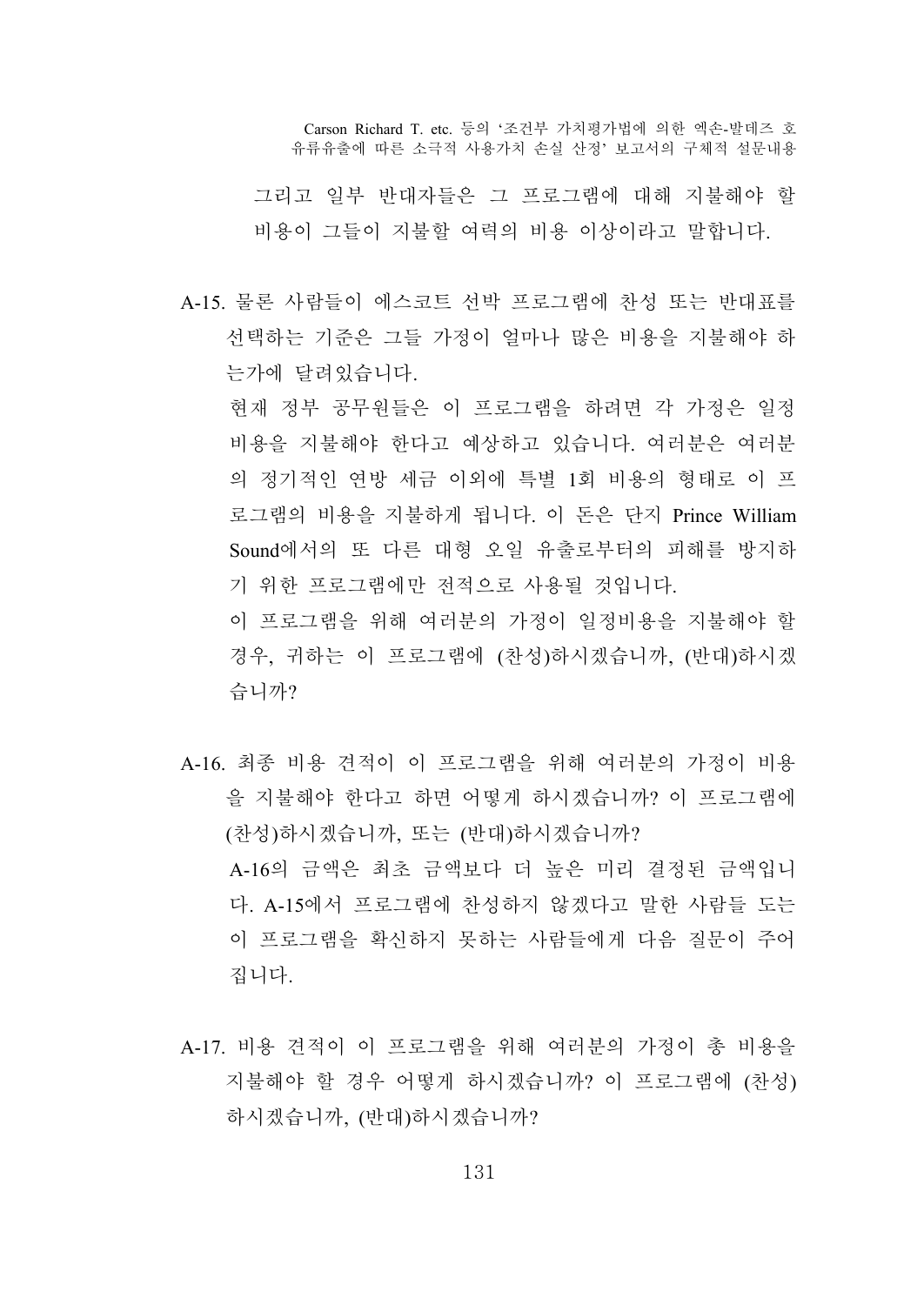그리고 일부 반대자들은 그 프로그램에 대해 지불해야 할 비용이 그들이 지불할 여력의 비용 이상이라고 말합니다.

A-15. 물론 사람들이 에스코트 선박 프로그램에 찬성 또는 반대표를 선택하는 기준은 그들 가정이 얼마나 많은 비용을 지불해야 하는가에 달려있습니다.

현재 정부 공무원들은 이 프로그램을 하려면 각 가정은 일정 비용을 지불해야 한다고 예상하고 있습니다. 여러분은 여러분의 정기적인 연방 세금 이외에 특별 1회 비용의 형태로 이 프로그램의 비용을 지불하게 됩니다. 이 돈은 단지 Prince William Sound에서의 또 다른 대형 오일 유출로부터의 피해를 방지하기 위한 프로그램에만 전적으로 사용될 것입니다.

이 프로그램을 위해 여러분의 가정이 일정비용을 지불해야 할 경우, 귀하는 이 프로그램에 (찬성)하시겠습니까, (반대)하시겠습니까?

A-16. 최종 비용 견적이 이 프로그램을 위해 여러분의 가정이 비용을 지불해야 한다고 하면 어떻게 하시겠습니까? 이 프로그램에 (찬성)하시겠습니까, 또는 (반대)하시겠습니까?

A-16의 금액은 최초 금액보다 더 높은 미리 결정된 금액입니다. A-15에서 프로그램에 찬성하지 않겠다고 말한 사람들 도는 이 프로그램을 확신하지 못하는 사람들에게 다음 질문이 주어집니다.

A-17. 비용 견적이 이 프로그램을 위해 여러분의 가정이 총 비용을 지불해야 할 경우 어떻게 하시겠습니까? 이 프로그램에 (찬성)하시겠습니까, (반대)하시겠습니까?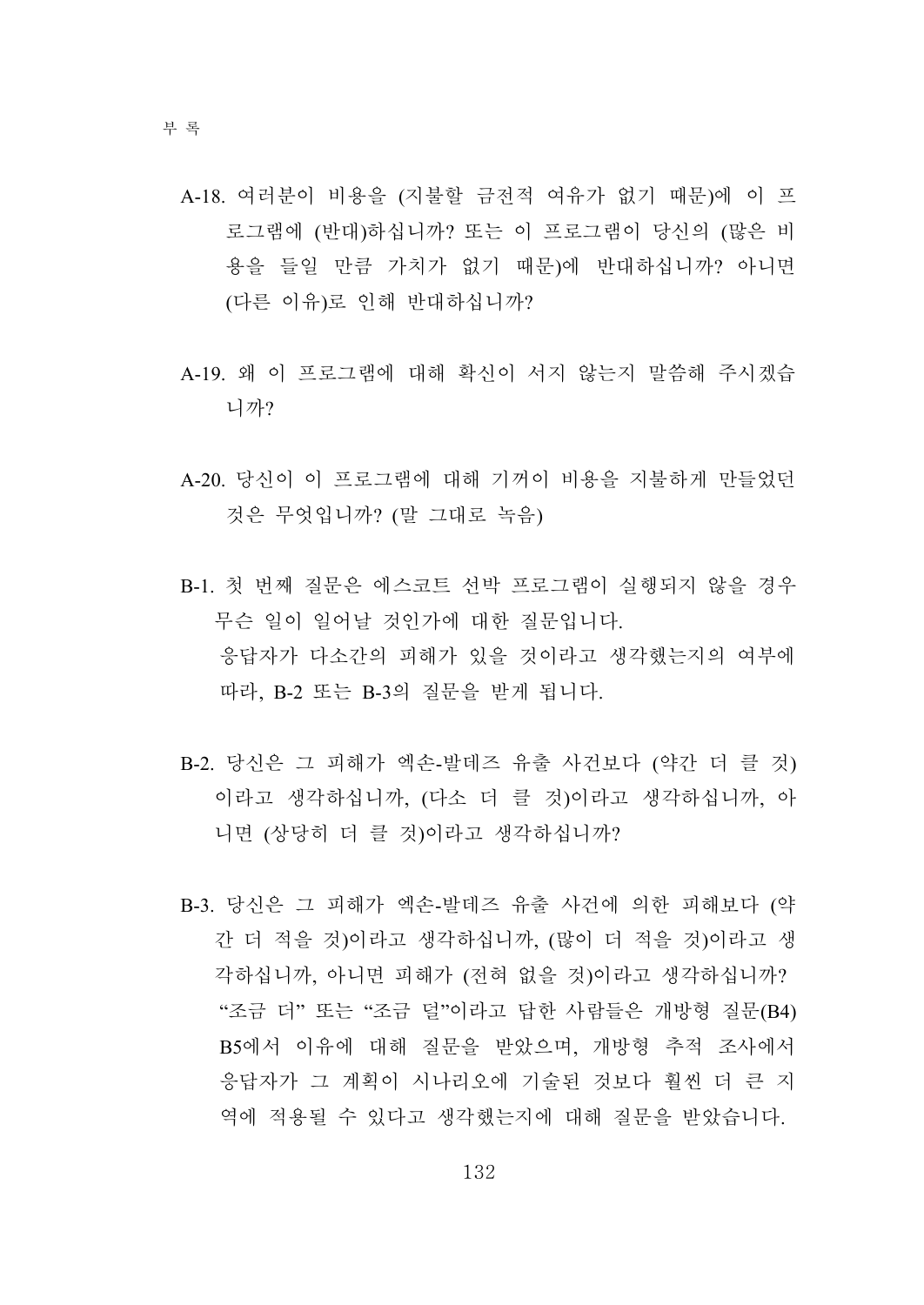A-18. 여러분이 비용을 (지불할 금전적 여유가 없기 때문)에 이 프로그램에 (반대)하십니까? 또는 이 프로그램이 당신의 (많은 비용을 들일 만큼 가치가 없기 때문)에 반대하십니까? 아니면 (다른 이유)로 인해 반대하십니까?

A-19. 왜 이 프로그램에 대해 확신이 서지 않는지 말씀해 주시겠습니까?

A-20. 당신이 이 프로그램에 대해 기꺼이 비용을 지불하게 만들었던 것은 무엇입니까? (말 그대로 녹음)

B-1. 첫 번째 질문은 에스코트 선박 프로그램이 실행되지 않을 경우 무슨 일이 일어날 것인가에 대한 질문입니다.
응답자가 다소간의 피해가 있을 것이라고 생각했는지의 여부에 따라, B-2 또는 B-3의 질문을 받게 됩니다.

B-2. 당신은 그 피해가 엑손-발데즈 유출 사건보다 (약간 더 클 것)이라고 생각하십니까, (다소 더 클 것)이라고 생각하십니까, 아니면 (상당히 더 클 것)이라고 생각하십니까?

B-3. 당신은 그 피해가 엑손-발데즈 유출 사건에 의한 피해보다 (약간 더 적을 것)이라고 생각하십니까, (많이 더 적을 것)이라고 생각하십니까, 아니면 피해가 (전혀 없을 것)이라고 생각하십니까?
"조금 더" 또는 "조금 덜"이라고 답한 사람들은 개방형 질문(B4) B5에서 이유에 대해 질문을 받았으며, 개방형 추적 조사에서 응답자가 그 계획이 시나리오에 기술된 것보다 훨씬 더 큰 지역에 적용될 수 있다고 생각했는지에 대해 질문을 받았습니다.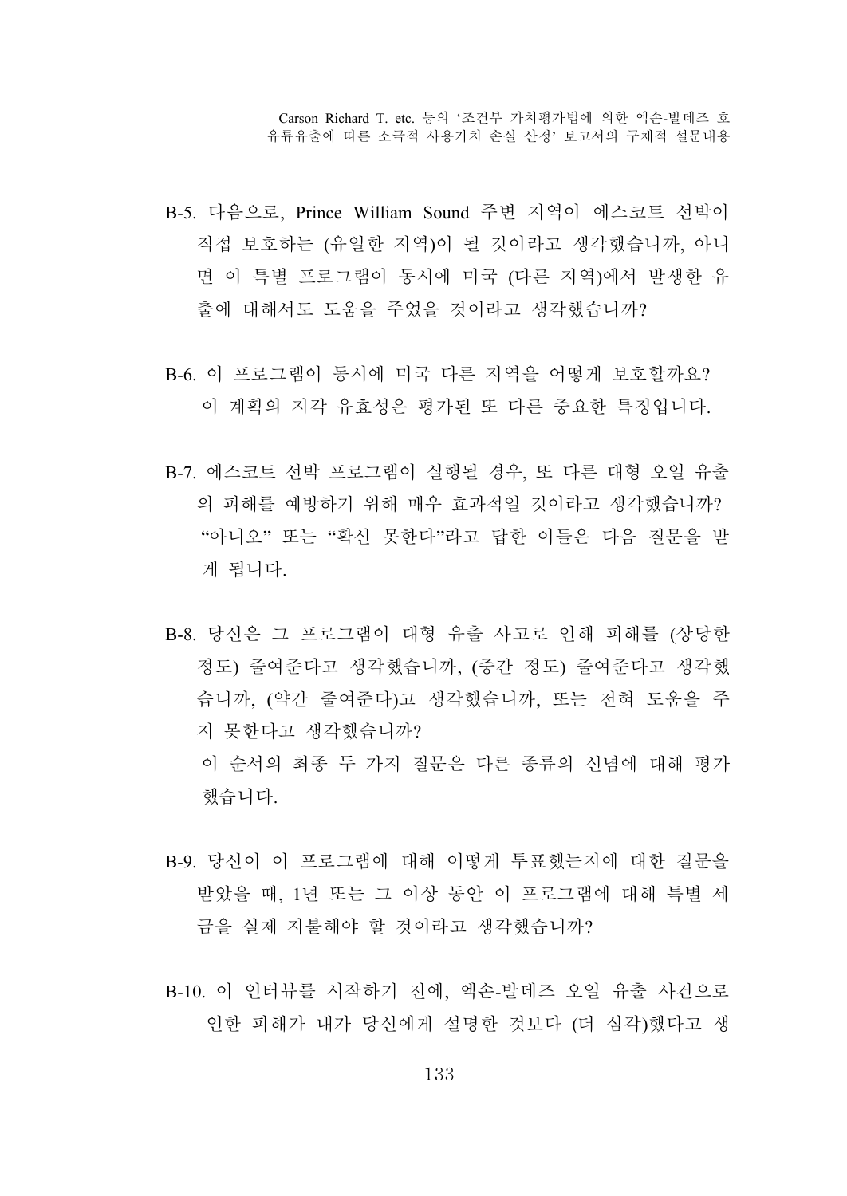B-5. 다음으로, Prince William Sound 주변 지역이 에스코트 선박이 직접 보호하는 (유일한 지역)이 될 것이라고 생각했습니까, 아니면 이 특별 프로그램이 동시에 미국 (다른 지역)에서 발생한 유출에 대해서도 도움을 주었을 것이라고 생각했습니까?

B-6. 이 프로그램이 동시에 미국 다른 지역을 어떻게 보호할까요?
이 계획의 지각 유효성은 평가된 또 다른 중요한 특징입니다.

B-7. 에스코트 선박 프로그램이 실행될 경우, 또 다른 대형 오일 유출의 피해를 예방하기 위해 매우 효과적일 것이라고 생각했습니까?
"아니오" 또는 "확신 못한다"라고 답한 이들은 다음 질문을 받게 됩니다.

B-8. 당신은 그 프로그램이 대형 유출 사고로 인해 피해를 (상당한 정도) 줄여준다고 생각했습니까, (중간 정도) 줄여준다고 생각했습니까, (약간 줄여준다)고 생각했습니까, 또는 전혀 도움을 주지 못한다고 생각했습니까?
이 순서의 최종 두 가지 질문은 다른 종류의 신념에 대해 평가했습니다.

B-9. 당신이 이 프로그램에 대해 어떻게 투표했는지에 대한 질문을 받았을 때, 1년 또는 그 이상 동안 이 프로그램에 대해 특별 세금을 실제 지불해야 할 것이라고 생각했습니까?

B-10. 이 인터뷰를 시작하기 전에, 엑손-발데즈 오일 유출 사건으로 인한 피해가 내가 당신에게 설명한 것보다 (더 심각)했다고 생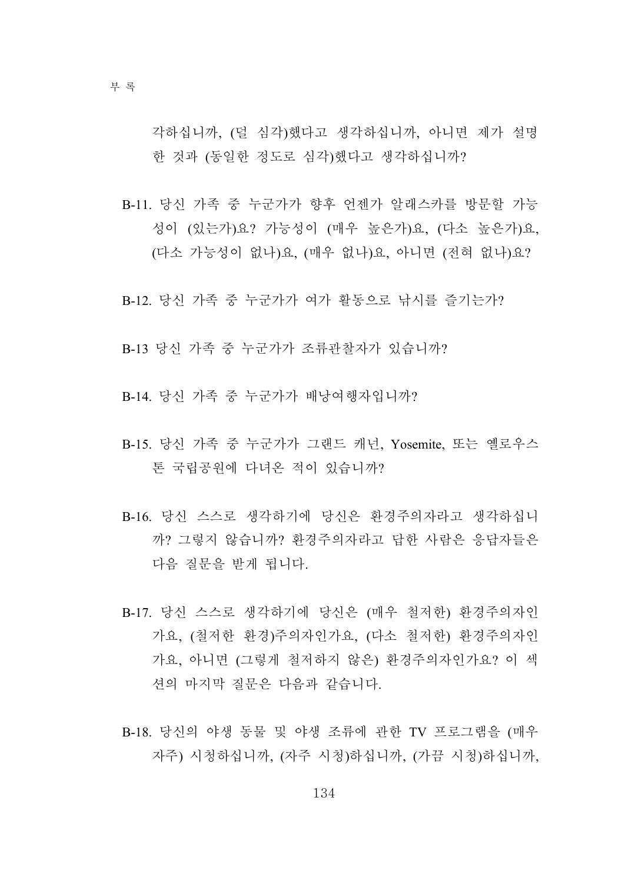각하십니까, (덜 심각)했다고 생각하십니까, 아니면 제가 설명한 것과 (동일한 정도로 심각)했다고 생각하십니까?

B-11. 당신 가족 중 누군가가 향후 언젠가 알래스카를 방문할 가능성이 (있는가)요? 가능성이 (매우 높은가)요, (다소 높은가)요, (다소 가능성이 없나)요, (매우 없나)요, 아니면 (전혀 없나)요?

B-12. 당신 가족 중 누군가가 여가 활동으로 낚시를 즐기는가?

B-13 당신 가족 중 누군가가 조류관찰자가 있습니까?

B-14. 당신 가족 중 누군가가 배낭여행자입니까?

B-15. 당신 가족 중 누군가가 그랜드 캐넌, Yosemite, 또는 옐로우스톤 국립공원에 다녀온 적이 있습니까?

B-16. 당신 스스로 생각하기에 당신은 환경주의자라고 생각하십니까? 그렇지 않습니까? 환경주의자라고 답한 사람은 응답자들은 다음 질문을 받게 됩니다.

B-17. 당신 스스로 생각하기에 당신은 (매우 철저한) 환경주의자인가요, (철저한 환경)주의자인가요, (다소 철저한) 환경주의자인가요, 아니면 (그렇게 철저하지 않은) 환경주의자인가요? 이 섹션의 마지막 질문은 다음과 같습니다.

B-18. 당신의 야생 동물 및 야생 조류에 관한 TV 프로그램을 (매우 자주) 시청하십니까, (자주 시청)하십니까, (가끔 시청)하십니까,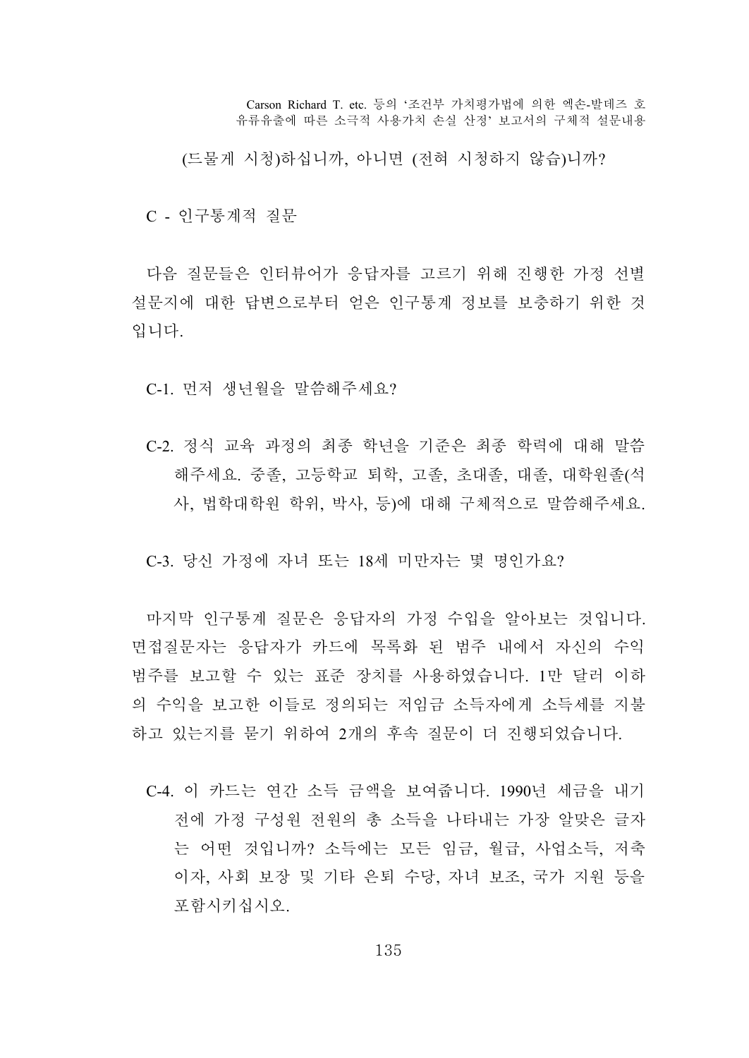(드물게 시청)하십니까, 아니면 (전혀 시청하지 않습)니까?

C - 인구통계적 질문

다음 질문들은 인터뷰어가 응답자를 고르기 위해 진행한 가정 선별 설문지에 대한 답변으로부터 얻은 인구통계 정보를 보충하기 위한 것입니다.

C-1. 먼저 생년월을 말씀해주세요?

C-2. 정식 교육 과정의 최종 학년을 기준은 최종 학력에 대해 말씀해주세요. 중졸, 고등학교 퇴학, 고졸, 초대졸, 대졸, 대학원졸(석사, 법학대학원 학위, 박사, 등)에 대해 구체적으로 말씀해주세요.

C-3. 당신 가정에 자녀 또는 18세 미만자는 몇 명인가요?

마지막 인구통계 질문은 응답자의 가정 수입을 알아보는 것입니다. 면접질문자는 응답자가 카드에 목록화 된 범주 내에서 자신의 수익 범주를 보고할 수 있는 표준 장치를 사용하였습니다. 1만 달러 이하의 수익을 보고한 이들로 정의되는 저임금 소득자에게 소득세를 지불하고 있는지를 묻기 위하여 2개의 후속 질문이 더 진행되었습니다.

C-4. 이 카드는 연간 소득 금액을 보여줍니다. 1990년 세금을 내기 전에 가정 구성원 전원의 총 소득을 나타내는 가장 알맞은 글자는 어떤 것입니까? 소득에는 모든 임금, 월급, 사업소득, 저축 이자, 사회 보장 및 기타 은퇴 수당, 자녀 보조, 국가 지원 등을 포함시키십시오.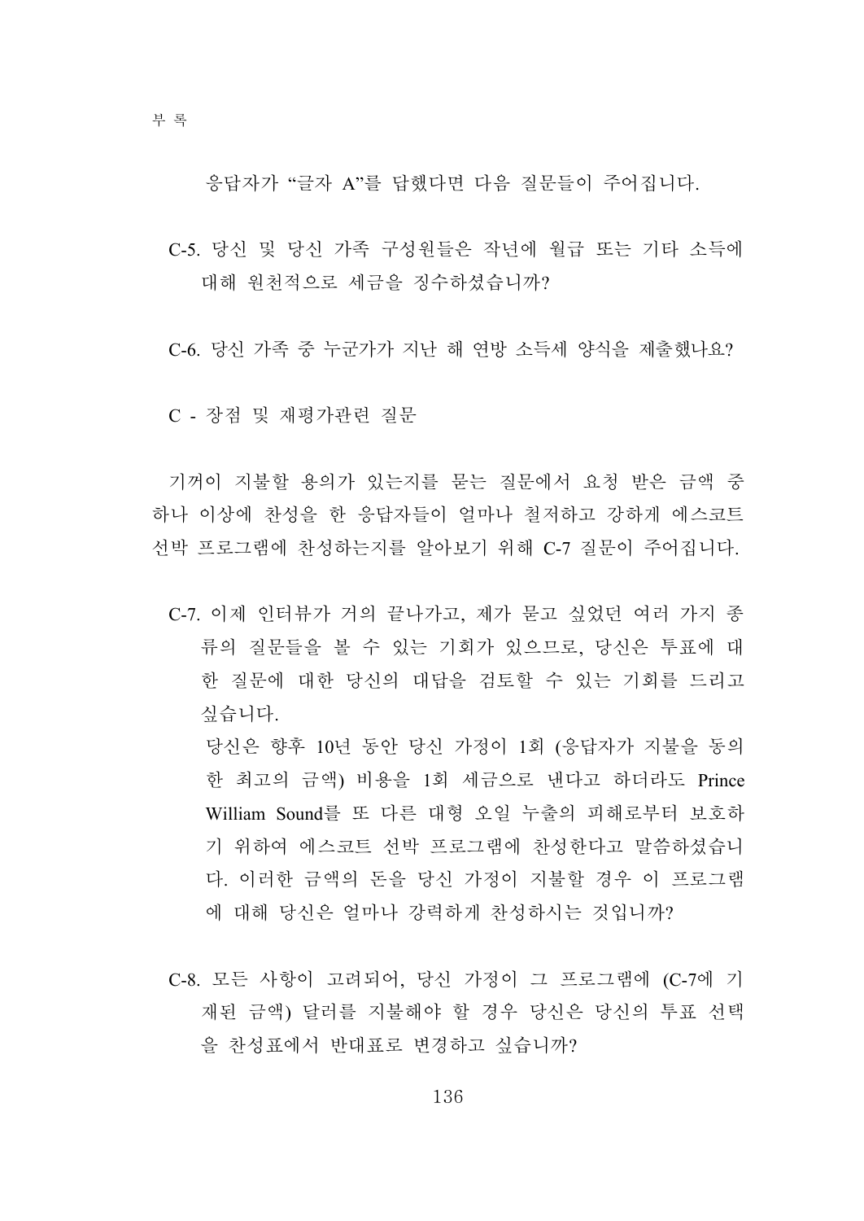응답자가 “글자 A”를 답했다면 다음 질문들이 주어집니다.

C-5. 당신 및 당신 가족 구성원들은 작년에 월급 또는 기타 소득에 대해 원천적으로 세금을 징수하셨습니까?

C-6. 당신 가족 중 누군가가 지난 해 연방 소득세 양식을 제출했나요?

C - 장점 및 재평가관련 질문

기꺼이 지불할 용의가 있는지를 묻는 질문에서 요청 받은 금액 중 하나 이상에 찬성을 한 응답자들이 얼마나 철저하고 강하게 에스코트 선박 프로그램에 찬성하는지를 알아보기 위해 C-7 질문이 주어집니다.

C-7. 이제 인터뷰가 거의 끝나가고, 제가 묻고 싶었던 여러 가지 종류의 질문들을 볼 수 있는 기회가 있으므로, 당신은 투표에 대한 질문에 대한 당신의 대답을 검토할 수 있는 기회를 드리고 싶습니다.

당신은 향후 10년 동안 당신 가정이 1회 (응답자가 지불을 동의한 최고의 금액) 비용을 1회 세금으로 낸다고 하더라도 Prince William Sound를 또 다른 대형 오일 누출의 피해로부터 보호하기 위하여 에스코트 선박 프로그램에 찬성한다고 말씀하셨습니다. 이러한 금액의 돈을 당신 가정이 지불할 경우 이 프로그램에 대해 당신은 얼마나 강력하게 찬성하시는 것입니까?

C-8. 모든 사항이 고려되어, 당신 가정이 그 프로그램에 (C-7에 기재된 금액) 달러를 지불해야 할 경우 당신은 당신의 투표 선택을 찬성표에서 반대표로 변경하고 싶습니까?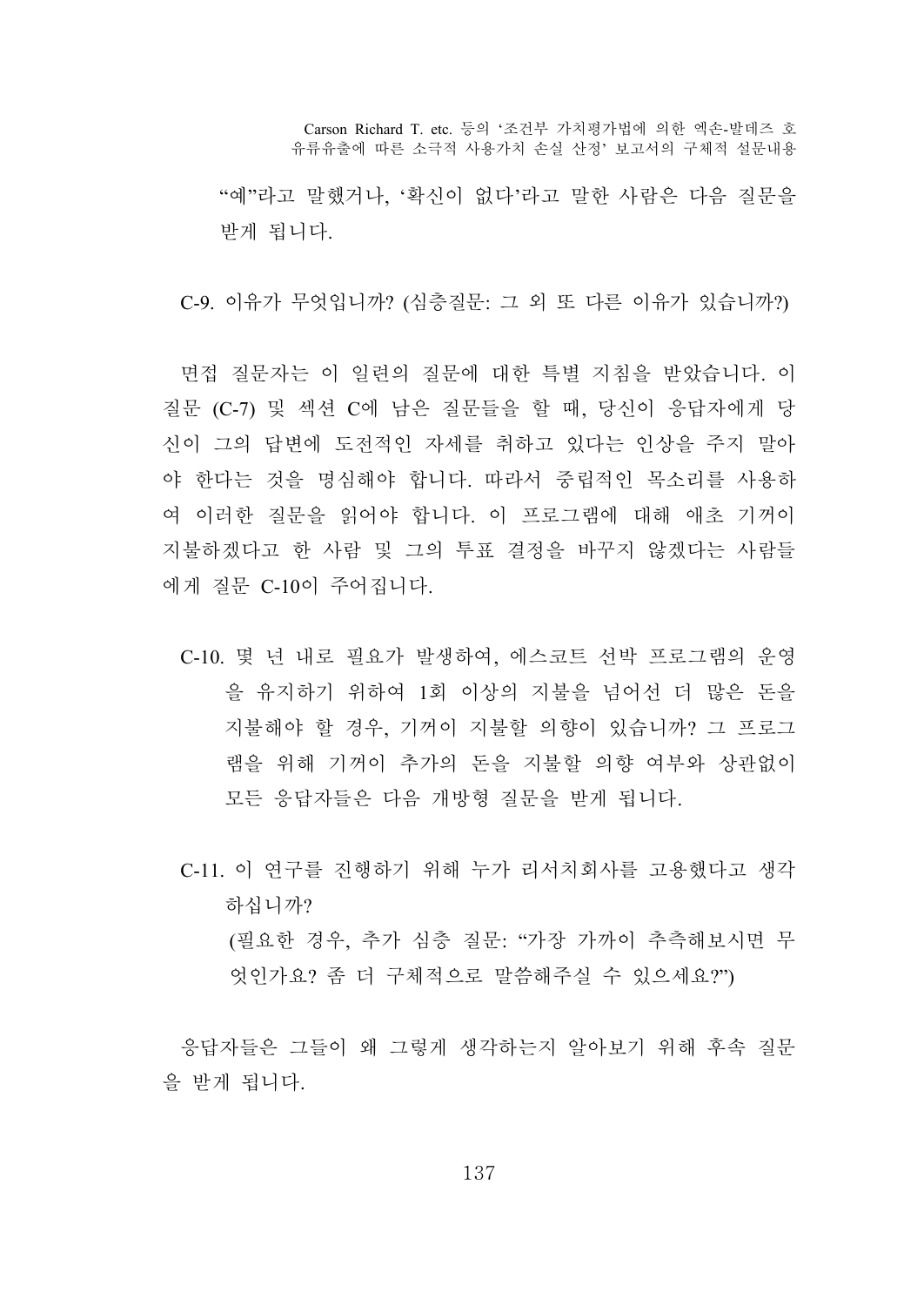"예"라고 말했거나, '확신이 없다'라고 말한 사람은 다음 질문을 받게 됩니다.

C-9. 이유가 무엇입니까? (심층질문: 그 외 또 다른 이유가 있습니까?)

면접 질문자는 이 일련의 질문에 대한 특별 지침을 받았습니다. 이 질문 (C-7) 및 섹션 C에 남은 질문들을 할 때, 당신이 응답자에게 당신이 그의 답변에 도전적인 자세를 취하고 있다는 인상을 주지 말아야 한다는 것을 명심해야 합니다. 따라서 중립적인 목소리를 사용하여 이러한 질문을 읽어야 합니다. 이 프로그램에 대해 애초 기꺼이 지불하겠다고 한 사람 및 그의 투표 결정을 바꾸지 않겠다는 사람들에게 질문 C-10이 주어집니다.

C-10. 몇 년 내로 필요가 발생하여, 에스코트 선박 프로그램의 운영을 유지하기 위하여 1회 이상의 지불을 넘어선 더 많은 돈을 지불해야 할 경우, 기꺼이 지불할 의향이 있습니까? 그 프로그램을 위해 기꺼이 추가의 돈을 지불할 의향 여부와 상관없이 모든 응답자들은 다음 개방형 질문을 받게 됩니다.

C-11. 이 연구를 진행하기 위해 누가 리서치회사를 고용했다고 생각하십니까?
(필요한 경우, 추가 심층 질문: "가장 가까이 추측해보시면 무엇인가요? 좀 더 구체적으로 말씀해주실 수 있으세요?")

응답자들은 그들이 왜 그렇게 생각하는지 알아보기 위해 후속 질문을 받게 됩니다.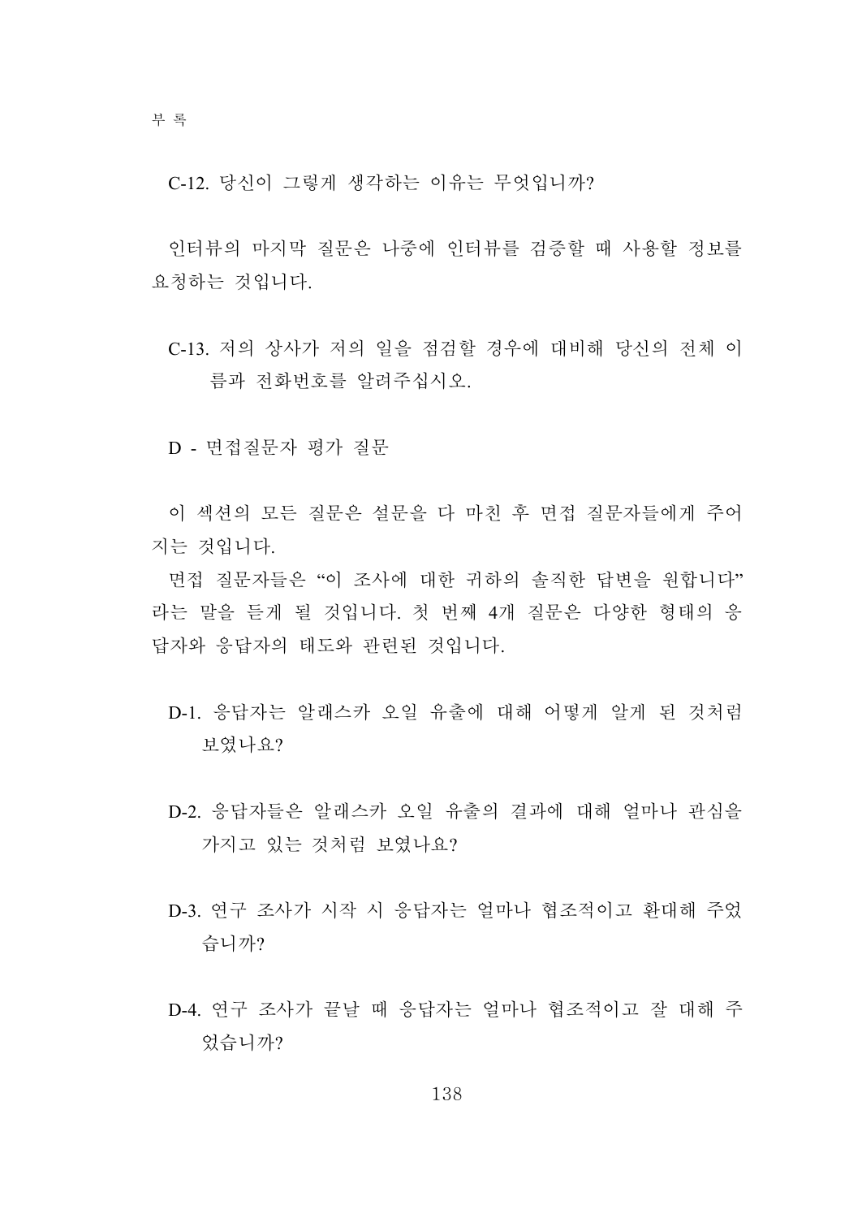C-12. 당신이 그렇게 생각하는 이유는 무엇입니까?

인터뷰의 마지막 질문은 나중에 인터뷰를 검증할 때 사용할 정보를 요청하는 것입니다.

C-13. 저의 상사가 저의 일을 점검할 경우에 대비해 당신의 전체 이름과 전화번호를 알려주십시오.

D - 면접질문자 평가 질문

이 섹션의 모든 질문은 설문을 다 마친 후 면접 질문자들에게 주어지는 것입니다.

면접 질문자들은 “이 조사에 대한 귀하의 솔직한 답변을 원합니다” 라는 말을 듣게 될 것입니다. 첫 번째 4개 질문은 다양한 형태의 응답자와 응답자의 태도와 관련된 것입니다.

D-1. 응답자는 알래스카 오일 유출에 대해 어떻게 알게 된 것처럼 보였나요?

D-2. 응답자들은 알래스카 오일 유출의 결과에 대해 얼마나 관심을 가지고 있는 것처럼 보였나요?

D-3. 연구 조사가 시작 시 응답자는 얼마나 협조적이고 환대해 주었습니까?

D-4. 연구 조사가 끝날 때 응답자는 얼마나 협조적이고 잘 대해 주었습니까?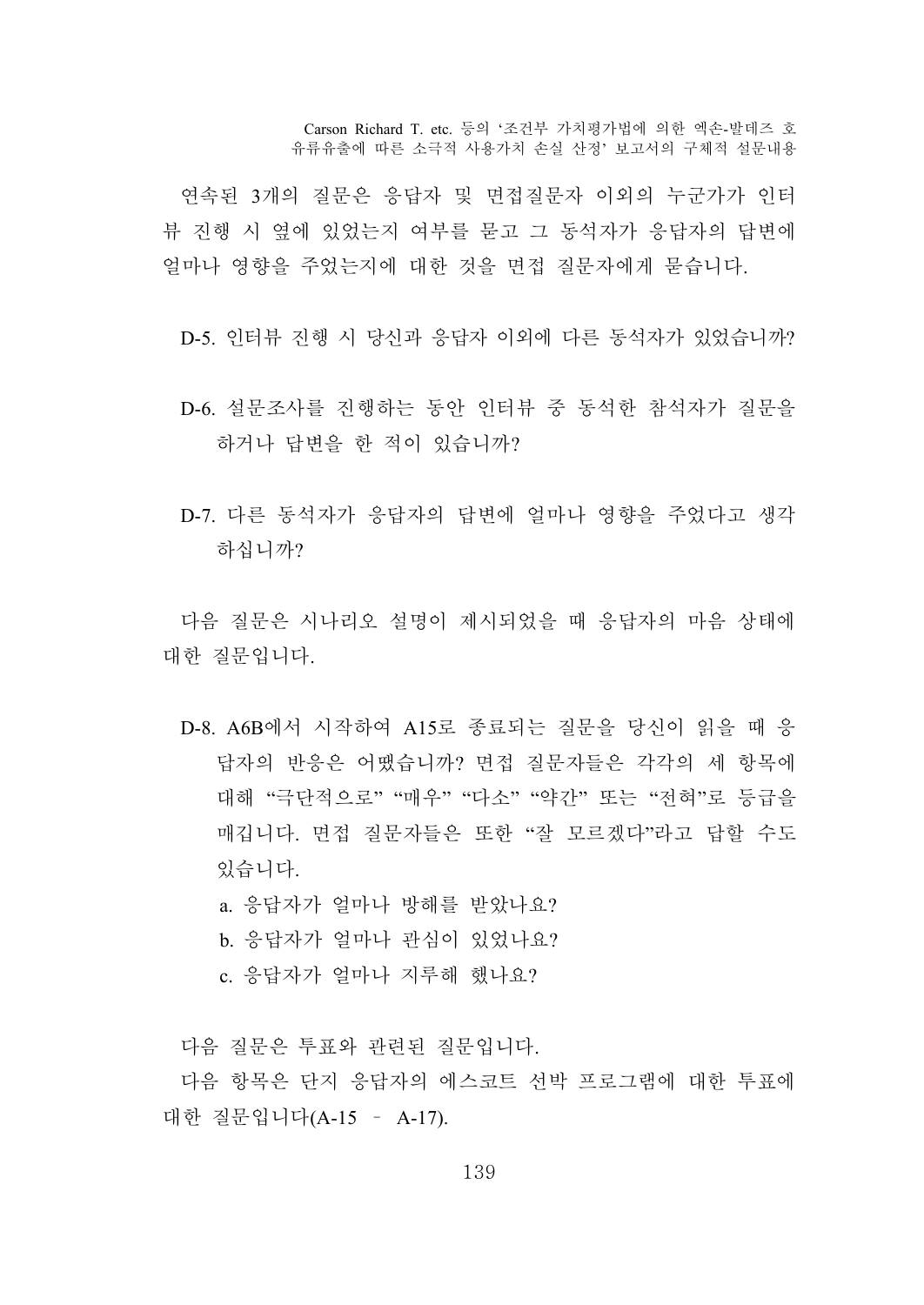연속된 3개의 질문은 응답자 및 면접질문자 이외의 누군가가 인터뷰 진행 시 옆에 있었는지 여부를 묻고 그 동석자가 응답자의 답변에 얼마나 영향을 주었는지에 대한 것을 면접 질문자에게 묻습니다.

D-5. 인터뷰 진행 시 당신과 응답자 이외에 다른 동석자가 있었습니까?

D-6. 설문조사를 진행하는 동안 인터뷰 중 동석한 참석자가 질문을 하거나 답변을 한 적이 있습니까?

D-7. 다른 동석자가 응답자의 답변에 얼마나 영향을 주었다고 생각하십니까?

다음 질문은 시나리오 설명이 제시되었을 때 응답자의 마음 상태에 대한 질문입니다.

D-8. A6B에서 시작하여 A15로 종료되는 질문을 당신이 읽을 때 응답자의 반응은 어땠습니까? 면접 질문자들은 각각의 세 항목에 대해 "극단적으로" "매우" "다소" "약간" 또는 "전혀"로 등급을 매깁니다. 면접 질문자들은 또한 "잘 모르겠다"라고 답할 수도 있습니다.

a. 응답자가 얼마나 방해를 받았나요?

b. 응답자가 얼마나 관심이 있었나요?

c. 응답자가 얼마나 지루해 했나요?

다음 질문은 투표와 관련된 질문입니다.

다음 항목은 단지 응답자의 에스코트 선박 프로그램에 대한 투표에 대한 질문입니다(A-15 – A-17).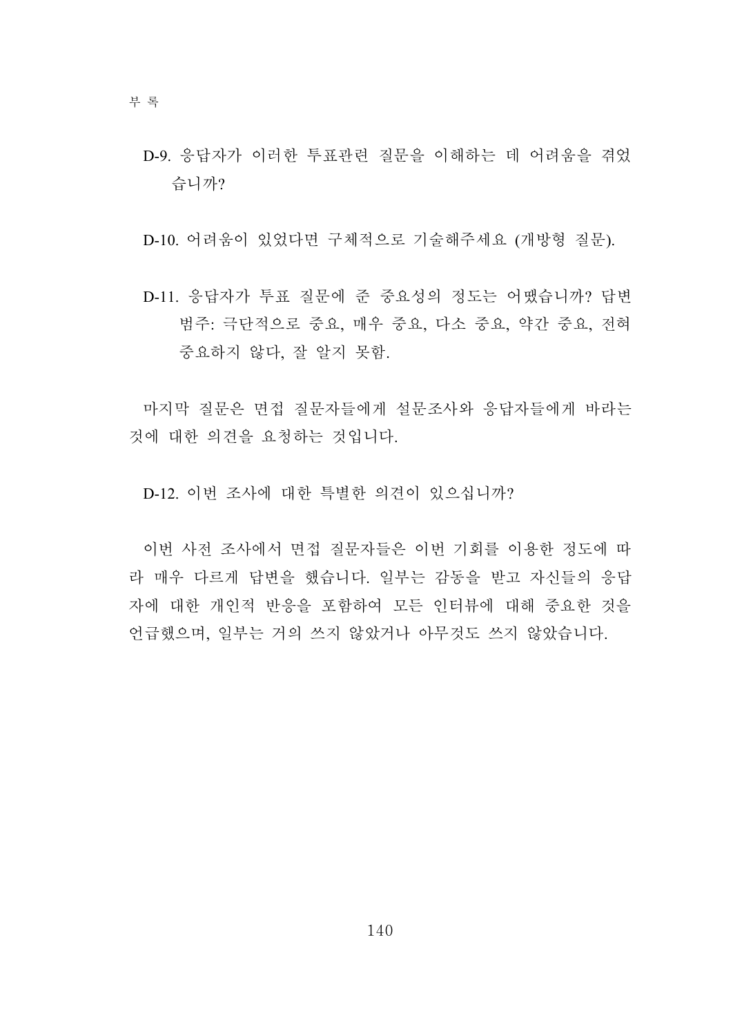D-9. 응답자가 이러한 투표관련 질문을 이해하는 데 어려움을 겪었습니까?

D-10. 어려움이 있었다면 구체적으로 기술해주세요 (개방형 질문).

D-11. 응답자가 투표 질문에 준 중요성의 정도는 어땠습니까? 답변 범주: 극단적으로 중요, 매우 중요, 다소 중요, 약간 중요, 전혀 중요하지 않다, 잘 알지 못함.

마지막 질문은 면접 질문자들에게 설문조사와 응답자들에게 바라는 것에 대한 의견을 요청하는 것입니다.

D-12. 이번 조사에 대한 특별한 의견이 있으십니까?

이번 사전 조사에서 면접 질문자들은 이번 기회를 이용한 정도에 따라 매우 다르게 답변을 했습니다. 일부는 감동을 받고 자신들의 응답자에 대한 개인적 반응을 포함하여 모든 인터뷰에 대해 중요한 것을 언급했으며, 일부는 거의 쓰지 않았거나 아무것도 쓰지 않았습니다.